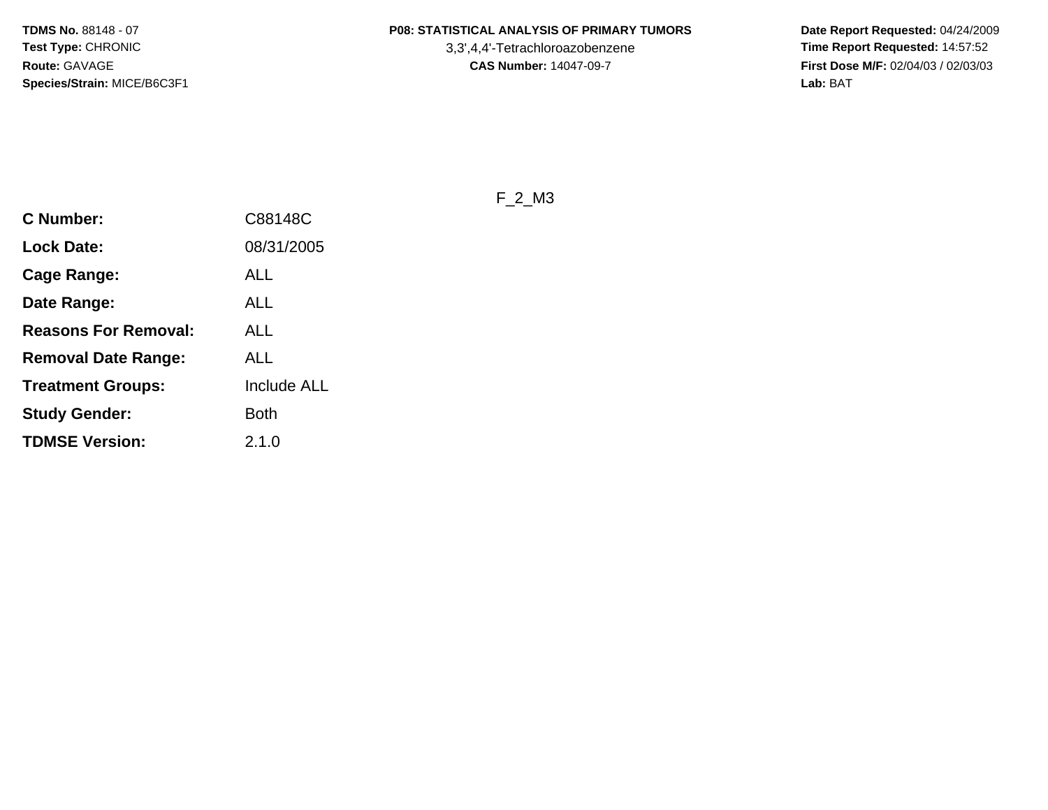**TDMS No.** 88148 - 07
**Test Type:** CHRONIC
**Route:** GAVAGE
**Species/Strain:** MICE/B6C3F1

**P08: STATISTICAL ANALYSIS OF PRIMARY TUMORS**
3,3',4,4'-Tetrachloroazobenzene
**CAS Number:** 14047-09-7

**Date Report Requested:** 04/24/2009
**Time Report Requested:** 14:57:52
**First Dose M/F:** 02/04/03 / 02/03/03
**Lab:** BAT

F_2_M3

| | |
|---|---|
| **C Number:** | C88148C |
| **Lock Date:** | 08/31/2005 |
| **Cage Range:** | ALL |
| **Date Range:** | ALL |
| **Reasons For Removal:** | ALL |
| **Removal Date Range:** | ALL |
| **Treatment Groups:** | Include ALL |
| **Study Gender:** | Both |
| **TDMSE Version:** | 2.1.0 |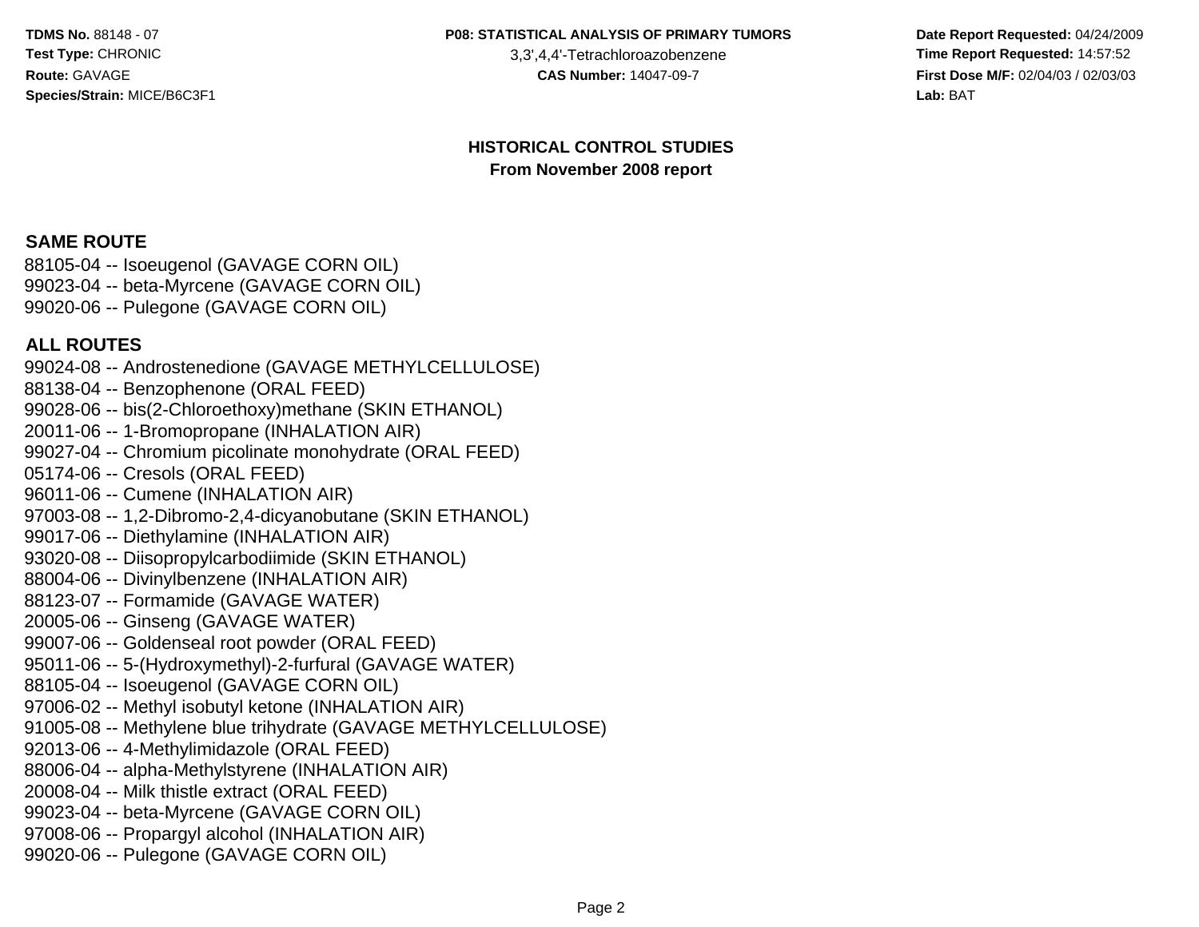## HISTORICAL CONTROL STUDIES
### From November 2008 report

**SAME ROUTE**

88105-04 -- Isoeugenol (GAVAGE CORN OIL)
99023-04 -- beta-Myrcene (GAVAGE CORN OIL)
99020-06 -- Pulegone (GAVAGE CORN OIL)

**ALL ROUTES**

99024-08 -- Androstenedione (GAVAGE METHYLCELLULOSE)
88138-04 -- Benzophenone (ORAL FEED)
99028-06 -- bis(2-Chloroethoxy)methane (SKIN ETHANOL)
20011-06 -- 1-Bromopropane (INHALATION AIR)
99027-04 -- Chromium picolinate monohydrate (ORAL FEED)
05174-06 -- Cresols (ORAL FEED)
96011-06 -- Cumene (INHALATION AIR)
97003-08 -- 1,2-Dibromo-2,4-dicyanobutane (SKIN ETHANOL)
99017-06 -- Diethylamine (INHALATION AIR)
93020-08 -- Diisopropylcarbodiimide (SKIN ETHANOL)
88004-06 -- Divinylbenzene (INHALATION AIR)
88123-07 -- Formamide (GAVAGE WATER)
20005-06 -- Ginseng (GAVAGE WATER)
99007-06 -- Goldenseal root powder (ORAL FEED)
95011-06 -- 5-(Hydroxymethyl)-2-furfural (GAVAGE WATER)
88105-04 -- Isoeugenol (GAVAGE CORN OIL)
97006-02 -- Methyl isobutyl ketone (INHALATION AIR)
91005-08 -- Methylene blue trihydrate (GAVAGE METHYLCELLULOSE)
92013-06 -- 4-Methylimidazole (ORAL FEED)
88006-04 -- alpha-Methylstyrene (INHALATION AIR)
20008-04 -- Milk thistle extract (ORAL FEED)
99023-04 -- beta-Myrcene (GAVAGE CORN OIL)
97008-06 -- Propargyl alcohol (INHALATION AIR)
99020-06 -- Pulegone (GAVAGE CORN OIL)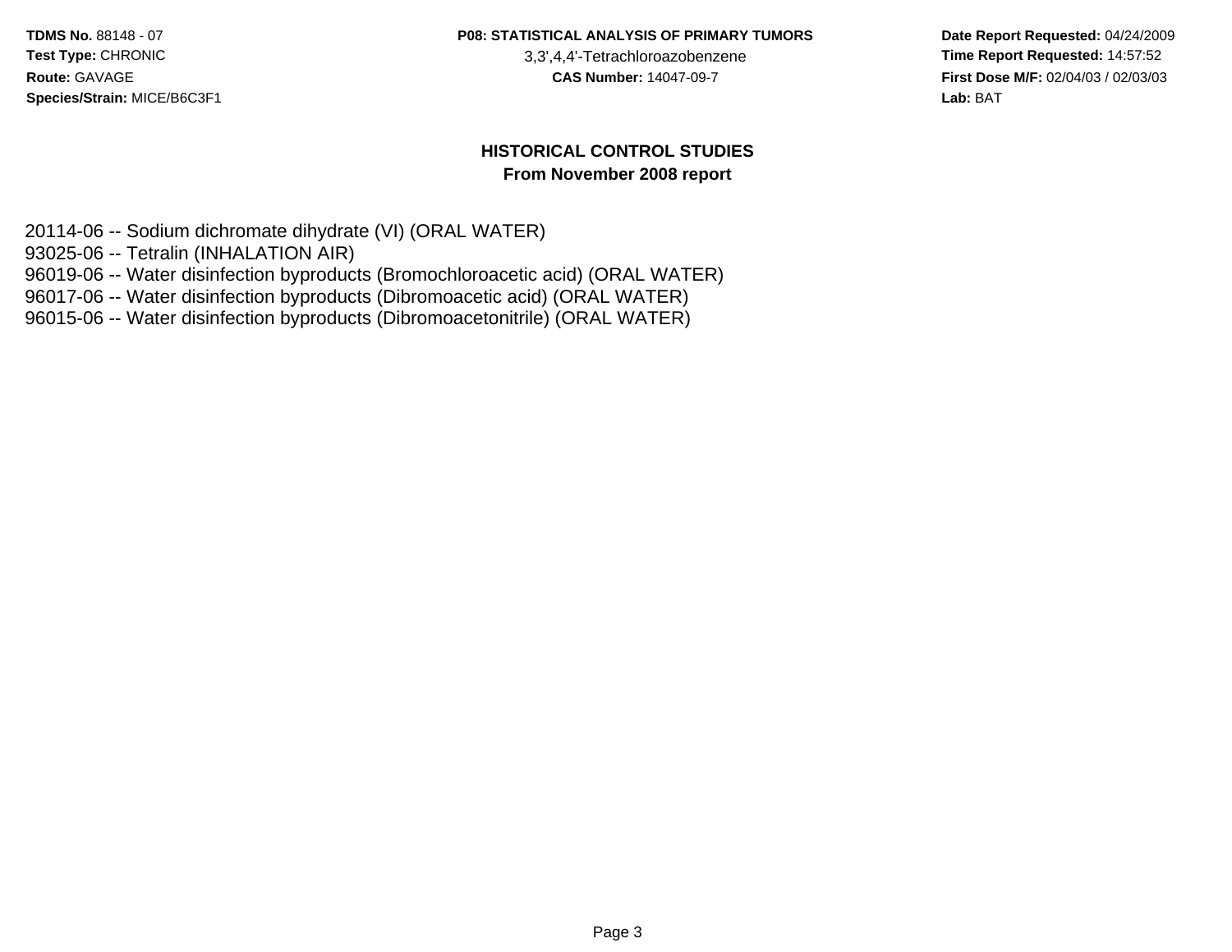## HISTORICAL CONTROL STUDIES
### From November 2008 report

20114-06 -- Sodium dichromate dihydrate (VI) (ORAL WATER)
93025-06 -- Tetralin (INHALATION AIR)
96019-06 -- Water disinfection byproducts (Bromochloroacetic acid) (ORAL WATER)
96017-06 -- Water disinfection byproducts (Dibromoacetic acid) (ORAL WATER)
96015-06 -- Water disinfection byproducts (Dibromoacetonitrile) (ORAL WATER)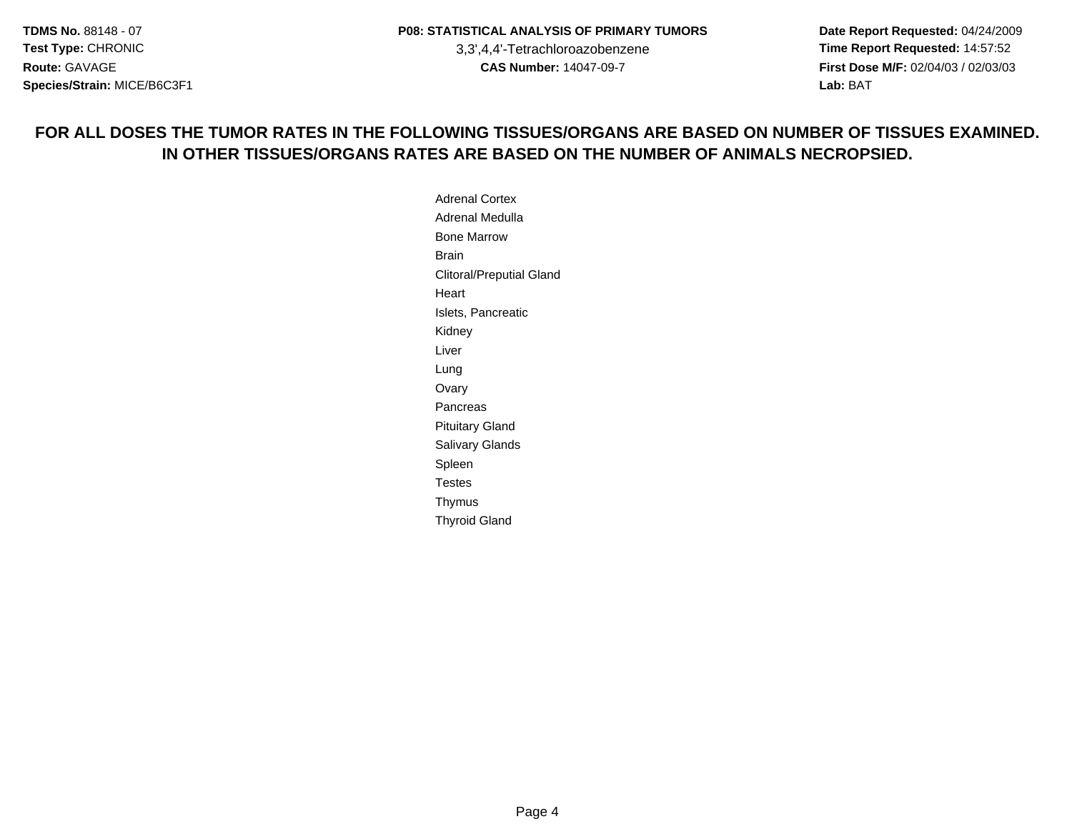**FOR ALL DOSES THE TUMOR RATES IN THE FOLLOWING TISSUES/ORGANS ARE BASED ON NUMBER OF TISSUES EXAMINED. IN OTHER TISSUES/ORGANS RATES ARE BASED ON THE NUMBER OF ANIMALS NECROPSIED.**

Adrenal Cortex
Adrenal Medulla
Bone Marrow
Brain
Clitoral/Preputial Gland
Heart
Islets, Pancreatic
Kidney
Liver
Lung
Ovary
Pancreas
Pituitary Gland
Salivary Glands
Spleen
Testes
Thymus
Thyroid Gland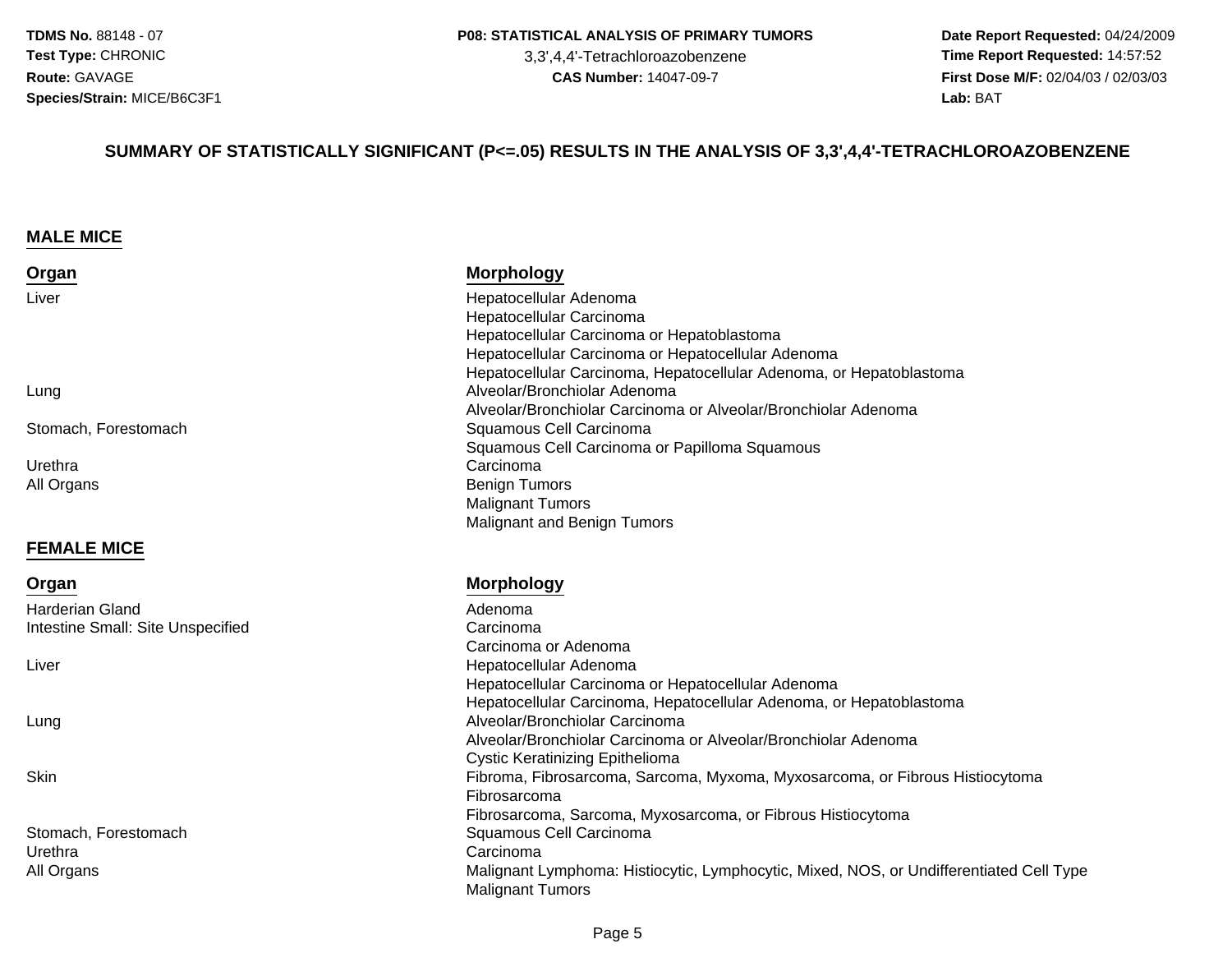## SUMMARY OF STATISTICALLY SIGNIFICANT (P<=.05) RESULTS IN THE ANALYSIS OF 3,3',4,4'-TETRACHLOROAZOBENZENE

### MALE MICE

| Organ | Morphology |
| --- | --- |
| Liver | Hepatocellular Adenoma |
| | Hepatocellular Carcinoma |
| | Hepatocellular Carcinoma or Hepatoblastoma |
| | Hepatocellular Carcinoma or Hepatocellular Adenoma |
| | Hepatocellular Carcinoma, Hepatocellular Adenoma, or Hepatoblastoma |
| Lung | Alveolar/Bronchiolar Adenoma |
| | Alveolar/Bronchiolar Carcinoma or Alveolar/Bronchiolar Adenoma |
| Stomach, Forestomach | Squamous Cell Carcinoma |
| | Squamous Cell Carcinoma or Papilloma Squamous |
| Urethra | Carcinoma |
| All Organs | Benign Tumors |
| | Malignant Tumors |
| | Malignant and Benign Tumors |

### FEMALE MICE

| Organ | Morphology |
| --- | --- |
| Harderian Gland | Adenoma |
| Intestine Small: Site Unspecified | Carcinoma |
| | Carcinoma or Adenoma |
| Liver | Hepatocellular Adenoma |
| | Hepatocellular Carcinoma or Hepatocellular Adenoma |
| | Hepatocellular Carcinoma, Hepatocellular Adenoma, or Hepatoblastoma |
| Lung | Alveolar/Bronchiolar Carcinoma |
| | Alveolar/Bronchiolar Carcinoma or Alveolar/Bronchiolar Adenoma |
| | Cystic Keratinizing Epithelioma |
| Skin | Fibroma, Fibrosarcoma, Sarcoma, Myxoma, Myxosarcoma, or Fibrous Histiocytoma |
| | Fibrosarcoma |
| | Fibrosarcoma, Sarcoma, Myxosarcoma, or Fibrous Histiocytoma |
| Stomach, Forestomach | Squamous Cell Carcinoma |
| Urethra | Carcinoma |
| All Organs | Malignant Lymphoma: Histiocytic, Lymphocytic, Mixed, NOS, or Undifferentiated Cell Type |
| | Malignant Tumors |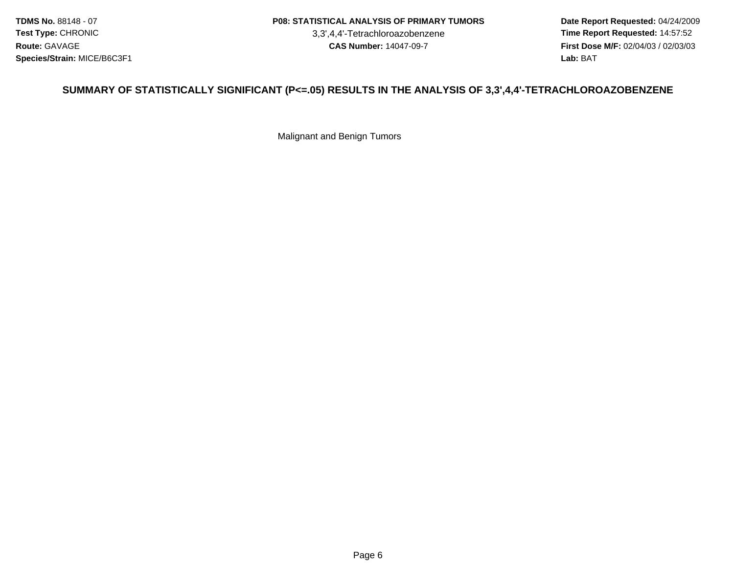**TDMS No.** 88148 - 07
**Test Type:** CHRONIC
**Route:** GAVAGE
**Species/Strain:** MICE/B6C3F1

**P08: STATISTICAL ANALYSIS OF PRIMARY TUMORS**
3,3',4,4'-Tetrachloroazobenzene
**CAS Number:** 14047-09-7

**Date Report Requested:** 04/24/2009
**Time Report Requested:** 14:57:52
**First Dose M/F:** 02/04/03 / 02/03/03
**Lab:** BAT

## SUMMARY OF STATISTICALLY SIGNIFICANT (P<=.05) RESULTS IN THE ANALYSIS OF 3,3',4,4'-TETRACHLOROAZOBENZENE

Malignant and Benign Tumors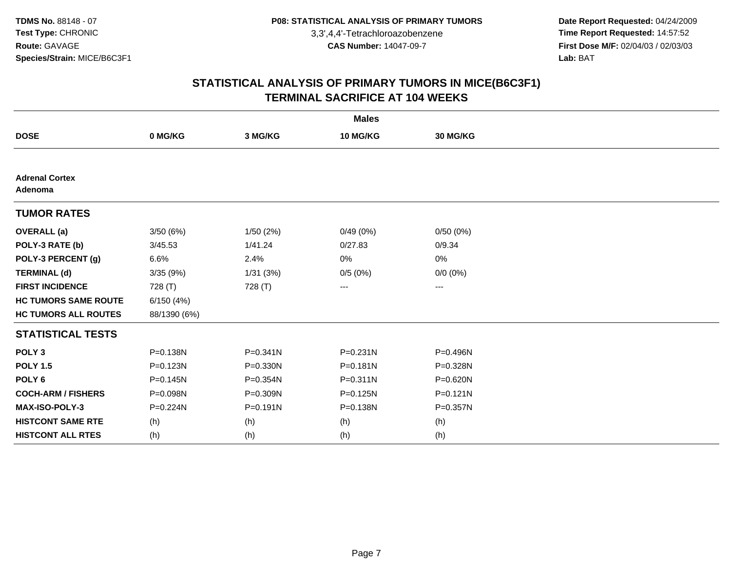**TDMS No.** 88148 - 07
**Test Type:** CHRONIC
**Route:** GAVAGE
**Species/Strain:** MICE/B6C3F1

**P08: STATISTICAL ANALYSIS OF PRIMARY TUMORS**
3,3',4,4'-Tetrachloroazobenzene
**CAS Number:** 14047-09-7

**Date Report Requested:** 04/24/2009
**Time Report Requested:** 14:57:52
**First Dose M/F:** 02/04/03 / 02/03/03
**Lab:** BAT

## STATISTICAL ANALYSIS OF PRIMARY TUMORS IN MICE(B6C3F1)
## TERMINAL SACRIFICE AT 104 WEEKS

| Males | | | | |
|---|---|---|---|---|
| **DOSE** | **0 MG/KG** | **3 MG/KG** | **10 MG/KG** | **30 MG/KG** |
| **Adrenal Cortex Adenoma** | | | | |
| **TUMOR RATES** | | | | |
| **OVERALL (a)** | 3/50 (6%) | 1/50 (2%) | 0/49 (0%) | 0/50 (0%) |
| **POLY-3 RATE (b)** | 3/45.53 | 1/41.24 | 0/27.83 | 0/9.34 |
| **POLY-3 PERCENT (g)** | 6.6% | 2.4% | 0% | 0% |
| **TERMINAL (d)** | 3/35 (9%) | 1/31 (3%) | 0/5 (0%) | 0/0 (0%) |
| **FIRST INCIDENCE** | 728 (T) | 728 (T) | --- | --- |
| **HC TUMORS SAME ROUTE** | 6/150 (4%) | | | |
| **HC TUMORS ALL ROUTES** | 88/1390 (6%) | | | |
| **STATISTICAL TESTS** | | | | |
| **POLY 3** | P=0.138N | P=0.341N | P=0.231N | P=0.496N |
| **POLY 1.5** | P=0.123N | P=0.330N | P=0.181N | P=0.328N |
| **POLY 6** | P=0.145N | P=0.354N | P=0.311N | P=0.620N |
| **COCH-ARM / FISHERS** | P=0.098N | P=0.309N | P=0.125N | P=0.121N |
| **MAX-ISO-POLY-3** | P=0.224N | P=0.191N | P=0.138N | P=0.357N |
| **HISTCONT SAME RTE** | (h) | (h) | (h) | (h) |
| **HISTCONT ALL RTES** | (h) | (h) | (h) | (h) |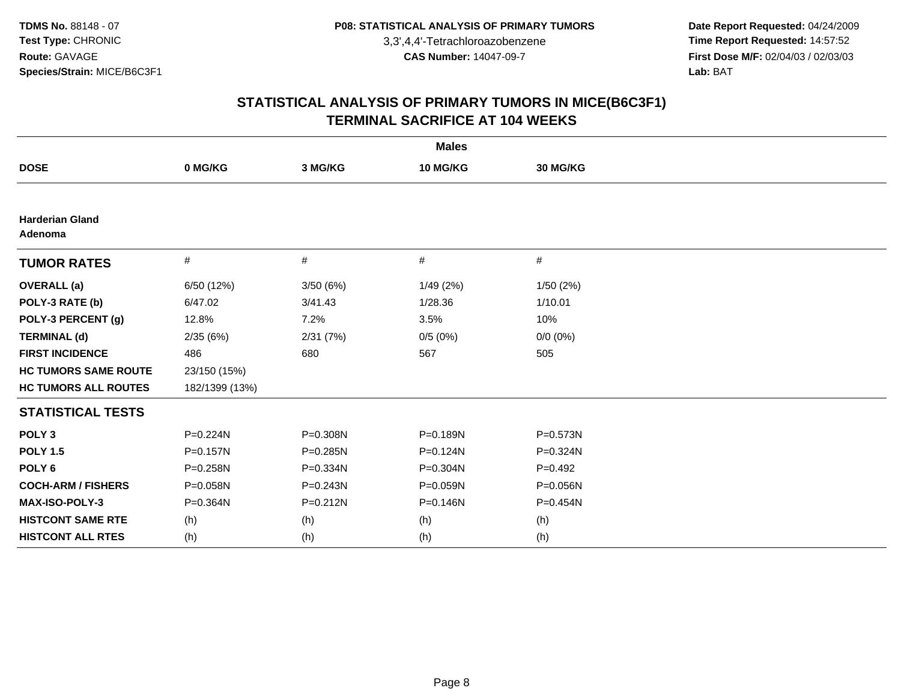**TDMS No.** 88148 - 07
**Test Type:** CHRONIC
**Route:** GAVAGE
**Species/Strain:** MICE/B6C3F1

**P08: STATISTICAL ANALYSIS OF PRIMARY TUMORS**
3,3',4,4'-Tetrachloroazobenzene
**CAS Number:** 14047-09-7

**Date Report Requested:** 04/24/2009
**Time Report Requested:** 14:57:52
**First Dose M/F:** 02/04/03 / 02/03/03
**Lab:** BAT

## STATISTICAL ANALYSIS OF PRIMARY TUMORS IN MICE(B6C3F1)
## TERMINAL SACRIFICE AT 104 WEEKS

| | **Males** | | | |
|---|---|---|---|---|
| **DOSE** | **0 MG/KG** | **3 MG/KG** | **10 MG/KG** | **30 MG/KG** |
| **Harderian Gland Adenoma** | | | | |
| **TUMOR RATES** | # | # | # | # |
| **OVERALL (a)** | 6/50 (12%) | 3/50 (6%) | 1/49 (2%) | 1/50 (2%) |
| **POLY-3 RATE (b)** | 6/47.02 | 3/41.43 | 1/28.36 | 1/10.01 |
| **POLY-3 PERCENT (g)** | 12.8% | 7.2% | 3.5% | 10% |
| **TERMINAL (d)** | 2/35 (6%) | 2/31 (7%) | 0/5 (0%) | 0/0 (0%) |
| **FIRST INCIDENCE** | 486 | 680 | 567 | 505 |
| **HC TUMORS SAME ROUTE** | 23/150 (15%) | | | |
| **HC TUMORS ALL ROUTES** | 182/1399 (13%) | | | |
| **STATISTICAL TESTS** | | | | |
| **POLY 3** | P=0.224N | P=0.308N | P=0.189N | P=0.573N |
| **POLY 1.5** | P=0.157N | P=0.285N | P=0.124N | P=0.324N |
| **POLY 6** | P=0.258N | P=0.334N | P=0.304N | P=0.492 |
| **COCH-ARM / FISHERS** | P=0.058N | P=0.243N | P=0.059N | P=0.056N |
| **MAX-ISO-POLY-3** | P=0.364N | P=0.212N | P=0.146N | P=0.454N |
| **HISTCONT SAME RTE** | (h) | (h) | (h) | (h) |
| **HISTCONT ALL RTES** | (h) | (h) | (h) | (h) |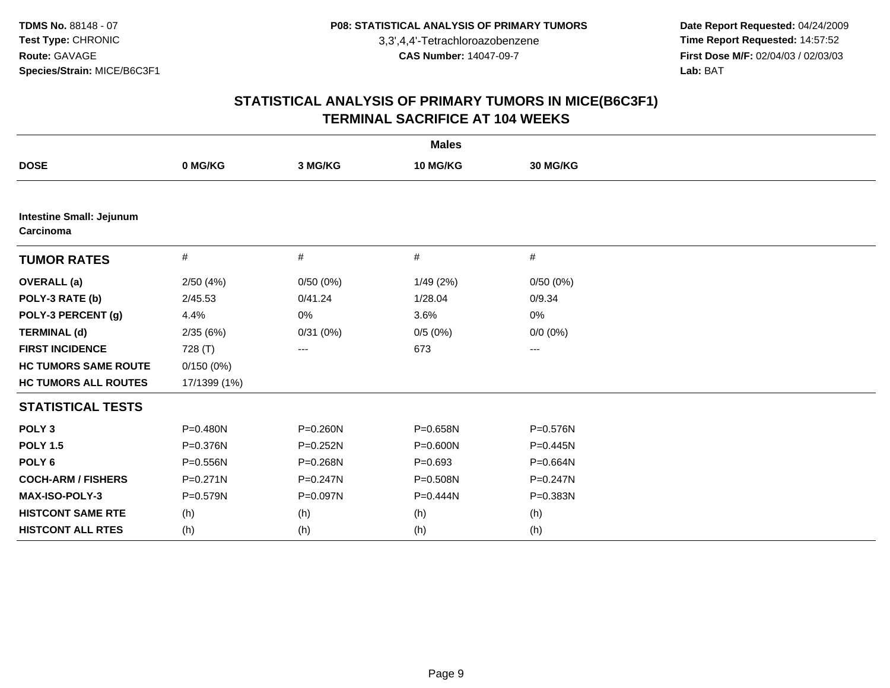**TDMS No.** 88148 - 07
**Test Type:** CHRONIC
**Route:** GAVAGE
**Species/Strain:** MICE/B6C3F1

**P08: STATISTICAL ANALYSIS OF PRIMARY TUMORS**
3,3',4,4'-Tetrachloroazobenzene
**CAS Number:** 14047-09-7

**Date Report Requested:** 04/24/2009
**Time Report Requested:** 14:57:52
**First Dose M/F:** 02/04/03 / 02/03/03
**Lab:** BAT

## STATISTICAL ANALYSIS OF PRIMARY TUMORS IN MICE(B6C3F1)
## TERMINAL SACRIFICE AT 104 WEEKS

| | Males | | | |
|---|---|---|---|---|
| **DOSE** | **0 MG/KG** | **3 MG/KG** | **10 MG/KG** | **30 MG/KG** |
| **Intestine Small: Jejunum Carcinoma** | | | | |
| **TUMOR RATES** | # | # | # | # |
| **OVERALL (a)** | 2/50 (4%) | 0/50 (0%) | 1/49 (2%) | 0/50 (0%) |
| **POLY-3 RATE (b)** | 2/45.53 | 0/41.24 | 1/28.04 | 0/9.34 |
| **POLY-3 PERCENT (g)** | 4.4% | 0% | 3.6% | 0% |
| **TERMINAL (d)** | 2/35 (6%) | 0/31 (0%) | 0/5 (0%) | 0/0 (0%) |
| **FIRST INCIDENCE** | 728 (T) | --- | 673 | --- |
| **HC TUMORS SAME ROUTE** | 0/150 (0%) | | | |
| **HC TUMORS ALL ROUTES** | 17/1399 (1%) | | | |
| **STATISTICAL TESTS** | | | | |
| **POLY 3** | P=0.480N | P=0.260N | P=0.658N | P=0.576N |
| **POLY 1.5** | P=0.376N | P=0.252N | P=0.600N | P=0.445N |
| **POLY 6** | P=0.556N | P=0.268N | P=0.693 | P=0.664N |
| **COCH-ARM / FISHERS** | P=0.271N | P=0.247N | P=0.508N | P=0.247N |
| **MAX-ISO-POLY-3** | P=0.579N | P=0.097N | P=0.444N | P=0.383N |
| **HISTCONT SAME RTE** | (h) | (h) | (h) | (h) |
| **HISTCONT ALL RTES** | (h) | (h) | (h) | (h) |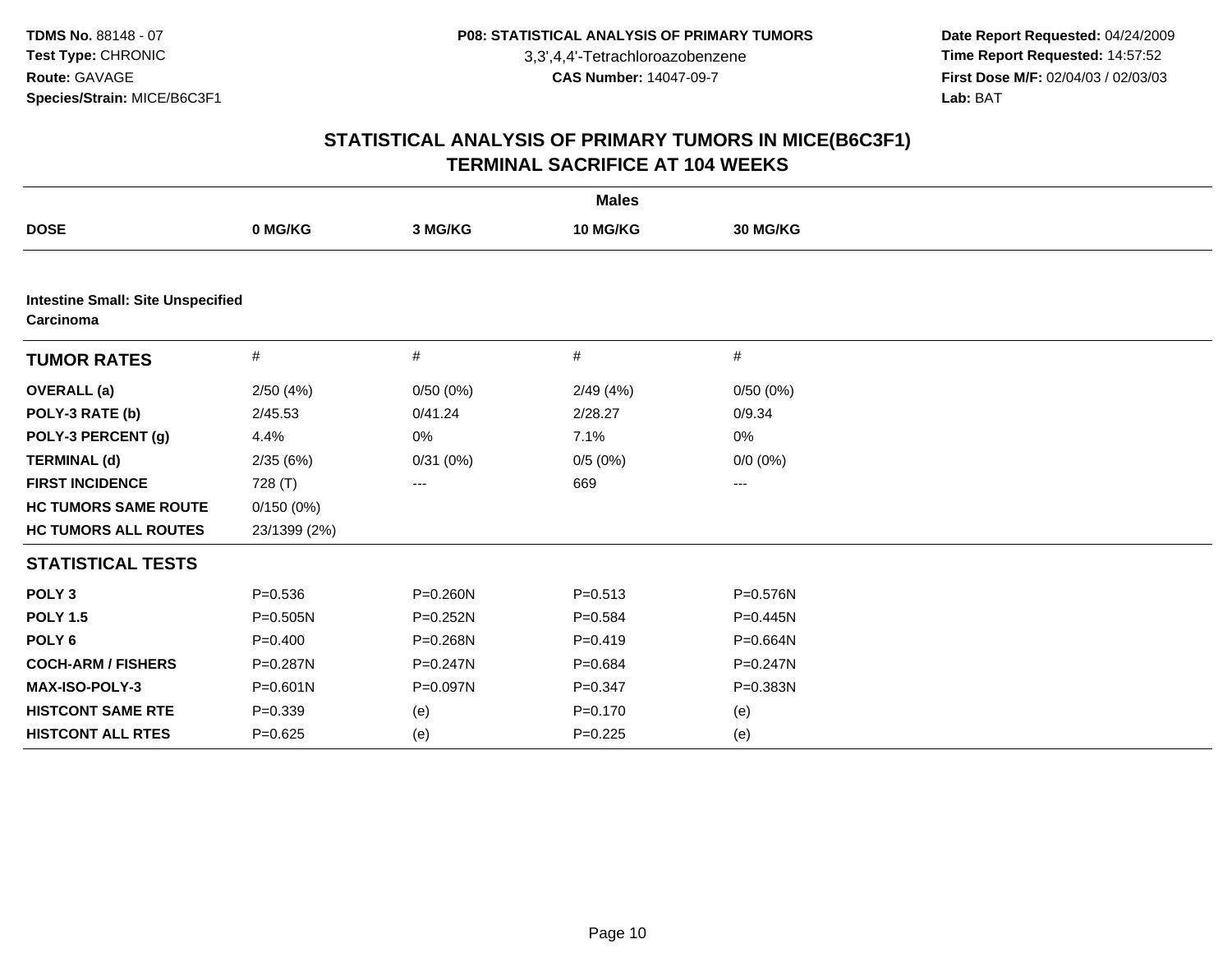**TDMS No.** 88148 - 07
**Test Type:** CHRONIC
**Route:** GAVAGE
**Species/Strain:** MICE/B6C3F1

**P08: STATISTICAL ANALYSIS OF PRIMARY TUMORS**
3,3',4,4'-Tetrachloroazobenzene
**CAS Number:** 14047-09-7

**Date Report Requested:** 04/24/2009
**Time Report Requested:** 14:57:52
**First Dose M/F:** 02/04/03 / 02/03/03
**Lab:** BAT

## STATISTICAL ANALYSIS OF PRIMARY TUMORS IN MICE(B6C3F1)
## TERMINAL SACRIFICE AT 104 WEEKS

**Males**

| DOSE | 0 MG/KG | 3 MG/KG | 10 MG/KG | 30 MG/KG |
|---|---|---|---|---|
| **Intestine Small: Site Unspecified Carcinoma** | | | | |
| **TUMOR RATES** | # | # | # | # |
| **OVERALL (a)** | 2/50 (4%) | 0/50 (0%) | 2/49 (4%) | 0/50 (0%) |
| **POLY-3 RATE (b)** | 2/45.53 | 0/41.24 | 2/28.27 | 0/9.34 |
| **POLY-3 PERCENT (g)** | 4.4% | 0% | 7.1% | 0% |
| **TERMINAL (d)** | 2/35 (6%) | 0/31 (0%) | 0/5 (0%) | 0/0 (0%) |
| **FIRST INCIDENCE** | 728 (T) | --- | 669 | --- |
| **HC TUMORS SAME ROUTE** | 0/150 (0%) | | | |
| **HC TUMORS ALL ROUTES** | 23/1399 (2%) | | | |
| **STATISTICAL TESTS** | | | | |
| **POLY 3** | P=0.536 | P=0.260N | P=0.513 | P=0.576N |
| **POLY 1.5** | P=0.505N | P=0.252N | P=0.584 | P=0.445N |
| **POLY 6** | P=0.400 | P=0.268N | P=0.419 | P=0.664N |
| **COCH-ARM / FISHERS** | P=0.287N | P=0.247N | P=0.684 | P=0.247N |
| **MAX-ISO-POLY-3** | P=0.601N | P=0.097N | P=0.347 | P=0.383N |
| **HISTCONT SAME RTE** | P=0.339 | (e) | P=0.170 | (e) |
| **HISTCONT ALL RTES** | P=0.625 | (e) | P=0.225 | (e) |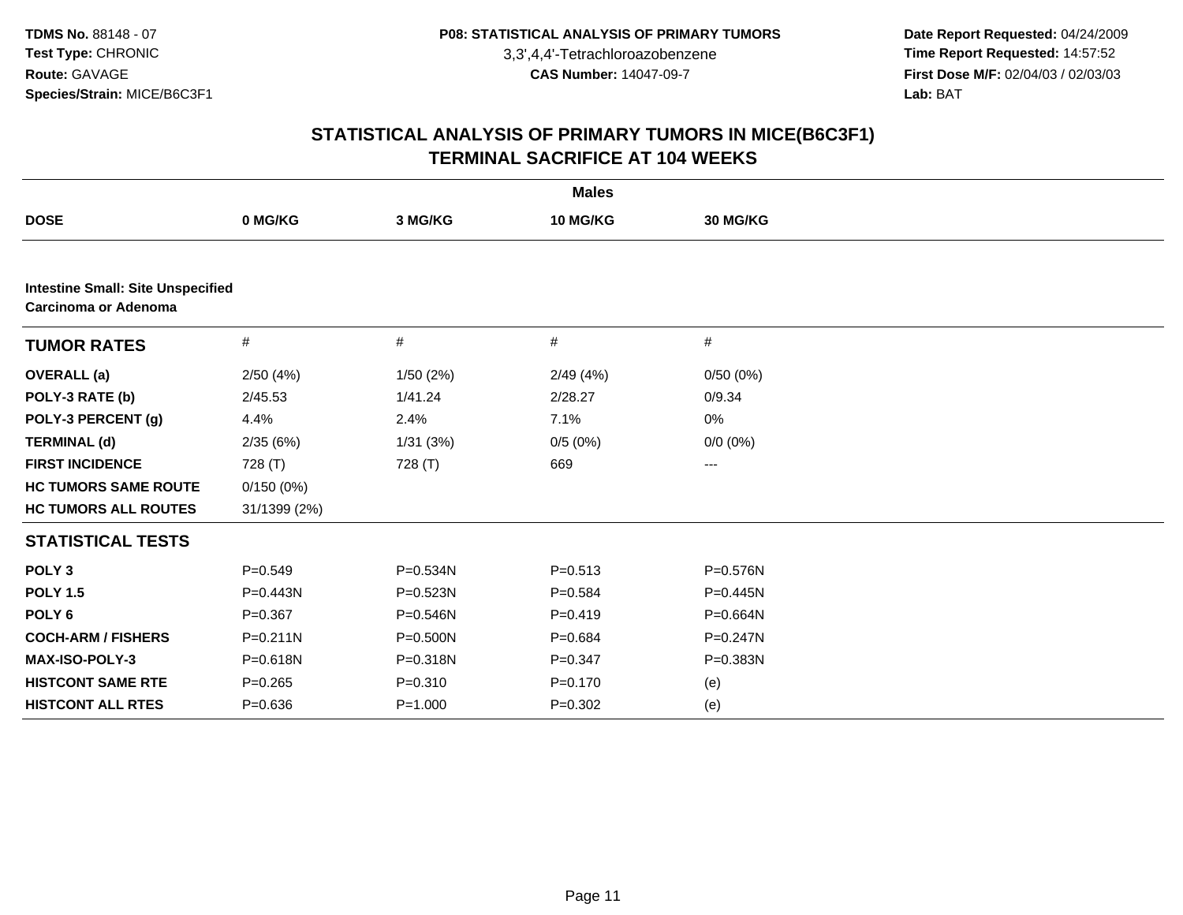**TDMS No.** 88148 - 07
**Test Type:** CHRONIC
**Route:** GAVAGE
**Species/Strain:** MICE/B6C3F1

**P08: STATISTICAL ANALYSIS OF PRIMARY TUMORS**
3,3',4,4'-Tetrachloroazobenzene
**CAS Number:** 14047-09-7

**Date Report Requested:** 04/24/2009
**Time Report Requested:** 14:57:52
**First Dose M/F:** 02/04/03 / 02/03/03
**Lab:** BAT

## STATISTICAL ANALYSIS OF PRIMARY TUMORS IN MICE(B6C3F1)
## TERMINAL SACRIFICE AT 104 WEEKS

| | **Males** | | | |
|---|---|---|---|---|
| **DOSE** | **0 MG/KG** | **3 MG/KG** | **10 MG/KG** | **30 MG/KG** |
| **Intestine Small: Site Unspecified** **Carcinoma or Adenoma** | | | | |
| **TUMOR RATES** | # | # | # | # |
| **OVERALL (a)** | 2/50 (4%) | 1/50 (2%) | 2/49 (4%) | 0/50 (0%) |
| **POLY-3 RATE (b)** | 2/45.53 | 1/41.24 | 2/28.27 | 0/9.34 |
| **POLY-3 PERCENT (g)** | 4.4% | 2.4% | 7.1% | 0% |
| **TERMINAL (d)** | 2/35 (6%) | 1/31 (3%) | 0/5 (0%) | 0/0 (0%) |
| **FIRST INCIDENCE** | 728 (T) | 728 (T) | 669 | --- |
| **HC TUMORS SAME ROUTE** | 0/150 (0%) | | | |
| **HC TUMORS ALL ROUTES** | 31/1399 (2%) | | | |
| **STATISTICAL TESTS** | | | | |
| **POLY 3** | P=0.549 | P=0.534N | P=0.513 | P=0.576N |
| **POLY 1.5** | P=0.443N | P=0.523N | P=0.584 | P=0.445N |
| **POLY 6** | P=0.367 | P=0.546N | P=0.419 | P=0.664N |
| **COCH-ARM / FISHERS** | P=0.211N | P=0.500N | P=0.684 | P=0.247N |
| **MAX-ISO-POLY-3** | P=0.618N | P=0.318N | P=0.347 | P=0.383N |
| **HISTCONT SAME RTE** | P=0.265 | P=0.310 | P=0.170 | (e) |
| **HISTCONT ALL RTES** | P=0.636 | P=1.000 | P=0.302 | (e) |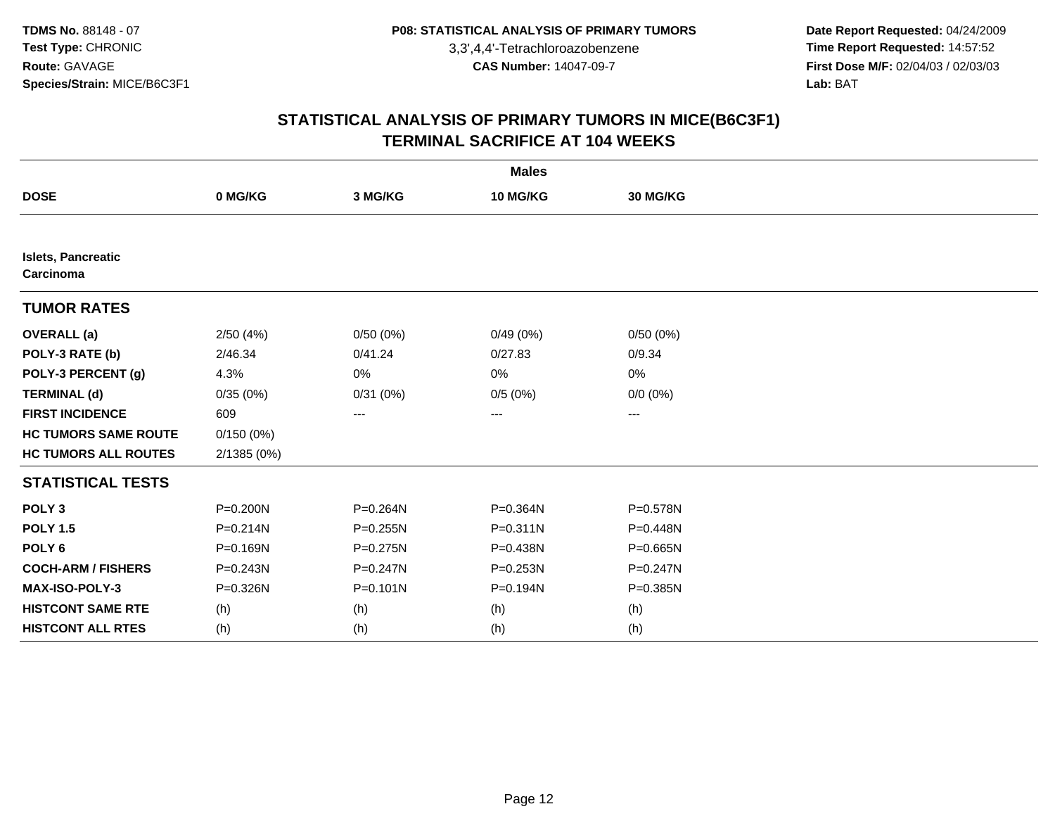**TDMS No.** 88148 - 07
**Test Type:** CHRONIC
**Route:** GAVAGE
**Species/Strain:** MICE/B6C3F1

**P08: STATISTICAL ANALYSIS OF PRIMARY TUMORS**
3,3',4,4'-Tetrachloroazobenzene
**CAS Number:** 14047-09-7

**Date Report Requested:** 04/24/2009
**Time Report Requested:** 14:57:52
**First Dose M/F:** 02/04/03 / 02/03/03
**Lab:** BAT

## STATISTICAL ANALYSIS OF PRIMARY TUMORS IN MICE(B6C3F1)
## TERMINAL SACRIFICE AT 104 WEEKS

| | Males | | | |
|---|---|---|---|---|
| **DOSE** | **0 MG/KG** | **3 MG/KG** | **10 MG/KG** | **30 MG/KG** |
| **Islets, Pancreatic Carcinoma** | | | | |
| **TUMOR RATES** | | | | |
| **OVERALL (a)** | 2/50 (4%) | 0/50 (0%) | 0/49 (0%) | 0/50 (0%) |
| **POLY-3 RATE (b)** | 2/46.34 | 0/41.24 | 0/27.83 | 0/9.34 |
| **POLY-3 PERCENT (g)** | 4.3% | 0% | 0% | 0% |
| **TERMINAL (d)** | 0/35 (0%) | 0/31 (0%) | 0/5 (0%) | 0/0 (0%) |
| **FIRST INCIDENCE** | 609 | --- | --- | --- |
| **HC TUMORS SAME ROUTE** | 0/150 (0%) | | | |
| **HC TUMORS ALL ROUTES** | 2/1385 (0%) | | | |
| **STATISTICAL TESTS** | | | | |
| **POLY 3** | P=0.200N | P=0.264N | P=0.364N | P=0.578N |
| **POLY 1.5** | P=0.214N | P=0.255N | P=0.311N | P=0.448N |
| **POLY 6** | P=0.169N | P=0.275N | P=0.438N | P=0.665N |
| **COCH-ARM / FISHERS** | P=0.243N | P=0.247N | P=0.253N | P=0.247N |
| **MAX-ISO-POLY-3** | P=0.326N | P=0.101N | P=0.194N | P=0.385N |
| **HISTCONT SAME RTE** | (h) | (h) | (h) | (h) |
| **HISTCONT ALL RTES** | (h) | (h) | (h) | (h) |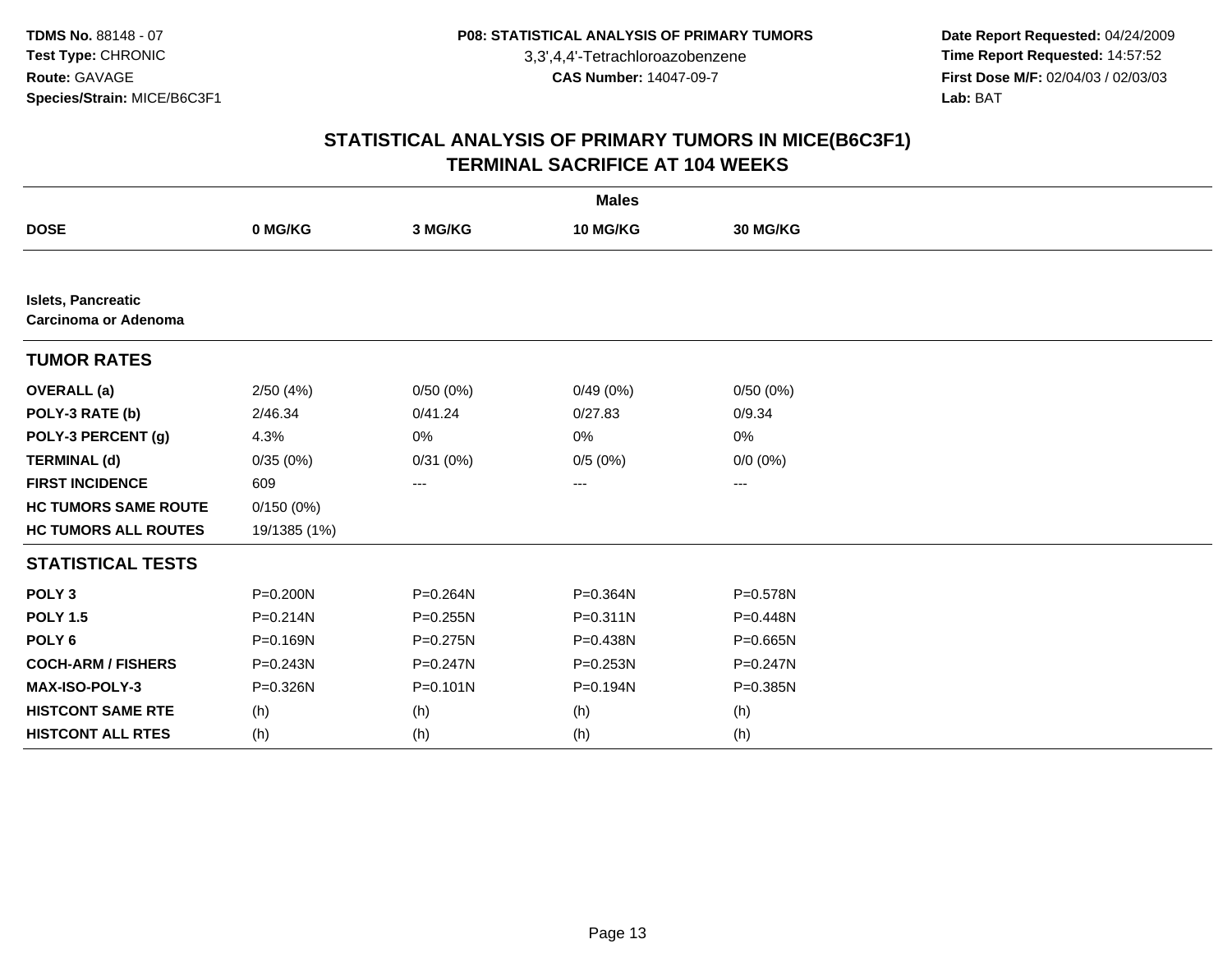**TDMS No.** 88148 - 07
**Test Type:** CHRONIC
**Route:** GAVAGE
**Species/Strain:** MICE/B6C3F1

**P08: STATISTICAL ANALYSIS OF PRIMARY TUMORS**
3,3',4,4'-Tetrachloroazobenzene
**CAS Number:** 14047-09-7

**Date Report Requested:** 04/24/2009
**Time Report Requested:** 14:57:52
**First Dose M/F:** 02/04/03 / 02/03/03
**Lab:** BAT

## STATISTICAL ANALYSIS OF PRIMARY TUMORS IN MICE(B6C3F1)
## TERMINAL SACRIFICE AT 104 WEEKS

| | **Males** | | | |
|---|---|---|---|---|
| **DOSE** | **0 MG/KG** | **3 MG/KG** | **10 MG/KG** | **30 MG/KG** |
| **Islets, Pancreatic** **Carcinoma or Adenoma** | | | | |
| **TUMOR RATES** | | | | |
| **OVERALL (a)** | 2/50 (4%) | 0/50 (0%) | 0/49 (0%) | 0/50 (0%) |
| **POLY-3 RATE (b)** | 2/46.34 | 0/41.24 | 0/27.83 | 0/9.34 |
| **POLY-3 PERCENT (g)** | 4.3% | 0% | 0% | 0% |
| **TERMINAL (d)** | 0/35 (0%) | 0/31 (0%) | 0/5 (0%) | 0/0 (0%) |
| **FIRST INCIDENCE** | 609 | --- | --- | --- |
| **HC TUMORS SAME ROUTE** | 0/150 (0%) | | | |
| **HC TUMORS ALL ROUTES** | 19/1385 (1%) | | | |
| **STATISTICAL TESTS** | | | | |
| **POLY 3** | P=0.200N | P=0.264N | P=0.364N | P=0.578N |
| **POLY 1.5** | P=0.214N | P=0.255N | P=0.311N | P=0.448N |
| **POLY 6** | P=0.169N | P=0.275N | P=0.438N | P=0.665N |
| **COCH-ARM / FISHERS** | P=0.243N | P=0.247N | P=0.253N | P=0.247N |
| **MAX-ISO-POLY-3** | P=0.326N | P=0.101N | P=0.194N | P=0.385N |
| **HISTCONT SAME RTE** | (h) | (h) | (h) | (h) |
| **HISTCONT ALL RTES** | (h) | (h) | (h) | (h) |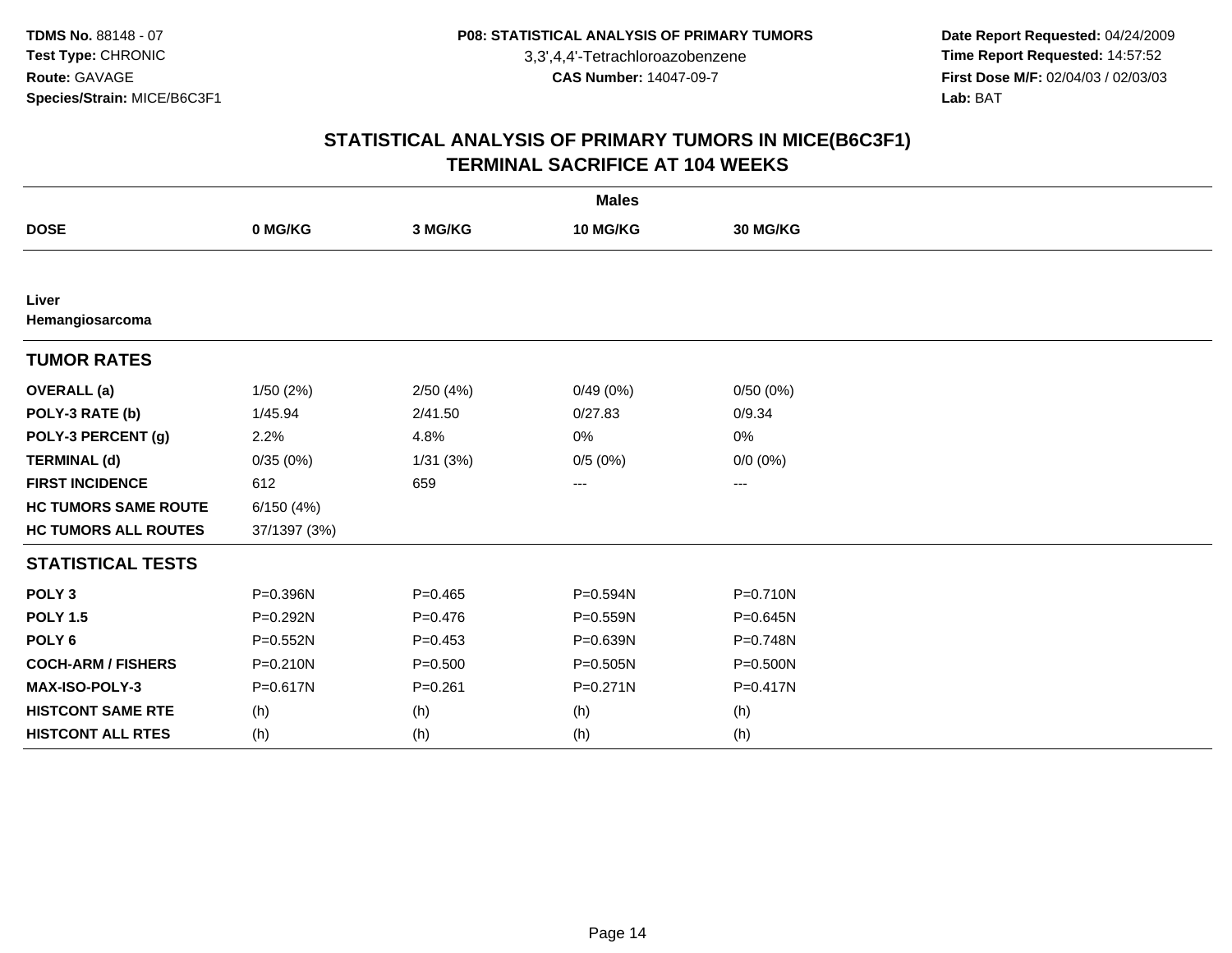TDMS No. 88148 - 07
Test Type: CHRONIC
Route: GAVAGE
Species/Strain: MICE/B6C3F1

P08: STATISTICAL ANALYSIS OF PRIMARY TUMORS
3,3',4,4'-Tetrachloroazobenzene
CAS Number: 14047-09-7

Date Report Requested: 04/24/2009
Time Report Requested: 14:57:52
First Dose M/F: 02/04/03 / 02/03/03
Lab: BAT

## STATISTICAL ANALYSIS OF PRIMARY TUMORS IN MICE(B6C3F1)
## TERMINAL SACRIFICE AT 104 WEEKS

| Males | | | | |
|---|---|---|---|---|
| **DOSE** | **0 MG/KG** | **3 MG/KG** | **10 MG/KG** | **30 MG/KG** |
| **Liver** | | | | |
| **Hemangiosarcoma** | | | | |
| **TUMOR RATES** | | | | |
| **OVERALL (a)** | 1/50 (2%) | 2/50 (4%) | 0/49 (0%) | 0/50 (0%) |
| **POLY-3 RATE (b)** | 1/45.94 | 2/41.50 | 0/27.83 | 0/9.34 |
| **POLY-3 PERCENT (g)** | 2.2% | 4.8% | 0% | 0% |
| **TERMINAL (d)** | 0/35 (0%) | 1/31 (3%) | 0/5 (0%) | 0/0 (0%) |
| **FIRST INCIDENCE** | 612 | 659 | --- | --- |
| **HC TUMORS SAME ROUTE** | 6/150 (4%) | | | |
| **HC TUMORS ALL ROUTES** | 37/1397 (3%) | | | |
| **STATISTICAL TESTS** | | | | |
| **POLY 3** | P=0.396N | P=0.465 | P=0.594N | P=0.710N |
| **POLY 1.5** | P=0.292N | P=0.476 | P=0.559N | P=0.645N |
| **POLY 6** | P=0.552N | P=0.453 | P=0.639N | P=0.748N |
| **COCH-ARM / FISHERS** | P=0.210N | P=0.500 | P=0.505N | P=0.500N |
| **MAX-ISO-POLY-3** | P=0.617N | P=0.261 | P=0.271N | P=0.417N |
| **HISTCONT SAME RTE** | (h) | (h) | (h) | (h) |
| **HISTCONT ALL RTES** | (h) | (h) | (h) | (h) |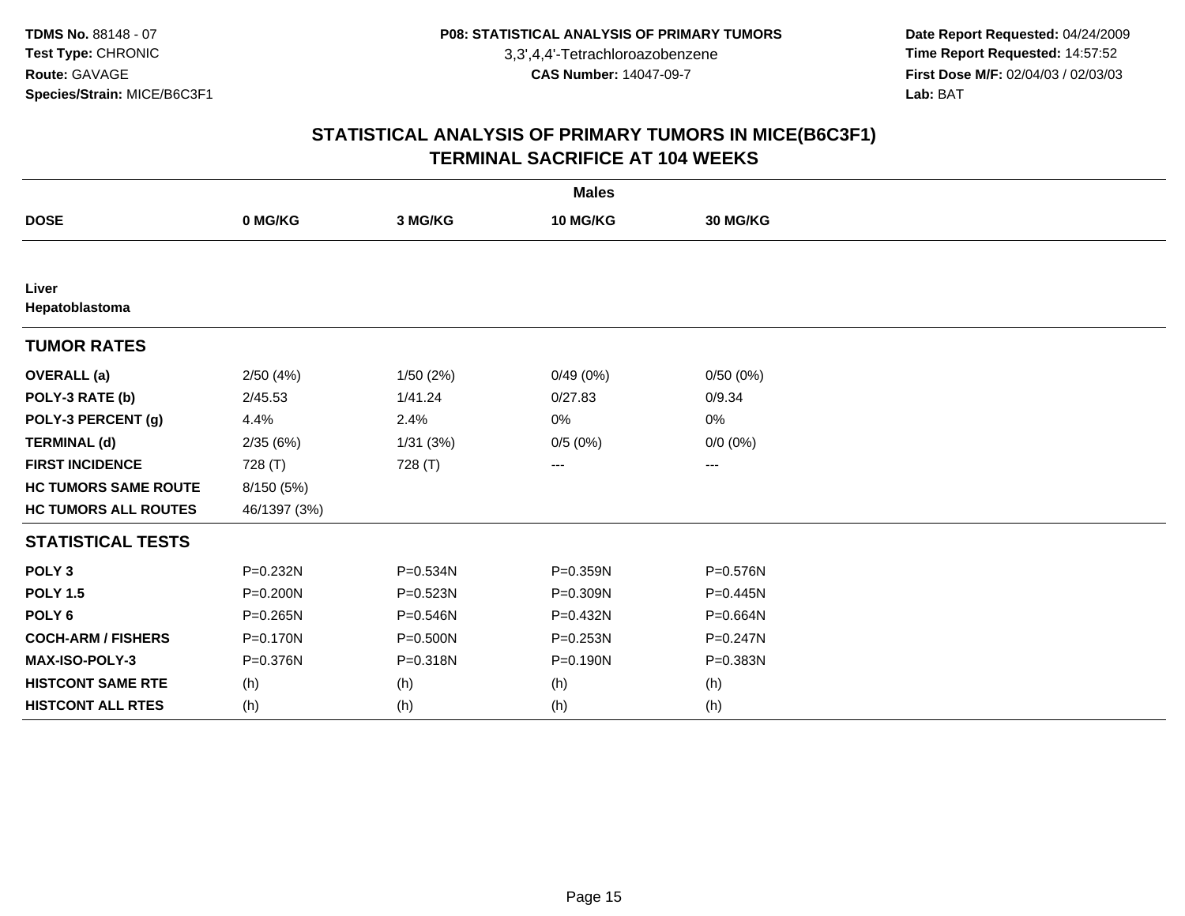**TDMS No.** 88148 - 07
**Test Type:** CHRONIC
**Route:** GAVAGE
**Species/Strain:** MICE/B6C3F1

**P08: STATISTICAL ANALYSIS OF PRIMARY TUMORS**
3,3',4,4'-Tetrachloroazobenzene
**CAS Number:** 14047-09-7

**Date Report Requested:** 04/24/2009
**Time Report Requested:** 14:57:52
**First Dose M/F:** 02/04/03 / 02/03/03
**Lab:** BAT

## STATISTICAL ANALYSIS OF PRIMARY TUMORS IN MICE(B6C3F1)
## TERMINAL SACRIFICE AT 104 WEEKS

| | Males | | | |
|---|---|---|---|---|
| **DOSE** | **0 MG/KG** | **3 MG/KG** | **10 MG/KG** | **30 MG/KG** |
| **Liver** | | | | |
| **Hepatoblastoma** | | | | |
| **TUMOR RATES** | | | | |
| **OVERALL (a)** | 2/50 (4%) | 1/50 (2%) | 0/49 (0%) | 0/50 (0%) |
| **POLY-3 RATE (b)** | 2/45.53 | 1/41.24 | 0/27.83 | 0/9.34 |
| **POLY-3 PERCENT (g)** | 4.4% | 2.4% | 0% | 0% |
| **TERMINAL (d)** | 2/35 (6%) | 1/31 (3%) | 0/5 (0%) | 0/0 (0%) |
| **FIRST INCIDENCE** | 728 (T) | 728 (T) | --- | --- |
| **HC TUMORS SAME ROUTE** | 8/150 (5%) | | | |
| **HC TUMORS ALL ROUTES** | 46/1397 (3%) | | | |
| **STATISTICAL TESTS** | | | | |
| **POLY 3** | P=0.232N | P=0.534N | P=0.359N | P=0.576N |
| **POLY 1.5** | P=0.200N | P=0.523N | P=0.309N | P=0.445N |
| **POLY 6** | P=0.265N | P=0.546N | P=0.432N | P=0.664N |
| **COCH-ARM / FISHERS** | P=0.170N | P=0.500N | P=0.253N | P=0.247N |
| **MAX-ISO-POLY-3** | P=0.376N | P=0.318N | P=0.190N | P=0.383N |
| **HISTCONT SAME RTE** | (h) | (h) | (h) | (h) |
| **HISTCONT ALL RTES** | (h) | (h) | (h) | (h) |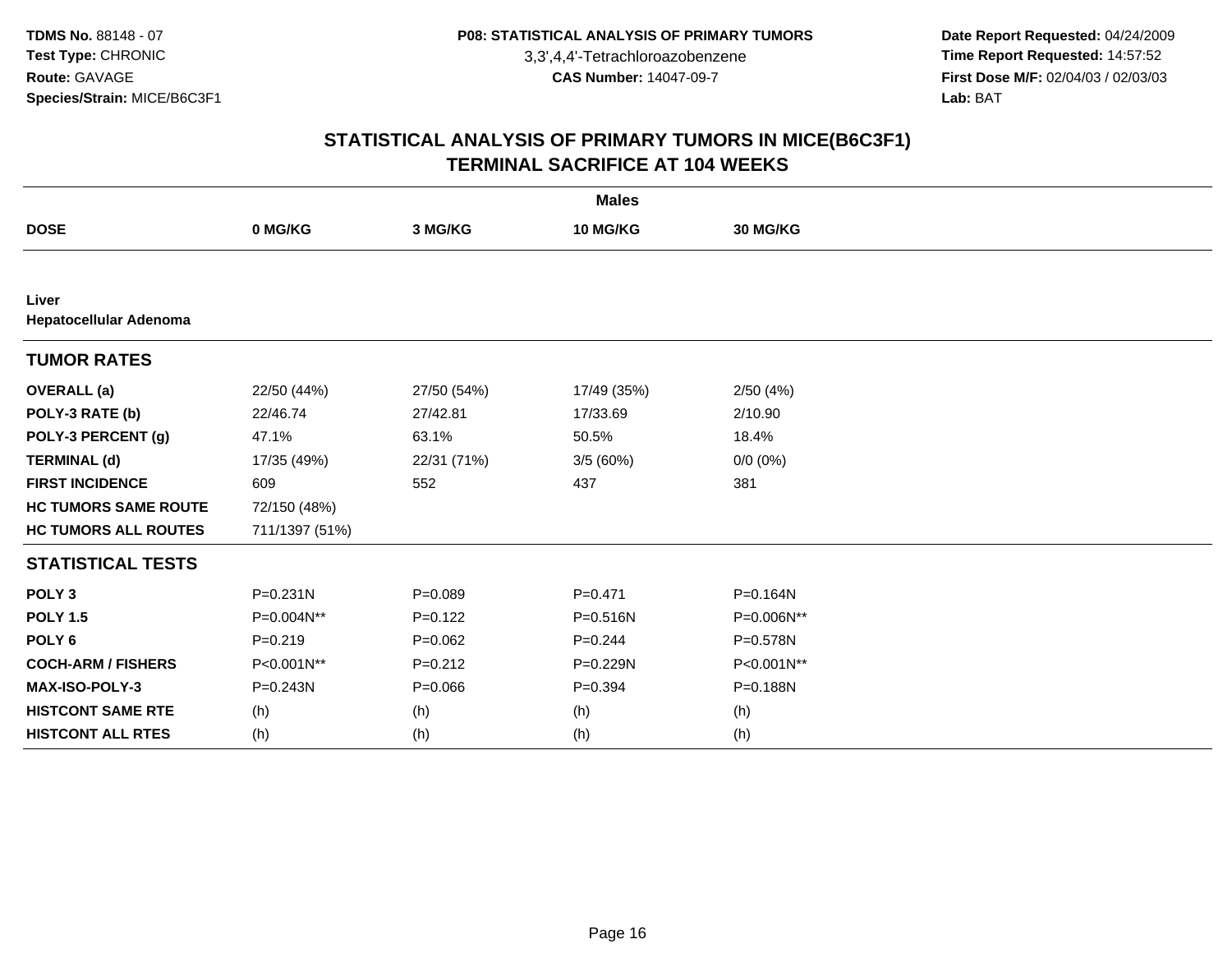**TDMS No.** 88148 - 07
**Test Type:** CHRONIC
**Route:** GAVAGE
**Species/Strain:** MICE/B6C3F1

**P08: STATISTICAL ANALYSIS OF PRIMARY TUMORS**
3,3',4,4'-Tetrachloroazobenzene
**CAS Number:** 14047-09-7

**Date Report Requested:** 04/24/2009
**Time Report Requested:** 14:57:52
**First Dose M/F:** 02/04/03 / 02/03/03
**Lab:** BAT

## STATISTICAL ANALYSIS OF PRIMARY TUMORS IN MICE(B6C3F1)
## TERMINAL SACRIFICE AT 104 WEEKS

| | Males | | | |
|---|---|---|---|---|
| **DOSE** | **0 MG/KG** | **3 MG/KG** | **10 MG/KG** | **30 MG/KG** |
| **Liver** | | | | |
| **Hepatocellular Adenoma** | | | | |
| **TUMOR RATES** | | | | |
| **OVERALL (a)** | 22/50 (44%) | 27/50 (54%) | 17/49 (35%) | 2/50 (4%) |
| **POLY-3 RATE (b)** | 22/46.74 | 27/42.81 | 17/33.69 | 2/10.90 |
| **POLY-3 PERCENT (g)** | 47.1% | 63.1% | 50.5% | 18.4% |
| **TERMINAL (d)** | 17/35 (49%) | 22/31 (71%) | 3/5 (60%) | 0/0 (0%) |
| **FIRST INCIDENCE** | 609 | 552 | 437 | 381 |
| **HC TUMORS SAME ROUTE** | 72/150 (48%) | | | |
| **HC TUMORS ALL ROUTES** | 711/1397 (51%) | | | |
| **STATISTICAL TESTS** | | | | |
| **POLY 3** | P=0.231N | P=0.089 | P=0.471 | P=0.164N |
| **POLY 1.5** | P=0.004N** | P=0.122 | P=0.516N | P=0.006N** |
| **POLY 6** | P=0.219 | P=0.062 | P=0.244 | P=0.578N |
| **COCH-ARM / FISHERS** | P<0.001N** | P=0.212 | P=0.229N | P<0.001N** |
| **MAX-ISO-POLY-3** | P=0.243N | P=0.066 | P=0.394 | P=0.188N |
| **HISTCONT SAME RTE** | (h) | (h) | (h) | (h) |
| **HISTCONT ALL RTES** | (h) | (h) | (h) | (h) |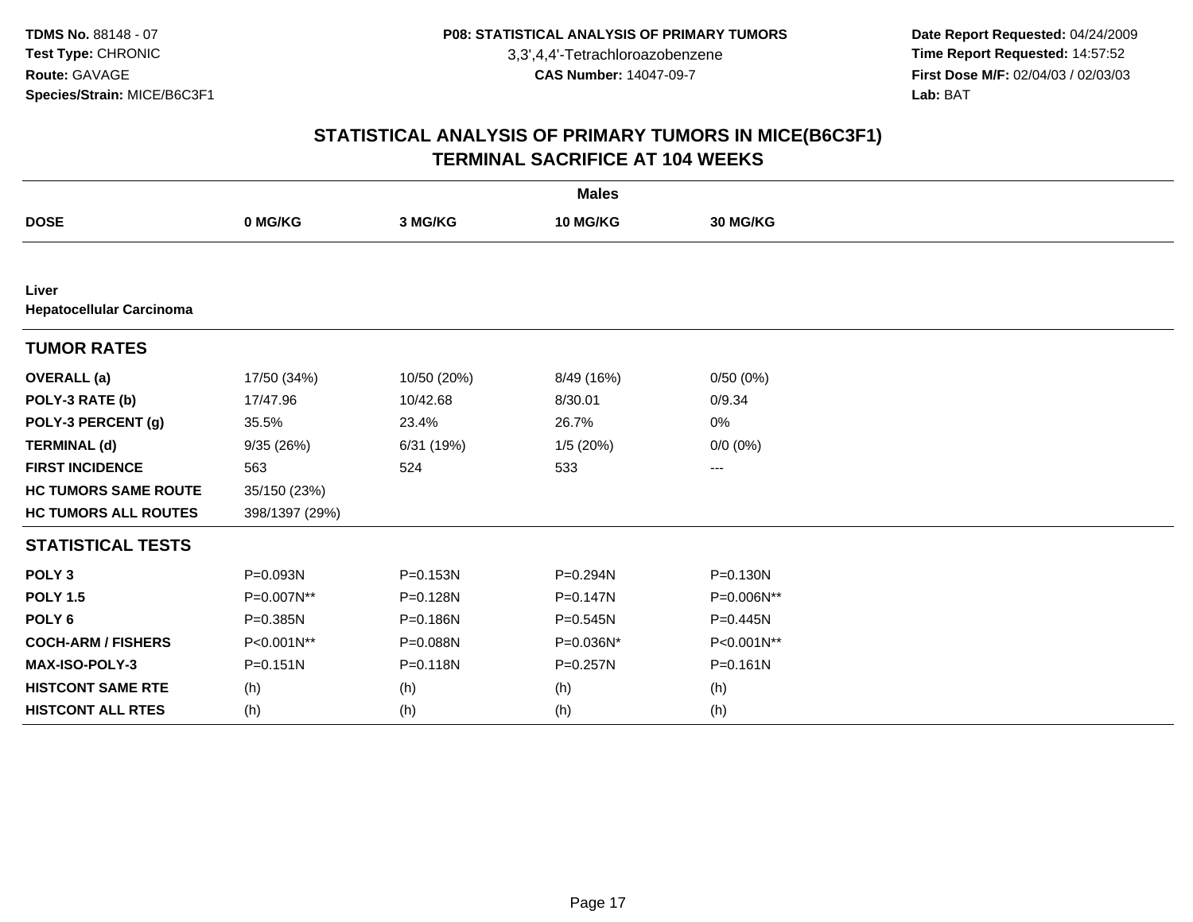**TDMS No.** 88148 - 07
**Test Type:** CHRONIC
**Route:** GAVAGE
**Species/Strain:** MICE/B6C3F1

**P08: STATISTICAL ANALYSIS OF PRIMARY TUMORS**
3,3',4,4'-Tetrachloroazobenzene
**CAS Number:** 14047-09-7

**Date Report Requested:** 04/24/2009
**Time Report Requested:** 14:57:52
**First Dose M/F:** 02/04/03 / 02/03/03
**Lab:** BAT

## STATISTICAL ANALYSIS OF PRIMARY TUMORS IN MICE(B6C3F1)
## TERMINAL SACRIFICE AT 104 WEEKS

| | Males | | | |
|---|---|---|---|---|
| **DOSE** | **0 MG/KG** | **3 MG/KG** | **10 MG/KG** | **30 MG/KG** |
| **Liver** | | | | |
| **Hepatocellular Carcinoma** | | | | |
| **TUMOR RATES** | | | | |
| **OVERALL (a)** | 17/50 (34%) | 10/50 (20%) | 8/49 (16%) | 0/50 (0%) |
| **POLY-3 RATE (b)** | 17/47.96 | 10/42.68 | 8/30.01 | 0/9.34 |
| **POLY-3 PERCENT (g)** | 35.5% | 23.4% | 26.7% | 0% |
| **TERMINAL (d)** | 9/35 (26%) | 6/31 (19%) | 1/5 (20%) | 0/0 (0%) |
| **FIRST INCIDENCE** | 563 | 524 | 533 | --- |
| **HC TUMORS SAME ROUTE** | 35/150 (23%) | | | |
| **HC TUMORS ALL ROUTES** | 398/1397 (29%) | | | |
| **STATISTICAL TESTS** | | | | |
| **POLY 3** | P=0.093N | P=0.153N | P=0.294N | P=0.130N |
| **POLY 1.5** | P=0.007N** | P=0.128N | P=0.147N | P=0.006N** |
| **POLY 6** | P=0.385N | P=0.186N | P=0.545N | P=0.445N |
| **COCH-ARM / FISHERS** | P<0.001N** | P=0.088N | P=0.036N* | P<0.001N** |
| **MAX-ISO-POLY-3** | P=0.151N | P=0.118N | P=0.257N | P=0.161N |
| **HISTCONT SAME RTE** | (h) | (h) | (h) | (h) |
| **HISTCONT ALL RTES** | (h) | (h) | (h) | (h) |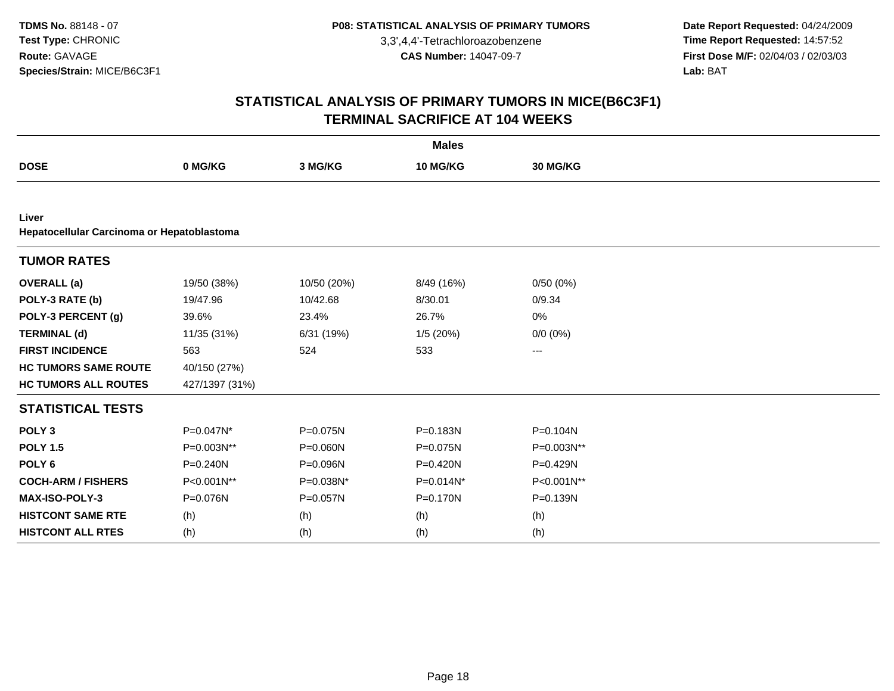TDMS No. 88148 - 07
Test Type: CHRONIC
Route: GAVAGE
Species/Strain: MICE/B6C3F1

P08: STATISTICAL ANALYSIS OF PRIMARY TUMORS
3,3',4,4'-Tetrachloroazobenzene
CAS Number: 14047-09-7

Date Report Requested: 04/24/2009
Time Report Requested: 14:57:52
First Dose M/F: 02/04/03 / 02/03/03
Lab: BAT

# STATISTICAL ANALYSIS OF PRIMARY TUMORS IN MICE(B6C3F1)
## TERMINAL SACRIFICE AT 104 WEEKS

| | Males | | | |
|---|---|---|---|---|
| **DOSE** | **0 MG/KG** | **3 MG/KG** | **10 MG/KG** | **30 MG/KG** |
| **Liver** | | | | |
| **Hepatocellular Carcinoma or Hepatoblastoma** | | | | |
| **TUMOR RATES** | | | | |
| **OVERALL (a)** | 19/50 (38%) | 10/50 (20%) | 8/49 (16%) | 0/50 (0%) |
| **POLY-3 RATE (b)** | 19/47.96 | 10/42.68 | 8/30.01 | 0/9.34 |
| **POLY-3 PERCENT (g)** | 39.6% | 23.4% | 26.7% | 0% |
| **TERMINAL (d)** | 11/35 (31%) | 6/31 (19%) | 1/5 (20%) | 0/0 (0%) |
| **FIRST INCIDENCE** | 563 | 524 | 533 | --- |
| **HC TUMORS SAME ROUTE** | 40/150 (27%) | | | |
| **HC TUMORS ALL ROUTES** | 427/1397 (31%) | | | |
| **STATISTICAL TESTS** | | | | |
| **POLY 3** | P=0.047N* | P=0.075N | P=0.183N | P=0.104N |
| **POLY 1.5** | P=0.003N** | P=0.060N | P=0.075N | P=0.003N** |
| **POLY 6** | P=0.240N | P=0.096N | P=0.420N | P=0.429N |
| **COCH-ARM / FISHERS** | P<0.001N** | P=0.038N* | P=0.014N* | P<0.001N** |
| **MAX-ISO-POLY-3** | P=0.076N | P=0.057N | P=0.170N | P=0.139N |
| **HISTCONT SAME RTE** | (h) | (h) | (h) | (h) |
| **HISTCONT ALL RTES** | (h) | (h) | (h) | (h) |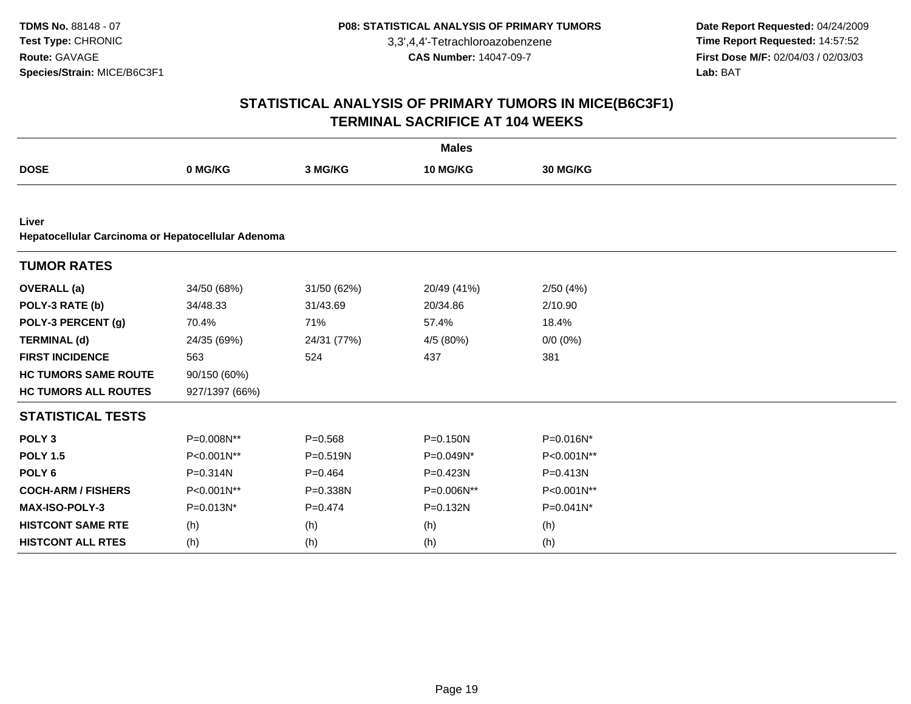**TDMS No.** 88148 - 07
**Test Type:** CHRONIC
**Route:** GAVAGE
**Species/Strain:** MICE/B6C3F1

**P08: STATISTICAL ANALYSIS OF PRIMARY TUMORS**
3,3',4,4'-Tetrachloroazobenzene
**CAS Number:** 14047-09-7

**Date Report Requested:** 04/24/2009
**Time Report Requested:** 14:57:52
**First Dose M/F:** 02/04/03 / 02/03/03
**Lab:** BAT

## STATISTICAL ANALYSIS OF PRIMARY TUMORS IN MICE(B6C3F1)
## TERMINAL SACRIFICE AT 104 WEEKS

| | | **Males** | | |
|---|---|---|---|---|
| **DOSE** | **0 MG/KG** | **3 MG/KG** | **10 MG/KG** | **30 MG/KG** |
| **Liver** | | | | |
| **Hepatocellular Carcinoma or Hepatocellular Adenoma** | | | | |
| **TUMOR RATES** | | | | |
| **OVERALL (a)** | 34/50 (68%) | 31/50 (62%) | 20/49 (41%) | 2/50 (4%) |
| **POLY-3 RATE (b)** | 34/48.33 | 31/43.69 | 20/34.86 | 2/10.90 |
| **POLY-3 PERCENT (g)** | 70.4% | 71% | 57.4% | 18.4% |
| **TERMINAL (d)** | 24/35 (69%) | 24/31 (77%) | 4/5 (80%) | 0/0 (0%) |
| **FIRST INCIDENCE** | 563 | 524 | 437 | 381 |
| **HC TUMORS SAME ROUTE** | 90/150 (60%) | | | |
| **HC TUMORS ALL ROUTES** | 927/1397 (66%) | | | |
| **STATISTICAL TESTS** | | | | |
| **POLY 3** | P=0.008N** | P=0.568 | P=0.150N | P=0.016N* |
| **POLY 1.5** | P<0.001N** | P=0.519N | P=0.049N* | P<0.001N** |
| **POLY 6** | P=0.314N | P=0.464 | P=0.423N | P=0.413N |
| **COCH-ARM / FISHERS** | P<0.001N** | P=0.338N | P=0.006N** | P<0.001N** |
| **MAX-ISO-POLY-3** | P=0.013N* | P=0.474 | P=0.132N | P=0.041N* |
| **HISTCONT SAME RTE** | (h) | (h) | (h) | (h) |
| **HISTCONT ALL RTES** | (h) | (h) | (h) | (h) |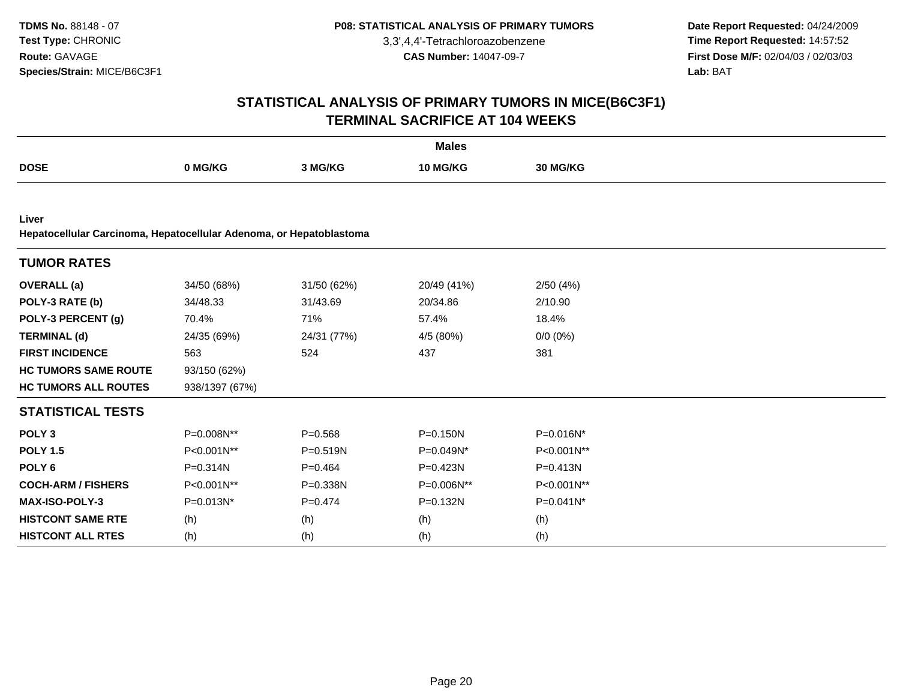TDMS No. 88148 - 07
Test Type: CHRONIC
Route: GAVAGE
Species/Strain: MICE/B6C3F1

P08: STATISTICAL ANALYSIS OF PRIMARY TUMORS
3,3',4,4'-Tetrachloroazobenzene
CAS Number: 14047-09-7

Date Report Requested: 04/24/2009
Time Report Requested: 14:57:52
First Dose M/F: 02/04/03 / 02/03/03
Lab: BAT

## STATISTICAL ANALYSIS OF PRIMARY TUMORS IN MICE(B6C3F1) TERMINAL SACRIFICE AT 104 WEEKS

| Males | | | | |
|---|---|---|---|---|
| **DOSE** | **0 MG/KG** | **3 MG/KG** | **10 MG/KG** | **30 MG/KG** |
| **Liver** | | | | |
| **Hepatocellular Carcinoma, Hepatocellular Adenoma, or Hepatoblastoma** | | | | |
| **TUMOR RATES** | | | | |
| **OVERALL (a)** | 34/50 (68%) | 31/50 (62%) | 20/49 (41%) | 2/50 (4%) |
| **POLY-3 RATE (b)** | 34/48.33 | 31/43.69 | 20/34.86 | 2/10.90 |
| **POLY-3 PERCENT (g)** | 70.4% | 71% | 57.4% | 18.4% |
| **TERMINAL (d)** | 24/35 (69%) | 24/31 (77%) | 4/5 (80%) | 0/0 (0%) |
| **FIRST INCIDENCE** | 563 | 524 | 437 | 381 |
| **HC TUMORS SAME ROUTE** | 93/150 (62%) | | | |
| **HC TUMORS ALL ROUTES** | 938/1397 (67%) | | | |
| **STATISTICAL TESTS** | | | | |
| **POLY 3** | P=0.008N** | P=0.568 | P=0.150N | P=0.016N* |
| **POLY 1.5** | P<0.001N** | P=0.519N | P=0.049N* | P<0.001N** |
| **POLY 6** | P=0.314N | P=0.464 | P=0.423N | P=0.413N |
| **COCH-ARM / FISHERS** | P<0.001N** | P=0.338N | P=0.006N** | P<0.001N** |
| **MAX-ISO-POLY-3** | P=0.013N* | P=0.474 | P=0.132N | P=0.041N* |
| **HISTCONT SAME RTE** | (h) | (h) | (h) | (h) |
| **HISTCONT ALL RTES** | (h) | (h) | (h) | (h) |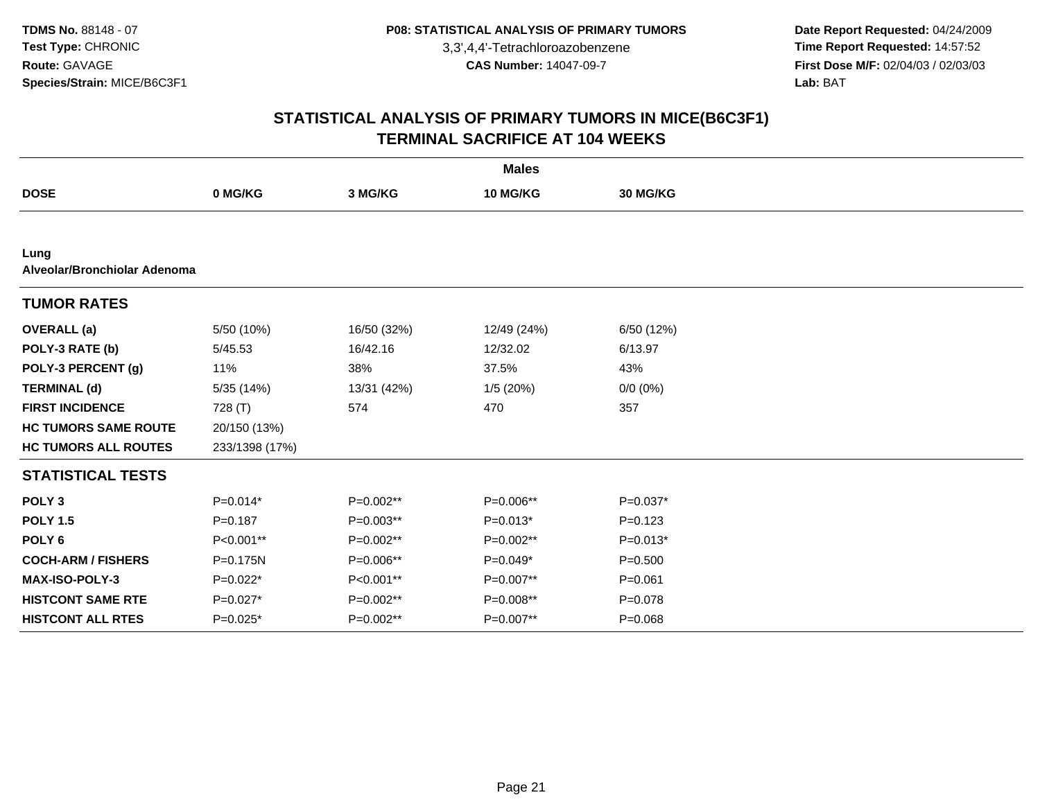**TDMS No.** 88148 - 07
**Test Type:** CHRONIC
**Route:** GAVAGE
**Species/Strain:** MICE/B6C3F1

**P08: STATISTICAL ANALYSIS OF PRIMARY TUMORS**
3,3',4,4'-Tetrachloroazobenzene
**CAS Number:** 14047-09-7

**Date Report Requested:** 04/24/2009
**Time Report Requested:** 14:57:52
**First Dose M/F:** 02/04/03 / 02/03/03
**Lab:** BAT

## STATISTICAL ANALYSIS OF PRIMARY TUMORS IN MICE(B6C3F1)
## TERMINAL SACRIFICE AT 104 WEEKS

| | | Males | | |
|---|---|---|---|---|
| **DOSE** | **0 MG/KG** | **3 MG/KG** | **10 MG/KG** | **30 MG/KG** |
| **Lung** | | | | |
| **Alveolar/Bronchiolar Adenoma** | | | | |
| **TUMOR RATES** | | | | |
| **OVERALL (a)** | 5/50 (10%) | 16/50 (32%) | 12/49 (24%) | 6/50 (12%) |
| **POLY-3 RATE (b)** | 5/45.53 | 16/42.16 | 12/32.02 | 6/13.97 |
| **POLY-3 PERCENT (g)** | 11% | 38% | 37.5% | 43% |
| **TERMINAL (d)** | 5/35 (14%) | 13/31 (42%) | 1/5 (20%) | 0/0 (0%) |
| **FIRST INCIDENCE** | 728 (T) | 574 | 470 | 357 |
| **HC TUMORS SAME ROUTE** | 20/150 (13%) | | | |
| **HC TUMORS ALL ROUTES** | 233/1398 (17%) | | | |
| **STATISTICAL TESTS** | | | | |
| **POLY 3** | P=0.014* | P=0.002** | P=0.006** | P=0.037* |
| **POLY 1.5** | P=0.187 | P=0.003** | P=0.013* | P=0.123 |
| **POLY 6** | P<0.001** | P=0.002** | P=0.002** | P=0.013* |
| **COCH-ARM / FISHERS** | P=0.175N | P=0.006** | P=0.049* | P=0.500 |
| **MAX-ISO-POLY-3** | P=0.022* | P<0.001** | P=0.007** | P=0.061 |
| **HISTCONT SAME RTE** | P=0.027* | P=0.002** | P=0.008** | P=0.078 |
| **HISTCONT ALL RTES** | P=0.025* | P=0.002** | P=0.007** | P=0.068 |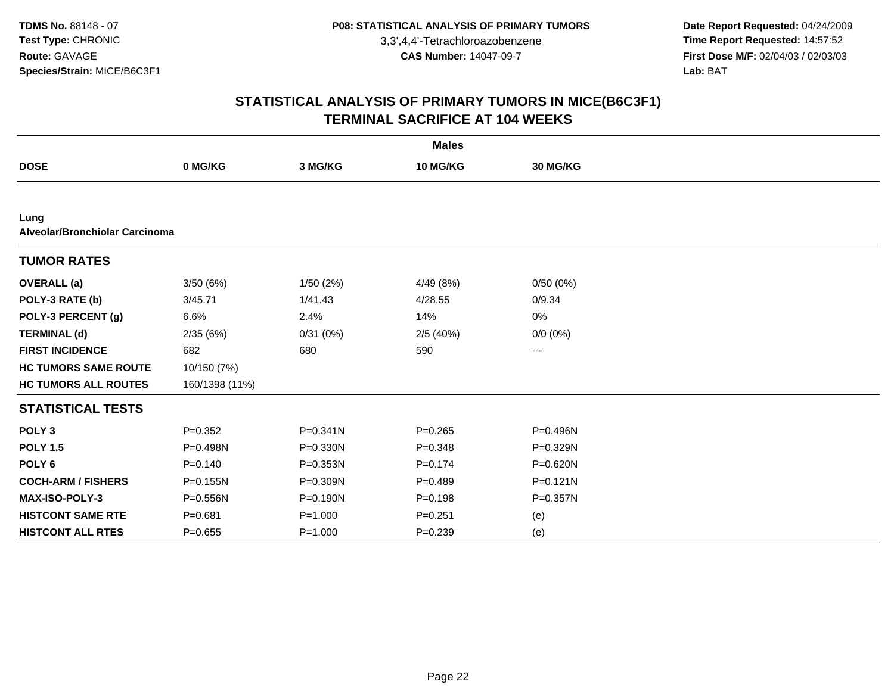**TDMS No.** 88148 - 07
**Test Type:** CHRONIC
**Route:** GAVAGE
**Species/Strain:** MICE/B6C3F1

**P08: STATISTICAL ANALYSIS OF PRIMARY TUMORS**
3,3',4,4'-Tetrachloroazobenzene
**CAS Number:** 14047-09-7

**Date Report Requested:** 04/24/2009
**Time Report Requested:** 14:57:52
**First Dose M/F:** 02/04/03 / 02/03/03
**Lab:** BAT

## STATISTICAL ANALYSIS OF PRIMARY TUMORS IN MICE(B6C3F1)
## TERMINAL SACRIFICE AT 104 WEEKS

| | Males | | | |
|---|---|---|---|---|
| **DOSE** | **0 MG/KG** | **3 MG/KG** | **10 MG/KG** | **30 MG/KG** |
| **Lung** | | | | |
| **Alveolar/Bronchiolar Carcinoma** | | | | |
| **TUMOR RATES** | | | | |
| **OVERALL (a)** | 3/50 (6%) | 1/50 (2%) | 4/49 (8%) | 0/50 (0%) |
| **POLY-3 RATE (b)** | 3/45.71 | 1/41.43 | 4/28.55 | 0/9.34 |
| **POLY-3 PERCENT (g)** | 6.6% | 2.4% | 14% | 0% |
| **TERMINAL (d)** | 2/35 (6%) | 0/31 (0%) | 2/5 (40%) | 0/0 (0%) |
| **FIRST INCIDENCE** | 682 | 680 | 590 | --- |
| **HC TUMORS SAME ROUTE** | 10/150 (7%) | | | |
| **HC TUMORS ALL ROUTES** | 160/1398 (11%) | | | |
| **STATISTICAL TESTS** | | | | |
| **POLY 3** | P=0.352 | P=0.341N | P=0.265 | P=0.496N |
| **POLY 1.5** | P=0.498N | P=0.330N | P=0.348 | P=0.329N |
| **POLY 6** | P=0.140 | P=0.353N | P=0.174 | P=0.620N |
| **COCH-ARM / FISHERS** | P=0.155N | P=0.309N | P=0.489 | P=0.121N |
| **MAX-ISO-POLY-3** | P=0.556N | P=0.190N | P=0.198 | P=0.357N |
| **HISTCONT SAME RTE** | P=0.681 | P=1.000 | P=0.251 | (e) |
| **HISTCONT ALL RTES** | P=0.655 | P=1.000 | P=0.239 | (e) |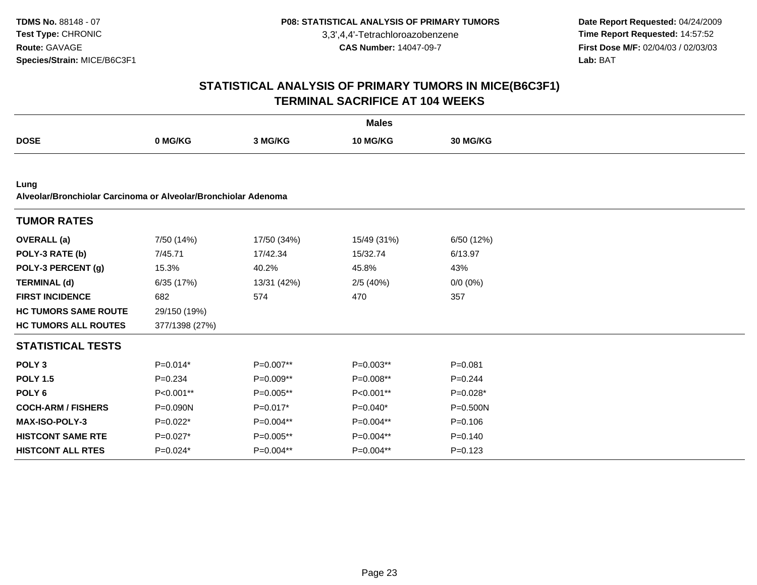**TDMS No.** 88148 - 07
**Test Type:** CHRONIC
**Route:** GAVAGE
**Species/Strain:** MICE/B6C3F1

**P08: STATISTICAL ANALYSIS OF PRIMARY TUMORS**
3,3',4,4'-Tetrachloroazobenzene
**CAS Number:** 14047-09-7

**Date Report Requested:** 04/24/2009
**Time Report Requested:** 14:57:52
**First Dose M/F:** 02/04/03 / 02/03/03
**Lab:** BAT

# STATISTICAL ANALYSIS OF PRIMARY TUMORS IN MICE(B6C3F1) TERMINAL SACRIFICE AT 104 WEEKS

**Males**

| DOSE | 0 MG/KG | 3 MG/KG | 10 MG/KG | 30 MG/KG |
|---|---|---|---|---|

**Lung**
**Alveolar/Bronchiolar Carcinoma or Alveolar/Bronchiolar Adenoma**

| TUMOR RATES | | | | |
|---|---|---|---|---|
| **OVERALL (a)** | 7/50 (14%) | 17/50 (34%) | 15/49 (31%) | 6/50 (12%) |
| **POLY-3 RATE (b)** | 7/45.71 | 17/42.34 | 15/32.74 | 6/13.97 |
| **POLY-3 PERCENT (g)** | 15.3% | 40.2% | 45.8% | 43% |
| **TERMINAL (d)** | 6/35 (17%) | 13/31 (42%) | 2/5 (40%) | 0/0 (0%) |
| **FIRST INCIDENCE** | 682 | 574 | 470 | 357 |
| **HC TUMORS SAME ROUTE** | 29/150 (19%) | | | |
| **HC TUMORS ALL ROUTES** | 377/1398 (27%) | | | |

| STATISTICAL TESTS | | | | |
|---|---|---|---|---|
| **POLY 3** | P=0.014* | P=0.007** | P=0.003** | P=0.081 |
| **POLY 1.5** | P=0.234 | P=0.009** | P=0.008** | P=0.244 |
| **POLY 6** | P<0.001** | P=0.005** | P<0.001** | P=0.028* |
| **COCH-ARM / FISHERS** | P=0.090N | P=0.017* | P=0.040* | P=0.500N |
| **MAX-ISO-POLY-3** | P=0.022* | P=0.004** | P=0.004** | P=0.106 |
| **HISTCONT SAME RTE** | P=0.027* | P=0.005** | P=0.004** | P=0.140 |
| **HISTCONT ALL RTES** | P=0.024* | P=0.004** | P=0.004** | P=0.123 |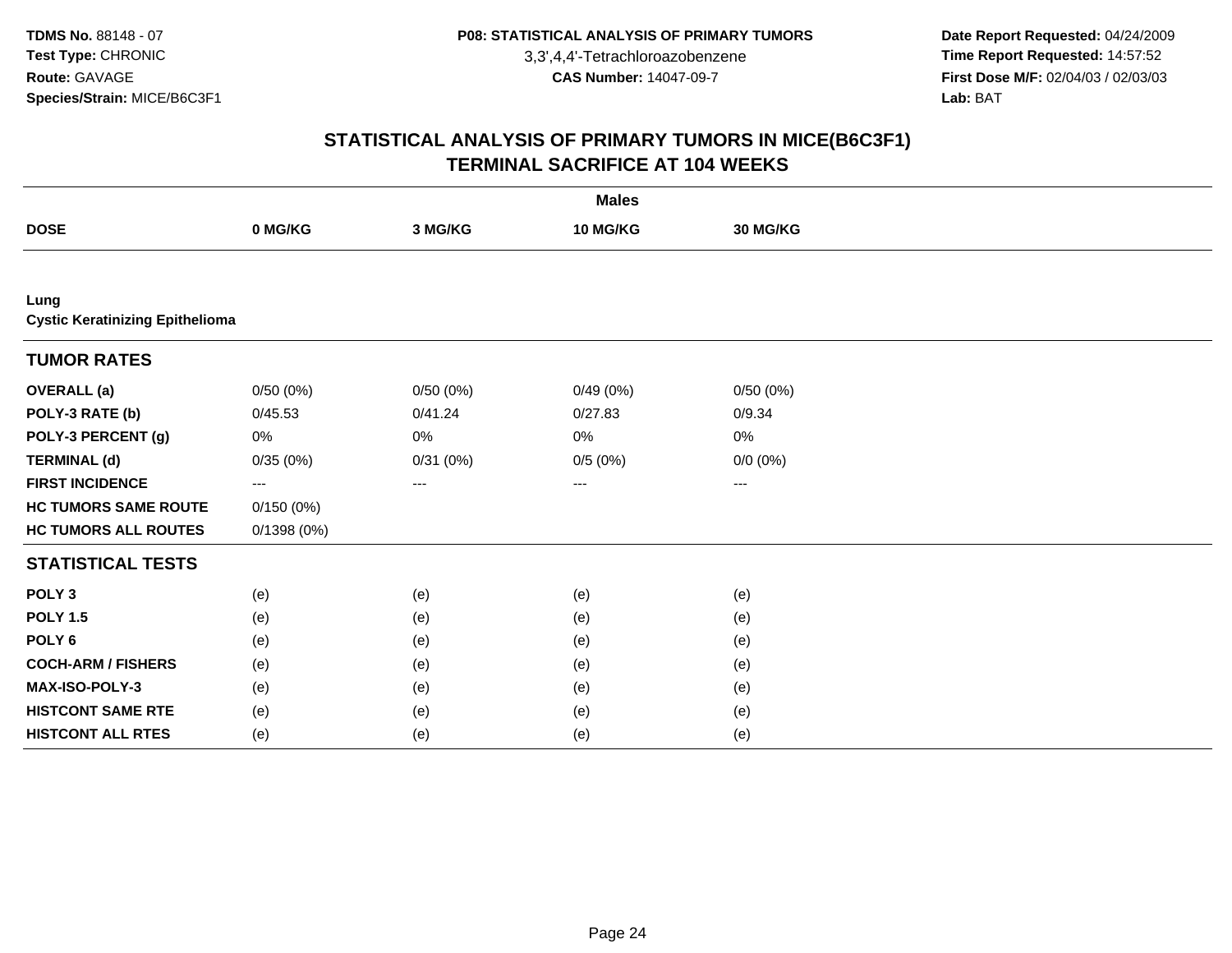**TDMS No.** 88148 - 07
**Test Type:** CHRONIC
**Route:** GAVAGE
**Species/Strain:** MICE/B6C3F1

**P08: STATISTICAL ANALYSIS OF PRIMARY TUMORS**
3,3',4,4'-Tetrachloroazobenzene
**CAS Number:** 14047-09-7

**Date Report Requested:** 04/24/2009
**Time Report Requested:** 14:57:52
**First Dose M/F:** 02/04/03 / 02/03/03
**Lab:** BAT

## STATISTICAL ANALYSIS OF PRIMARY TUMORS IN MICE(B6C3F1)
## TERMINAL SACRIFICE AT 104 WEEKS

| | Males | | | |
|---|---|---|---|---|
| **DOSE** | **0 MG/KG** | **3 MG/KG** | **10 MG/KG** | **30 MG/KG** |
| **Lung** | | | | |
| **Cystic Keratinizing Epithelioma** | | | | |
| **TUMOR RATES** | | | | |
| **OVERALL (a)** | 0/50 (0%) | 0/50 (0%) | 0/49 (0%) | 0/50 (0%) |
| **POLY-3 RATE (b)** | 0/45.53 | 0/41.24 | 0/27.83 | 0/9.34 |
| **POLY-3 PERCENT (g)** | 0% | 0% | 0% | 0% |
| **TERMINAL (d)** | 0/35 (0%) | 0/31 (0%) | 0/5 (0%) | 0/0 (0%) |
| **FIRST INCIDENCE** | --- | --- | --- | --- |
| **HC TUMORS SAME ROUTE** | 0/150 (0%) | | | |
| **HC TUMORS ALL ROUTES** | 0/1398 (0%) | | | |
| **STATISTICAL TESTS** | | | | |
| **POLY 3** | (e) | (e) | (e) | (e) |
| **POLY 1.5** | (e) | (e) | (e) | (e) |
| **POLY 6** | (e) | (e) | (e) | (e) |
| **COCH-ARM / FISHERS** | (e) | (e) | (e) | (e) |
| **MAX-ISO-POLY-3** | (e) | (e) | (e) | (e) |
| **HISTCONT SAME RTE** | (e) | (e) | (e) | (e) |
| **HISTCONT ALL RTES** | (e) | (e) | (e) | (e) |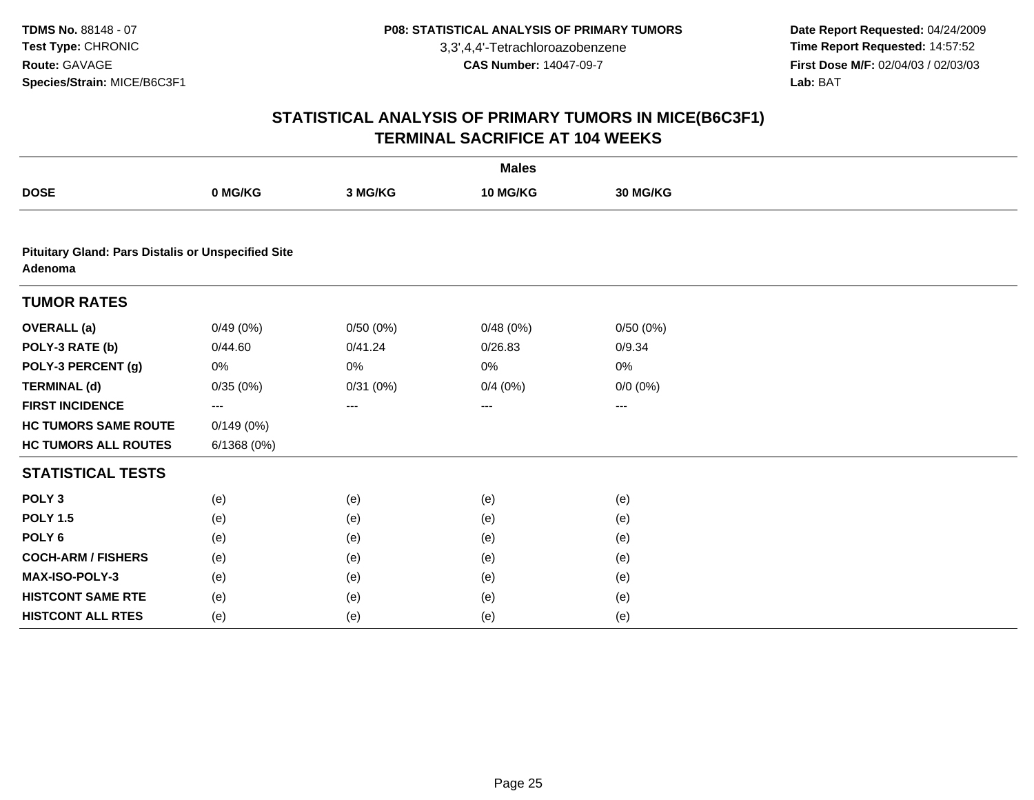# STATISTICAL ANALYSIS OF PRIMARY TUMORS IN MICE(B6C3F1)
## TERMINAL SACRIFICE AT 104 WEEKS

| | Males | | | |
|---|---|---|---|---|
| **DOSE** | **0 MG/KG** | **3 MG/KG** | **10 MG/KG** | **30 MG/KG** |
| **Pituitary Gland: Pars Distalis or Unspecified Site Adenoma** | | | | |
| **TUMOR RATES** | | | | |
| **OVERALL (a)** | 0/49 (0%) | 0/50 (0%) | 0/48 (0%) | 0/50 (0%) |
| **POLY-3 RATE (b)** | 0/44.60 | 0/41.24 | 0/26.83 | 0/9.34 |
| **POLY-3 PERCENT (g)** | 0% | 0% | 0% | 0% |
| **TERMINAL (d)** | 0/35 (0%) | 0/31 (0%) | 0/4 (0%) | 0/0 (0%) |
| **FIRST INCIDENCE** | --- | --- | --- | --- |
| **HC TUMORS SAME ROUTE** | 0/149 (0%) | | | |
| **HC TUMORS ALL ROUTES** | 6/1368 (0%) | | | |
| **STATISTICAL TESTS** | | | | |
| **POLY 3** | (e) | (e) | (e) | (e) |
| **POLY 1.5** | (e) | (e) | (e) | (e) |
| **POLY 6** | (e) | (e) | (e) | (e) |
| **COCH-ARM / FISHERS** | (e) | (e) | (e) | (e) |
| **MAX-ISO-POLY-3** | (e) | (e) | (e) | (e) |
| **HISTCONT SAME RTE** | (e) | (e) | (e) | (e) |
| **HISTCONT ALL RTES** | (e) | (e) | (e) | (e) |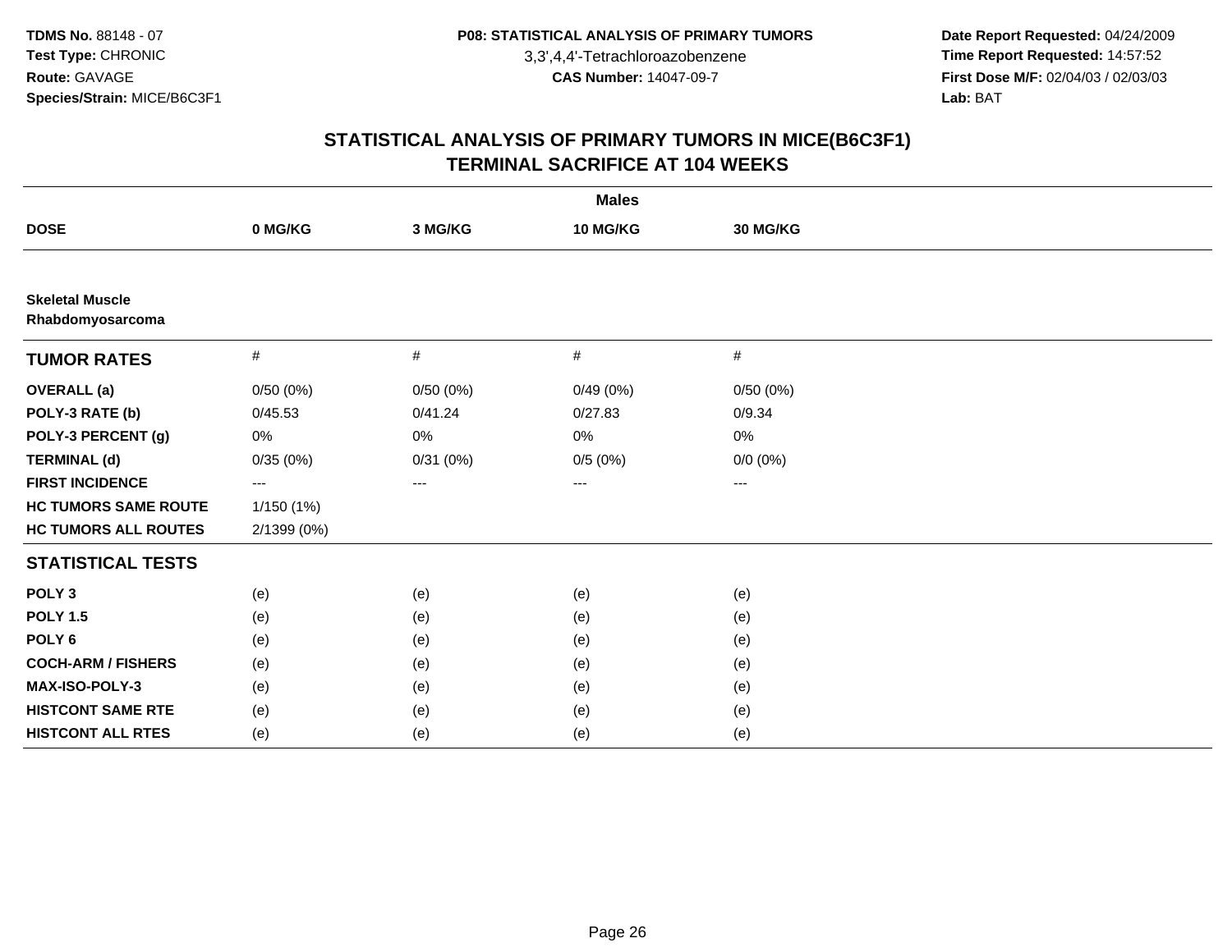TDMS No. 88148 - 07
Test Type: CHRONIC
Route: GAVAGE
Species/Strain: MICE/B6C3F1

P08: STATISTICAL ANALYSIS OF PRIMARY TUMORS
3,3',4,4'-Tetrachloroazobenzene
CAS Number: 14047-09-7

Date Report Requested: 04/24/2009
Time Report Requested: 14:57:52
First Dose M/F: 02/04/03 / 02/03/03
Lab: BAT

# STATISTICAL ANALYSIS OF PRIMARY TUMORS IN MICE(B6C3F1)
## TERMINAL SACRIFICE AT 104 WEEKS

| | Males | | | |
|---|---|---|---|---|
| **DOSE** | **0 MG/KG** | **3 MG/KG** | **10 MG/KG** | **30 MG/KG** |
| **Skeletal Muscle Rhabdomyosarcoma** | | | | |
| **TUMOR RATES** | # | # | # | # |
| **OVERALL (a)** | 0/50 (0%) | 0/50 (0%) | 0/49 (0%) | 0/50 (0%) |
| **POLY-3 RATE (b)** | 0/45.53 | 0/41.24 | 0/27.83 | 0/9.34 |
| **POLY-3 PERCENT (g)** | 0% | 0% | 0% | 0% |
| **TERMINAL (d)** | 0/35 (0%) | 0/31 (0%) | 0/5 (0%) | 0/0 (0%) |
| **FIRST INCIDENCE** | --- | --- | --- | --- |
| **HC TUMORS SAME ROUTE** | 1/150 (1%) | | | |
| **HC TUMORS ALL ROUTES** | 2/1399 (0%) | | | |
| **STATISTICAL TESTS** | | | | |
| **POLY 3** | (e) | (e) | (e) | (e) |
| **POLY 1.5** | (e) | (e) | (e) | (e) |
| **POLY 6** | (e) | (e) | (e) | (e) |
| **COCH-ARM / FISHERS** | (e) | (e) | (e) | (e) |
| **MAX-ISO-POLY-3** | (e) | (e) | (e) | (e) |
| **HISTCONT SAME RTE** | (e) | (e) | (e) | (e) |
| **HISTCONT ALL RTES** | (e) | (e) | (e) | (e) |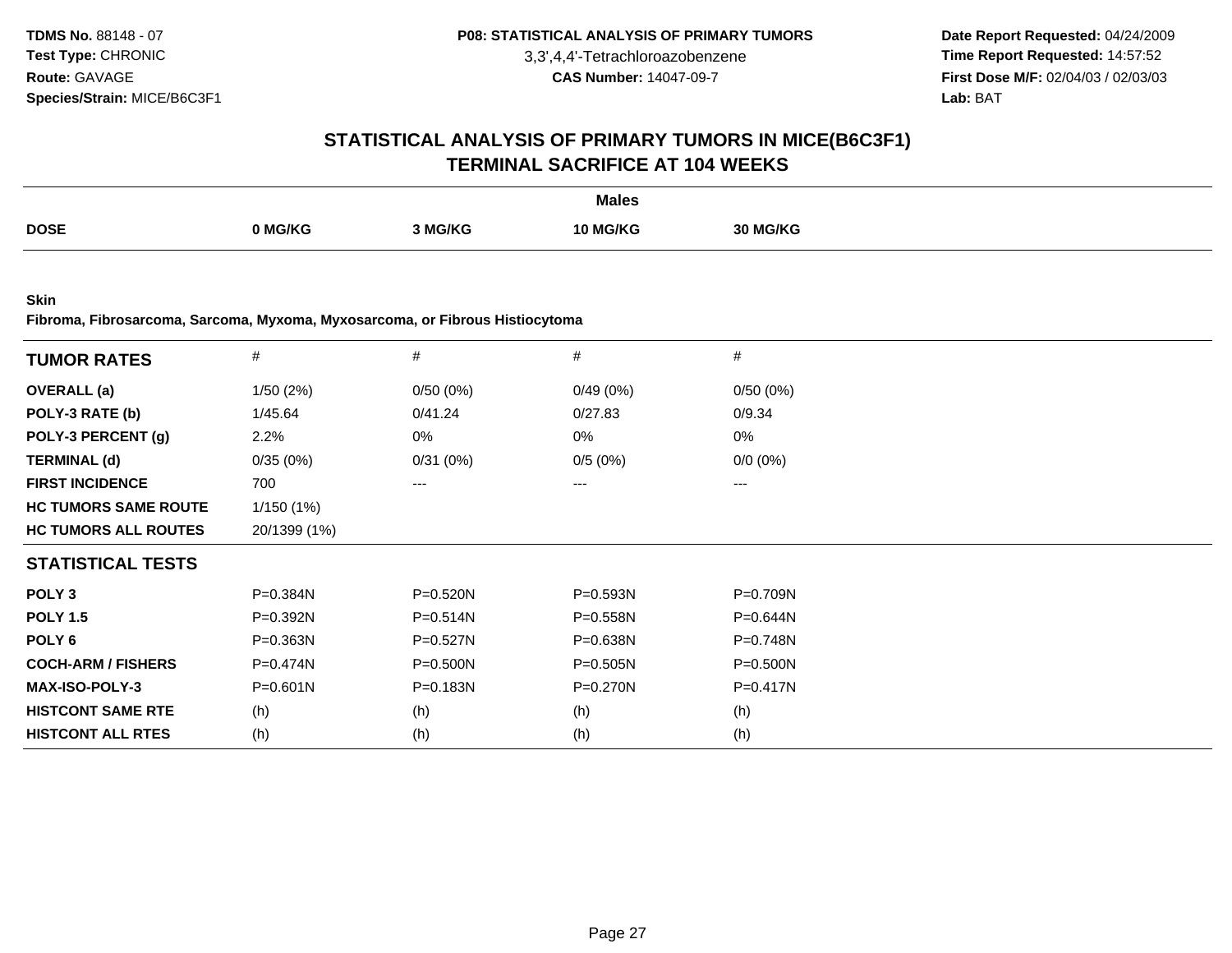# STATISTICAL ANALYSIS OF PRIMARY TUMORS IN MICE(B6C3F1)
## TERMINAL SACRIFICE AT 104 WEEKS

| | Males | | | |
|---|---|---|---|---|
| **DOSE** | **0 MG/KG** | **3 MG/KG** | **10 MG/KG** | **30 MG/KG** |

**Skin**
**Fibroma, Fibrosarcoma, Sarcoma, Myxoma, Myxosarcoma, or Fibrous Histiocytoma**

| **TUMOR RATES** | # | # | # | # |
|---|---|---|---|---|
| **OVERALL (a)** | 1/50 (2%) | 0/50 (0%) | 0/49 (0%) | 0/50 (0%) |
| **POLY-3 RATE (b)** | 1/45.64 | 0/41.24 | 0/27.83 | 0/9.34 |
| **POLY-3 PERCENT (g)** | 2.2% | 0% | 0% | 0% |
| **TERMINAL (d)** | 0/35 (0%) | 0/31 (0%) | 0/5 (0%) | 0/0 (0%) |
| **FIRST INCIDENCE** | 700 | --- | --- | --- |
| **HC TUMORS SAME ROUTE** | 1/150 (1%) | | | |
| **HC TUMORS ALL ROUTES** | 20/1399 (1%) | | | |
| **STATISTICAL TESTS** | | | | |
| **POLY 3** | P=0.384N | P=0.520N | P=0.593N | P=0.709N |
| **POLY 1.5** | P=0.392N | P=0.514N | P=0.558N | P=0.644N |
| **POLY 6** | P=0.363N | P=0.527N | P=0.638N | P=0.748N |
| **COCH-ARM / FISHERS** | P=0.474N | P=0.500N | P=0.505N | P=0.500N |
| **MAX-ISO-POLY-3** | P=0.601N | P=0.183N | P=0.270N | P=0.417N |
| **HISTCONT SAME RTE** | (h) | (h) | (h) | (h) |
| **HISTCONT ALL RTES** | (h) | (h) | (h) | (h) |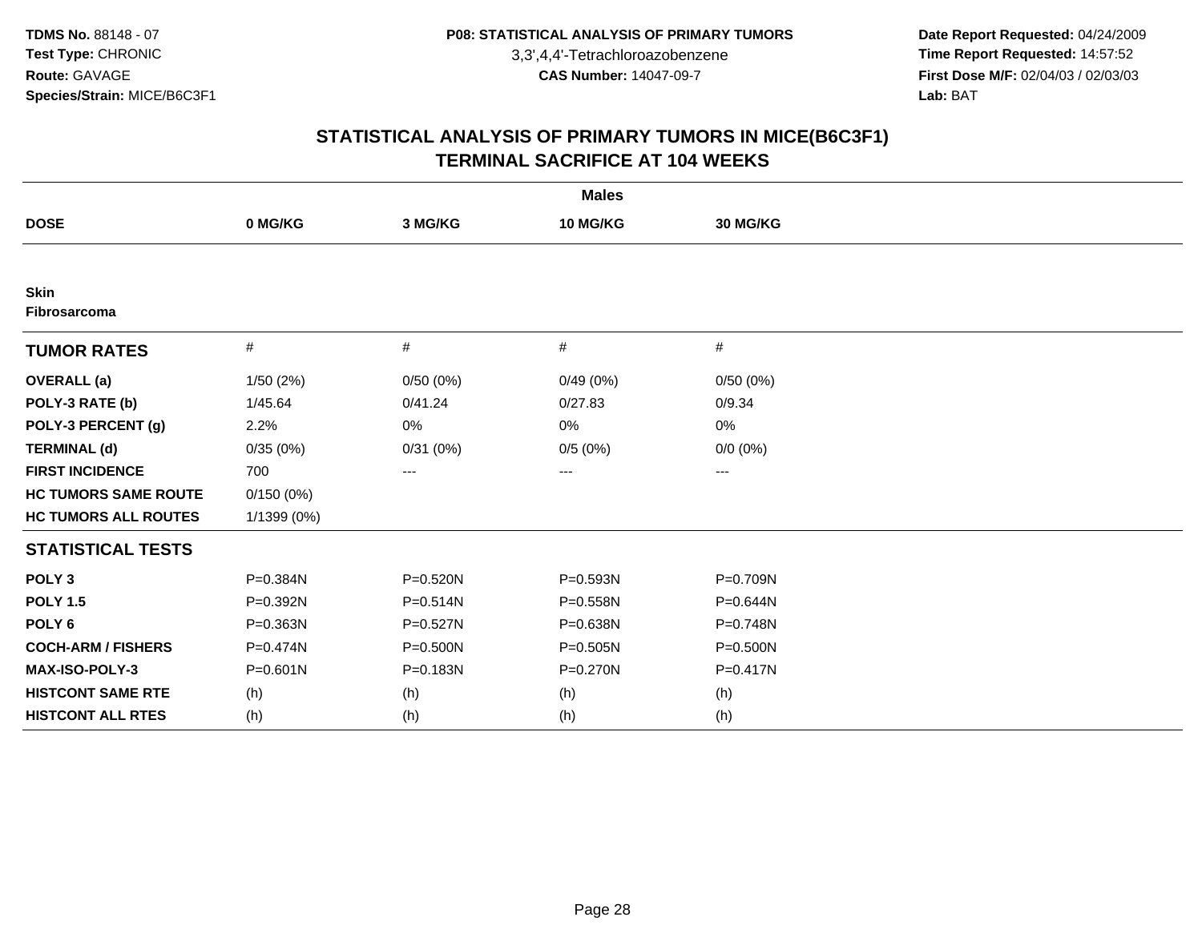**TDMS No.** 88148 - 07
**Test Type:** CHRONIC
**Route:** GAVAGE
**Species/Strain:** MICE/B6C3F1

**P08: STATISTICAL ANALYSIS OF PRIMARY TUMORS**
3,3',4,4'-Tetrachloroazobenzene
**CAS Number:** 14047-09-7

**Date Report Requested:** 04/24/2009
**Time Report Requested:** 14:57:52
**First Dose M/F:** 02/04/03 / 02/03/03
**Lab:** BAT

## STATISTICAL ANALYSIS OF PRIMARY TUMORS IN MICE(B6C3F1)
## TERMINAL SACRIFICE AT 104 WEEKS

| | Males | | | |
|---|---|---|---|---|
| **DOSE** | **0 MG/KG** | **3 MG/KG** | **10 MG/KG** | **30 MG/KG** |
| **Skin** | | | | |
| **Fibrosarcoma** | | | | |
| **TUMOR RATES** | # | # | # | # |
| **OVERALL (a)** | 1/50 (2%) | 0/50 (0%) | 0/49 (0%) | 0/50 (0%) |
| **POLY-3 RATE (b)** | 1/45.64 | 0/41.24 | 0/27.83 | 0/9.34 |
| **POLY-3 PERCENT (g)** | 2.2% | 0% | 0% | 0% |
| **TERMINAL (d)** | 0/35 (0%) | 0/31 (0%) | 0/5 (0%) | 0/0 (0%) |
| **FIRST INCIDENCE** | 700 | --- | --- | --- |
| **HC TUMORS SAME ROUTE** | 0/150 (0%) | | | |
| **HC TUMORS ALL ROUTES** | 1/1399 (0%) | | | |
| **STATISTICAL TESTS** | | | | |
| **POLY 3** | P=0.384N | P=0.520N | P=0.593N | P=0.709N |
| **POLY 1.5** | P=0.392N | P=0.514N | P=0.558N | P=0.644N |
| **POLY 6** | P=0.363N | P=0.527N | P=0.638N | P=0.748N |
| **COCH-ARM / FISHERS** | P=0.474N | P=0.500N | P=0.505N | P=0.500N |
| **MAX-ISO-POLY-3** | P=0.601N | P=0.183N | P=0.270N | P=0.417N |
| **HISTCONT SAME RTE** | (h) | (h) | (h) | (h) |
| **HISTCONT ALL RTES** | (h) | (h) | (h) | (h) |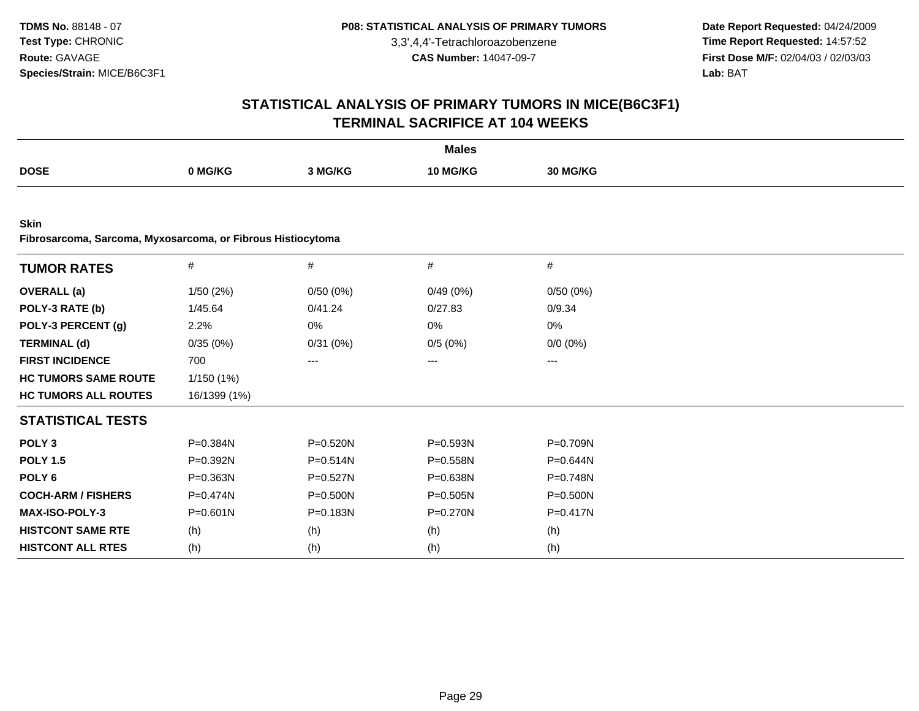**TDMS No.** 88148 - 07
**Test Type:** CHRONIC
**Route:** GAVAGE
**Species/Strain:** MICE/B6C3F1

**P08: STATISTICAL ANALYSIS OF PRIMARY TUMORS**
3,3',4,4'-Tetrachloroazobenzene
**CAS Number:** 14047-09-7

**Date Report Requested:** 04/24/2009
**Time Report Requested:** 14:57:52
**First Dose M/F:** 02/04/03 / 02/03/03
**Lab:** BAT

## STATISTICAL ANALYSIS OF PRIMARY TUMORS IN MICE(B6C3F1)
## TERMINAL SACRIFICE AT 104 WEEKS

**Males**

| DOSE | 0 MG/KG | 3 MG/KG | 10 MG/KG | 30 MG/KG |
|---|---|---|---|---|

**Skin**
**Fibrosarcoma, Sarcoma, Myxosarcoma, or Fibrous Histiocytoma**

| TUMOR RATES | # | # | # | # |
|---|---|---|---|---|
| **OVERALL (a)** | 1/50 (2%) | 0/50 (0%) | 0/49 (0%) | 0/50 (0%) |
| **POLY-3 RATE (b)** | 1/45.64 | 0/41.24 | 0/27.83 | 0/9.34 |
| **POLY-3 PERCENT (g)** | 2.2% | 0% | 0% | 0% |
| **TERMINAL (d)** | 0/35 (0%) | 0/31 (0%) | 0/5 (0%) | 0/0 (0%) |
| **FIRST INCIDENCE** | 700 | --- | --- | --- |
| **HC TUMORS SAME ROUTE** | 1/150 (1%) | | | |
| **HC TUMORS ALL ROUTES** | 16/1399 (1%) | | | |
| **STATISTICAL TESTS** | | | | |
| **POLY 3** | P=0.384N | P=0.520N | P=0.593N | P=0.709N |
| **POLY 1.5** | P=0.392N | P=0.514N | P=0.558N | P=0.644N |
| **POLY 6** | P=0.363N | P=0.527N | P=0.638N | P=0.748N |
| **COCH-ARM / FISHERS** | P=0.474N | P=0.500N | P=0.505N | P=0.500N |
| **MAX-ISO-POLY-3** | P=0.601N | P=0.183N | P=0.270N | P=0.417N |
| **HISTCONT SAME RTE** | (h) | (h) | (h) | (h) |
| **HISTCONT ALL RTES** | (h) | (h) | (h) | (h) |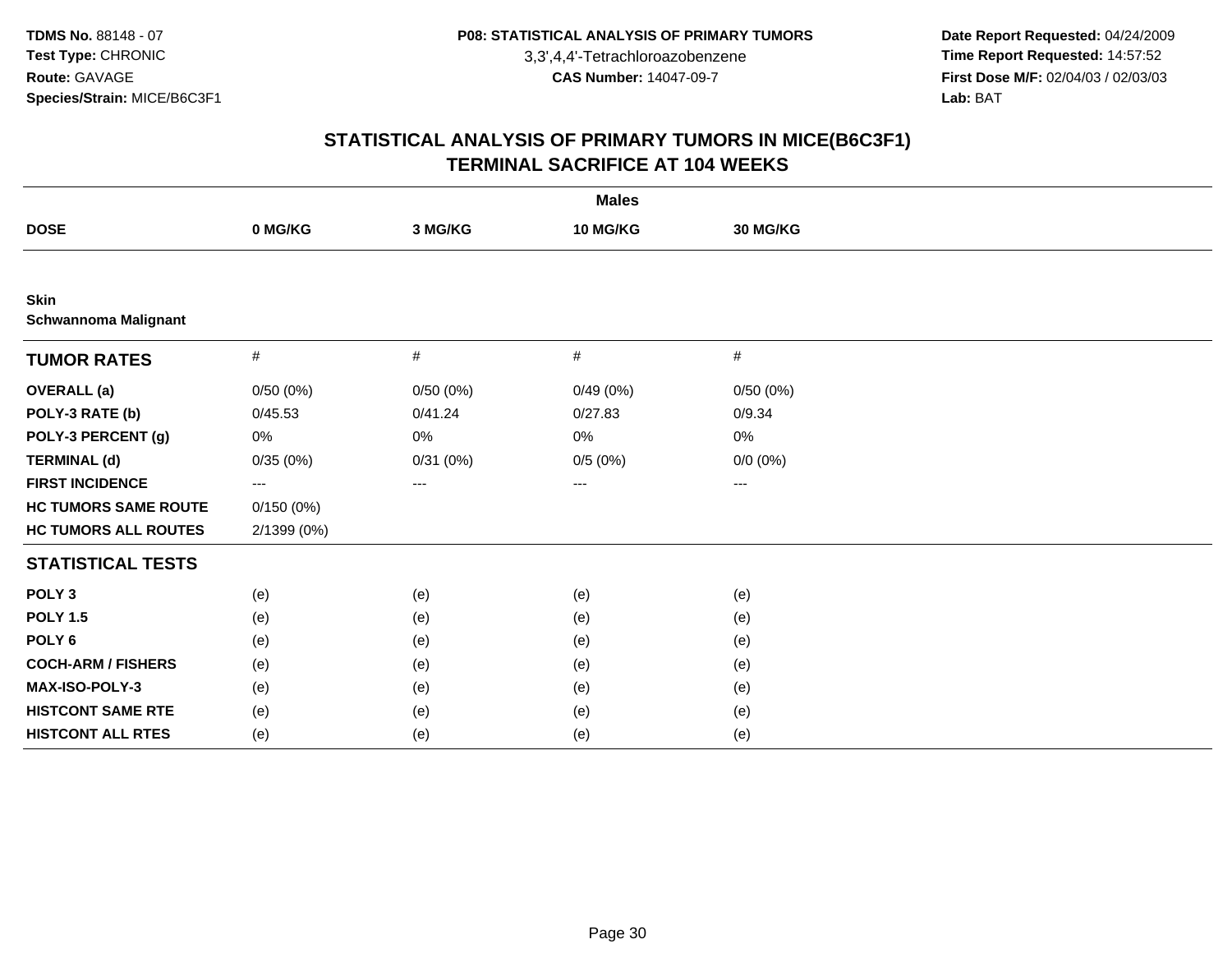**TDMS No.** 88148 - 07
**Test Type:** CHRONIC
**Route:** GAVAGE
**Species/Strain:** MICE/B6C3F1

**P08: STATISTICAL ANALYSIS OF PRIMARY TUMORS**
3,3',4,4'-Tetrachloroazobenzene
**CAS Number:** 14047-09-7

**Date Report Requested:** 04/24/2009
**Time Report Requested:** 14:57:52
**First Dose M/F:** 02/04/03 / 02/03/03
**Lab:** BAT

## STATISTICAL ANALYSIS OF PRIMARY TUMORS IN MICE(B6C3F1)
## TERMINAL SACRIFICE AT 104 WEEKS

| | Males | | | |
|---|---|---|---|---|
| **DOSE** | **0 MG/KG** | **3 MG/KG** | **10 MG/KG** | **30 MG/KG** |
| **Skin** | | | | |
| **Schwannoma Malignant** | | | | |
| **TUMOR RATES** | # | # | # | # |
| **OVERALL (a)** | 0/50 (0%) | 0/50 (0%) | 0/49 (0%) | 0/50 (0%) |
| **POLY-3 RATE (b)** | 0/45.53 | 0/41.24 | 0/27.83 | 0/9.34 |
| **POLY-3 PERCENT (g)** | 0% | 0% | 0% | 0% |
| **TERMINAL (d)** | 0/35 (0%) | 0/31 (0%) | 0/5 (0%) | 0/0 (0%) |
| **FIRST INCIDENCE** | --- | --- | --- | --- |
| **HC TUMORS SAME ROUTE** | 0/150 (0%) | | | |
| **HC TUMORS ALL ROUTES** | 2/1399 (0%) | | | |
| **STATISTICAL TESTS** | | | | |
| **POLY 3** | (e) | (e) | (e) | (e) |
| **POLY 1.5** | (e) | (e) | (e) | (e) |
| **POLY 6** | (e) | (e) | (e) | (e) |
| **COCH-ARM / FISHERS** | (e) | (e) | (e) | (e) |
| **MAX-ISO-POLY-3** | (e) | (e) | (e) | (e) |
| **HISTCONT SAME RTE** | (e) | (e) | (e) | (e) |
| **HISTCONT ALL RTES** | (e) | (e) | (e) | (e) |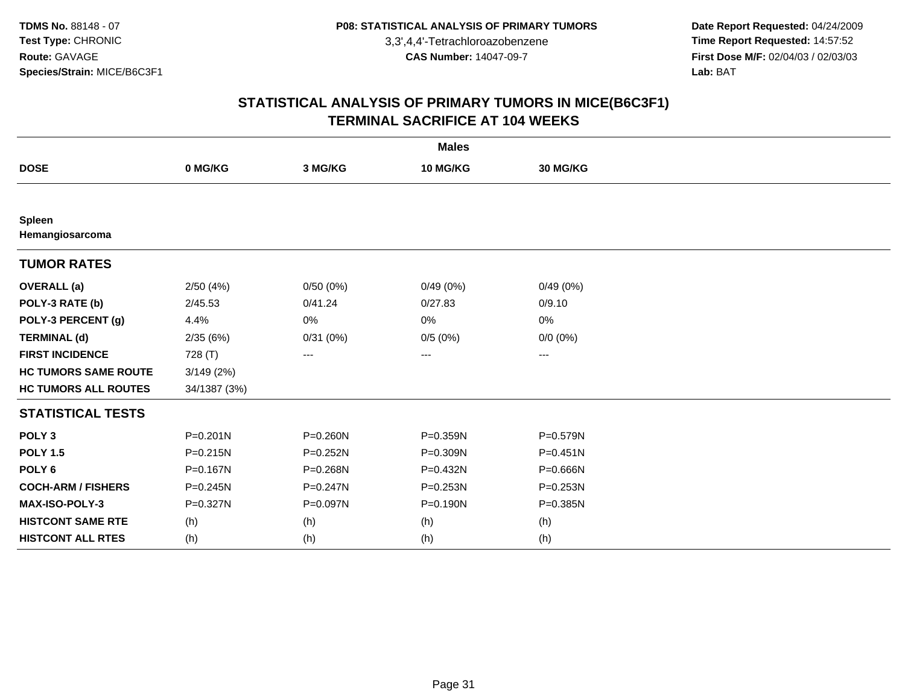TDMS No. 88148 - 07
Test Type: CHRONIC
Route: GAVAGE
Species/Strain: MICE/B6C3F1

P08: STATISTICAL ANALYSIS OF PRIMARY TUMORS
3,3',4,4'-Tetrachloroazobenzene
CAS Number: 14047-09-7

Date Report Requested: 04/24/2009
Time Report Requested: 14:57:52
First Dose M/F: 02/04/03 / 02/03/03
Lab: BAT

# STATISTICAL ANALYSIS OF PRIMARY TUMORS IN MICE(B6C3F1)
## TERMINAL SACRIFICE AT 104 WEEKS

| | Males | | | |
|---|---|---|---|---|
| **DOSE** | **0 MG/KG** | **3 MG/KG** | **10 MG/KG** | **30 MG/KG** |
| **Spleen** | | | | |
| **Hemangiosarcoma** | | | | |
| **TUMOR RATES** | | | | |
| **OVERALL (a)** | 2/50 (4%) | 0/50 (0%) | 0/49 (0%) | 0/49 (0%) |
| **POLY-3 RATE (b)** | 2/45.53 | 0/41.24 | 0/27.83 | 0/9.10 |
| **POLY-3 PERCENT (g)** | 4.4% | 0% | 0% | 0% |
| **TERMINAL (d)** | 2/35 (6%) | 0/31 (0%) | 0/5 (0%) | 0/0 (0%) |
| **FIRST INCIDENCE** | 728 (T) | --- | --- | --- |
| **HC TUMORS SAME ROUTE** | 3/149 (2%) | | | |
| **HC TUMORS ALL ROUTES** | 34/1387 (3%) | | | |
| **STATISTICAL TESTS** | | | | |
| **POLY 3** | P=0.201N | P=0.260N | P=0.359N | P=0.579N |
| **POLY 1.5** | P=0.215N | P=0.252N | P=0.309N | P=0.451N |
| **POLY 6** | P=0.167N | P=0.268N | P=0.432N | P=0.666N |
| **COCH-ARM / FISHERS** | P=0.245N | P=0.247N | P=0.253N | P=0.253N |
| **MAX-ISO-POLY-3** | P=0.327N | P=0.097N | P=0.190N | P=0.385N |
| **HISTCONT SAME RTE** | (h) | (h) | (h) | (h) |
| **HISTCONT ALL RTES** | (h) | (h) | (h) | (h) |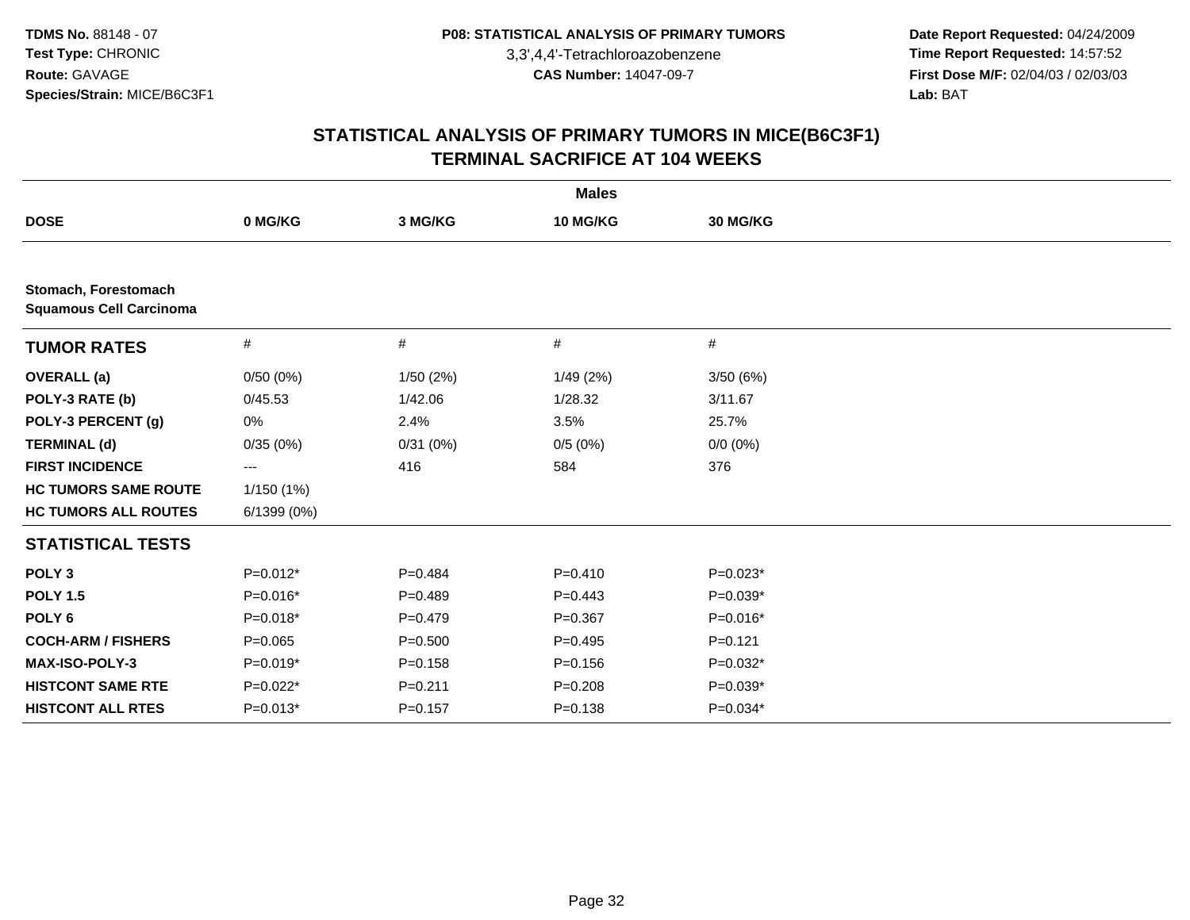**TDMS No.** 88148 - 07
**Test Type:** CHRONIC
**Route:** GAVAGE
**Species/Strain:** MICE/B6C3F1

**P08: STATISTICAL ANALYSIS OF PRIMARY TUMORS**
3,3',4,4'-Tetrachloroazobenzene
**CAS Number:** 14047-09-7

**Date Report Requested:** 04/24/2009
**Time Report Requested:** 14:57:52
**First Dose M/F:** 02/04/03 / 02/03/03
**Lab:** BAT

## STATISTICAL ANALYSIS OF PRIMARY TUMORS IN MICE(B6C3F1)
## TERMINAL SACRIFICE AT 104 WEEKS

| | **Males** | | | |
|---|---|---|---|---|
| **DOSE** | **0 MG/KG** | **3 MG/KG** | **10 MG/KG** | **30 MG/KG** |
| **Stomach, Forestomach** | | | | |
| **Squamous Cell Carcinoma** | | | | |
| **TUMOR RATES** | # | # | # | # |
| **OVERALL (a)** | 0/50 (0%) | 1/50 (2%) | 1/49 (2%) | 3/50 (6%) |
| **POLY-3 RATE (b)** | 0/45.53 | 1/42.06 | 1/28.32 | 3/11.67 |
| **POLY-3 PERCENT (g)** | 0% | 2.4% | 3.5% | 25.7% |
| **TERMINAL (d)** | 0/35 (0%) | 0/31 (0%) | 0/5 (0%) | 0/0 (0%) |
| **FIRST INCIDENCE** | --- | 416 | 584 | 376 |
| **HC TUMORS SAME ROUTE** | 1/150 (1%) | | | |
| **HC TUMORS ALL ROUTES** | 6/1399 (0%) | | | |
| **STATISTICAL TESTS** | | | | |
| **POLY 3** | P=0.012* | P=0.484 | P=0.410 | P=0.023* |
| **POLY 1.5** | P=0.016* | P=0.489 | P=0.443 | P=0.039* |
| **POLY 6** | P=0.018* | P=0.479 | P=0.367 | P=0.016* |
| **COCH-ARM / FISHERS** | P=0.065 | P=0.500 | P=0.495 | P=0.121 |
| **MAX-ISO-POLY-3** | P=0.019* | P=0.158 | P=0.156 | P=0.032* |
| **HISTCONT SAME RTE** | P=0.022* | P=0.211 | P=0.208 | P=0.039* |
| **HISTCONT ALL RTES** | P=0.013* | P=0.157 | P=0.138 | P=0.034* |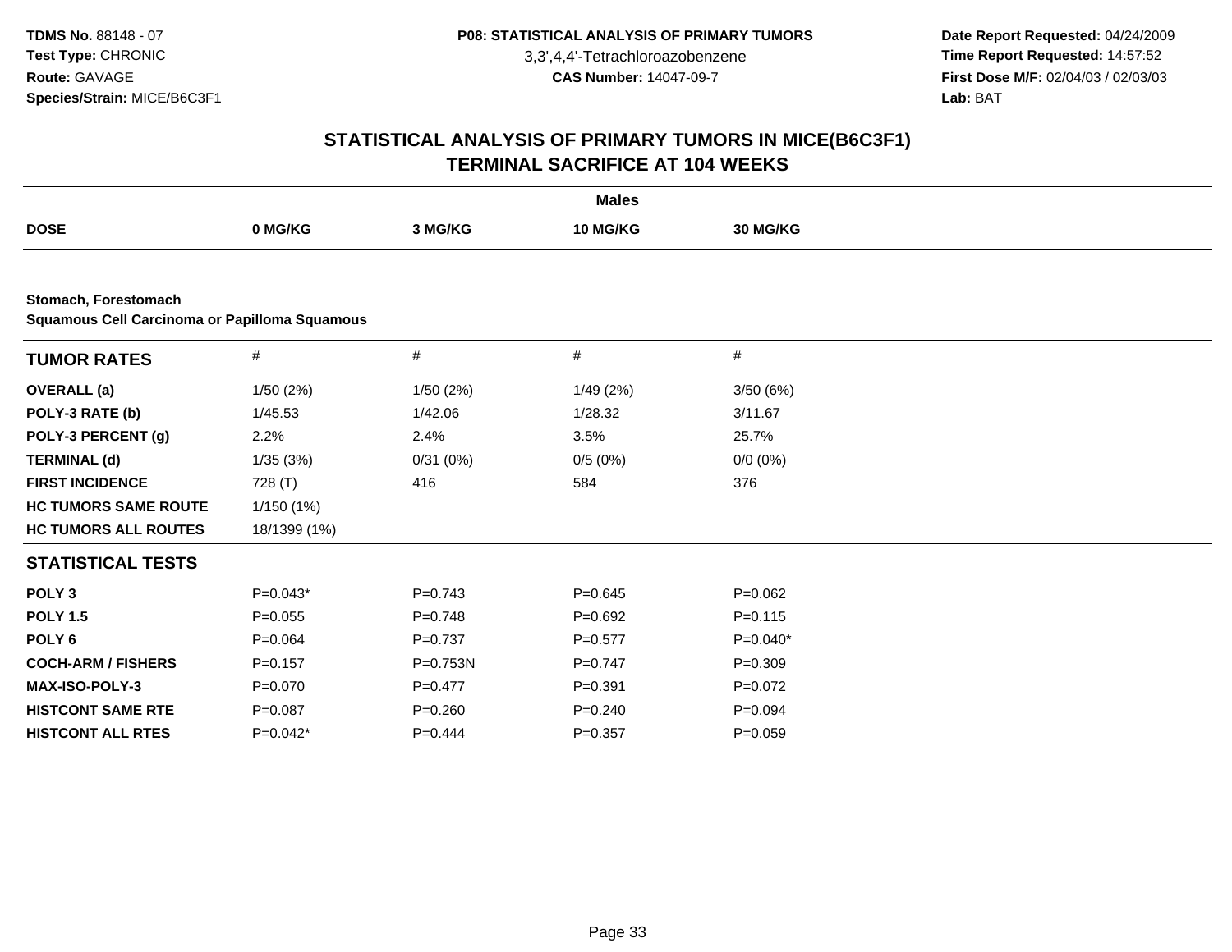TDMS No. 88148 - 07
Test Type: CHRONIC
Route: GAVAGE
Species/Strain: MICE/B6C3F1

P08: STATISTICAL ANALYSIS OF PRIMARY TUMORS
3,3',4,4'-Tetrachloroazobenzene
CAS Number: 14047-09-7

Date Report Requested: 04/24/2009
Time Report Requested: 14:57:52
First Dose M/F: 02/04/03 / 02/03/03
Lab: BAT

## STATISTICAL ANALYSIS OF PRIMARY TUMORS IN MICE(B6C3F1)
## TERMINAL SACRIFICE AT 104 WEEKS

| Males | | | | |
|---|---|---|---|---|
| **DOSE** | **0 MG/KG** | **3 MG/KG** | **10 MG/KG** | **30 MG/KG** |

**Stomach, Forestomach**
**Squamous Cell Carcinoma or Papilloma Squamous**

| **TUMOR RATES** | # | # | # | # |
|---|---|---|---|---|
| **OVERALL (a)** | 1/50 (2%) | 1/50 (2%) | 1/49 (2%) | 3/50 (6%) |
| **POLY-3 RATE (b)** | 1/45.53 | 1/42.06 | 1/28.32 | 3/11.67 |
| **POLY-3 PERCENT (g)** | 2.2% | 2.4% | 3.5% | 25.7% |
| **TERMINAL (d)** | 1/35 (3%) | 0/31 (0%) | 0/5 (0%) | 0/0 (0%) |
| **FIRST INCIDENCE** | 728 (T) | 416 | 584 | 376 |
| **HC TUMORS SAME ROUTE** | 1/150 (1%) | | | |
| **HC TUMORS ALL ROUTES** | 18/1399 (1%) | | | |
| **STATISTICAL TESTS** | | | | |
| **POLY 3** | P=0.043* | P=0.743 | P=0.645 | P=0.062 |
| **POLY 1.5** | P=0.055 | P=0.748 | P=0.692 | P=0.115 |
| **POLY 6** | P=0.064 | P=0.737 | P=0.577 | P=0.040* |
| **COCH-ARM / FISHERS** | P=0.157 | P=0.753N | P=0.747 | P=0.309 |
| **MAX-ISO-POLY-3** | P=0.070 | P=0.477 | P=0.391 | P=0.072 |
| **HISTCONT SAME RTE** | P=0.087 | P=0.260 | P=0.240 | P=0.094 |
| **HISTCONT ALL RTES** | P=0.042* | P=0.444 | P=0.357 | P=0.059 |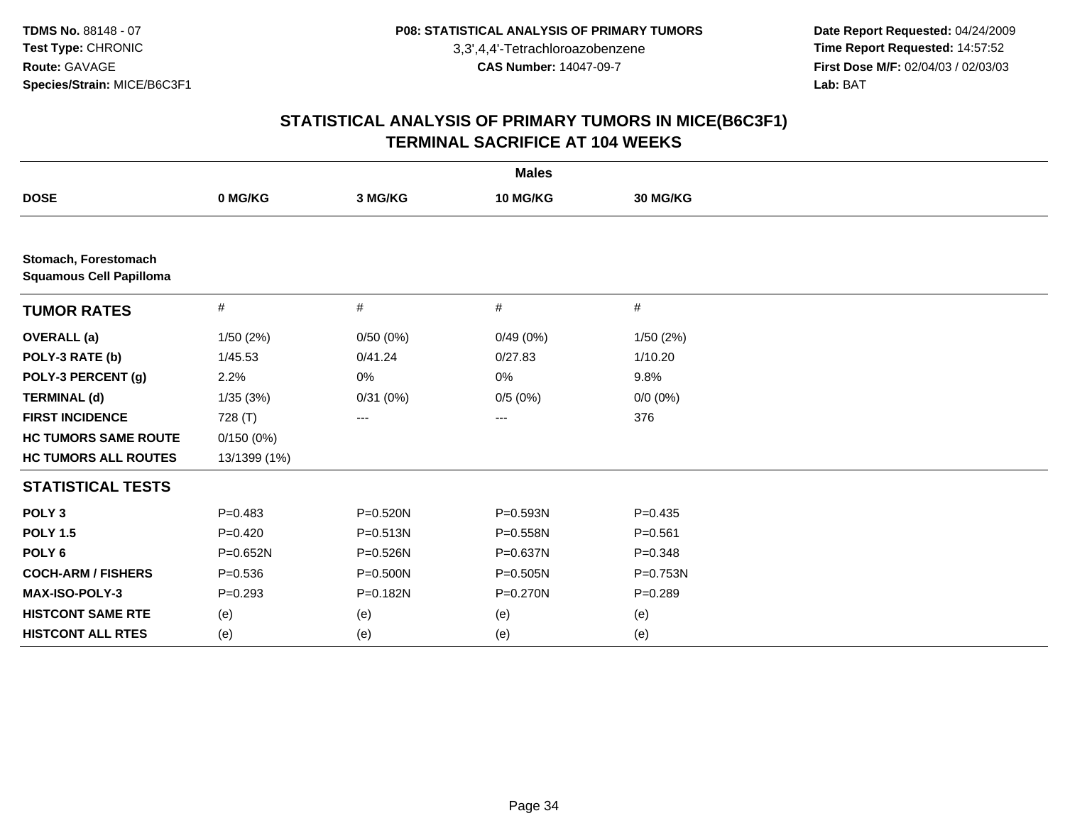TDMS No. 88148 - 07
Test Type: CHRONIC
Route: GAVAGE
Species/Strain: MICE/B6C3F1

P08: STATISTICAL ANALYSIS OF PRIMARY TUMORS
3,3',4,4'-Tetrachloroazobenzene
CAS Number: 14047-09-7

Date Report Requested: 04/24/2009
Time Report Requested: 14:57:52
First Dose M/F: 02/04/03 / 02/03/03
Lab: BAT

## STATISTICAL ANALYSIS OF PRIMARY TUMORS IN MICE(B6C3F1)
## TERMINAL SACRIFICE AT 104 WEEKS

| | Males | | | |
|---|---|---|---|---|
| **DOSE** | **0 MG/KG** | **3 MG/KG** | **10 MG/KG** | **30 MG/KG** |
| **Stomach, Forestomach** | | | | |
| **Squamous Cell Papilloma** | | | | |
| **TUMOR RATES** | # | # | # | # |
| **OVERALL (a)** | 1/50 (2%) | 0/50 (0%) | 0/49 (0%) | 1/50 (2%) |
| **POLY-3 RATE (b)** | 1/45.53 | 0/41.24 | 0/27.83 | 1/10.20 |
| **POLY-3 PERCENT (g)** | 2.2% | 0% | 0% | 9.8% |
| **TERMINAL (d)** | 1/35 (3%) | 0/31 (0%) | 0/5 (0%) | 0/0 (0%) |
| **FIRST INCIDENCE** | 728 (T) | --- | --- | 376 |
| **HC TUMORS SAME ROUTE** | 0/150 (0%) | | | |
| **HC TUMORS ALL ROUTES** | 13/1399 (1%) | | | |
| **STATISTICAL TESTS** | | | | |
| **POLY 3** | P=0.483 | P=0.520N | P=0.593N | P=0.435 |
| **POLY 1.5** | P=0.420 | P=0.513N | P=0.558N | P=0.561 |
| **POLY 6** | P=0.652N | P=0.526N | P=0.637N | P=0.348 |
| **COCH-ARM / FISHERS** | P=0.536 | P=0.500N | P=0.505N | P=0.753N |
| **MAX-ISO-POLY-3** | P=0.293 | P=0.182N | P=0.270N | P=0.289 |
| **HISTCONT SAME RTE** | (e) | (e) | (e) | (e) |
| **HISTCONT ALL RTES** | (e) | (e) | (e) | (e) |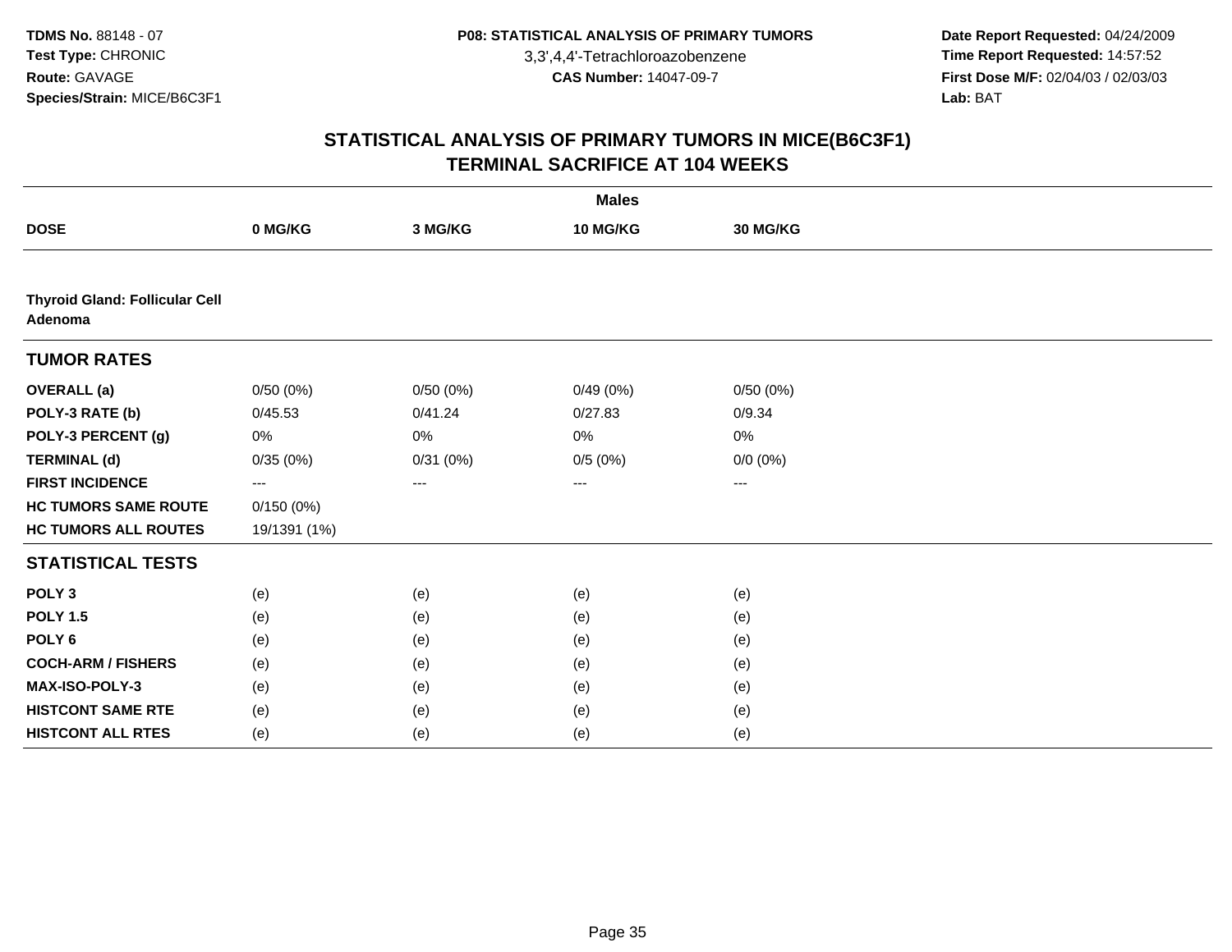TDMS No. 88148 - 07
Test Type: CHRONIC
Route: GAVAGE
Species/Strain: MICE/B6C3F1

P08: STATISTICAL ANALYSIS OF PRIMARY TUMORS
3,3',4,4'-Tetrachloroazobenzene
CAS Number: 14047-09-7

Date Report Requested: 04/24/2009
Time Report Requested: 14:57:52
First Dose M/F: 02/04/03 / 02/03/03
Lab: BAT

## STATISTICAL ANALYSIS OF PRIMARY TUMORS IN MICE(B6C3F1)
## TERMINAL SACRIFICE AT 104 WEEKS

| | Males | | | |
|---|---|---|---|---|
| **DOSE** | **0 MG/KG** | **3 MG/KG** | **10 MG/KG** | **30 MG/KG** |
| **Thyroid Gland: Follicular Cell Adenoma** | | | | |
| **TUMOR RATES** | | | | |
| **OVERALL (a)** | 0/50 (0%) | 0/50 (0%) | 0/49 (0%) | 0/50 (0%) |
| **POLY-3 RATE (b)** | 0/45.53 | 0/41.24 | 0/27.83 | 0/9.34 |
| **POLY-3 PERCENT (g)** | 0% | 0% | 0% | 0% |
| **TERMINAL (d)** | 0/35 (0%) | 0/31 (0%) | 0/5 (0%) | 0/0 (0%) |
| **FIRST INCIDENCE** | --- | --- | --- | --- |
| **HC TUMORS SAME ROUTE** | 0/150 (0%) | | | |
| **HC TUMORS ALL ROUTES** | 19/1391 (1%) | | | |
| **STATISTICAL TESTS** | | | | |
| **POLY 3** | (e) | (e) | (e) | (e) |
| **POLY 1.5** | (e) | (e) | (e) | (e) |
| **POLY 6** | (e) | (e) | (e) | (e) |
| **COCH-ARM / FISHERS** | (e) | (e) | (e) | (e) |
| **MAX-ISO-POLY-3** | (e) | (e) | (e) | (e) |
| **HISTCONT SAME RTE** | (e) | (e) | (e) | (e) |
| **HISTCONT ALL RTES** | (e) | (e) | (e) | (e) |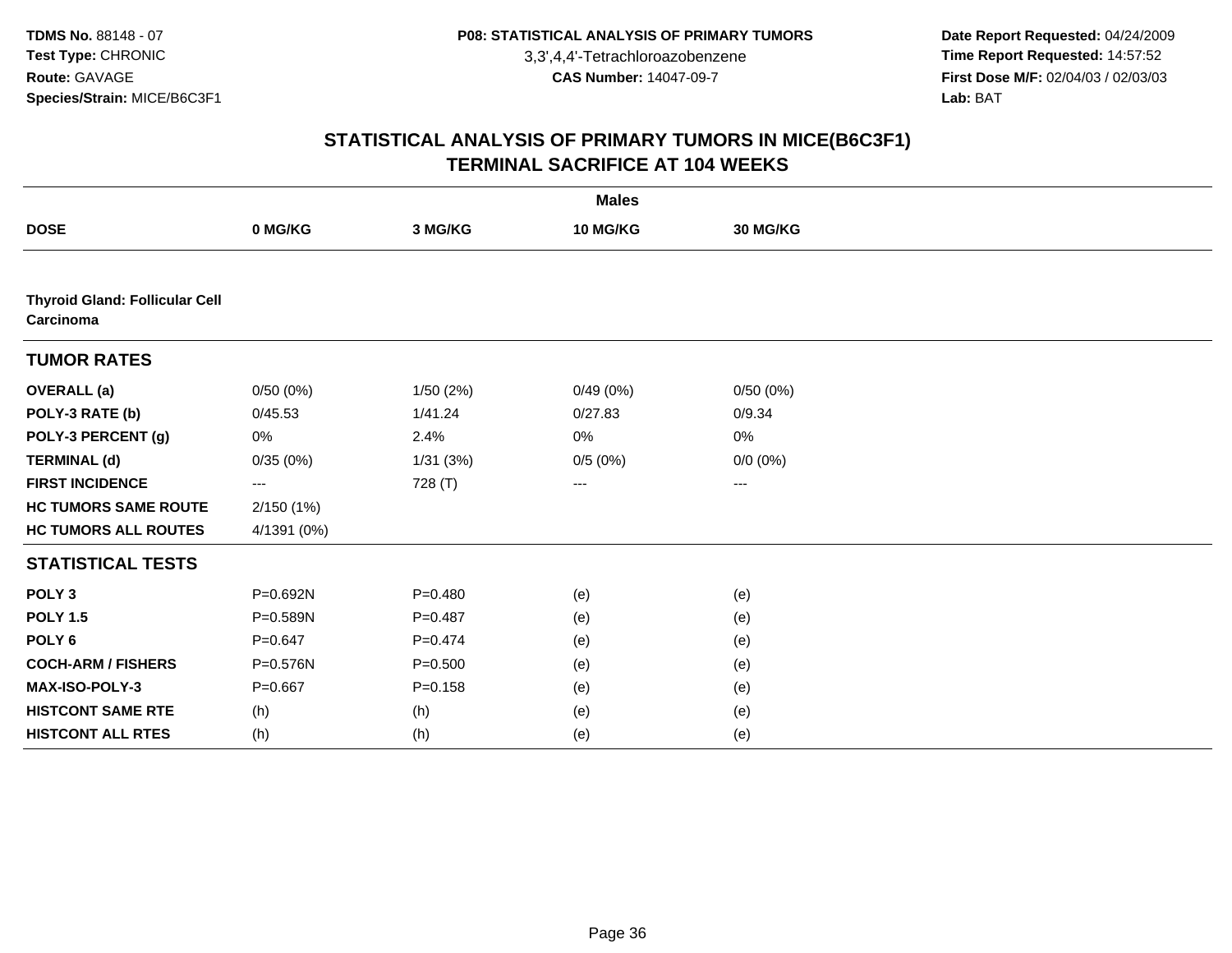**TDMS No.** 88148 - 07
**Test Type:** CHRONIC
**Route:** GAVAGE
**Species/Strain:** MICE/B6C3F1

**P08: STATISTICAL ANALYSIS OF PRIMARY TUMORS**
3,3',4,4'-Tetrachloroazobenzene
**CAS Number:** 14047-09-7

**Date Report Requested:** 04/24/2009
**Time Report Requested:** 14:57:52
**First Dose M/F:** 02/04/03 / 02/03/03
**Lab:** BAT

## STATISTICAL ANALYSIS OF PRIMARY TUMORS IN MICE(B6C3F1)
## TERMINAL SACRIFICE AT 104 WEEKS

| | Males | | | |
|---|---|---|---|---|
| **DOSE** | **0 MG/KG** | **3 MG/KG** | **10 MG/KG** | **30 MG/KG** |
| **Thyroid Gland: Follicular Cell Carcinoma** | | | | |
| **TUMOR RATES** | | | | |
| **OVERALL (a)** | 0/50 (0%) | 1/50 (2%) | 0/49 (0%) | 0/50 (0%) |
| **POLY-3 RATE (b)** | 0/45.53 | 1/41.24 | 0/27.83 | 0/9.34 |
| **POLY-3 PERCENT (g)** | 0% | 2.4% | 0% | 0% |
| **TERMINAL (d)** | 0/35 (0%) | 1/31 (3%) | 0/5 (0%) | 0/0 (0%) |
| **FIRST INCIDENCE** | --- | 728 (T) | --- | --- |
| **HC TUMORS SAME ROUTE** | 2/150 (1%) | | | |
| **HC TUMORS ALL ROUTES** | 4/1391 (0%) | | | |
| **STATISTICAL TESTS** | | | | |
| **POLY 3** | P=0.692N | P=0.480 | (e) | (e) |
| **POLY 1.5** | P=0.589N | P=0.487 | (e) | (e) |
| **POLY 6** | P=0.647 | P=0.474 | (e) | (e) |
| **COCH-ARM / FISHERS** | P=0.576N | P=0.500 | (e) | (e) |
| **MAX-ISO-POLY-3** | P=0.667 | P=0.158 | (e) | (e) |
| **HISTCONT SAME RTE** | (h) | (h) | (e) | (e) |
| **HISTCONT ALL RTES** | (h) | (h) | (e) | (e) |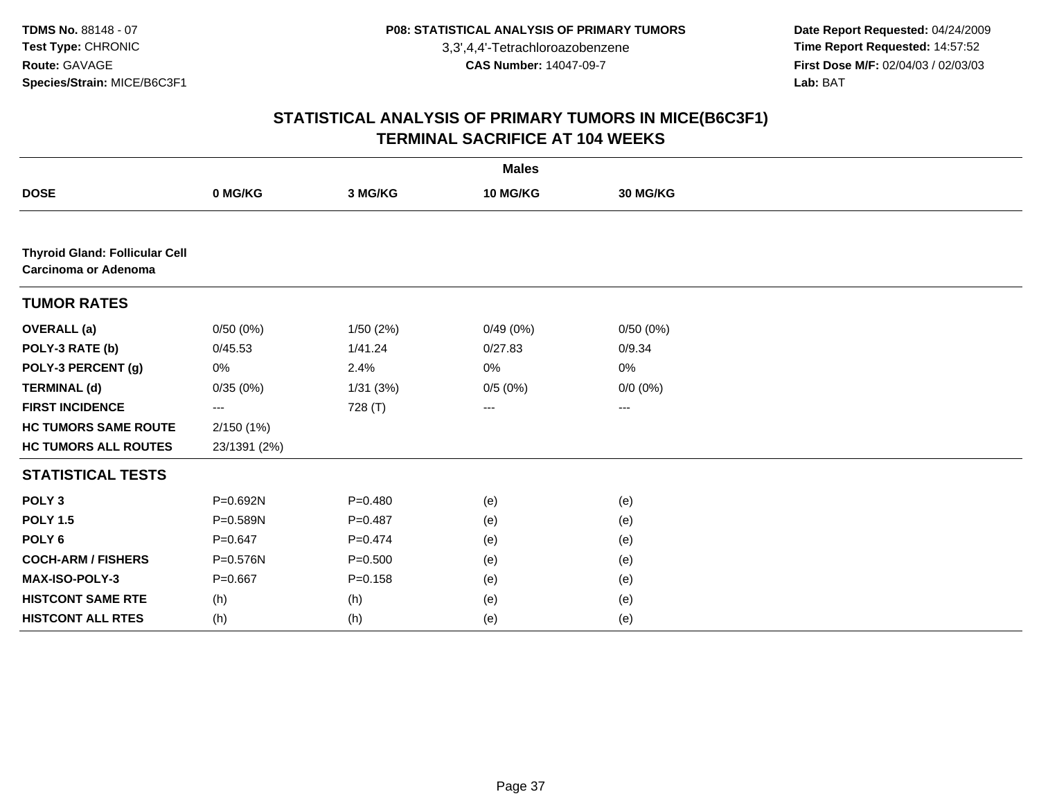TDMS No. 88148 - 07
Test Type: CHRONIC
Route: GAVAGE
Species/Strain: MICE/B6C3F1

P08: STATISTICAL ANALYSIS OF PRIMARY TUMORS
3,3',4,4'-Tetrachloroazobenzene
CAS Number: 14047-09-7

Date Report Requested: 04/24/2009
Time Report Requested: 14:57:52
First Dose M/F: 02/04/03 / 02/03/03
Lab: BAT

## STATISTICAL ANALYSIS OF PRIMARY TUMORS IN MICE(B6C3F1)
## TERMINAL SACRIFICE AT 104 WEEKS

| | Males | | | |
|---|---|---|---|---|
| **DOSE** | **0 MG/KG** | **3 MG/KG** | **10 MG/KG** | **30 MG/KG** |
| **Thyroid Gland: Follicular Cell Carcinoma or Adenoma** | | | | |
| **TUMOR RATES** | | | | |
| **OVERALL (a)** | 0/50 (0%) | 1/50 (2%) | 0/49 (0%) | 0/50 (0%) |
| **POLY-3 RATE (b)** | 0/45.53 | 1/41.24 | 0/27.83 | 0/9.34 |
| **POLY-3 PERCENT (g)** | 0% | 2.4% | 0% | 0% |
| **TERMINAL (d)** | 0/35 (0%) | 1/31 (3%) | 0/5 (0%) | 0/0 (0%) |
| **FIRST INCIDENCE** | --- | 728 (T) | --- | --- |
| **HC TUMORS SAME ROUTE** | 2/150 (1%) | | | |
| **HC TUMORS ALL ROUTES** | 23/1391 (2%) | | | |
| **STATISTICAL TESTS** | | | | |
| **POLY 3** | P=0.692N | P=0.480 | (e) | (e) |
| **POLY 1.5** | P=0.589N | P=0.487 | (e) | (e) |
| **POLY 6** | P=0.647 | P=0.474 | (e) | (e) |
| **COCH-ARM / FISHERS** | P=0.576N | P=0.500 | (e) | (e) |
| **MAX-ISO-POLY-3** | P=0.667 | P=0.158 | (e) | (e) |
| **HISTCONT SAME RTE** | (h) | (h) | (e) | (e) |
| **HISTCONT ALL RTES** | (h) | (h) | (e) | (e) |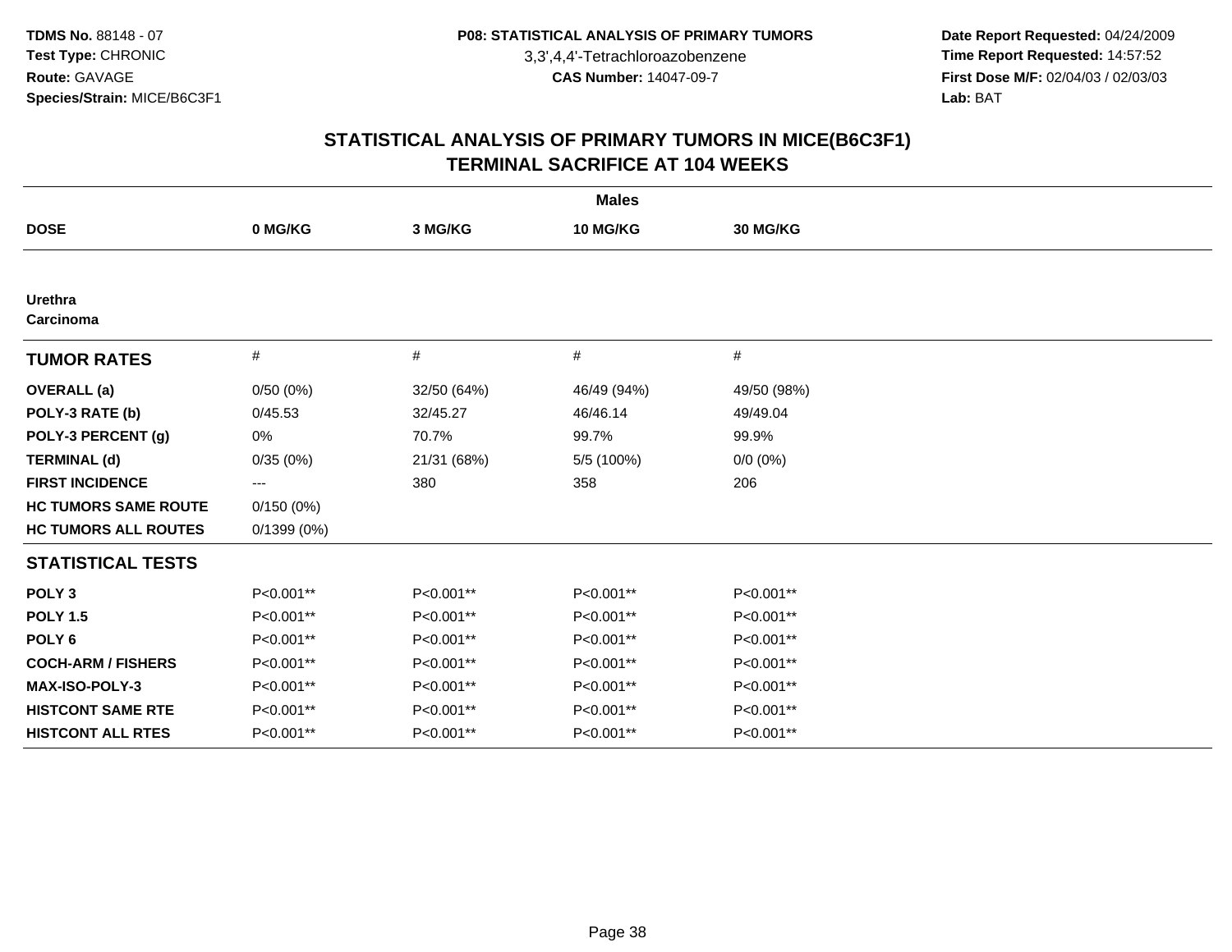**TDMS No.** 88148 - 07
**Test Type:** CHRONIC
**Route:** GAVAGE
**Species/Strain:** MICE/B6C3F1

**P08: STATISTICAL ANALYSIS OF PRIMARY TUMORS**
3,3',4,4'-Tetrachloroazobenzene
**CAS Number:** 14047-09-7

**Date Report Requested:** 04/24/2009
**Time Report Requested:** 14:57:52
**First Dose M/F:** 02/04/03 / 02/03/03
**Lab:** BAT

## STATISTICAL ANALYSIS OF PRIMARY TUMORS IN MICE(B6C3F1)
## TERMINAL SACRIFICE AT 104 WEEKS

| | Males | | | |
|---|---|---|---|---|
| **DOSE** | **0 MG/KG** | **3 MG/KG** | **10 MG/KG** | **30 MG/KG** |
| **Urethra**<br>**Carcinoma** | | | | |
| **TUMOR RATES** | # | # | # | # |
| **OVERALL (a)** | 0/50 (0%) | 32/50 (64%) | 46/49 (94%) | 49/50 (98%) |
| **POLY-3 RATE (b)** | 0/45.53 | 32/45.27 | 46/46.14 | 49/49.04 |
| **POLY-3 PERCENT (g)** | 0% | 70.7% | 99.7% | 99.9% |
| **TERMINAL (d)** | 0/35 (0%) | 21/31 (68%) | 5/5 (100%) | 0/0 (0%) |
| **FIRST INCIDENCE** | --- | 380 | 358 | 206 |
| **HC TUMORS SAME ROUTE** | 0/150 (0%) | | | |
| **HC TUMORS ALL ROUTES** | 0/1399 (0%) | | | |
| **STATISTICAL TESTS** | | | | |
| **POLY 3** | P<0.001** | P<0.001** | P<0.001** | P<0.001** |
| **POLY 1.5** | P<0.001** | P<0.001** | P<0.001** | P<0.001** |
| **POLY 6** | P<0.001** | P<0.001** | P<0.001** | P<0.001** |
| **COCH-ARM / FISHERS** | P<0.001** | P<0.001** | P<0.001** | P<0.001** |
| **MAX-ISO-POLY-3** | P<0.001** | P<0.001** | P<0.001** | P<0.001** |
| **HISTCONT SAME RTE** | P<0.001** | P<0.001** | P<0.001** | P<0.001** |
| **HISTCONT ALL RTES** | P<0.001** | P<0.001** | P<0.001** | P<0.001** |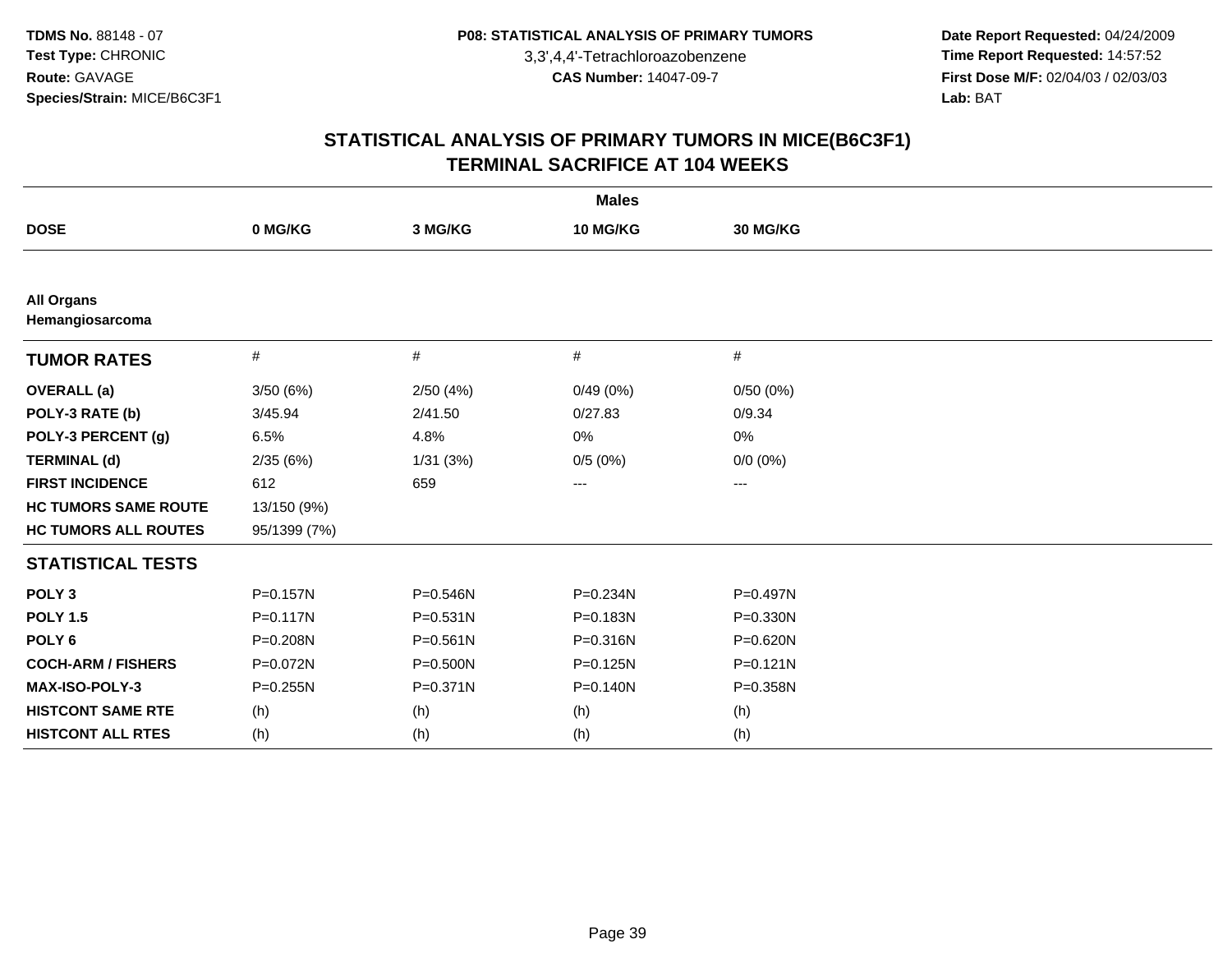TDMS No. 88148 - 07
Test Type: CHRONIC
Route: GAVAGE
Species/Strain: MICE/B6C3F1

P08: STATISTICAL ANALYSIS OF PRIMARY TUMORS
3,3',4,4'-Tetrachloroazobenzene
CAS Number: 14047-09-7

Date Report Requested: 04/24/2009
Time Report Requested: 14:57:52
First Dose M/F: 02/04/03 / 02/03/03
Lab: BAT

## STATISTICAL ANALYSIS OF PRIMARY TUMORS IN MICE(B6C3F1)
## TERMINAL SACRIFICE AT 104 WEEKS

| | Males | | | |
|---|---|---|---|---|
| **DOSE** | **0 MG/KG** | **3 MG/KG** | **10 MG/KG** | **30 MG/KG** |
| **All Organs** | | | | |
| **Hemangiosarcoma** | | | | |
| **TUMOR RATES** | # | # | # | # |
| **OVERALL (a)** | 3/50 (6%) | 2/50 (4%) | 0/49 (0%) | 0/50 (0%) |
| **POLY-3 RATE (b)** | 3/45.94 | 2/41.50 | 0/27.83 | 0/9.34 |
| **POLY-3 PERCENT (g)** | 6.5% | 4.8% | 0% | 0% |
| **TERMINAL (d)** | 2/35 (6%) | 1/31 (3%) | 0/5 (0%) | 0/0 (0%) |
| **FIRST INCIDENCE** | 612 | 659 | --- | --- |
| **HC TUMORS SAME ROUTE** | 13/150 (9%) | | | |
| **HC TUMORS ALL ROUTES** | 95/1399 (7%) | | | |
| **STATISTICAL TESTS** | | | | |
| **POLY 3** | P=0.157N | P=0.546N | P=0.234N | P=0.497N |
| **POLY 1.5** | P=0.117N | P=0.531N | P=0.183N | P=0.330N |
| **POLY 6** | P=0.208N | P=0.561N | P=0.316N | P=0.620N |
| **COCH-ARM / FISHERS** | P=0.072N | P=0.500N | P=0.125N | P=0.121N |
| **MAX-ISO-POLY-3** | P=0.255N | P=0.371N | P=0.140N | P=0.358N |
| **HISTCONT SAME RTE** | (h) | (h) | (h) | (h) |
| **HISTCONT ALL RTES** | (h) | (h) | (h) | (h) |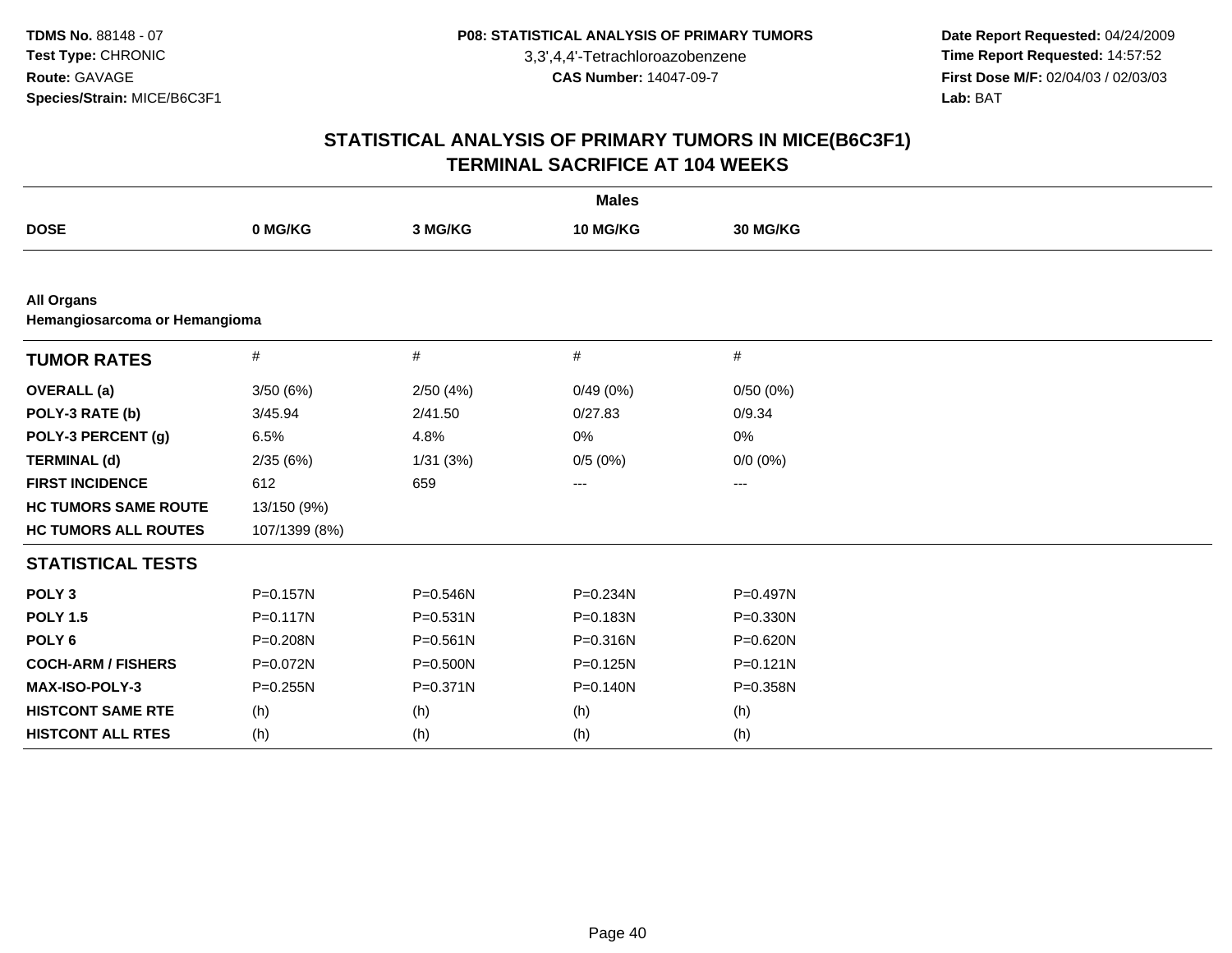TDMS No. 88148 - 07
Test Type: CHRONIC
Route: GAVAGE
Species/Strain: MICE/B6C3F1

P08: STATISTICAL ANALYSIS OF PRIMARY TUMORS
3,3',4,4'-Tetrachloroazobenzene
CAS Number: 14047-09-7

Date Report Requested: 04/24/2009
Time Report Requested: 14:57:52
First Dose M/F: 02/04/03 / 02/03/03
Lab: BAT

## STATISTICAL ANALYSIS OF PRIMARY TUMORS IN MICE(B6C3F1)
## TERMINAL SACRIFICE AT 104 WEEKS

| | Males | | | |
|---|---|---|---|---|
| **DOSE** | **0 MG/KG** | **3 MG/KG** | **10 MG/KG** | **30 MG/KG** |
| **All Organs** | | | | |
| **Hemangiosarcoma or Hemangioma** | | | | |
| **TUMOR RATES** | # | # | # | # |
| **OVERALL (a)** | 3/50 (6%) | 2/50 (4%) | 0/49 (0%) | 0/50 (0%) |
| **POLY-3 RATE (b)** | 3/45.94 | 2/41.50 | 0/27.83 | 0/9.34 |
| **POLY-3 PERCENT (g)** | 6.5% | 4.8% | 0% | 0% |
| **TERMINAL (d)** | 2/35 (6%) | 1/31 (3%) | 0/5 (0%) | 0/0 (0%) |
| **FIRST INCIDENCE** | 612 | 659 | --- | --- |
| **HC TUMORS SAME ROUTE** | 13/150 (9%) | | | |
| **HC TUMORS ALL ROUTES** | 107/1399 (8%) | | | |
| **STATISTICAL TESTS** | | | | |
| **POLY 3** | P=0.157N | P=0.546N | P=0.234N | P=0.497N |
| **POLY 1.5** | P=0.117N | P=0.531N | P=0.183N | P=0.330N |
| **POLY 6** | P=0.208N | P=0.561N | P=0.316N | P=0.620N |
| **COCH-ARM / FISHERS** | P=0.072N | P=0.500N | P=0.125N | P=0.121N |
| **MAX-ISO-POLY-3** | P=0.255N | P=0.371N | P=0.140N | P=0.358N |
| **HISTCONT SAME RTE** | (h) | (h) | (h) | (h) |
| **HISTCONT ALL RTES** | (h) | (h) | (h) | (h) |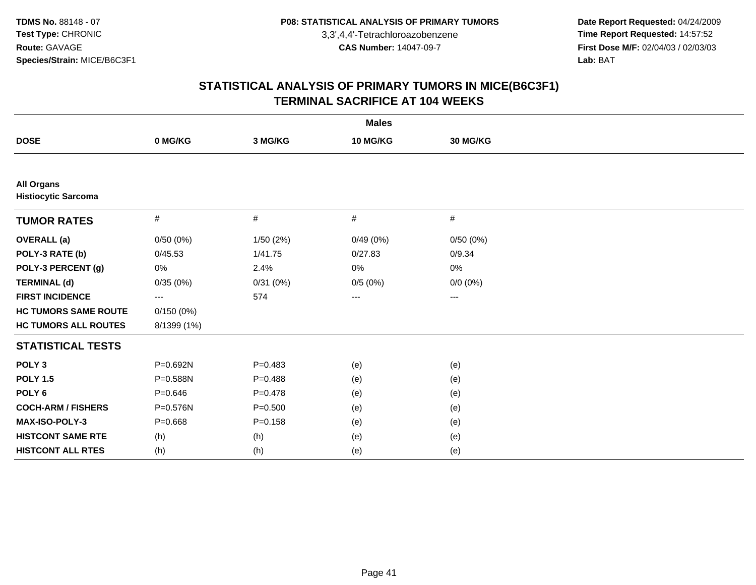**TDMS No.** 88148 - 07
**Test Type:** CHRONIC
**Route:** GAVAGE
**Species/Strain:** MICE/B6C3F1

**P08: STATISTICAL ANALYSIS OF PRIMARY TUMORS**
3,3',4,4'-Tetrachloroazobenzene
**CAS Number:** 14047-09-7

**Date Report Requested:** 04/24/2009
**Time Report Requested:** 14:57:52
**First Dose M/F:** 02/04/03 / 02/03/03
**Lab:** BAT

## STATISTICAL ANALYSIS OF PRIMARY TUMORS IN MICE(B6C3F1)
## TERMINAL SACRIFICE AT 104 WEEKS

| | Males | | | |
|---|---|---|---|---|
| **DOSE** | **0 MG/KG** | **3 MG/KG** | **10 MG/KG** | **30 MG/KG** |
| **All Organs** | | | | |
| **Histiocytic Sarcoma** | | | | |
| **TUMOR RATES** | # | # | # | # |
| **OVERALL (a)** | 0/50 (0%) | 1/50 (2%) | 0/49 (0%) | 0/50 (0%) |
| **POLY-3 RATE (b)** | 0/45.53 | 1/41.75 | 0/27.83 | 0/9.34 |
| **POLY-3 PERCENT (g)** | 0% | 2.4% | 0% | 0% |
| **TERMINAL (d)** | 0/35 (0%) | 0/31 (0%) | 0/5 (0%) | 0/0 (0%) |
| **FIRST INCIDENCE** | --- | 574 | --- | --- |
| **HC TUMORS SAME ROUTE** | 0/150 (0%) | | | |
| **HC TUMORS ALL ROUTES** | 8/1399 (1%) | | | |
| **STATISTICAL TESTS** | | | | |
| **POLY 3** | P=0.692N | P=0.483 | (e) | (e) |
| **POLY 1.5** | P=0.588N | P=0.488 | (e) | (e) |
| **POLY 6** | P=0.646 | P=0.478 | (e) | (e) |
| **COCH-ARM / FISHERS** | P=0.576N | P=0.500 | (e) | (e) |
| **MAX-ISO-POLY-3** | P=0.668 | P=0.158 | (e) | (e) |
| **HISTCONT SAME RTE** | (h) | (h) | (e) | (e) |
| **HISTCONT ALL RTES** | (h) | (h) | (e) | (e) |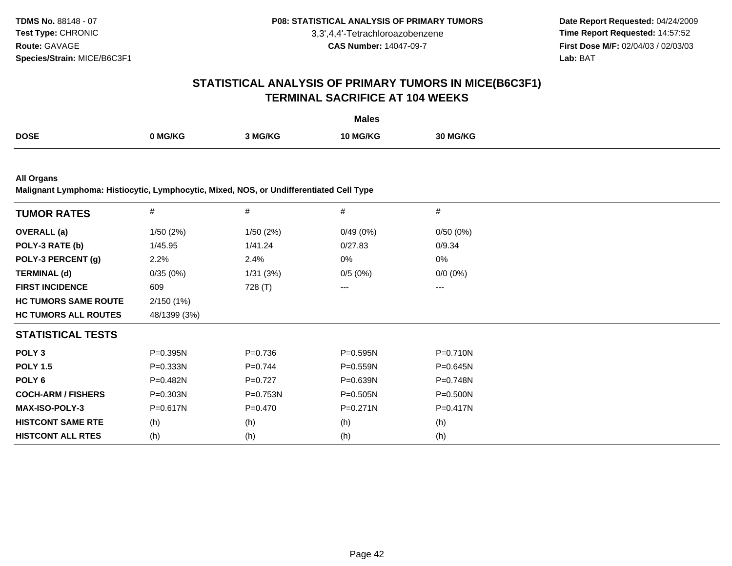TDMS No. 88148 - 07
Test Type: CHRONIC
Route: GAVAGE
Species/Strain: MICE/B6C3F1

P08: STATISTICAL ANALYSIS OF PRIMARY TUMORS
3,3',4,4'-Tetrachloroazobenzene
CAS Number: 14047-09-7

Date Report Requested: 04/24/2009
Time Report Requested: 14:57:52
First Dose M/F: 02/04/03 / 02/03/03
Lab: BAT

# STATISTICAL ANALYSIS OF PRIMARY TUMORS IN MICE(B6C3F1)
## TERMINAL SACRIFICE AT 104 WEEKS

| | Males | | | |
|---|---|---|---|---|
| **DOSE** | **0 MG/KG** | **3 MG/KG** | **10 MG/KG** | **30 MG/KG** |

**All Organs**
**Malignant Lymphoma: Histiocytic, Lymphocytic, Mixed, NOS, or Undifferentiated Cell Type**

| **TUMOR RATES** | # | # | # | # |
|---|---|---|---|---|
| **OVERALL (a)** | 1/50 (2%) | 1/50 (2%) | 0/49 (0%) | 0/50 (0%) |
| **POLY-3 RATE (b)** | 1/45.95 | 1/41.24 | 0/27.83 | 0/9.34 |
| **POLY-3 PERCENT (g)** | 2.2% | 2.4% | 0% | 0% |
| **TERMINAL (d)** | 0/35 (0%) | 1/31 (3%) | 0/5 (0%) | 0/0 (0%) |
| **FIRST INCIDENCE** | 609 | 728 (T) | --- | --- |
| **HC TUMORS SAME ROUTE** | 2/150 (1%) | | | |
| **HC TUMORS ALL ROUTES** | 48/1399 (3%) | | | |
| **STATISTICAL TESTS** | | | | |
| **POLY 3** | P=0.395N | P=0.736 | P=0.595N | P=0.710N |
| **POLY 1.5** | P=0.333N | P=0.744 | P=0.559N | P=0.645N |
| **POLY 6** | P=0.482N | P=0.727 | P=0.639N | P=0.748N |
| **COCH-ARM / FISHERS** | P=0.303N | P=0.753N | P=0.505N | P=0.500N |
| **MAX-ISO-POLY-3** | P=0.617N | P=0.470 | P=0.271N | P=0.417N |
| **HISTCONT SAME RTE** | (h) | (h) | (h) | (h) |
| **HISTCONT ALL RTES** | (h) | (h) | (h) | (h) |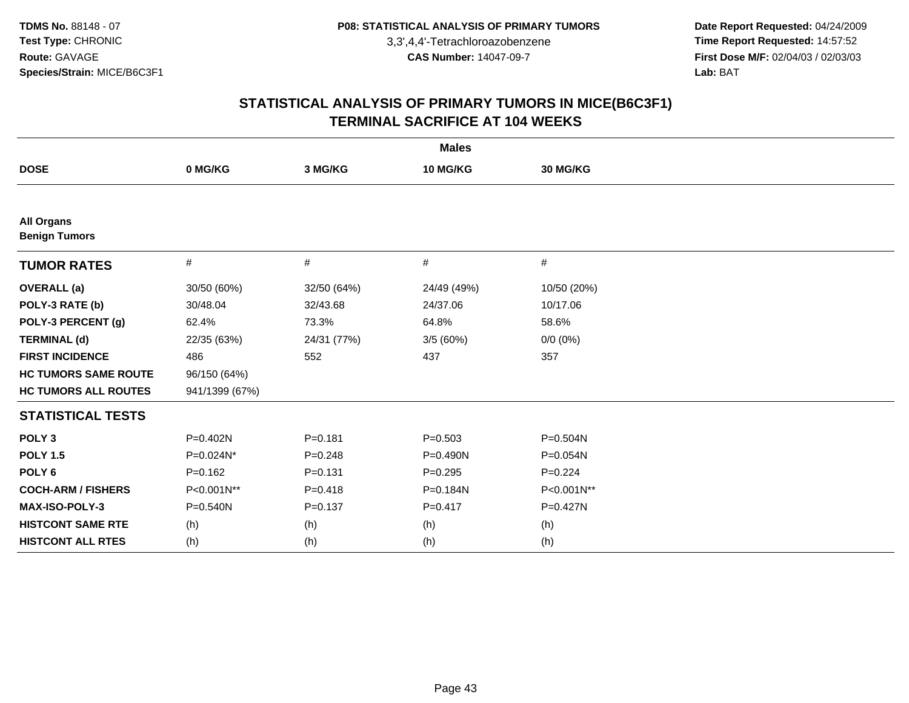TDMS No. 88148 - 07
Test Type: CHRONIC
Route: GAVAGE
Species/Strain: MICE/B6C3F1

P08: STATISTICAL ANALYSIS OF PRIMARY TUMORS
3,3',4,4'-Tetrachloroazobenzene
CAS Number: 14047-09-7

Date Report Requested: 04/24/2009
Time Report Requested: 14:57:52
First Dose M/F: 02/04/03 / 02/03/03
Lab: BAT

## STATISTICAL ANALYSIS OF PRIMARY TUMORS IN MICE(B6C3F1) TERMINAL SACRIFICE AT 104 WEEKS

| | Males | | | |
|---|---|---|---|---|
| **DOSE** | **0 MG/KG** | **3 MG/KG** | **10 MG/KG** | **30 MG/KG** |
| **All Organs** | | | | |
| **Benign Tumors** | | | | |
| **TUMOR RATES** | # | # | # | # |
| **OVERALL (a)** | 30/50 (60%) | 32/50 (64%) | 24/49 (49%) | 10/50 (20%) |
| **POLY-3 RATE (b)** | 30/48.04 | 32/43.68 | 24/37.06 | 10/17.06 |
| **POLY-3 PERCENT (g)** | 62.4% | 73.3% | 64.8% | 58.6% |
| **TERMINAL (d)** | 22/35 (63%) | 24/31 (77%) | 3/5 (60%) | 0/0 (0%) |
| **FIRST INCIDENCE** | 486 | 552 | 437 | 357 |
| **HC TUMORS SAME ROUTE** | 96/150 (64%) | | | |
| **HC TUMORS ALL ROUTES** | 941/1399 (67%) | | | |
| **STATISTICAL TESTS** | | | | |
| **POLY 3** | P=0.402N | P=0.181 | P=0.503 | P=0.504N |
| **POLY 1.5** | P=0.024N* | P=0.248 | P=0.490N | P=0.054N |
| **POLY 6** | P=0.162 | P=0.131 | P=0.295 | P=0.224 |
| **COCH-ARM / FISHERS** | P<0.001N** | P=0.418 | P=0.184N | P<0.001N** |
| **MAX-ISO-POLY-3** | P=0.540N | P=0.137 | P=0.417 | P=0.427N |
| **HISTCONT SAME RTE** | (h) | (h) | (h) | (h) |
| **HISTCONT ALL RTES** | (h) | (h) | (h) | (h) |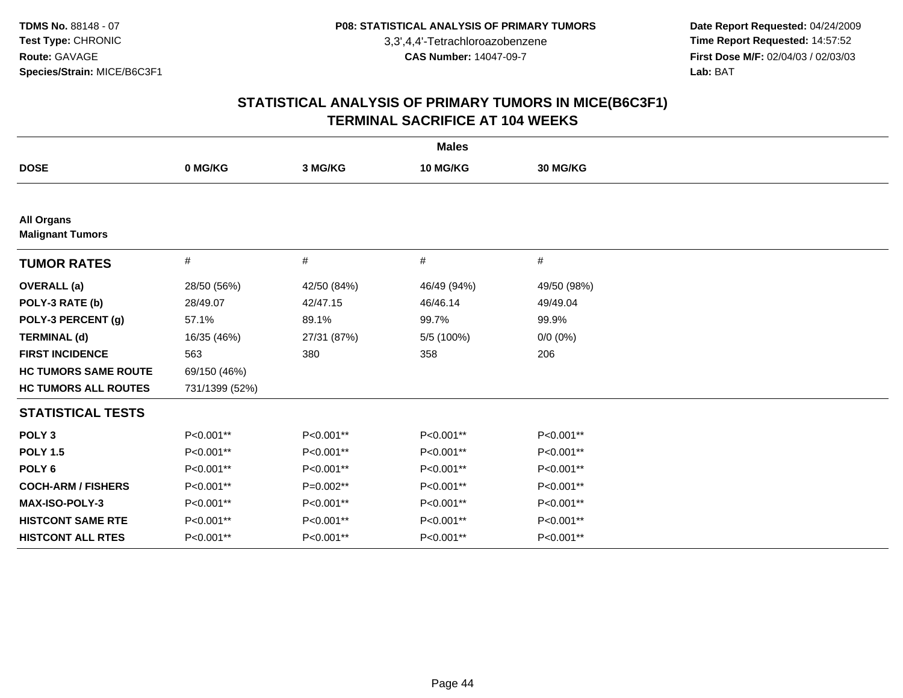TDMS No. 88148 - 07
Test Type: CHRONIC
Route: GAVAGE
Species/Strain: MICE/B6C3F1

P08: STATISTICAL ANALYSIS OF PRIMARY TUMORS
3,3',4,4'-Tetrachloroazobenzene
CAS Number: 14047-09-7

Date Report Requested: 04/24/2009
Time Report Requested: 14:57:52
First Dose M/F: 02/04/03 / 02/03/03
Lab: BAT

# STATISTICAL ANALYSIS OF PRIMARY TUMORS IN MICE(B6C3F1)
## TERMINAL SACRIFICE AT 104 WEEKS

| | Males | | | |
|---|---|---|---|---|
| **DOSE** | **0 MG/KG** | **3 MG/KG** | **10 MG/KG** | **30 MG/KG** |
| **All Organs** | | | | |
| **Malignant Tumors** | | | | |
| **TUMOR RATES** | # | # | # | # |
| **OVERALL (a)** | 28/50 (56%) | 42/50 (84%) | 46/49 (94%) | 49/50 (98%) |
| **POLY-3 RATE (b)** | 28/49.07 | 42/47.15 | 46/46.14 | 49/49.04 |
| **POLY-3 PERCENT (g)** | 57.1% | 89.1% | 99.7% | 99.9% |
| **TERMINAL (d)** | 16/35 (46%) | 27/31 (87%) | 5/5 (100%) | 0/0 (0%) |
| **FIRST INCIDENCE** | 563 | 380 | 358 | 206 |
| **HC TUMORS SAME ROUTE** | 69/150 (46%) | | | |
| **HC TUMORS ALL ROUTES** | 731/1399 (52%) | | | |
| **STATISTICAL TESTS** | | | | |
| **POLY 3** | P<0.001** | P<0.001** | P<0.001** | P<0.001** |
| **POLY 1.5** | P<0.001** | P<0.001** | P<0.001** | P<0.001** |
| **POLY 6** | P<0.001** | P<0.001** | P<0.001** | P<0.001** |
| **COCH-ARM / FISHERS** | P<0.001** | P=0.002** | P<0.001** | P<0.001** |
| **MAX-ISO-POLY-3** | P<0.001** | P<0.001** | P<0.001** | P<0.001** |
| **HISTCONT SAME RTE** | P<0.001** | P<0.001** | P<0.001** | P<0.001** |
| **HISTCONT ALL RTES** | P<0.001** | P<0.001** | P<0.001** | P<0.001** |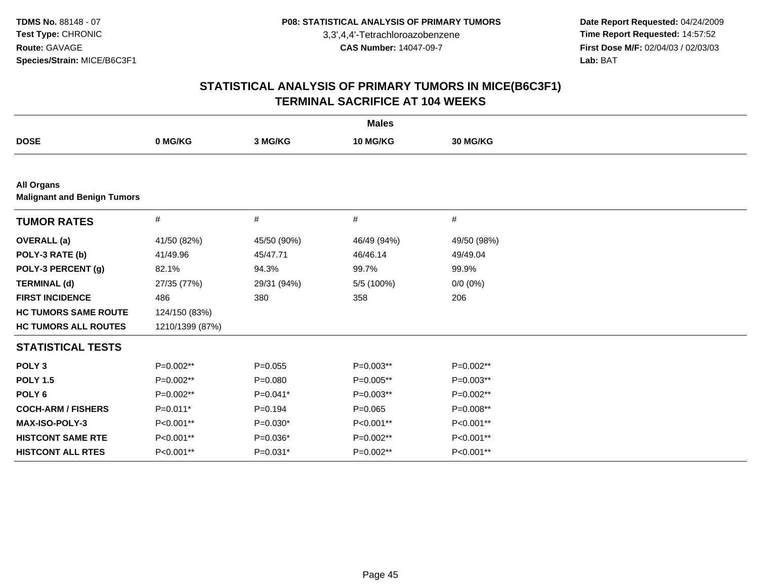**TDMS No.** 88148 - 07
**Test Type:** CHRONIC
**Route:** GAVAGE
**Species/Strain:** MICE/B6C3F1

**P08: STATISTICAL ANALYSIS OF PRIMARY TUMORS**
3,3',4,4'-Tetrachloroazobenzene
**CAS Number:** 14047-09-7

**Date Report Requested:** 04/24/2009
**Time Report Requested:** 14:57:52
**First Dose M/F:** 02/04/03 / 02/03/03
**Lab:** BAT

## STATISTICAL ANALYSIS OF PRIMARY TUMORS IN MICE(B6C3F1)
## TERMINAL SACRIFICE AT 104 WEEKS

| | Males | | | |
|---|---|---|---|---|
| **DOSE** | **0 MG/KG** | **3 MG/KG** | **10 MG/KG** | **30 MG/KG** |
| **All Organs** | | | | |
| **Malignant and Benign Tumors** | | | | |
| **TUMOR RATES** | # | # | # | # |
| **OVERALL (a)** | 41/50 (82%) | 45/50 (90%) | 46/49 (94%) | 49/50 (98%) |
| **POLY-3 RATE (b)** | 41/49.96 | 45/47.71 | 46/46.14 | 49/49.04 |
| **POLY-3 PERCENT (g)** | 82.1% | 94.3% | 99.7% | 99.9% |
| **TERMINAL (d)** | 27/35 (77%) | 29/31 (94%) | 5/5 (100%) | 0/0 (0%) |
| **FIRST INCIDENCE** | 486 | 380 | 358 | 206 |
| **HC TUMORS SAME ROUTE** | 124/150 (83%) | | | |
| **HC TUMORS ALL ROUTES** | 1210/1399 (87%) | | | |
| **STATISTICAL TESTS** | | | | |
| **POLY 3** | P=0.002** | P=0.055 | P=0.003** | P=0.002** |
| **POLY 1.5** | P=0.002** | P=0.080 | P=0.005** | P=0.003** |
| **POLY 6** | P=0.002** | P=0.041* | P=0.003** | P=0.002** |
| **COCH-ARM / FISHERS** | P=0.011* | P=0.194 | P=0.065 | P=0.008** |
| **MAX-ISO-POLY-3** | P<0.001** | P=0.030* | P<0.001** | P<0.001** |
| **HISTCONT SAME RTE** | P<0.001** | P=0.036* | P=0.002** | P<0.001** |
| **HISTCONT ALL RTES** | P<0.001** | P=0.031* | P=0.002** | P<0.001** |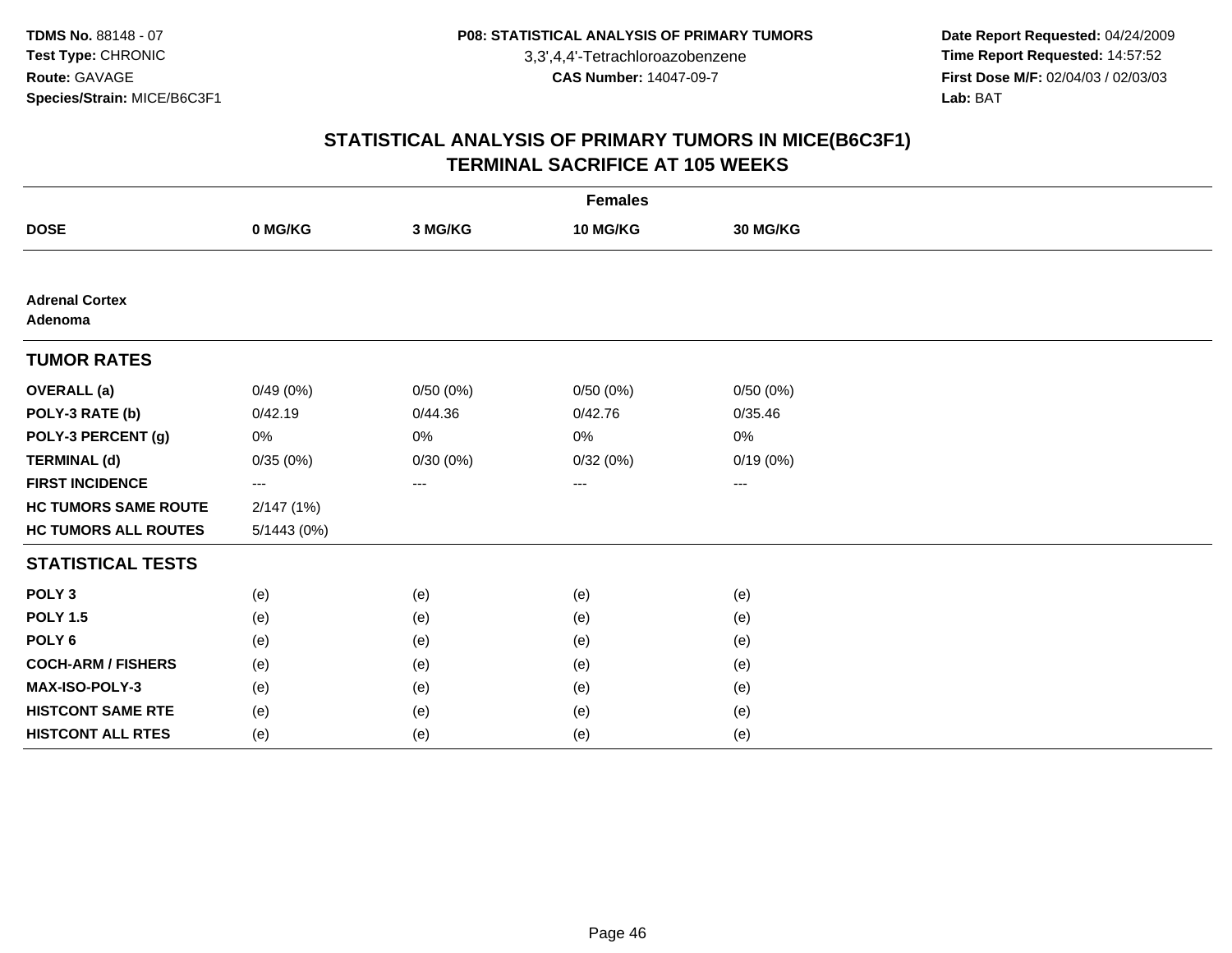# STATISTICAL ANALYSIS OF PRIMARY TUMORS IN MICE(B6C3F1)
## TERMINAL SACRIFICE AT 105 WEEKS

| | Females | | | |
|---|---|---|---|---|
| **DOSE** | **0 MG/KG** | **3 MG/KG** | **10 MG/KG** | **30 MG/KG** |
| **Adrenal Cortex** | | | | |
| **Adenoma** | | | | |
| **TUMOR RATES** | | | | |
| **OVERALL (a)** | 0/49 (0%) | 0/50 (0%) | 0/50 (0%) | 0/50 (0%) |
| **POLY-3 RATE (b)** | 0/42.19 | 0/44.36 | 0/42.76 | 0/35.46 |
| **POLY-3 PERCENT (g)** | 0% | 0% | 0% | 0% |
| **TERMINAL (d)** | 0/35 (0%) | 0/30 (0%) | 0/32 (0%) | 0/19 (0%) |
| **FIRST INCIDENCE** | --- | --- | --- | --- |
| **HC TUMORS SAME ROUTE** | 2/147 (1%) | | | |
| **HC TUMORS ALL ROUTES** | 5/1443 (0%) | | | |
| **STATISTICAL TESTS** | | | | |
| **POLY 3** | (e) | (e) | (e) | (e) |
| **POLY 1.5** | (e) | (e) | (e) | (e) |
| **POLY 6** | (e) | (e) | (e) | (e) |
| **COCH-ARM / FISHERS** | (e) | (e) | (e) | (e) |
| **MAX-ISO-POLY-3** | (e) | (e) | (e) | (e) |
| **HISTCONT SAME RTE** | (e) | (e) | (e) | (e) |
| **HISTCONT ALL RTES** | (e) | (e) | (e) | (e) |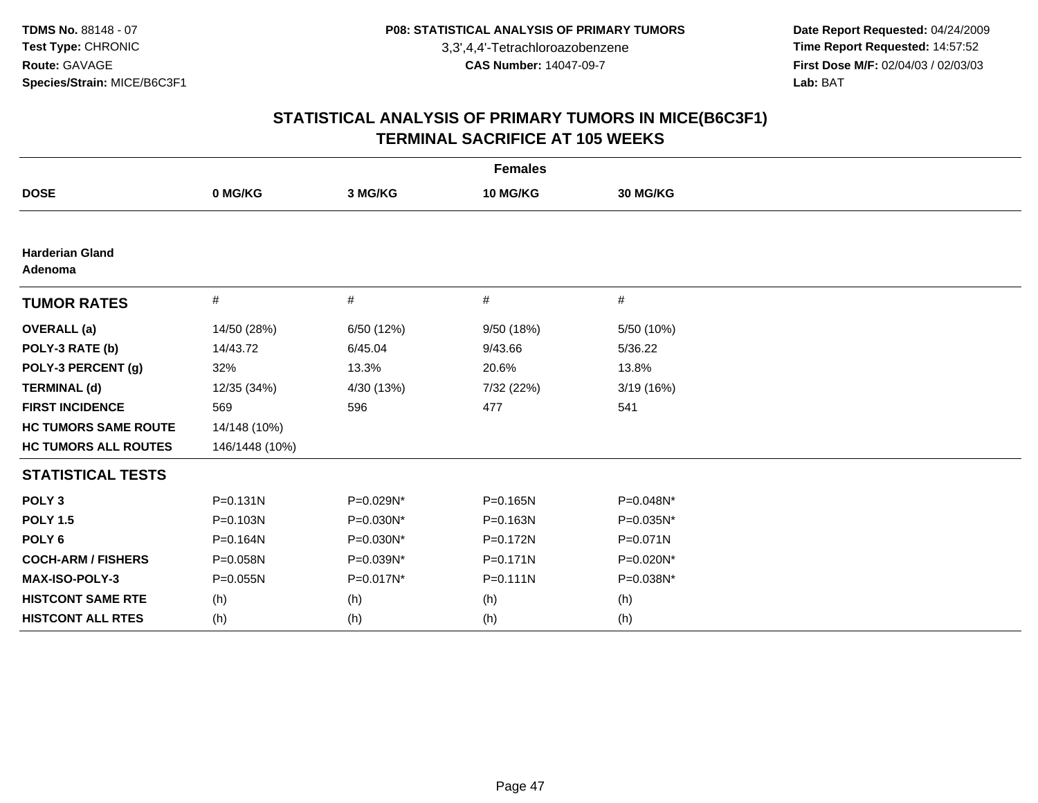**TDMS No.** 88148 - 07
**Test Type:** CHRONIC
**Route:** GAVAGE
**Species/Strain:** MICE/B6C3F1

**P08: STATISTICAL ANALYSIS OF PRIMARY TUMORS**
3,3',4,4'-Tetrachloroazobenzene
**CAS Number:** 14047-09-7

**Date Report Requested:** 04/24/2009
**Time Report Requested:** 14:57:52
**First Dose M/F:** 02/04/03 / 02/03/03
**Lab:** BAT

## STATISTICAL ANALYSIS OF PRIMARY TUMORS IN MICE(B6C3F1)
## TERMINAL SACRIFICE AT 105 WEEKS

**Females**

| DOSE | 0 MG/KG | 3 MG/KG | 10 MG/KG | 30 MG/KG |
|---|---|---|---|---|
| **Harderian Gland** | | | | |
| **Adenoma** | | | | |
| **TUMOR RATES** | # | # | # | # |
| **OVERALL (a)** | 14/50 (28%) | 6/50 (12%) | 9/50 (18%) | 5/50 (10%) |
| **POLY-3 RATE (b)** | 14/43.72 | 6/45.04 | 9/43.66 | 5/36.22 |
| **POLY-3 PERCENT (g)** | 32% | 13.3% | 20.6% | 13.8% |
| **TERMINAL (d)** | 12/35 (34%) | 4/30 (13%) | 7/32 (22%) | 3/19 (16%) |
| **FIRST INCIDENCE** | 569 | 596 | 477 | 541 |
| **HC TUMORS SAME ROUTE** | 14/148 (10%) | | | |
| **HC TUMORS ALL ROUTES** | 146/1448 (10%) | | | |
| **STATISTICAL TESTS** | | | | |
| **POLY 3** | P=0.131N | P=0.029N* | P=0.165N | P=0.048N* |
| **POLY 1.5** | P=0.103N | P=0.030N* | P=0.163N | P=0.035N* |
| **POLY 6** | P=0.164N | P=0.030N* | P=0.172N | P=0.071N |
| **COCH-ARM / FISHERS** | P=0.058N | P=0.039N* | P=0.171N | P=0.020N* |
| **MAX-ISO-POLY-3** | P=0.055N | P=0.017N* | P=0.111N | P=0.038N* |
| **HISTCONT SAME RTE** | (h) | (h) | (h) | (h) |
| **HISTCONT ALL RTES** | (h) | (h) | (h) | (h) |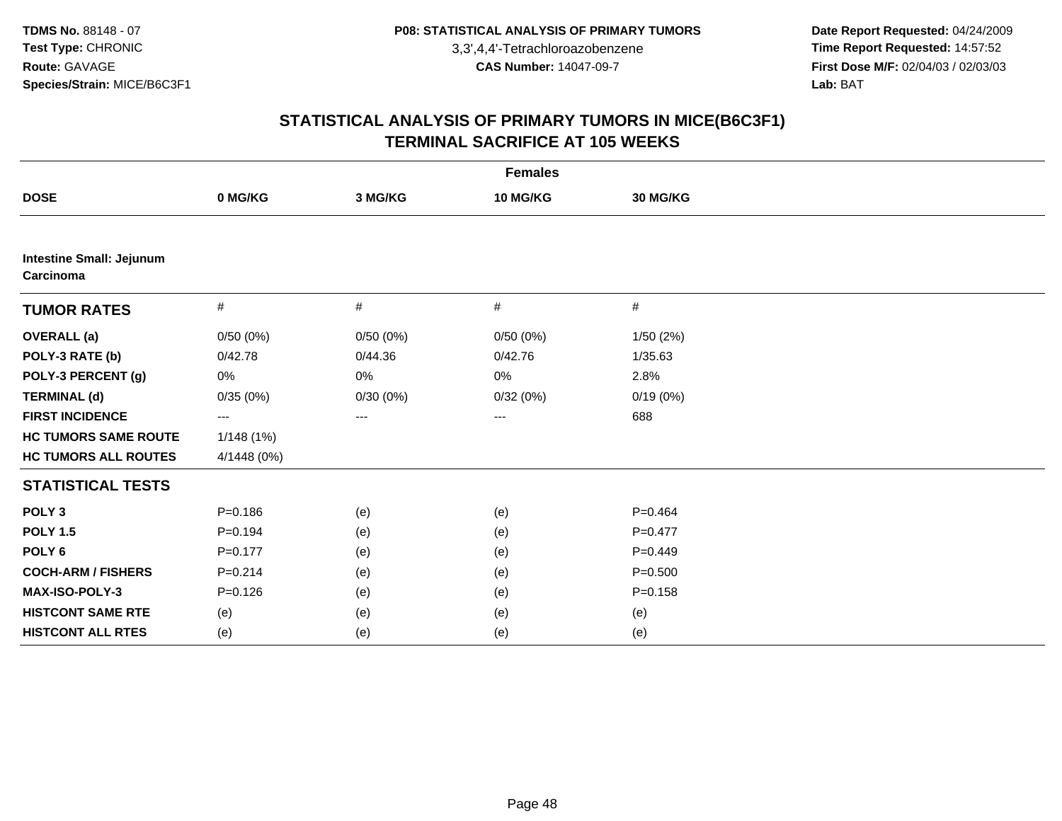**TDMS No.** 88148 - 07
**Test Type:** CHRONIC
**Route:** GAVAGE
**Species/Strain:** MICE/B6C3F1

**P08: STATISTICAL ANALYSIS OF PRIMARY TUMORS**
3,3',4,4'-Tetrachloroazobenzene
**CAS Number:** 14047-09-7

**Date Report Requested:** 04/24/2009
**Time Report Requested:** 14:57:52
**First Dose M/F:** 02/04/03 / 02/03/03
**Lab:** BAT

## STATISTICAL ANALYSIS OF PRIMARY TUMORS IN MICE(B6C3F1)
## TERMINAL SACRIFICE AT 105 WEEKS

| | Females | | | |
|---|---|---|---|---|
| **DOSE** | **0 MG/KG** | **3 MG/KG** | **10 MG/KG** | **30 MG/KG** |
| **Intestine Small: Jejunum Carcinoma** | | | | |
| **TUMOR RATES** | # | # | # | # |
| **OVERALL (a)** | 0/50 (0%) | 0/50 (0%) | 0/50 (0%) | 1/50 (2%) |
| **POLY-3 RATE (b)** | 0/42.78 | 0/44.36 | 0/42.76 | 1/35.63 |
| **POLY-3 PERCENT (g)** | 0% | 0% | 0% | 2.8% |
| **TERMINAL (d)** | 0/35 (0%) | 0/30 (0%) | 0/32 (0%) | 0/19 (0%) |
| **FIRST INCIDENCE** | --- | --- | --- | 688 |
| **HC TUMORS SAME ROUTE** | 1/148 (1%) | | | |
| **HC TUMORS ALL ROUTES** | 4/1448 (0%) | | | |
| **STATISTICAL TESTS** | | | | |
| **POLY 3** | P=0.186 | (e) | (e) | P=0.464 |
| **POLY 1.5** | P=0.194 | (e) | (e) | P=0.477 |
| **POLY 6** | P=0.177 | (e) | (e) | P=0.449 |
| **COCH-ARM / FISHERS** | P=0.214 | (e) | (e) | P=0.500 |
| **MAX-ISO-POLY-3** | P=0.126 | (e) | (e) | P=0.158 |
| **HISTCONT SAME RTE** | (e) | (e) | (e) | (e) |
| **HISTCONT ALL RTES** | (e) | (e) | (e) | (e) |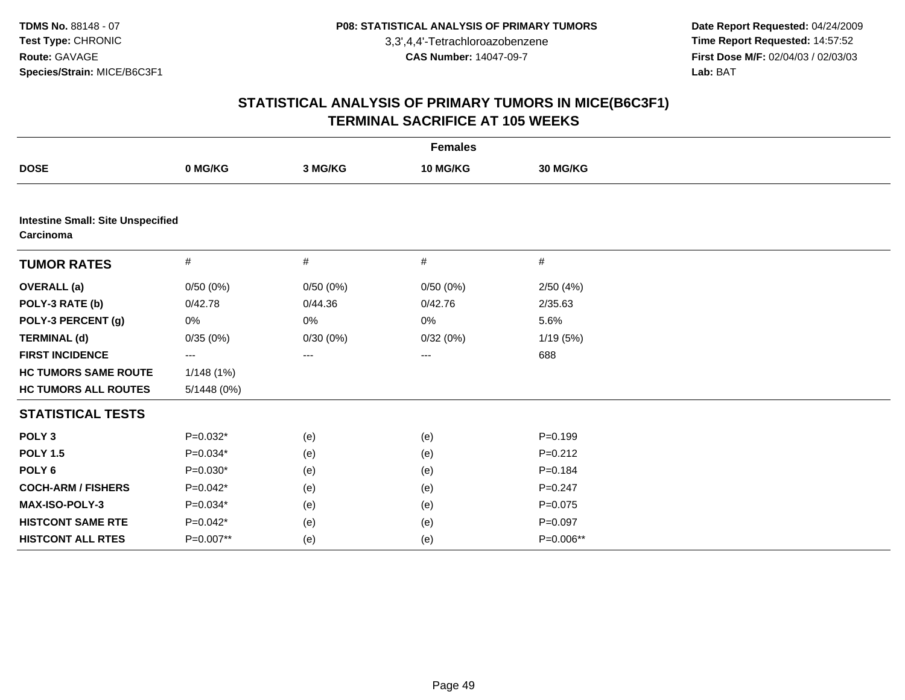**TDMS No.** 88148 - 07
**Test Type:** CHRONIC
**Route:** GAVAGE
**Species/Strain:** MICE/B6C3F1

**P08: STATISTICAL ANALYSIS OF PRIMARY TUMORS**
3,3',4,4'-Tetrachloroazobenzene
**CAS Number:** 14047-09-7

**Date Report Requested:** 04/24/2009
**Time Report Requested:** 14:57:52
**First Dose M/F:** 02/04/03 / 02/03/03
**Lab:** BAT

## STATISTICAL ANALYSIS OF PRIMARY TUMORS IN MICE(B6C3F1)
## TERMINAL SACRIFICE AT 105 WEEKS

| | Females | | | |
|---|---|---|---|---|
| **DOSE** | **0 MG/KG** | **3 MG/KG** | **10 MG/KG** | **30 MG/KG** |
| **Intestine Small: Site Unspecified Carcinoma** | | | | |
| **TUMOR RATES** | # | # | # | # |
| **OVERALL (a)** | 0/50 (0%) | 0/50 (0%) | 0/50 (0%) | 2/50 (4%) |
| **POLY-3 RATE (b)** | 0/42.78 | 0/44.36 | 0/42.76 | 2/35.63 |
| **POLY-3 PERCENT (g)** | 0% | 0% | 0% | 5.6% |
| **TERMINAL (d)** | 0/35 (0%) | 0/30 (0%) | 0/32 (0%) | 1/19 (5%) |
| **FIRST INCIDENCE** | --- | --- | --- | 688 |
| **HC TUMORS SAME ROUTE** | 1/148 (1%) | | | |
| **HC TUMORS ALL ROUTES** | 5/1448 (0%) | | | |
| **STATISTICAL TESTS** | | | | |
| **POLY 3** | P=0.032* | (e) | (e) | P=0.199 |
| **POLY 1.5** | P=0.034* | (e) | (e) | P=0.212 |
| **POLY 6** | P=0.030* | (e) | (e) | P=0.184 |
| **COCH-ARM / FISHERS** | P=0.042* | (e) | (e) | P=0.247 |
| **MAX-ISO-POLY-3** | P=0.034* | (e) | (e) | P=0.075 |
| **HISTCONT SAME RTE** | P=0.042* | (e) | (e) | P=0.097 |
| **HISTCONT ALL RTES** | P=0.007** | (e) | (e) | P=0.006** |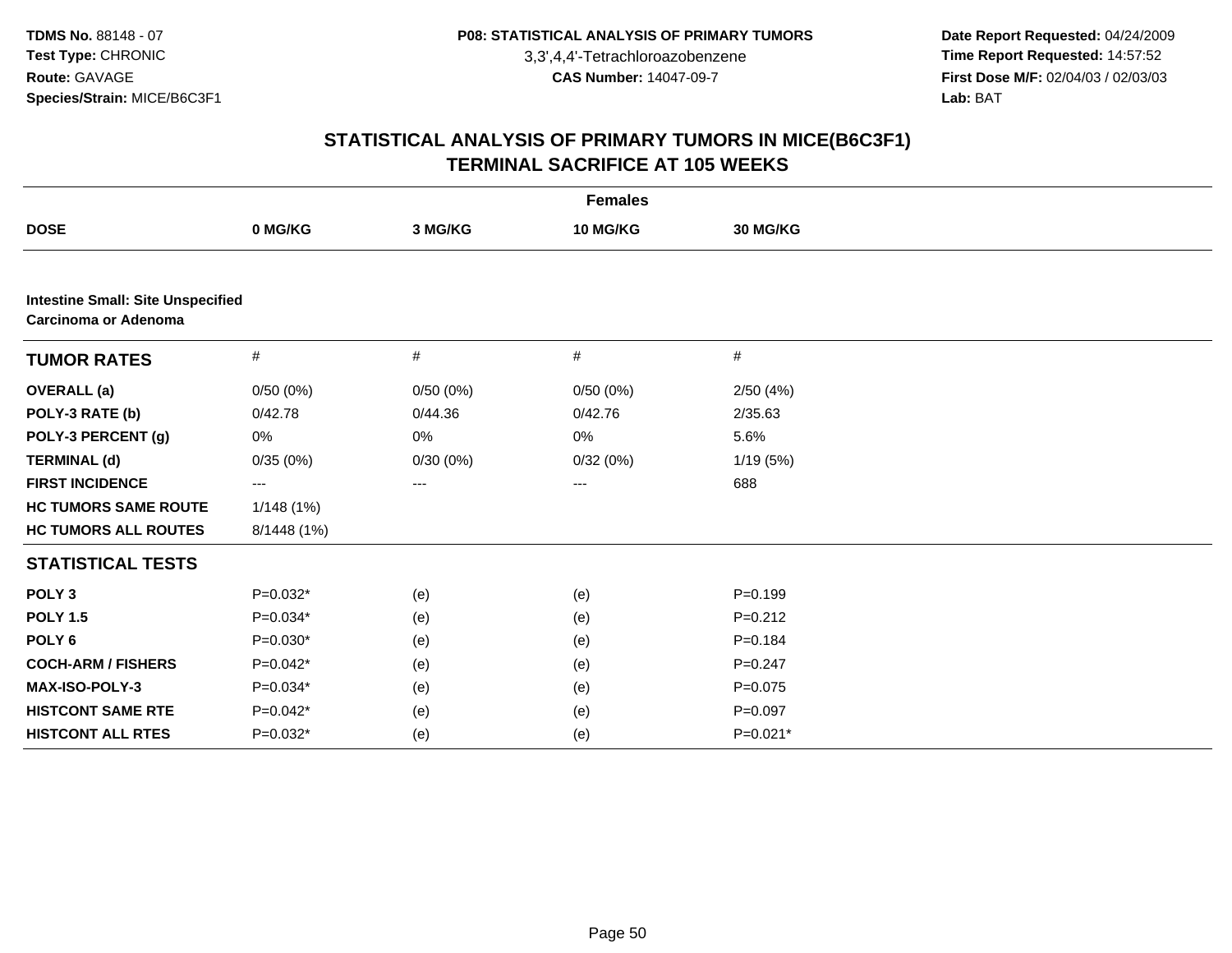**TDMS No.** 88148 - 07
**Test Type:** CHRONIC
**Route:** GAVAGE
**Species/Strain:** MICE/B6C3F1

**P08: STATISTICAL ANALYSIS OF PRIMARY TUMORS**
3,3',4,4'-Tetrachloroazobenzene
**CAS Number:** 14047-09-7

**Date Report Requested:** 04/24/2009
**Time Report Requested:** 14:57:52
**First Dose M/F:** 02/04/03 / 02/03/03
**Lab:** BAT

## STATISTICAL ANALYSIS OF PRIMARY TUMORS IN MICE(B6C3F1)
## TERMINAL SACRIFICE AT 105 WEEKS

| | Females | | | |
|---|---|---|---|---|
| **DOSE** | **0 MG/KG** | **3 MG/KG** | **10 MG/KG** | **30 MG/KG** |
| **Intestine Small: Site Unspecified Carcinoma or Adenoma** | | | | |
| **TUMOR RATES** | # | # | # | # |
| **OVERALL (a)** | 0/50 (0%) | 0/50 (0%) | 0/50 (0%) | 2/50 (4%) |
| **POLY-3 RATE (b)** | 0/42.78 | 0/44.36 | 0/42.76 | 2/35.63 |
| **POLY-3 PERCENT (g)** | 0% | 0% | 0% | 5.6% |
| **TERMINAL (d)** | 0/35 (0%) | 0/30 (0%) | 0/32 (0%) | 1/19 (5%) |
| **FIRST INCIDENCE** | --- | --- | --- | 688 |
| **HC TUMORS SAME ROUTE** | 1/148 (1%) | | | |
| **HC TUMORS ALL ROUTES** | 8/1448 (1%) | | | |
| **STATISTICAL TESTS** | | | | |
| **POLY 3** | P=0.032* | (e) | (e) | P=0.199 |
| **POLY 1.5** | P=0.034* | (e) | (e) | P=0.212 |
| **POLY 6** | P=0.030* | (e) | (e) | P=0.184 |
| **COCH-ARM / FISHERS** | P=0.042* | (e) | (e) | P=0.247 |
| **MAX-ISO-POLY-3** | P=0.034* | (e) | (e) | P=0.075 |
| **HISTCONT SAME RTE** | P=0.042* | (e) | (e) | P=0.097 |
| **HISTCONT ALL RTES** | P=0.032* | (e) | (e) | P=0.021* |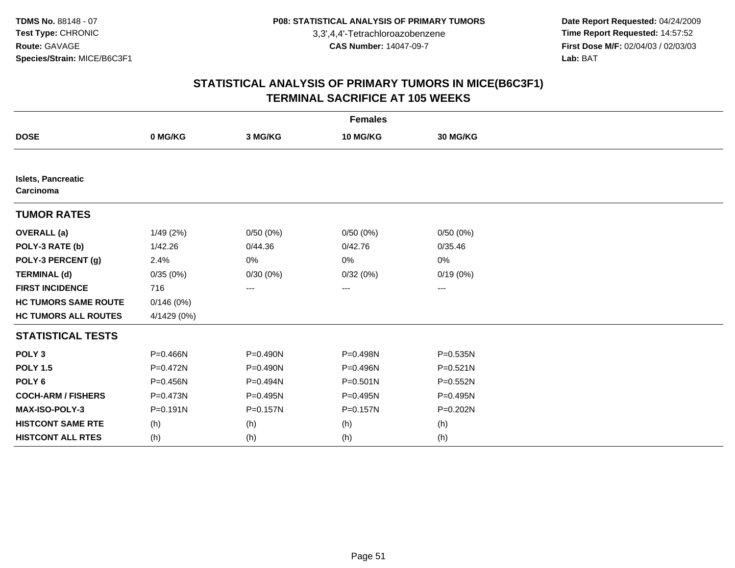**TDMS No.** 88148 - 07
**Test Type:** CHRONIC
**Route:** GAVAGE
**Species/Strain:** MICE/B6C3F1

**P08: STATISTICAL ANALYSIS OF PRIMARY TUMORS**
3,3',4,4'-Tetrachloroazobenzene
**CAS Number:** 14047-09-7

**Date Report Requested:** 04/24/2009
**Time Report Requested:** 14:57:52
**First Dose M/F:** 02/04/03 / 02/03/03
**Lab:** BAT

## STATISTICAL ANALYSIS OF PRIMARY TUMORS IN MICE(B6C3F1)
## TERMINAL SACRIFICE AT 105 WEEKS

| | Females | | | |
|---|---|---|---|---|
| **DOSE** | **0 MG/KG** | **3 MG/KG** | **10 MG/KG** | **30 MG/KG** |
| **Islets, Pancreatic Carcinoma** | | | | |
| **TUMOR RATES** | | | | |
| **OVERALL (a)** | 1/49 (2%) | 0/50 (0%) | 0/50 (0%) | 0/50 (0%) |
| **POLY-3 RATE (b)** | 1/42.26 | 0/44.36 | 0/42.76 | 0/35.46 |
| **POLY-3 PERCENT (g)** | 2.4% | 0% | 0% | 0% |
| **TERMINAL (d)** | 0/35 (0%) | 0/30 (0%) | 0/32 (0%) | 0/19 (0%) |
| **FIRST INCIDENCE** | 716 | --- | --- | --- |
| **HC TUMORS SAME ROUTE** | 0/146 (0%) | | | |
| **HC TUMORS ALL ROUTES** | 4/1429 (0%) | | | |
| **STATISTICAL TESTS** | | | | |
| **POLY 3** | P=0.466N | P=0.490N | P=0.498N | P=0.535N |
| **POLY 1.5** | P=0.472N | P=0.490N | P=0.496N | P=0.521N |
| **POLY 6** | P=0.456N | P=0.494N | P=0.501N | P=0.552N |
| **COCH-ARM / FISHERS** | P=0.473N | P=0.495N | P=0.495N | P=0.495N |
| **MAX-ISO-POLY-3** | P=0.191N | P=0.157N | P=0.157N | P=0.202N |
| **HISTCONT SAME RTE** | (h) | (h) | (h) | (h) |
| **HISTCONT ALL RTES** | (h) | (h) | (h) | (h) |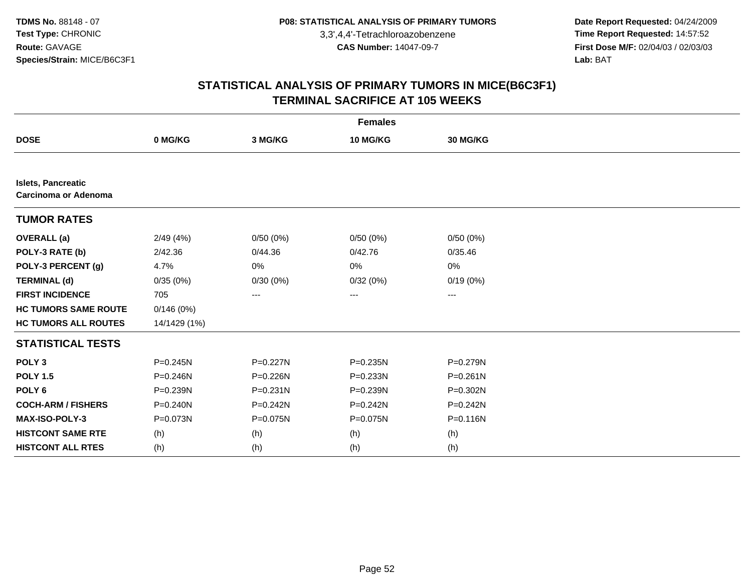TDMS No. 88148 - 07
Test Type: CHRONIC
Route: GAVAGE
Species/Strain: MICE/B6C3F1

P08: STATISTICAL ANALYSIS OF PRIMARY TUMORS
3,3',4,4'-Tetrachloroazobenzene
CAS Number: 14047-09-7

Date Report Requested: 04/24/2009
Time Report Requested: 14:57:52
First Dose M/F: 02/04/03 / 02/03/03
Lab: BAT

## STATISTICAL ANALYSIS OF PRIMARY TUMORS IN MICE(B6C3F1)
## TERMINAL SACRIFICE AT 105 WEEKS

| | Females | | | |
|---|---|---|---|---|
| **DOSE** | **0 MG/KG** | **3 MG/KG** | **10 MG/KG** | **30 MG/KG** |
| **Islets, Pancreatic** | | | | |
| **Carcinoma or Adenoma** | | | | |
| **TUMOR RATES** | | | | |
| **OVERALL (a)** | 2/49 (4%) | 0/50 (0%) | 0/50 (0%) | 0/50 (0%) |
| **POLY-3 RATE (b)** | 2/42.36 | 0/44.36 | 0/42.76 | 0/35.46 |
| **POLY-3 PERCENT (g)** | 4.7% | 0% | 0% | 0% |
| **TERMINAL (d)** | 0/35 (0%) | 0/30 (0%) | 0/32 (0%) | 0/19 (0%) |
| **FIRST INCIDENCE** | 705 | --- | --- | --- |
| **HC TUMORS SAME ROUTE** | 0/146 (0%) | | | |
| **HC TUMORS ALL ROUTES** | 14/1429 (1%) | | | |
| **STATISTICAL TESTS** | | | | |
| **POLY 3** | P=0.245N | P=0.227N | P=0.235N | P=0.279N |
| **POLY 1.5** | P=0.246N | P=0.226N | P=0.233N | P=0.261N |
| **POLY 6** | P=0.239N | P=0.231N | P=0.239N | P=0.302N |
| **COCH-ARM / FISHERS** | P=0.240N | P=0.242N | P=0.242N | P=0.242N |
| **MAX-ISO-POLY-3** | P=0.073N | P=0.075N | P=0.075N | P=0.116N |
| **HISTCONT SAME RTE** | (h) | (h) | (h) | (h) |
| **HISTCONT ALL RTES** | (h) | (h) | (h) | (h) |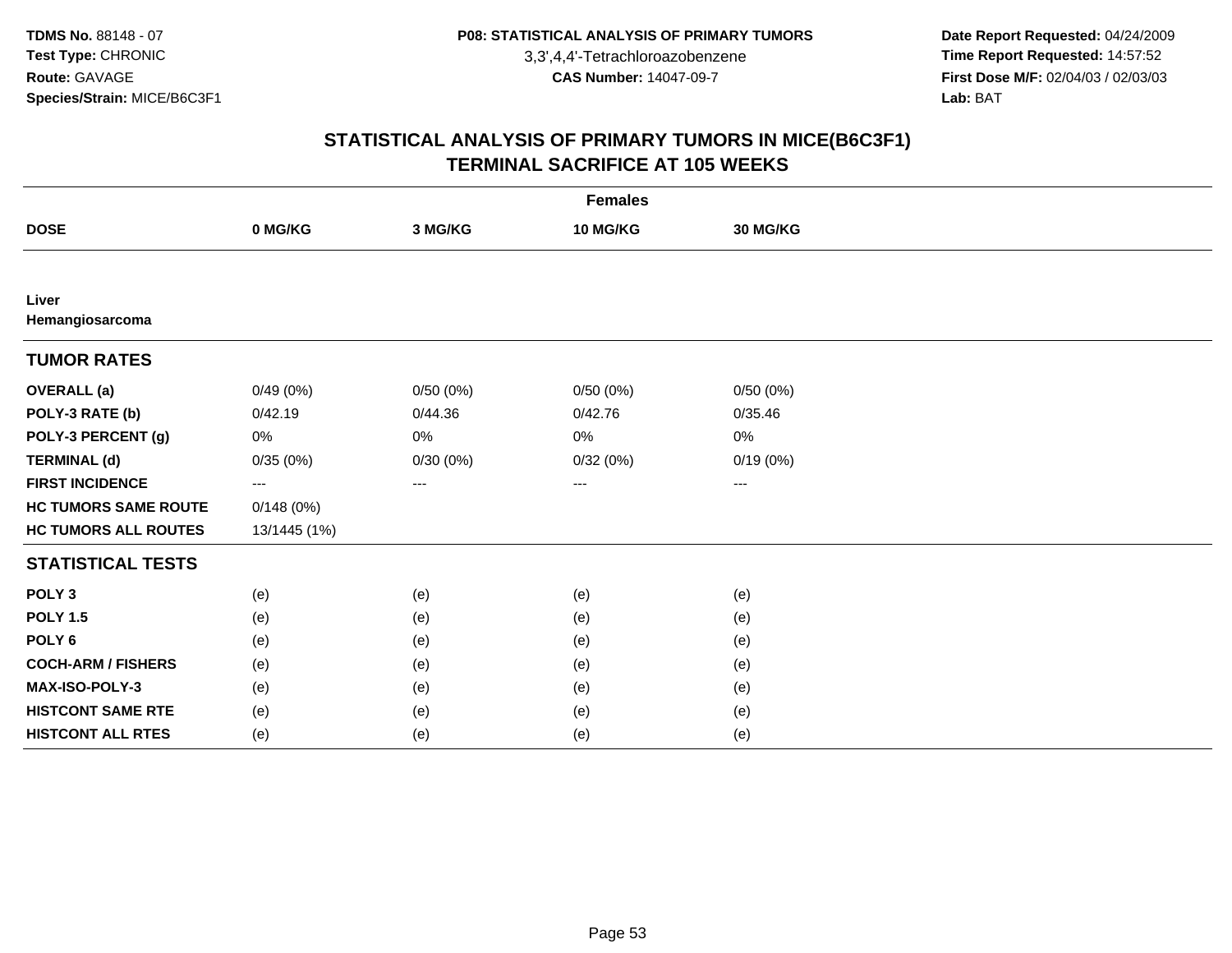**TDMS No.** 88148 - 07
**Test Type:** CHRONIC
**Route:** GAVAGE
**Species/Strain:** MICE/B6C3F1

**P08: STATISTICAL ANALYSIS OF PRIMARY TUMORS**
3,3',4,4'-Tetrachloroazobenzene
**CAS Number:** 14047-09-7

**Date Report Requested:** 04/24/2009
**Time Report Requested:** 14:57:52
**First Dose M/F:** 02/04/03 / 02/03/03
**Lab:** BAT

## STATISTICAL ANALYSIS OF PRIMARY TUMORS IN MICE(B6C3F1)
## TERMINAL SACRIFICE AT 105 WEEKS

| | Females | | | |
|---|---|---|---|---|
| **DOSE** | **0 MG/KG** | **3 MG/KG** | **10 MG/KG** | **30 MG/KG** |
| **Liver** | | | | |
| **Hemangiosarcoma** | | | | |
| **TUMOR RATES** | | | | |
| **OVERALL (a)** | 0/49 (0%) | 0/50 (0%) | 0/50 (0%) | 0/50 (0%) |
| **POLY-3 RATE (b)** | 0/42.19 | 0/44.36 | 0/42.76 | 0/35.46 |
| **POLY-3 PERCENT (g)** | 0% | 0% | 0% | 0% |
| **TERMINAL (d)** | 0/35 (0%) | 0/30 (0%) | 0/32 (0%) | 0/19 (0%) |
| **FIRST INCIDENCE** | --- | --- | --- | --- |
| **HC TUMORS SAME ROUTE** | 0/148 (0%) | | | |
| **HC TUMORS ALL ROUTES** | 13/1445 (1%) | | | |
| **STATISTICAL TESTS** | | | | |
| **POLY 3** | (e) | (e) | (e) | (e) |
| **POLY 1.5** | (e) | (e) | (e) | (e) |
| **POLY 6** | (e) | (e) | (e) | (e) |
| **COCH-ARM / FISHERS** | (e) | (e) | (e) | (e) |
| **MAX-ISO-POLY-3** | (e) | (e) | (e) | (e) |
| **HISTCONT SAME RTE** | (e) | (e) | (e) | (e) |
| **HISTCONT ALL RTES** | (e) | (e) | (e) | (e) |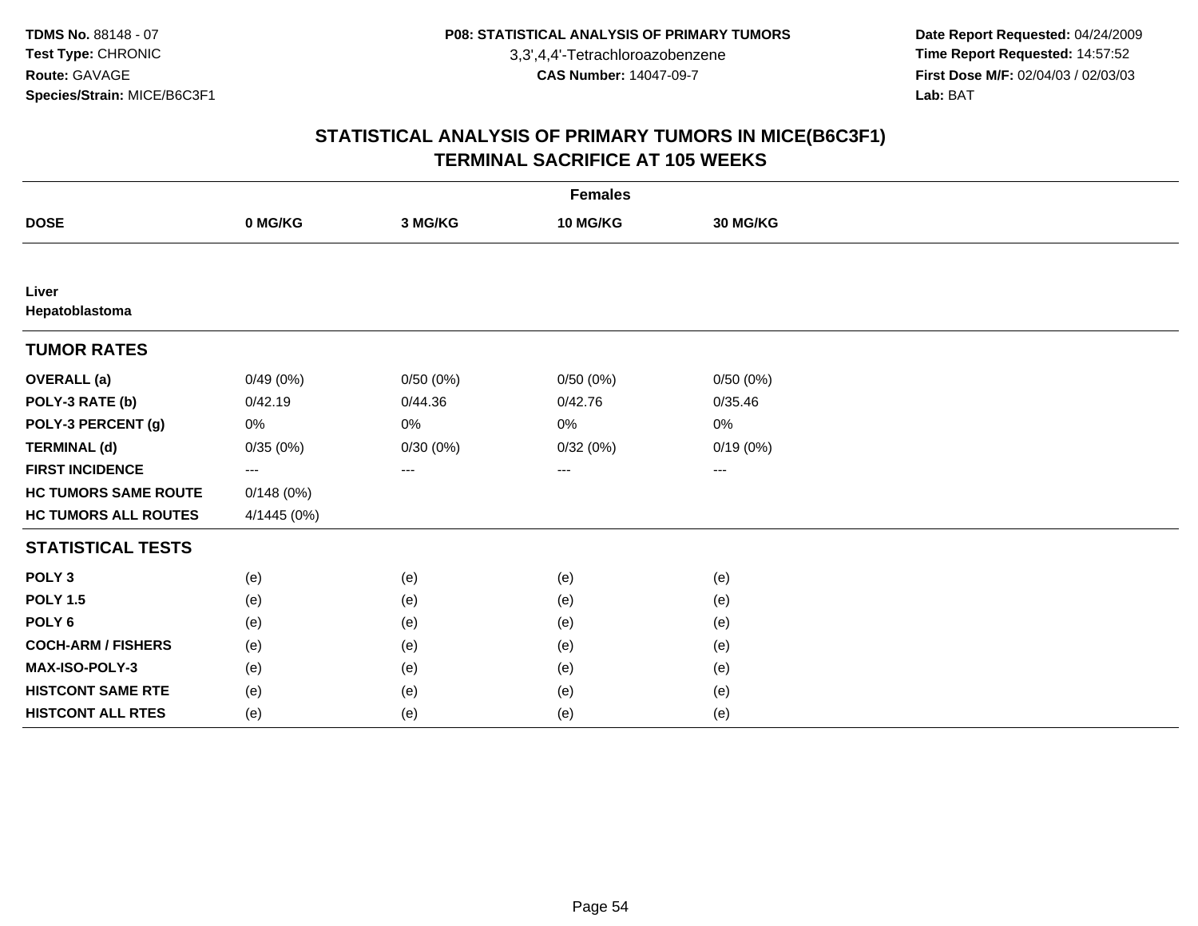**TDMS No.** 88148 - 07
**Test Type:** CHRONIC
**Route:** GAVAGE
**Species/Strain:** MICE/B6C3F1

**P08: STATISTICAL ANALYSIS OF PRIMARY TUMORS**
3,3',4,4'-Tetrachloroazobenzene
**CAS Number:** 14047-09-7

**Date Report Requested:** 04/24/2009
**Time Report Requested:** 14:57:52
**First Dose M/F:** 02/04/03 / 02/03/03
**Lab:** BAT

## STATISTICAL ANALYSIS OF PRIMARY TUMORS IN MICE(B6C3F1)
## TERMINAL SACRIFICE AT 105 WEEKS

| | Females | | | |
|---|---|---|---|---|
| **DOSE** | **0 MG/KG** | **3 MG/KG** | **10 MG/KG** | **30 MG/KG** |
| **Liver** | | | | |
| **Hepatoblastoma** | | | | |
| **TUMOR RATES** | | | | |
| **OVERALL (a)** | 0/49 (0%) | 0/50 (0%) | 0/50 (0%) | 0/50 (0%) |
| **POLY-3 RATE (b)** | 0/42.19 | 0/44.36 | 0/42.76 | 0/35.46 |
| **POLY-3 PERCENT (g)** | 0% | 0% | 0% | 0% |
| **TERMINAL (d)** | 0/35 (0%) | 0/30 (0%) | 0/32 (0%) | 0/19 (0%) |
| **FIRST INCIDENCE** | --- | --- | --- | --- |
| **HC TUMORS SAME ROUTE** | 0/148 (0%) | | | |
| **HC TUMORS ALL ROUTES** | 4/1445 (0%) | | | |
| **STATISTICAL TESTS** | | | | |
| **POLY 3** | (e) | (e) | (e) | (e) |
| **POLY 1.5** | (e) | (e) | (e) | (e) |
| **POLY 6** | (e) | (e) | (e) | (e) |
| **COCH-ARM / FISHERS** | (e) | (e) | (e) | (e) |
| **MAX-ISO-POLY-3** | (e) | (e) | (e) | (e) |
| **HISTCONT SAME RTE** | (e) | (e) | (e) | (e) |
| **HISTCONT ALL RTES** | (e) | (e) | (e) | (e) |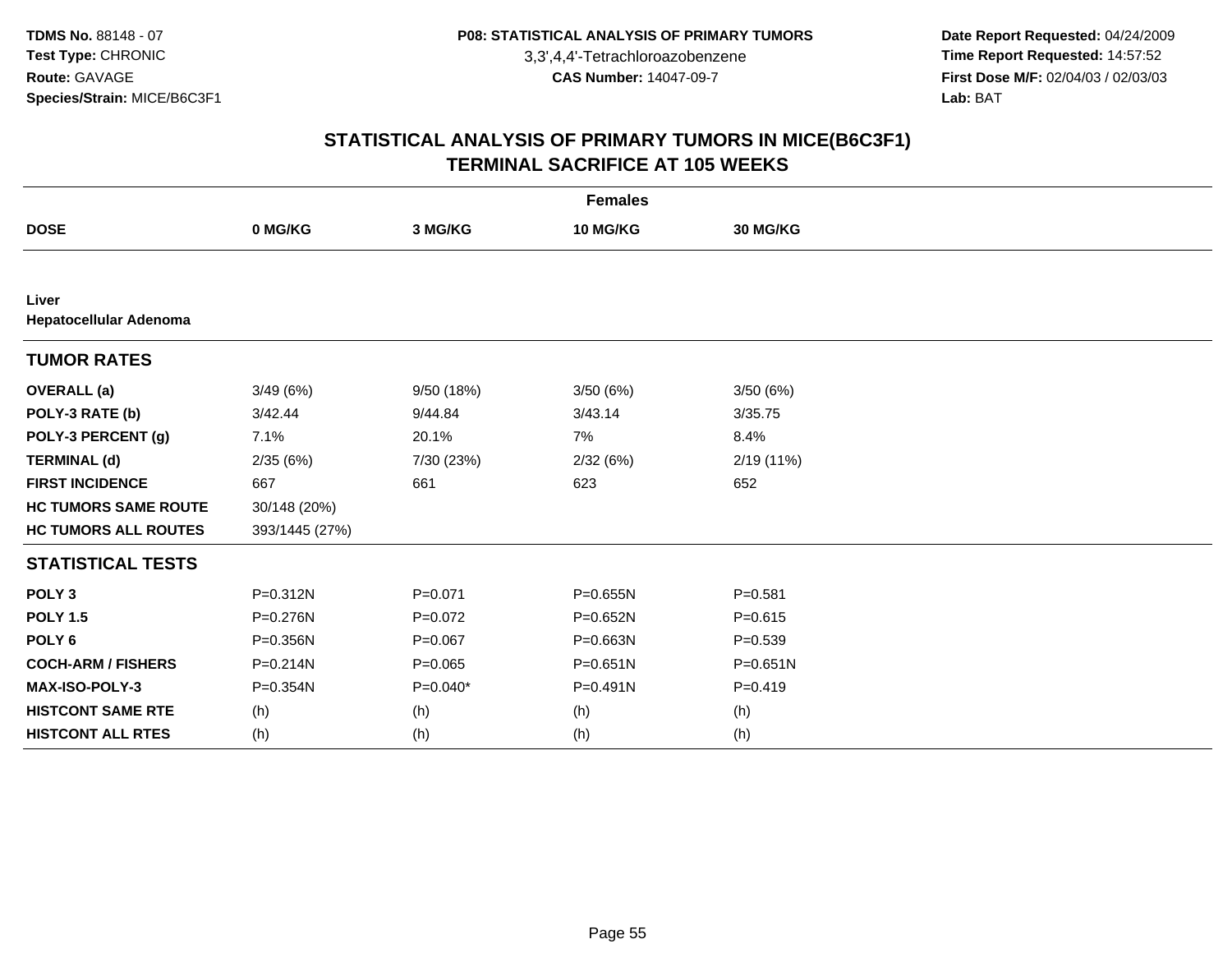**TDMS No.** 88148 - 07
**Test Type:** CHRONIC
**Route:** GAVAGE
**Species/Strain:** MICE/B6C3F1

**P08: STATISTICAL ANALYSIS OF PRIMARY TUMORS**
3,3',4,4'-Tetrachloroazobenzene
**CAS Number:** 14047-09-7

**Date Report Requested:** 04/24/2009
**Time Report Requested:** 14:57:52
**First Dose M/F:** 02/04/03 / 02/03/03
**Lab:** BAT

## STATISTICAL ANALYSIS OF PRIMARY TUMORS IN MICE(B6C3F1) TERMINAL SACRIFICE AT 105 WEEKS

| | Females | | | |
|---|---|---|---|---|
| **DOSE** | **0 MG/KG** | **3 MG/KG** | **10 MG/KG** | **30 MG/KG** |
| **Liver** | | | | |
| **Hepatocellular Adenoma** | | | | |
| **TUMOR RATES** | | | | |
| **OVERALL (a)** | 3/49 (6%) | 9/50 (18%) | 3/50 (6%) | 3/50 (6%) |
| **POLY-3 RATE (b)** | 3/42.44 | 9/44.84 | 3/43.14 | 3/35.75 |
| **POLY-3 PERCENT (g)** | 7.1% | 20.1% | 7% | 8.4% |
| **TERMINAL (d)** | 2/35 (6%) | 7/30 (23%) | 2/32 (6%) | 2/19 (11%) |
| **FIRST INCIDENCE** | 667 | 661 | 623 | 652 |
| **HC TUMORS SAME ROUTE** | 30/148 (20%) | | | |
| **HC TUMORS ALL ROUTES** | 393/1445 (27%) | | | |
| **STATISTICAL TESTS** | | | | |
| **POLY 3** | P=0.312N | P=0.071 | P=0.655N | P=0.581 |
| **POLY 1.5** | P=0.276N | P=0.072 | P=0.652N | P=0.615 |
| **POLY 6** | P=0.356N | P=0.067 | P=0.663N | P=0.539 |
| **COCH-ARM / FISHERS** | P=0.214N | P=0.065 | P=0.651N | P=0.651N |
| **MAX-ISO-POLY-3** | P=0.354N | P=0.040* | P=0.491N | P=0.419 |
| **HISTCONT SAME RTE** | (h) | (h) | (h) | (h) |
| **HISTCONT ALL RTES** | (h) | (h) | (h) | (h) |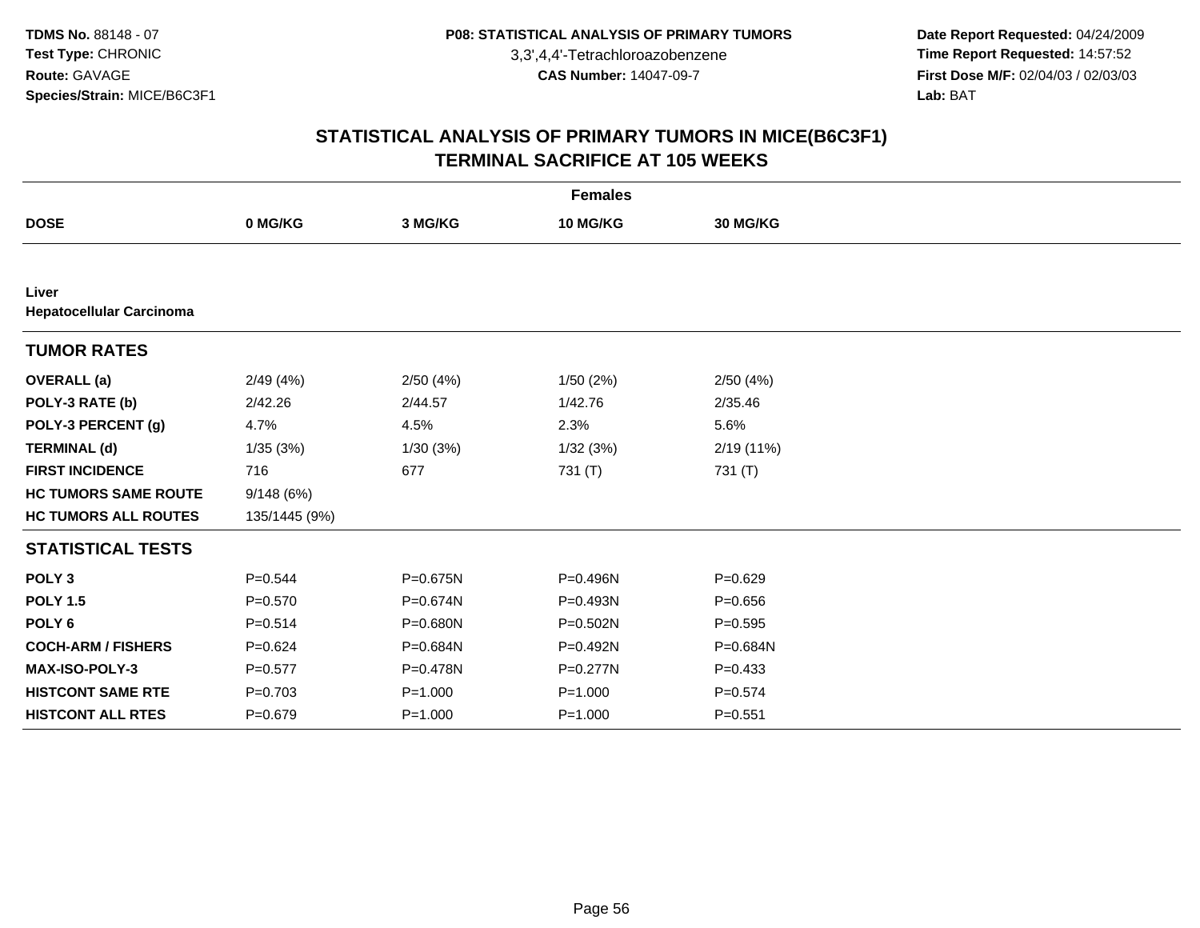TDMS No. 88148 - 07
Test Type: CHRONIC
Route: GAVAGE
Species/Strain: MICE/B6C3F1

P08: STATISTICAL ANALYSIS OF PRIMARY TUMORS
3,3',4,4'-Tetrachloroazobenzene
CAS Number: 14047-09-7

Date Report Requested: 04/24/2009
Time Report Requested: 14:57:52
First Dose M/F: 02/04/03 / 02/03/03
Lab: BAT

## STATISTICAL ANALYSIS OF PRIMARY TUMORS IN MICE(B6C3F1)
## TERMINAL SACRIFICE AT 105 WEEKS

| Females | | | | |
|---|---|---|---|---|
| **DOSE** | **0 MG/KG** | **3 MG/KG** | **10 MG/KG** | **30 MG/KG** |
| **Liver** | | | | |
| **Hepatocellular Carcinoma** | | | | |
| **TUMOR RATES** | | | | |
| **OVERALL (a)** | 2/49 (4%) | 2/50 (4%) | 1/50 (2%) | 2/50 (4%) |
| **POLY-3 RATE (b)** | 2/42.26 | 2/44.57 | 1/42.76 | 2/35.46 |
| **POLY-3 PERCENT (g)** | 4.7% | 4.5% | 2.3% | 5.6% |
| **TERMINAL (d)** | 1/35 (3%) | 1/30 (3%) | 1/32 (3%) | 2/19 (11%) |
| **FIRST INCIDENCE** | 716 | 677 | 731 (T) | 731 (T) |
| **HC TUMORS SAME ROUTE** | 9/148 (6%) | | | |
| **HC TUMORS ALL ROUTES** | 135/1445 (9%) | | | |
| **STATISTICAL TESTS** | | | | |
| **POLY 3** | P=0.544 | P=0.675N | P=0.496N | P=0.629 |
| **POLY 1.5** | P=0.570 | P=0.674N | P=0.493N | P=0.656 |
| **POLY 6** | P=0.514 | P=0.680N | P=0.502N | P=0.595 |
| **COCH-ARM / FISHERS** | P=0.624 | P=0.684N | P=0.492N | P=0.684N |
| **MAX-ISO-POLY-3** | P=0.577 | P=0.478N | P=0.277N | P=0.433 |
| **HISTCONT SAME RTE** | P=0.703 | P=1.000 | P=1.000 | P=0.574 |
| **HISTCONT ALL RTES** | P=0.679 | P=1.000 | P=1.000 | P=0.551 |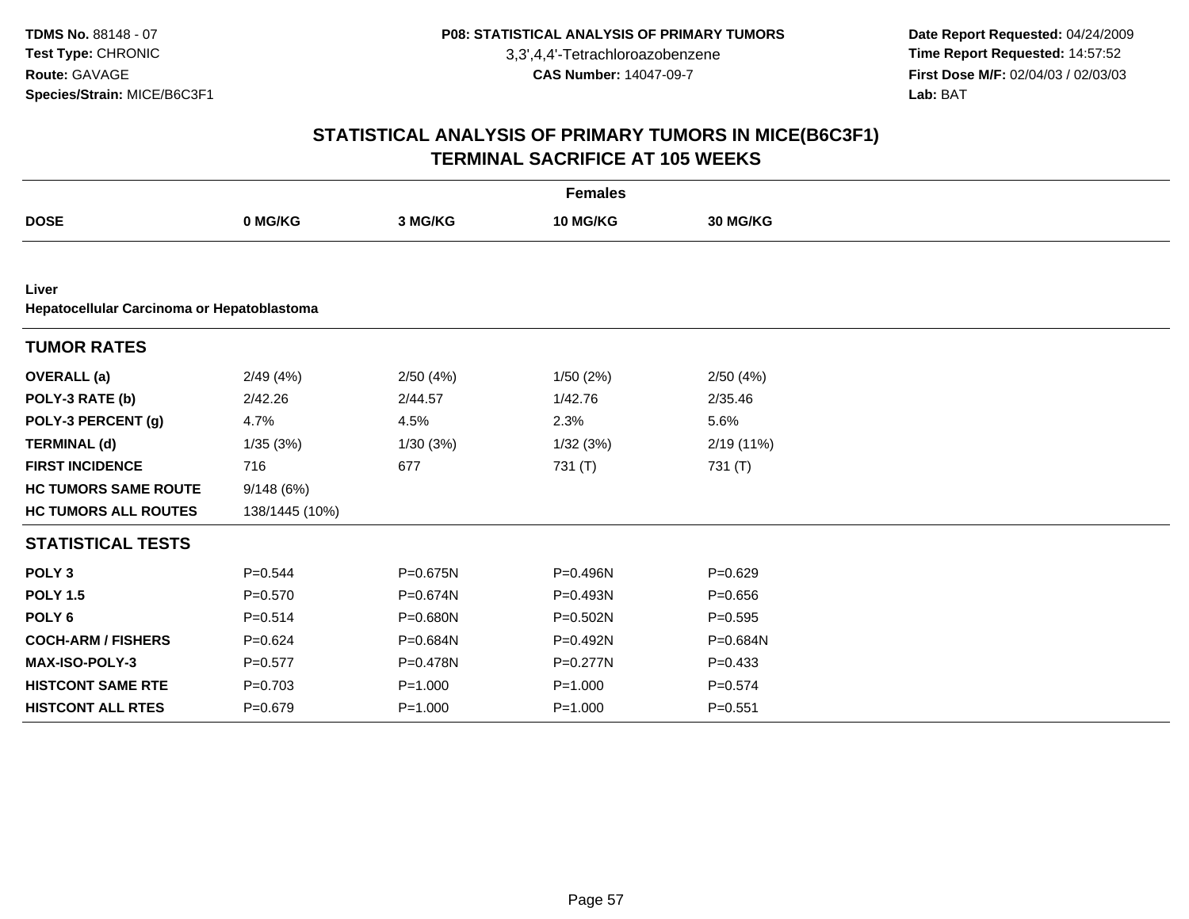**TDMS No.** 88148 - 07
**Test Type:** CHRONIC
**Route:** GAVAGE
**Species/Strain:** MICE/B6C3F1

**P08: STATISTICAL ANALYSIS OF PRIMARY TUMORS**
3,3',4,4'-Tetrachloroazobenzene
**CAS Number:** 14047-09-7

**Date Report Requested:** 04/24/2009
**Time Report Requested:** 14:57:52
**First Dose M/F:** 02/04/03 / 02/03/03
**Lab:** BAT

## STATISTICAL ANALYSIS OF PRIMARY TUMORS IN MICE(B6C3F1)
## TERMINAL SACRIFICE AT 105 WEEKS

| | Females | | | |
|---|---|---|---|---|
| **DOSE** | **0 MG/KG** | **3 MG/KG** | **10 MG/KG** | **30 MG/KG** |
| **Liver** | | | | |
| **Hepatocellular Carcinoma or Hepatoblastoma** | | | | |
| **TUMOR RATES** | | | | |
| **OVERALL (a)** | 2/49 (4%) | 2/50 (4%) | 1/50 (2%) | 2/50 (4%) |
| **POLY-3 RATE (b)** | 2/42.26 | 2/44.57 | 1/42.76 | 2/35.46 |
| **POLY-3 PERCENT (g)** | 4.7% | 4.5% | 2.3% | 5.6% |
| **TERMINAL (d)** | 1/35 (3%) | 1/30 (3%) | 1/32 (3%) | 2/19 (11%) |
| **FIRST INCIDENCE** | 716 | 677 | 731 (T) | 731 (T) |
| **HC TUMORS SAME ROUTE** | 9/148 (6%) | | | |
| **HC TUMORS ALL ROUTES** | 138/1445 (10%) | | | |
| **STATISTICAL TESTS** | | | | |
| **POLY 3** | P=0.544 | P=0.675N | P=0.496N | P=0.629 |
| **POLY 1.5** | P=0.570 | P=0.674N | P=0.493N | P=0.656 |
| **POLY 6** | P=0.514 | P=0.680N | P=0.502N | P=0.595 |
| **COCH-ARM / FISHERS** | P=0.624 | P=0.684N | P=0.492N | P=0.684N |
| **MAX-ISO-POLY-3** | P=0.577 | P=0.478N | P=0.277N | P=0.433 |
| **HISTCONT SAME RTE** | P=0.703 | P=1.000 | P=1.000 | P=0.574 |
| **HISTCONT ALL RTES** | P=0.679 | P=1.000 | P=1.000 | P=0.551 |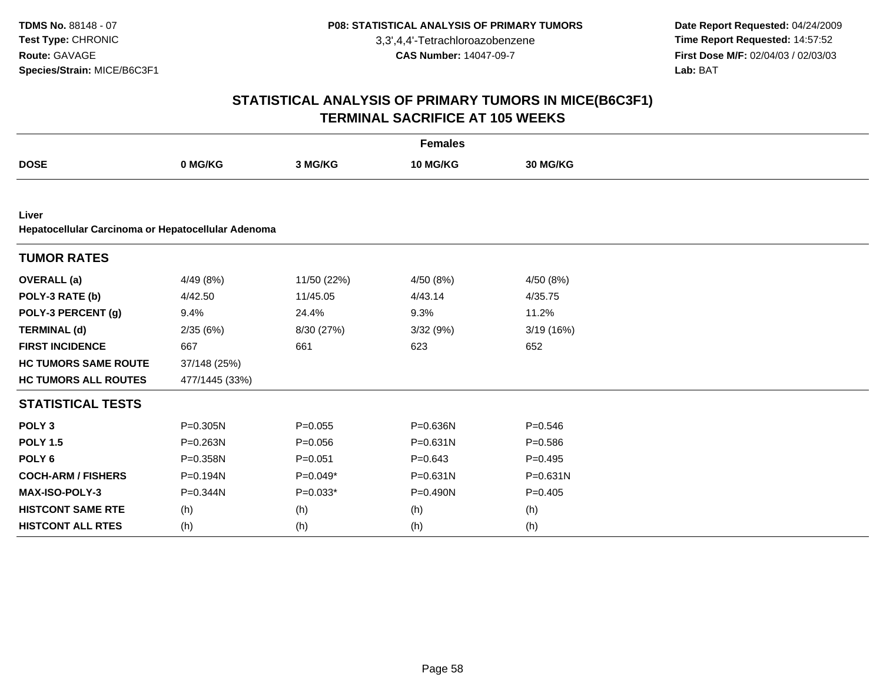**TDMS No.** 88148 - 07
**Test Type:** CHRONIC
**Route:** GAVAGE
**Species/Strain:** MICE/B6C3F1

**P08: STATISTICAL ANALYSIS OF PRIMARY TUMORS**
3,3',4,4'-Tetrachloroazobenzene
**CAS Number:** 14047-09-7

**Date Report Requested:** 04/24/2009
**Time Report Requested:** 14:57:52
**First Dose M/F:** 02/04/03 / 02/03/03
**Lab:** BAT

## STATISTICAL ANALYSIS OF PRIMARY TUMORS IN MICE(B6C3F1)
## TERMINAL SACRIFICE AT 105 WEEKS

| Females | | | | |
|---|---|---|---|---|
| **DOSE** | **0 MG/KG** | **3 MG/KG** | **10 MG/KG** | **30 MG/KG** |
| **Liver** | | | | |
| **Hepatocellular Carcinoma or Hepatocellular Adenoma** | | | | |
| **TUMOR RATES** | | | | |
| **OVERALL (a)** | 4/49 (8%) | 11/50 (22%) | 4/50 (8%) | 4/50 (8%) |
| **POLY-3 RATE (b)** | 4/42.50 | 11/45.05 | 4/43.14 | 4/35.75 |
| **POLY-3 PERCENT (g)** | 9.4% | 24.4% | 9.3% | 11.2% |
| **TERMINAL (d)** | 2/35 (6%) | 8/30 (27%) | 3/32 (9%) | 3/19 (16%) |
| **FIRST INCIDENCE** | 667 | 661 | 623 | 652 |
| **HC TUMORS SAME ROUTE** | 37/148 (25%) | | | |
| **HC TUMORS ALL ROUTES** | 477/1445 (33%) | | | |
| **STATISTICAL TESTS** | | | | |
| **POLY 3** | P=0.305N | P=0.055 | P=0.636N | P=0.546 |
| **POLY 1.5** | P=0.263N | P=0.056 | P=0.631N | P=0.586 |
| **POLY 6** | P=0.358N | P=0.051 | P=0.643 | P=0.495 |
| **COCH-ARM / FISHERS** | P=0.194N | P=0.049* | P=0.631N | P=0.631N |
| **MAX-ISO-POLY-3** | P=0.344N | P=0.033* | P=0.490N | P=0.405 |
| **HISTCONT SAME RTE** | (h) | (h) | (h) | (h) |
| **HISTCONT ALL RTES** | (h) | (h) | (h) | (h) |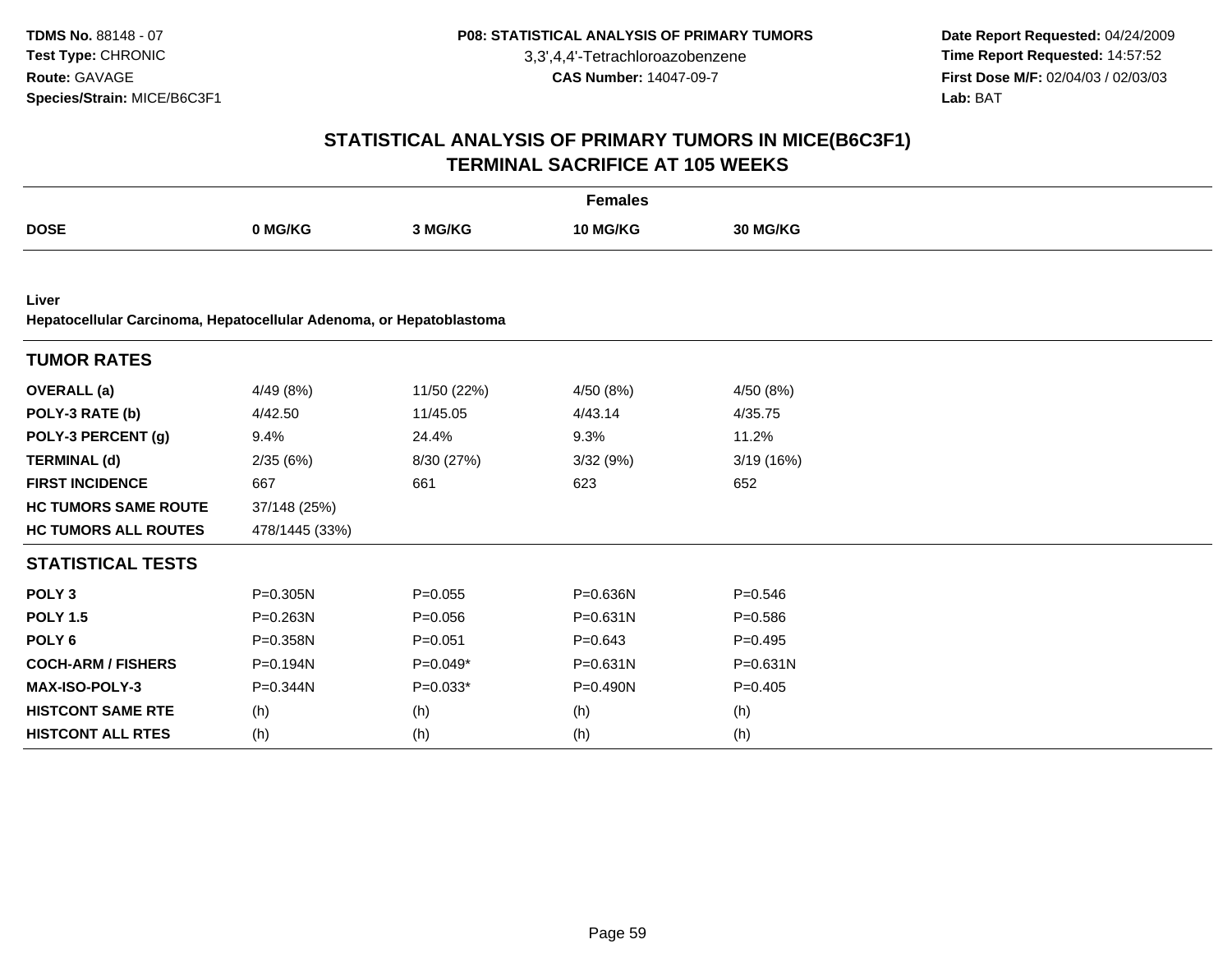**TDMS No.** 88148 - 07
**Test Type:** CHRONIC
**Route:** GAVAGE
**Species/Strain:** MICE/B6C3F1

**P08: STATISTICAL ANALYSIS OF PRIMARY TUMORS**
3,3',4,4'-Tetrachloroazobenzene
**CAS Number:** 14047-09-7

**Date Report Requested:** 04/24/2009
**Time Report Requested:** 14:57:52
**First Dose M/F:** 02/04/03 / 02/03/03
**Lab:** BAT

## STATISTICAL ANALYSIS OF PRIMARY TUMORS IN MICE(B6C3F1)
## TERMINAL SACRIFICE AT 105 WEEKS

| | Females | | | |
|---|---|---|---|---|
| **DOSE** | **0 MG/KG** | **3 MG/KG** | **10 MG/KG** | **30 MG/KG** |
| **Liver** | | | | |
| **Hepatocellular Carcinoma, Hepatocellular Adenoma, or Hepatoblastoma** | | | | |
| **TUMOR RATES** | | | | |
| **OVERALL (a)** | 4/49 (8%) | 11/50 (22%) | 4/50 (8%) | 4/50 (8%) |
| **POLY-3 RATE (b)** | 4/42.50 | 11/45.05 | 4/43.14 | 4/35.75 |
| **POLY-3 PERCENT (g)** | 9.4% | 24.4% | 9.3% | 11.2% |
| **TERMINAL (d)** | 2/35 (6%) | 8/30 (27%) | 3/32 (9%) | 3/19 (16%) |
| **FIRST INCIDENCE** | 667 | 661 | 623 | 652 |
| **HC TUMORS SAME ROUTE** | 37/148 (25%) | | | |
| **HC TUMORS ALL ROUTES** | 478/1445 (33%) | | | |
| **STATISTICAL TESTS** | | | | |
| **POLY 3** | P=0.305N | P=0.055 | P=0.636N | P=0.546 |
| **POLY 1.5** | P=0.263N | P=0.056 | P=0.631N | P=0.586 |
| **POLY 6** | P=0.358N | P=0.051 | P=0.643 | P=0.495 |
| **COCH-ARM / FISHERS** | P=0.194N | P=0.049* | P=0.631N | P=0.631N |
| **MAX-ISO-POLY-3** | P=0.344N | P=0.033* | P=0.490N | P=0.405 |
| **HISTCONT SAME RTE** | (h) | (h) | (h) | (h) |
| **HISTCONT ALL RTES** | (h) | (h) | (h) | (h) |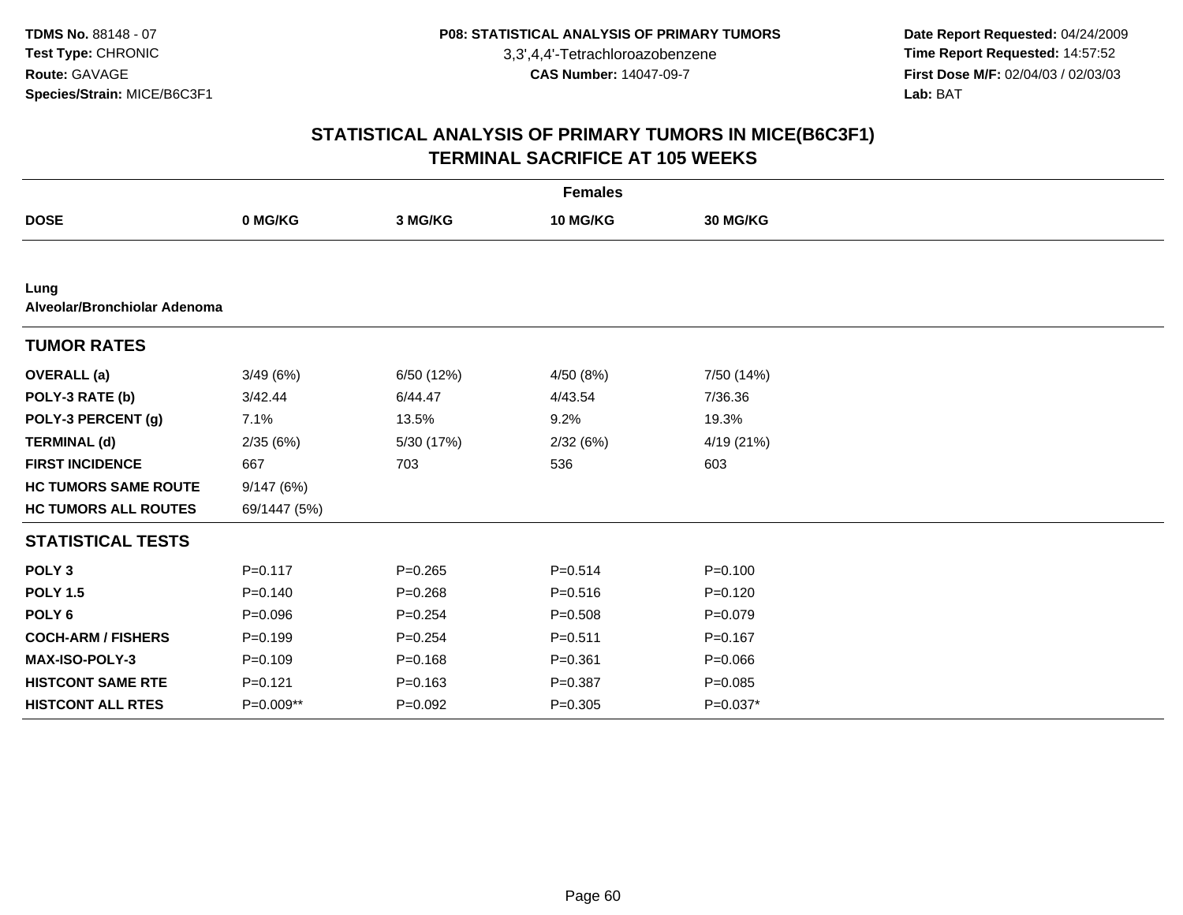TDMS No. 88148 - 07
Test Type: CHRONIC
Route: GAVAGE
Species/Strain: MICE/B6C3F1

P08: STATISTICAL ANALYSIS OF PRIMARY TUMORS
3,3',4,4'-Tetrachloroazobenzene
CAS Number: 14047-09-7

Date Report Requested: 04/24/2009
Time Report Requested: 14:57:52
First Dose M/F: 02/04/03 / 02/03/03
Lab: BAT

# STATISTICAL ANALYSIS OF PRIMARY TUMORS IN MICE(B6C3F1)
# TERMINAL SACRIFICE AT 105 WEEKS

| | Females | | | |
|---|---|---|---|---|
| **DOSE** | **0 MG/KG** | **3 MG/KG** | **10 MG/KG** | **30 MG/KG** |
| **Lung** | | | | |
| **Alveolar/Bronchiolar Adenoma** | | | | |
| **TUMOR RATES** | | | | |
| **OVERALL (a)** | 3/49 (6%) | 6/50 (12%) | 4/50 (8%) | 7/50 (14%) |
| **POLY-3 RATE (b)** | 3/42.44 | 6/44.47 | 4/43.54 | 7/36.36 |
| **POLY-3 PERCENT (g)** | 7.1% | 13.5% | 9.2% | 19.3% |
| **TERMINAL (d)** | 2/35 (6%) | 5/30 (17%) | 2/32 (6%) | 4/19 (21%) |
| **FIRST INCIDENCE** | 667 | 703 | 536 | 603 |
| **HC TUMORS SAME ROUTE** | 9/147 (6%) | | | |
| **HC TUMORS ALL ROUTES** | 69/1447 (5%) | | | |
| **STATISTICAL TESTS** | | | | |
| **POLY 3** | P=0.117 | P=0.265 | P=0.514 | P=0.100 |
| **POLY 1.5** | P=0.140 | P=0.268 | P=0.516 | P=0.120 |
| **POLY 6** | P=0.096 | P=0.254 | P=0.508 | P=0.079 |
| **COCH-ARM / FISHERS** | P=0.199 | P=0.254 | P=0.511 | P=0.167 |
| **MAX-ISO-POLY-3** | P=0.109 | P=0.168 | P=0.361 | P=0.066 |
| **HISTCONT SAME RTE** | P=0.121 | P=0.163 | P=0.387 | P=0.085 |
| **HISTCONT ALL RTES** | P=0.009** | P=0.092 | P=0.305 | P=0.037* |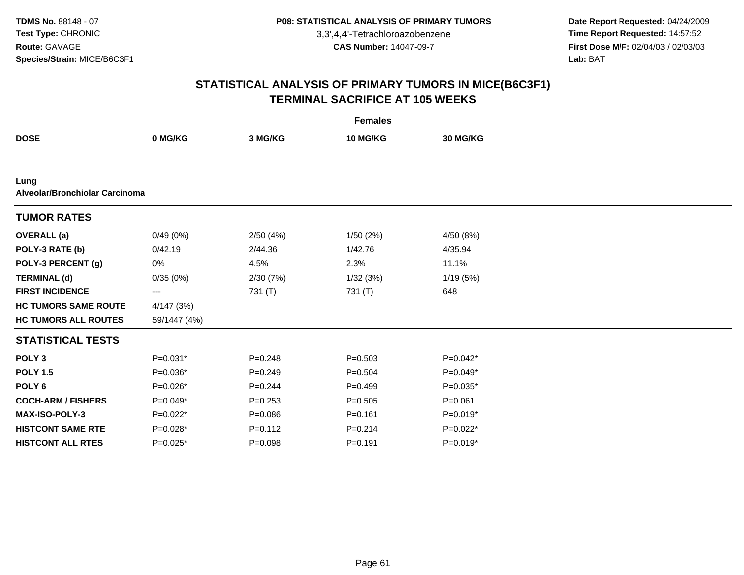**TDMS No.** 88148 - 07
**Test Type:** CHRONIC
**Route:** GAVAGE
**Species/Strain:** MICE/B6C3F1

**P08: STATISTICAL ANALYSIS OF PRIMARY TUMORS**
3,3',4,4'-Tetrachloroazobenzene
**CAS Number:** 14047-09-7

**Date Report Requested:** 04/24/2009
**Time Report Requested:** 14:57:52
**First Dose M/F:** 02/04/03 / 02/03/03
**Lab:** BAT

## STATISTICAL ANALYSIS OF PRIMARY TUMORS IN MICE(B6C3F1)
## TERMINAL SACRIFICE AT 105 WEEKS

| | Females | | | |
|---|---|---|---|---|
| **DOSE** | **0 MG/KG** | **3 MG/KG** | **10 MG/KG** | **30 MG/KG** |
| **Lung** | | | | |
| **Alveolar/Bronchiolar Carcinoma** | | | | |
| **TUMOR RATES** | | | | |
| **OVERALL (a)** | 0/49 (0%) | 2/50 (4%) | 1/50 (2%) | 4/50 (8%) |
| **POLY-3 RATE (b)** | 0/42.19 | 2/44.36 | 1/42.76 | 4/35.94 |
| **POLY-3 PERCENT (g)** | 0% | 4.5% | 2.3% | 11.1% |
| **TERMINAL (d)** | 0/35 (0%) | 2/30 (7%) | 1/32 (3%) | 1/19 (5%) |
| **FIRST INCIDENCE** | --- | 731 (T) | 731 (T) | 648 |
| **HC TUMORS SAME ROUTE** | 4/147 (3%) | | | |
| **HC TUMORS ALL ROUTES** | 59/1447 (4%) | | | |
| **STATISTICAL TESTS** | | | | |
| **POLY 3** | P=0.031* | P=0.248 | P=0.503 | P=0.042* |
| **POLY 1.5** | P=0.036* | P=0.249 | P=0.504 | P=0.049* |
| **POLY 6** | P=0.026* | P=0.244 | P=0.499 | P=0.035* |
| **COCH-ARM / FISHERS** | P=0.049* | P=0.253 | P=0.505 | P=0.061 |
| **MAX-ISO-POLY-3** | P=0.022* | P=0.086 | P=0.161 | P=0.019* |
| **HISTCONT SAME RTE** | P=0.028* | P=0.112 | P=0.214 | P=0.022* |
| **HISTCONT ALL RTES** | P=0.025* | P=0.098 | P=0.191 | P=0.019* |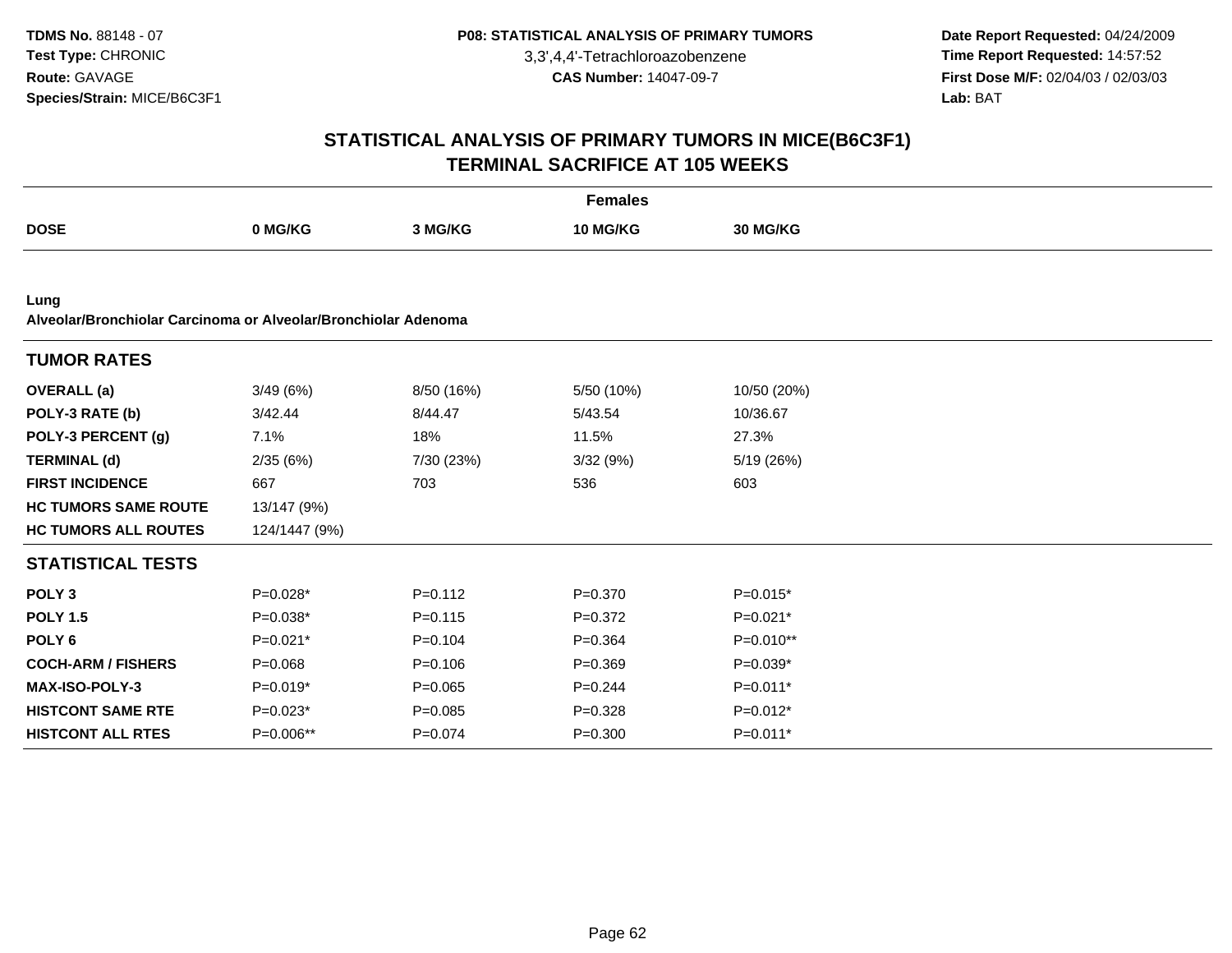# STATISTICAL ANALYSIS OF PRIMARY TUMORS IN MICE(B6C3F1)
## TERMINAL SACRIFICE AT 105 WEEKS

| | Females | | | |
|---|---|---|---|---|
| **DOSE** | **0 MG/KG** | **3 MG/KG** | **10 MG/KG** | **30 MG/KG** |
| **Lung** | | | | |
| **Alveolar/Bronchiolar Carcinoma or Alveolar/Bronchiolar Adenoma** | | | | |
| **TUMOR RATES** | | | | |
| **OVERALL (a)** | 3/49 (6%) | 8/50 (16%) | 5/50 (10%) | 10/50 (20%) |
| **POLY-3 RATE (b)** | 3/42.44 | 8/44.47 | 5/43.54 | 10/36.67 |
| **POLY-3 PERCENT (g)** | 7.1% | 18% | 11.5% | 27.3% |
| **TERMINAL (d)** | 2/35 (6%) | 7/30 (23%) | 3/32 (9%) | 5/19 (26%) |
| **FIRST INCIDENCE** | 667 | 703 | 536 | 603 |
| **HC TUMORS SAME ROUTE** | 13/147 (9%) | | | |
| **HC TUMORS ALL ROUTES** | 124/1447 (9%) | | | |
| **STATISTICAL TESTS** | | | | |
| **POLY 3** | P=0.028* | P=0.112 | P=0.370 | P=0.015* |
| **POLY 1.5** | P=0.038* | P=0.115 | P=0.372 | P=0.021* |
| **POLY 6** | P=0.021* | P=0.104 | P=0.364 | P=0.010** |
| **COCH-ARM / FISHERS** | P=0.068 | P=0.106 | P=0.369 | P=0.039* |
| **MAX-ISO-POLY-3** | P=0.019* | P=0.065 | P=0.244 | P=0.011* |
| **HISTCONT SAME RTE** | P=0.023* | P=0.085 | P=0.328 | P=0.012* |
| **HISTCONT ALL RTES** | P=0.006** | P=0.074 | P=0.300 | P=0.011* |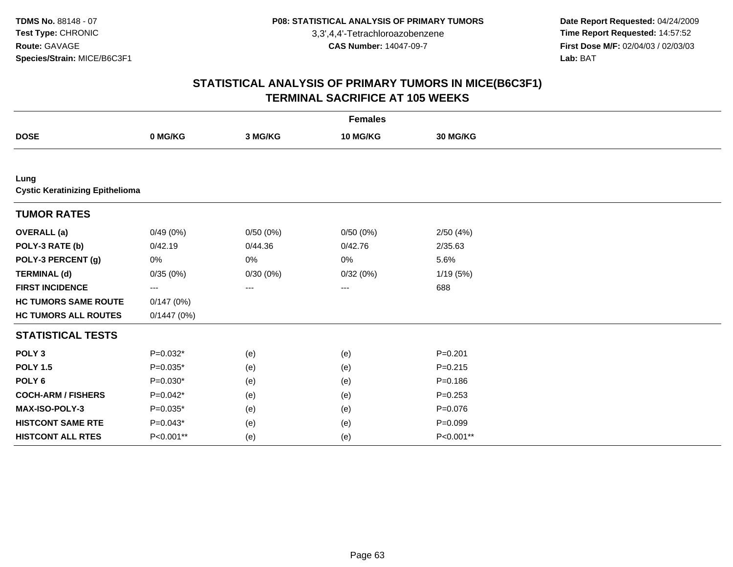**TDMS No.** 88148 - 07
**Test Type:** CHRONIC
**Route:** GAVAGE
**Species/Strain:** MICE/B6C3F1

**P08: STATISTICAL ANALYSIS OF PRIMARY TUMORS**
3,3',4,4'-Tetrachloroazobenzene
**CAS Number:** 14047-09-7

**Date Report Requested:** 04/24/2009
**Time Report Requested:** 14:57:52
**First Dose M/F:** 02/04/03 / 02/03/03
**Lab:** BAT

## STATISTICAL ANALYSIS OF PRIMARY TUMORS IN MICE(B6C3F1)
## TERMINAL SACRIFICE AT 105 WEEKS

| | **Females** | | | |
|---|---|---|---|---|
| **DOSE** | **0 MG/KG** | **3 MG/KG** | **10 MG/KG** | **30 MG/KG** |
| **Lung** | | | | |
| **Cystic Keratinizing Epithelioma** | | | | |
| **TUMOR RATES** | | | | |
| **OVERALL (a)** | 0/49 (0%) | 0/50 (0%) | 0/50 (0%) | 2/50 (4%) |
| **POLY-3 RATE (b)** | 0/42.19 | 0/44.36 | 0/42.76 | 2/35.63 |
| **POLY-3 PERCENT (g)** | 0% | 0% | 0% | 5.6% |
| **TERMINAL (d)** | 0/35 (0%) | 0/30 (0%) | 0/32 (0%) | 1/19 (5%) |
| **FIRST INCIDENCE** | --- | --- | --- | 688 |
| **HC TUMORS SAME ROUTE** | 0/147 (0%) | | | |
| **HC TUMORS ALL ROUTES** | 0/1447 (0%) | | | |
| **STATISTICAL TESTS** | | | | |
| **POLY 3** | P=0.032* | (e) | (e) | P=0.201 |
| **POLY 1.5** | P=0.035* | (e) | (e) | P=0.215 |
| **POLY 6** | P=0.030* | (e) | (e) | P=0.186 |
| **COCH-ARM / FISHERS** | P=0.042* | (e) | (e) | P=0.253 |
| **MAX-ISO-POLY-3** | P=0.035* | (e) | (e) | P=0.076 |
| **HISTCONT SAME RTE** | P=0.043* | (e) | (e) | P=0.099 |
| **HISTCONT ALL RTES** | P<0.001** | (e) | (e) | P<0.001** |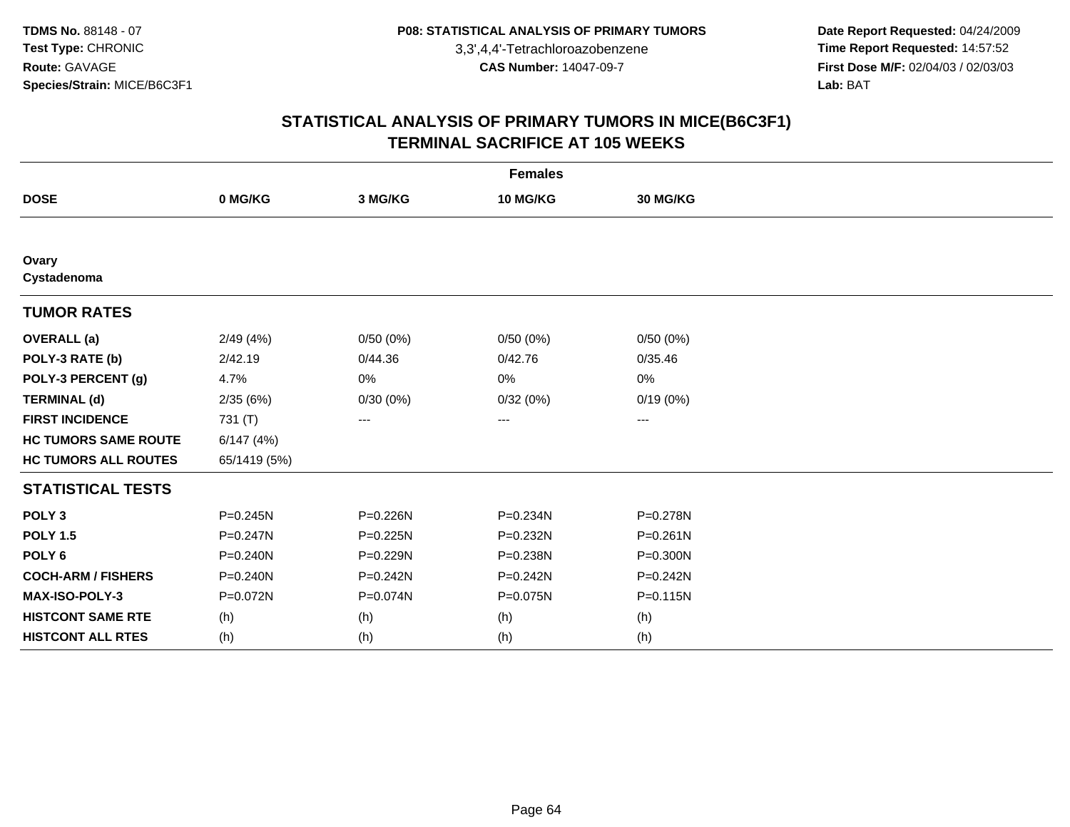TDMS No. 88148 - 07
Test Type: CHRONIC
Route: GAVAGE
Species/Strain: MICE/B6C3F1

P08: STATISTICAL ANALYSIS OF PRIMARY TUMORS
3,3',4,4'-Tetrachloroazobenzene
CAS Number: 14047-09-7

Date Report Requested: 04/24/2009
Time Report Requested: 14:57:52
First Dose M/F: 02/04/03 / 02/03/03
Lab: BAT

## STATISTICAL ANALYSIS OF PRIMARY TUMORS IN MICE(B6C3F1)
## TERMINAL SACRIFICE AT 105 WEEKS

| | Females | | | |
|---|---|---|---|---|
| **DOSE** | **0 MG/KG** | **3 MG/KG** | **10 MG/KG** | **30 MG/KG** |
| **Ovary** | | | | |
| **Cystadenoma** | | | | |
| **TUMOR RATES** | | | | |
| **OVERALL (a)** | 2/49 (4%) | 0/50 (0%) | 0/50 (0%) | 0/50 (0%) |
| **POLY-3 RATE (b)** | 2/42.19 | 0/44.36 | 0/42.76 | 0/35.46 |
| **POLY-3 PERCENT (g)** | 4.7% | 0% | 0% | 0% |
| **TERMINAL (d)** | 2/35 (6%) | 0/30 (0%) | 0/32 (0%) | 0/19 (0%) |
| **FIRST INCIDENCE** | 731 (T) | --- | --- | --- |
| **HC TUMORS SAME ROUTE** | 6/147 (4%) | | | |
| **HC TUMORS ALL ROUTES** | 65/1419 (5%) | | | |
| **STATISTICAL TESTS** | | | | |
| **POLY 3** | P=0.245N | P=0.226N | P=0.234N | P=0.278N |
| **POLY 1.5** | P=0.247N | P=0.225N | P=0.232N | P=0.261N |
| **POLY 6** | P=0.240N | P=0.229N | P=0.238N | P=0.300N |
| **COCH-ARM / FISHERS** | P=0.240N | P=0.242N | P=0.242N | P=0.242N |
| **MAX-ISO-POLY-3** | P=0.072N | P=0.074N | P=0.075N | P=0.115N |
| **HISTCONT SAME RTE** | (h) | (h) | (h) | (h) |
| **HISTCONT ALL RTES** | (h) | (h) | (h) | (h) |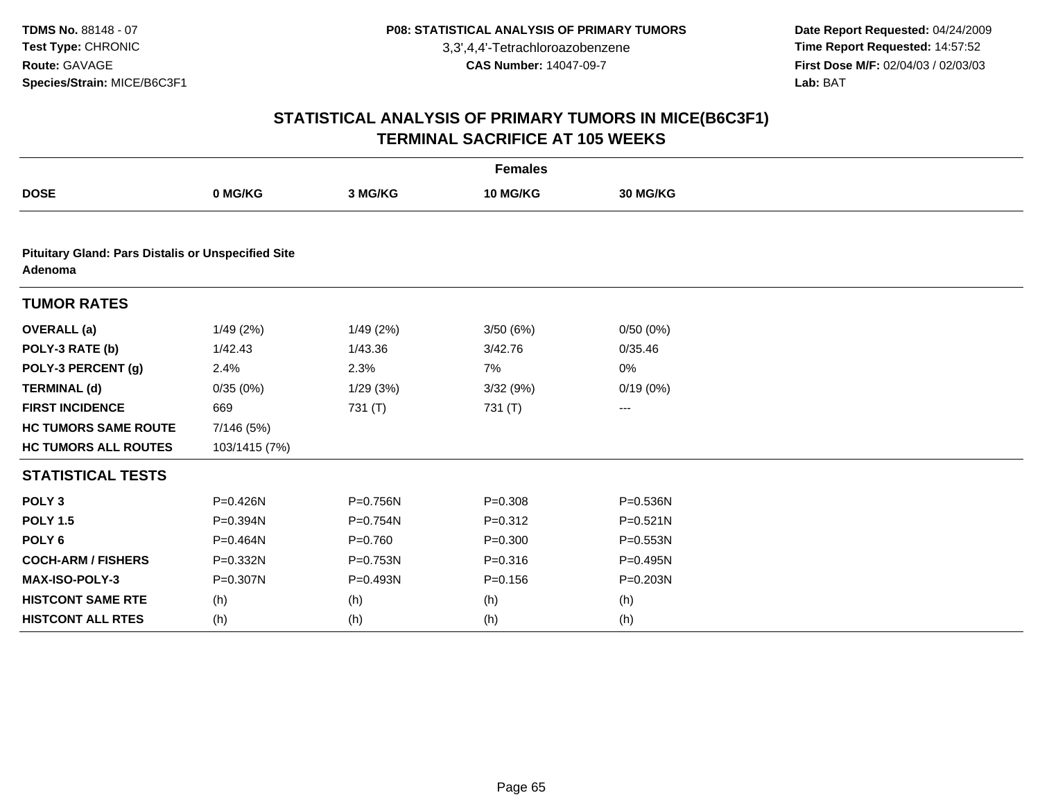TDMS No. 88148 - 07
Test Type: CHRONIC
Route: GAVAGE
Species/Strain: MICE/B6C3F1

P08: STATISTICAL ANALYSIS OF PRIMARY TUMORS
3,3',4,4'-Tetrachloroazobenzene
CAS Number: 14047-09-7

Date Report Requested: 04/24/2009
Time Report Requested: 14:57:52
First Dose M/F: 02/04/03 / 02/03/03
Lab: BAT

## STATISTICAL ANALYSIS OF PRIMARY TUMORS IN MICE(B6C3F1)
## TERMINAL SACRIFICE AT 105 WEEKS

| | Females | | | |
|---|---|---|---|---|
| **DOSE** | **0 MG/KG** | **3 MG/KG** | **10 MG/KG** | **30 MG/KG** |
| **Pituitary Gland: Pars Distalis or Unspecified Site Adenoma** | | | | |
| **TUMOR RATES** | | | | |
| **OVERALL (a)** | 1/49 (2%) | 1/49 (2%) | 3/50 (6%) | 0/50 (0%) |
| **POLY-3 RATE (b)** | 1/42.43 | 1/43.36 | 3/42.76 | 0/35.46 |
| **POLY-3 PERCENT (g)** | 2.4% | 2.3% | 7% | 0% |
| **TERMINAL (d)** | 0/35 (0%) | 1/29 (3%) | 3/32 (9%) | 0/19 (0%) |
| **FIRST INCIDENCE** | 669 | 731 (T) | 731 (T) | --- |
| **HC TUMORS SAME ROUTE** | 7/146 (5%) | | | |
| **HC TUMORS ALL ROUTES** | 103/1415 (7%) | | | |
| **STATISTICAL TESTS** | | | | |
| **POLY 3** | P=0.426N | P=0.756N | P=0.308 | P=0.536N |
| **POLY 1.5** | P=0.394N | P=0.754N | P=0.312 | P=0.521N |
| **POLY 6** | P=0.464N | P=0.760 | P=0.300 | P=0.553N |
| **COCH-ARM / FISHERS** | P=0.332N | P=0.753N | P=0.316 | P=0.495N |
| **MAX-ISO-POLY-3** | P=0.307N | P=0.493N | P=0.156 | P=0.203N |
| **HISTCONT SAME RTE** | (h) | (h) | (h) | (h) |
| **HISTCONT ALL RTES** | (h) | (h) | (h) | (h) |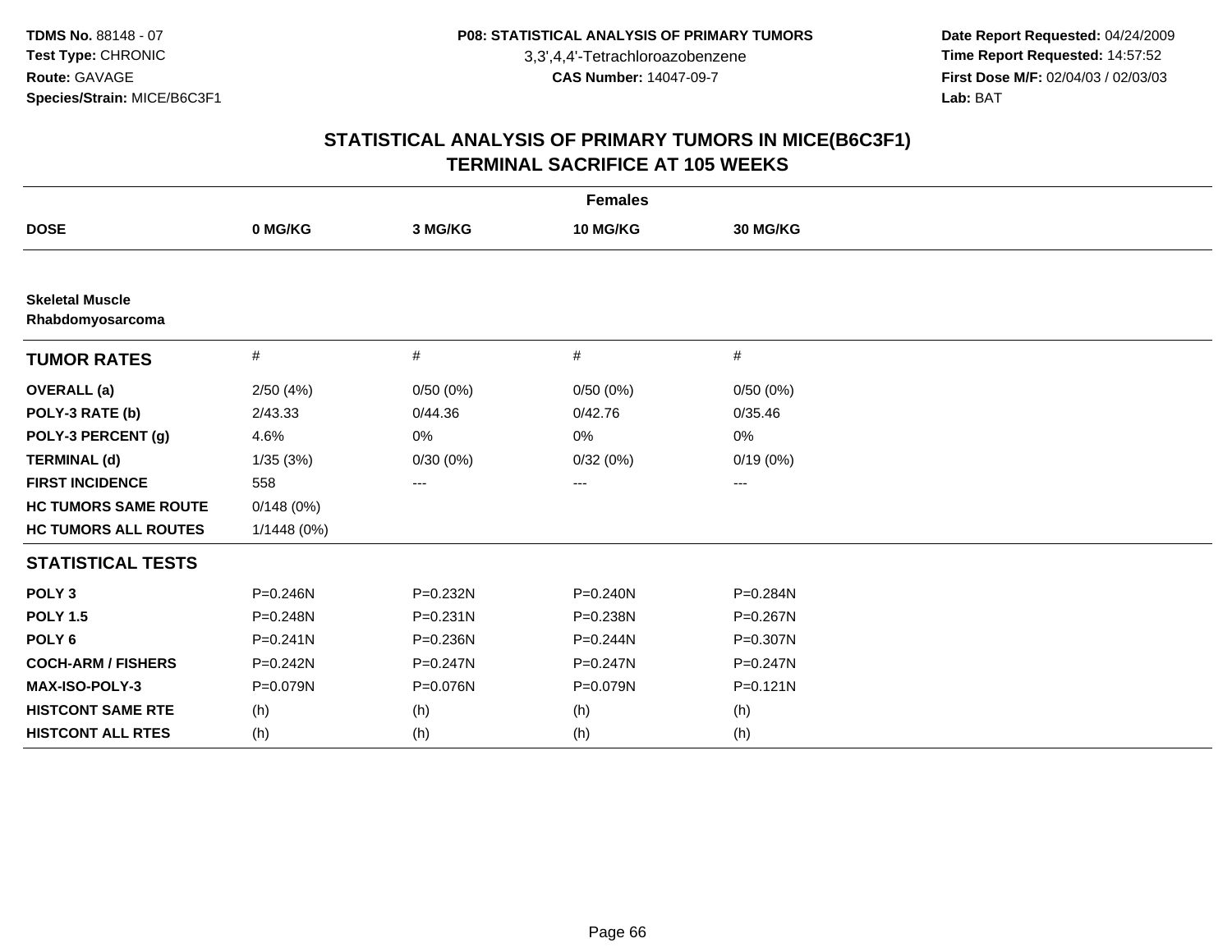TDMS No. 88148 - 07
Test Type: CHRONIC
Route: GAVAGE
Species/Strain: MICE/B6C3F1

P08: STATISTICAL ANALYSIS OF PRIMARY TUMORS
3,3',4,4'-Tetrachloroazobenzene
CAS Number: 14047-09-7

Date Report Requested: 04/24/2009
Time Report Requested: 14:57:52
First Dose M/F: 02/04/03 / 02/03/03
Lab: BAT

## STATISTICAL ANALYSIS OF PRIMARY TUMORS IN MICE(B6C3F1)
## TERMINAL SACRIFICE AT 105 WEEKS

| | Females | | | |
|---|---|---|---|---|
| **DOSE** | **0 MG/KG** | **3 MG/KG** | **10 MG/KG** | **30 MG/KG** |
| **Skeletal Muscle Rhabdomyosarcoma** | | | | |
| **TUMOR RATES** | # | # | # | # |
| **OVERALL (a)** | 2/50 (4%) | 0/50 (0%) | 0/50 (0%) | 0/50 (0%) |
| **POLY-3 RATE (b)** | 2/43.33 | 0/44.36 | 0/42.76 | 0/35.46 |
| **POLY-3 PERCENT (g)** | 4.6% | 0% | 0% | 0% |
| **TERMINAL (d)** | 1/35 (3%) | 0/30 (0%) | 0/32 (0%) | 0/19 (0%) |
| **FIRST INCIDENCE** | 558 | --- | --- | --- |
| **HC TUMORS SAME ROUTE** | 0/148 (0%) | | | |
| **HC TUMORS ALL ROUTES** | 1/1448 (0%) | | | |
| **STATISTICAL TESTS** | | | | |
| **POLY 3** | P=0.246N | P=0.232N | P=0.240N | P=0.284N |
| **POLY 1.5** | P=0.248N | P=0.231N | P=0.238N | P=0.267N |
| **POLY 6** | P=0.241N | P=0.236N | P=0.244N | P=0.307N |
| **COCH-ARM / FISHERS** | P=0.242N | P=0.247N | P=0.247N | P=0.247N |
| **MAX-ISO-POLY-3** | P=0.079N | P=0.076N | P=0.079N | P=0.121N |
| **HISTCONT SAME RTE** | (h) | (h) | (h) | (h) |
| **HISTCONT ALL RTES** | (h) | (h) | (h) | (h) |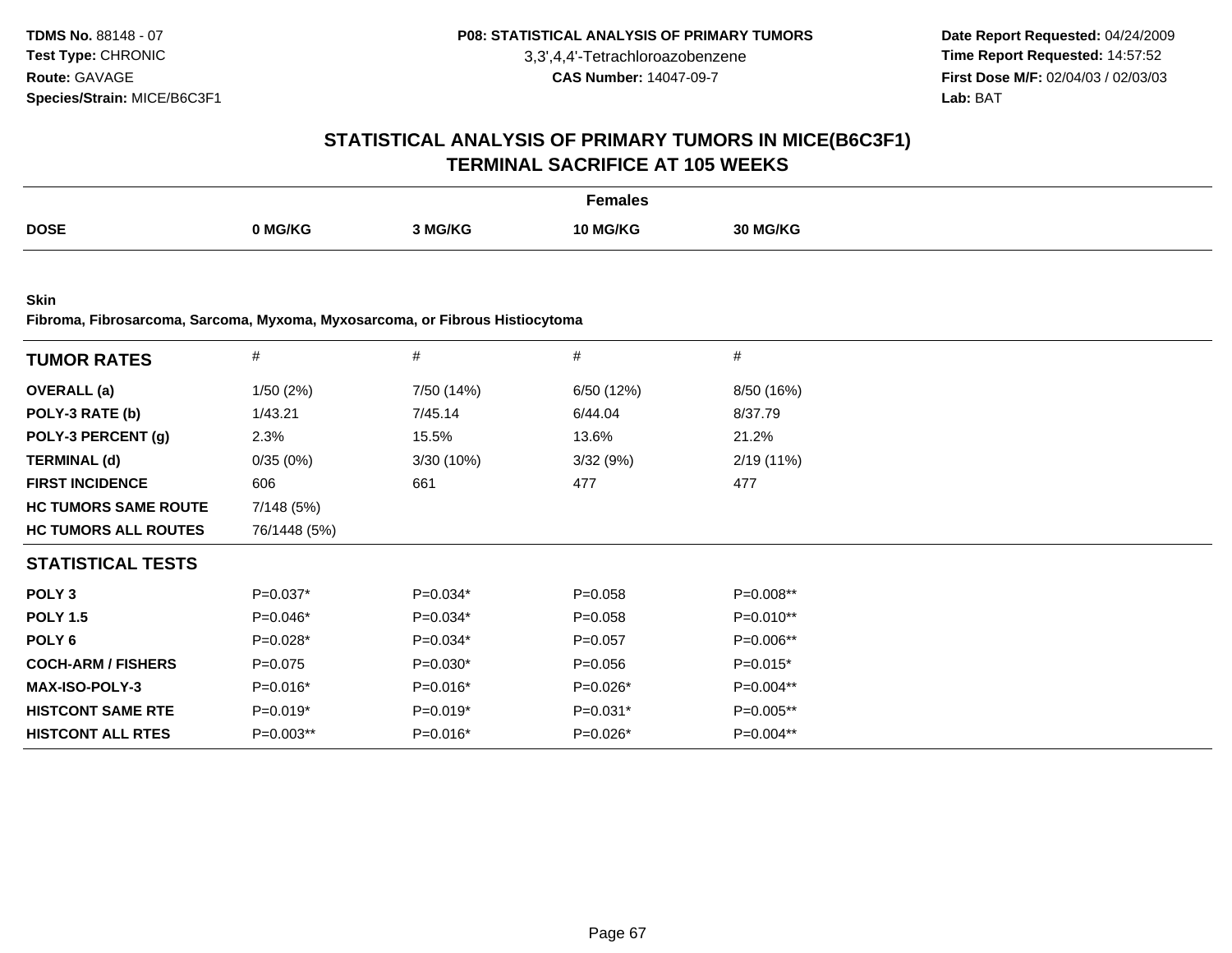**TDMS No.** 88148 - 07
**Test Type:** CHRONIC
**Route:** GAVAGE
**Species/Strain:** MICE/B6C3F1

**P08: STATISTICAL ANALYSIS OF PRIMARY TUMORS**
3,3',4,4'-Tetrachloroazobenzene
**CAS Number:** 14047-09-7

**Date Report Requested:** 04/24/2009
**Time Report Requested:** 14:57:52
**First Dose M/F:** 02/04/03 / 02/03/03
**Lab:** BAT

## STATISTICAL ANALYSIS OF PRIMARY TUMORS IN MICE(B6C3F1)
## TERMINAL SACRIFICE AT 105 WEEKS

**Females**

| DOSE | 0 MG/KG | 3 MG/KG | 10 MG/KG | 30 MG/KG |
|---|---|---|---|---|

**Skin**
**Fibroma, Fibrosarcoma, Sarcoma, Myxoma, Myxosarcoma, or Fibrous Histiocytoma**

| TUMOR RATES | # | # | # | # |
|---|---|---|---|---|
| **OVERALL (a)** | 1/50 (2%) | 7/50 (14%) | 6/50 (12%) | 8/50 (16%) |
| **POLY-3 RATE (b)** | 1/43.21 | 7/45.14 | 6/44.04 | 8/37.79 |
| **POLY-3 PERCENT (g)** | 2.3% | 15.5% | 13.6% | 21.2% |
| **TERMINAL (d)** | 0/35 (0%) | 3/30 (10%) | 3/32 (9%) | 2/19 (11%) |
| **FIRST INCIDENCE** | 606 | 661 | 477 | 477 |
| **HC TUMORS SAME ROUTE** | 7/148 (5%) | | | |
| **HC TUMORS ALL ROUTES** | 76/1448 (5%) | | | |
| **STATISTICAL TESTS** | | | | |
| **POLY 3** | P=0.037* | P=0.034* | P=0.058 | P=0.008** |
| **POLY 1.5** | P=0.046* | P=0.034* | P=0.058 | P=0.010** |
| **POLY 6** | P=0.028* | P=0.034* | P=0.057 | P=0.006** |
| **COCH-ARM / FISHERS** | P=0.075 | P=0.030* | P=0.056 | P=0.015* |
| **MAX-ISO-POLY-3** | P=0.016* | P=0.016* | P=0.026* | P=0.004** |
| **HISTCONT SAME RTE** | P=0.019* | P=0.019* | P=0.031* | P=0.005** |
| **HISTCONT ALL RTES** | P=0.003** | P=0.016* | P=0.026* | P=0.004** |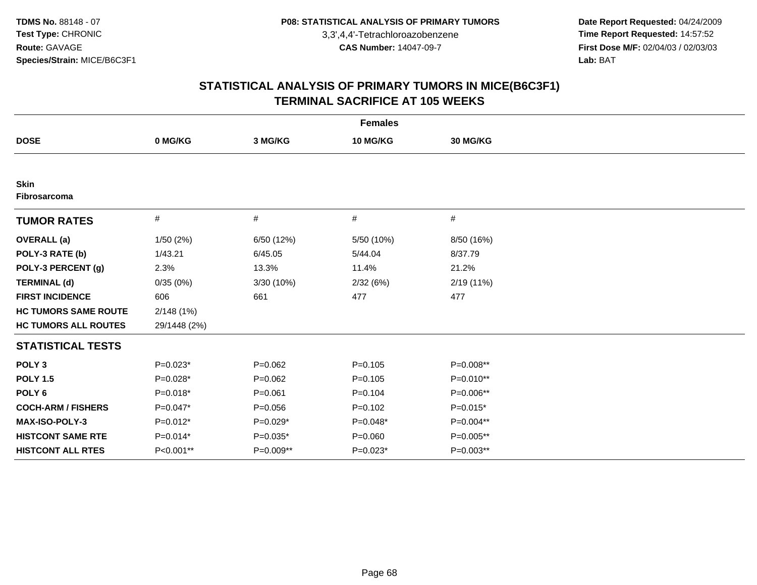**TDMS No.** 88148 - 07
**Test Type:** CHRONIC
**Route:** GAVAGE
**Species/Strain:** MICE/B6C3F1

**P08: STATISTICAL ANALYSIS OF PRIMARY TUMORS**
3,3',4,4'-Tetrachloroazobenzene
**CAS Number:** 14047-09-7

**Date Report Requested:** 04/24/2009
**Time Report Requested:** 14:57:52
**First Dose M/F:** 02/04/03 / 02/03/03
**Lab:** BAT

## STATISTICAL ANALYSIS OF PRIMARY TUMORS IN MICE(B6C3F1)
## TERMINAL SACRIFICE AT 105 WEEKS

| Females | | | | |
|---|---|---|---|---|
| **DOSE** | **0 MG/KG** | **3 MG/KG** | **10 MG/KG** | **30 MG/KG** |
| **Skin** | | | | |
| **Fibrosarcoma** | | | | |
| **TUMOR RATES** | # | # | # | # |
| **OVERALL (a)** | 1/50 (2%) | 6/50 (12%) | 5/50 (10%) | 8/50 (16%) |
| **POLY-3 RATE (b)** | 1/43.21 | 6/45.05 | 5/44.04 | 8/37.79 |
| **POLY-3 PERCENT (g)** | 2.3% | 13.3% | 11.4% | 21.2% |
| **TERMINAL (d)** | 0/35 (0%) | 3/30 (10%) | 2/32 (6%) | 2/19 (11%) |
| **FIRST INCIDENCE** | 606 | 661 | 477 | 477 |
| **HC TUMORS SAME ROUTE** | 2/148 (1%) | | | |
| **HC TUMORS ALL ROUTES** | 29/1448 (2%) | | | |
| **STATISTICAL TESTS** | | | | |
| **POLY 3** | P=0.023* | P=0.062 | P=0.105 | P=0.008** |
| **POLY 1.5** | P=0.028* | P=0.062 | P=0.105 | P=0.010** |
| **POLY 6** | P=0.018* | P=0.061 | P=0.104 | P=0.006** |
| **COCH-ARM / FISHERS** | P=0.047* | P=0.056 | P=0.102 | P=0.015* |
| **MAX-ISO-POLY-3** | P=0.012* | P=0.029* | P=0.048* | P=0.004** |
| **HISTCONT SAME RTE** | P=0.014* | P=0.035* | P=0.060 | P=0.005** |
| **HISTCONT ALL RTES** | P<0.001** | P=0.009** | P=0.023* | P=0.003** |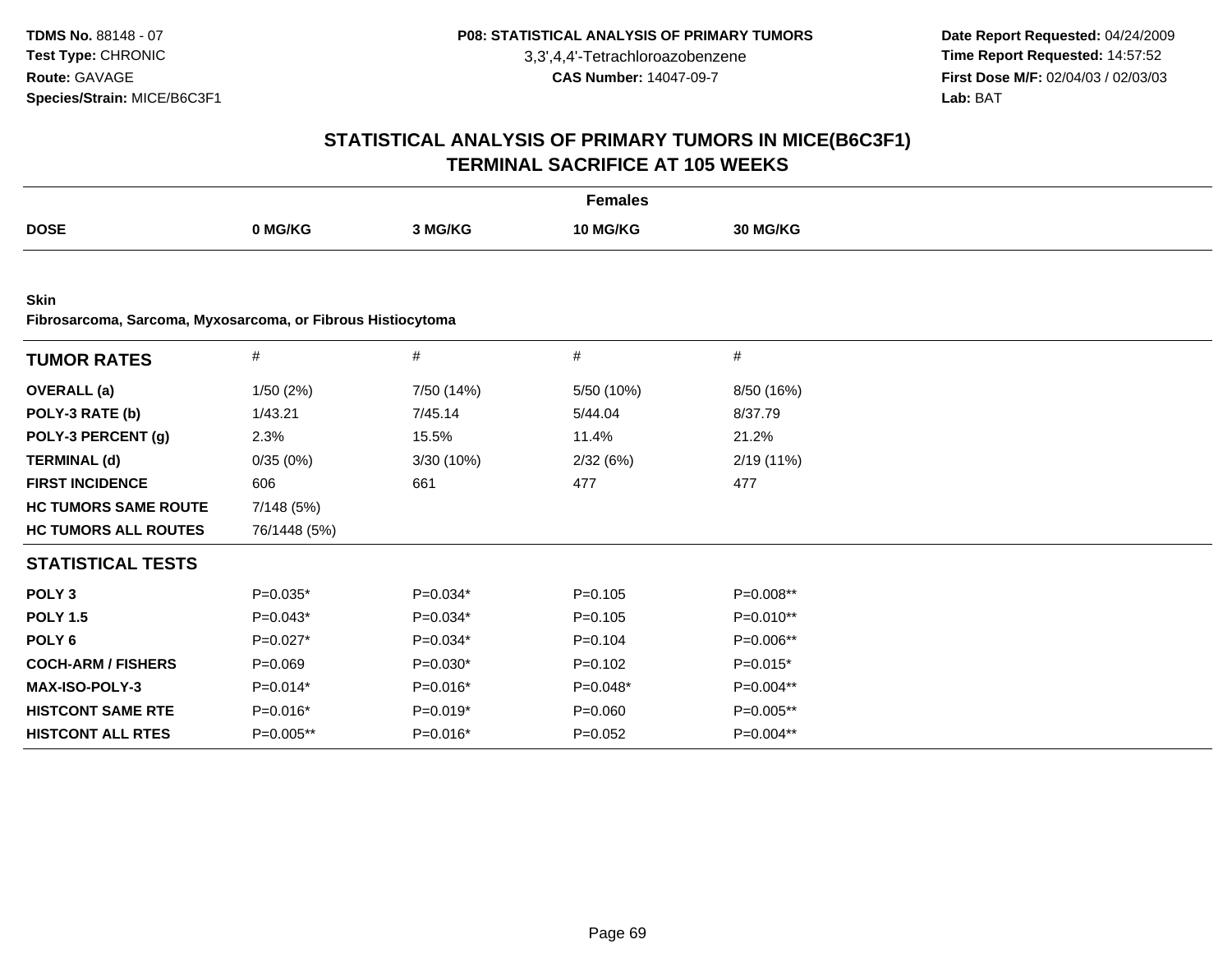**TDMS No.** 88148 - 07
**Test Type:** CHRONIC
**Route:** GAVAGE
**Species/Strain:** MICE/B6C3F1

**P08: STATISTICAL ANALYSIS OF PRIMARY TUMORS**
3,3',4,4'-Tetrachloroazobenzene
**CAS Number:** 14047-09-7

**Date Report Requested:** 04/24/2009
**Time Report Requested:** 14:57:52
**First Dose M/F:** 02/04/03 / 02/03/03
**Lab:** BAT

## STATISTICAL ANALYSIS OF PRIMARY TUMORS IN MICE(B6C3F1)
## TERMINAL SACRIFICE AT 105 WEEKS

| | Females | | | |
|---|---|---|---|---|
| **DOSE** | **0 MG/KG** | **3 MG/KG** | **10 MG/KG** | **30 MG/KG** |

**Skin**
**Fibrosarcoma, Sarcoma, Myxosarcoma, or Fibrous Histiocytoma**

| **TUMOR RATES** | # | # | # | # |
|---|---|---|---|---|
| **OVERALL (a)** | 1/50 (2%) | 7/50 (14%) | 5/50 (10%) | 8/50 (16%) |
| **POLY-3 RATE (b)** | 1/43.21 | 7/45.14 | 5/44.04 | 8/37.79 |
| **POLY-3 PERCENT (g)** | 2.3% | 15.5% | 11.4% | 21.2% |
| **TERMINAL (d)** | 0/35 (0%) | 3/30 (10%) | 2/32 (6%) | 2/19 (11%) |
| **FIRST INCIDENCE** | 606 | 661 | 477 | 477 |
| **HC TUMORS SAME ROUTE** | 7/148 (5%) | | | |
| **HC TUMORS ALL ROUTES** | 76/1448 (5%) | | | |
| **STATISTICAL TESTS** | | | | |
| **POLY 3** | P=0.035* | P=0.034* | P=0.105 | P=0.008** |
| **POLY 1.5** | P=0.043* | P=0.034* | P=0.105 | P=0.010** |
| **POLY 6** | P=0.027* | P=0.034* | P=0.104 | P=0.006** |
| **COCH-ARM / FISHERS** | P=0.069 | P=0.030* | P=0.102 | P=0.015* |
| **MAX-ISO-POLY-3** | P=0.014* | P=0.016* | P=0.048* | P=0.004** |
| **HISTCONT SAME RTE** | P=0.016* | P=0.019* | P=0.060 | P=0.005** |
| **HISTCONT ALL RTES** | P=0.005** | P=0.016* | P=0.052 | P=0.004** |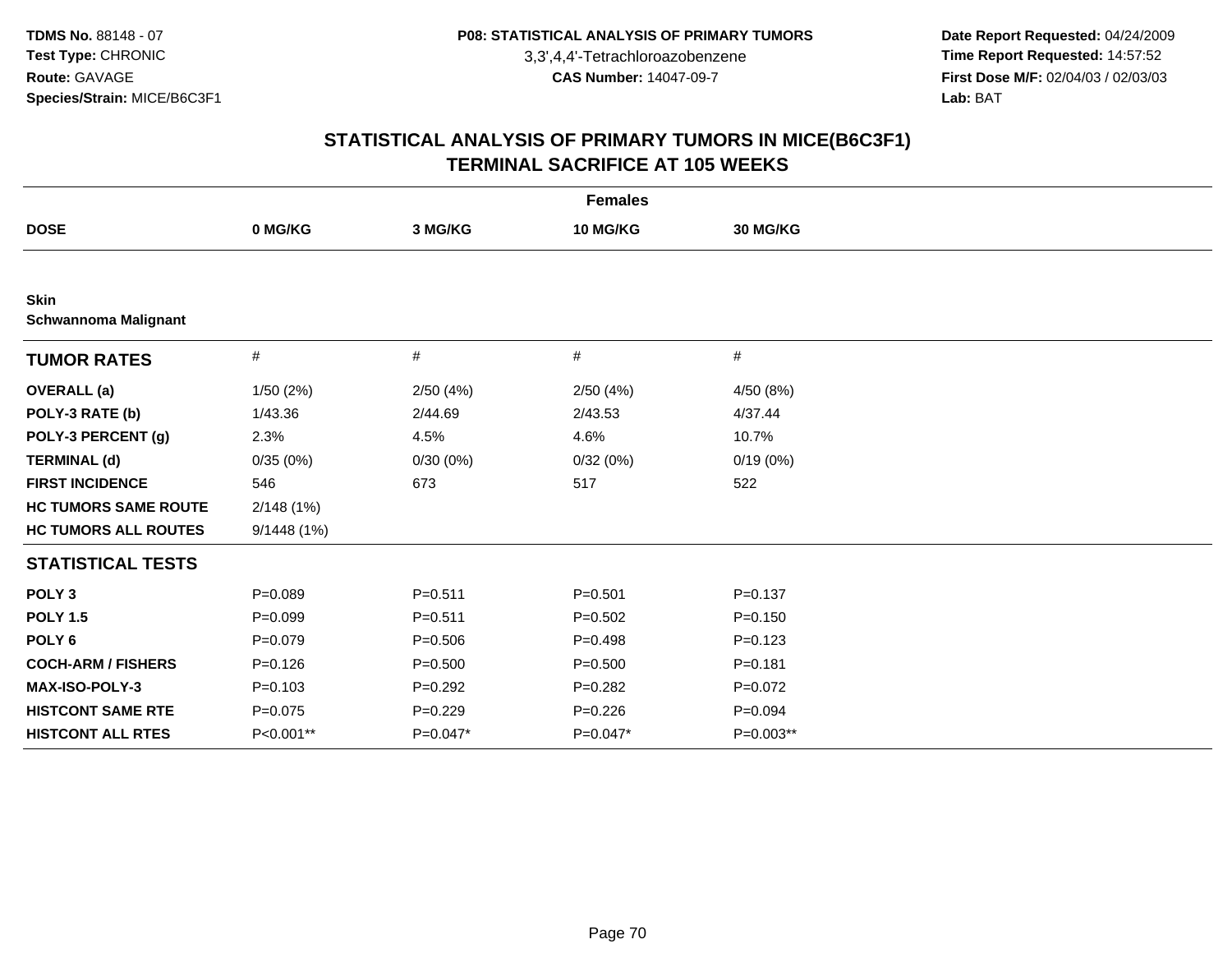**TDMS No.** 88148 - 07
**Test Type:** CHRONIC
**Route:** GAVAGE
**Species/Strain:** MICE/B6C3F1

**P08: STATISTICAL ANALYSIS OF PRIMARY TUMORS**
3,3',4,4'-Tetrachloroazobenzene
**CAS Number:** 14047-09-7

**Date Report Requested:** 04/24/2009
**Time Report Requested:** 14:57:52
**First Dose M/F:** 02/04/03 / 02/03/03
**Lab:** BAT

## STATISTICAL ANALYSIS OF PRIMARY TUMORS IN MICE(B6C3F1)
## TERMINAL SACRIFICE AT 105 WEEKS

| | Females | | | |
|---|---|---|---|---|
| **DOSE** | **0 MG/KG** | **3 MG/KG** | **10 MG/KG** | **30 MG/KG** |
| **Skin** | | | | |
| **Schwannoma Malignant** | | | | |
| **TUMOR RATES** | # | # | # | # |
| **OVERALL (a)** | 1/50 (2%) | 2/50 (4%) | 2/50 (4%) | 4/50 (8%) |
| **POLY-3 RATE (b)** | 1/43.36 | 2/44.69 | 2/43.53 | 4/37.44 |
| **POLY-3 PERCENT (g)** | 2.3% | 4.5% | 4.6% | 10.7% |
| **TERMINAL (d)** | 0/35 (0%) | 0/30 (0%) | 0/32 (0%) | 0/19 (0%) |
| **FIRST INCIDENCE** | 546 | 673 | 517 | 522 |
| **HC TUMORS SAME ROUTE** | 2/148 (1%) | | | |
| **HC TUMORS ALL ROUTES** | 9/1448 (1%) | | | |
| **STATISTICAL TESTS** | | | | |
| **POLY 3** | P=0.089 | P=0.511 | P=0.501 | P=0.137 |
| **POLY 1.5** | P=0.099 | P=0.511 | P=0.502 | P=0.150 |
| **POLY 6** | P=0.079 | P=0.506 | P=0.498 | P=0.123 |
| **COCH-ARM / FISHERS** | P=0.126 | P=0.500 | P=0.500 | P=0.181 |
| **MAX-ISO-POLY-3** | P=0.103 | P=0.292 | P=0.282 | P=0.072 |
| **HISTCONT SAME RTE** | P=0.075 | P=0.229 | P=0.226 | P=0.094 |
| **HISTCONT ALL RTES** | P<0.001** | P=0.047* | P=0.047* | P=0.003** |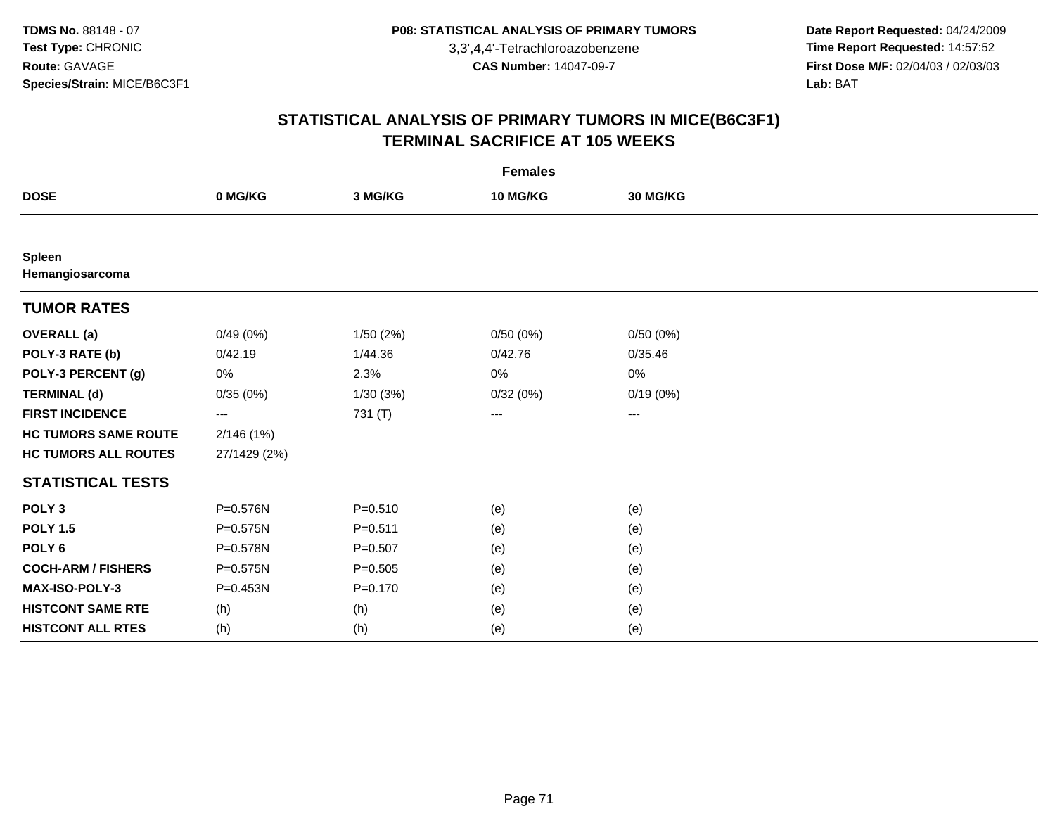**TDMS No.** 88148 - 07
**Test Type:** CHRONIC
**Route:** GAVAGE
**Species/Strain:** MICE/B6C3F1

**P08: STATISTICAL ANALYSIS OF PRIMARY TUMORS**
3,3',4,4'-Tetrachloroazobenzene
**CAS Number:** 14047-09-7

**Date Report Requested:** 04/24/2009
**Time Report Requested:** 14:57:52
**First Dose M/F:** 02/04/03 / 02/03/03
**Lab:** BAT

## STATISTICAL ANALYSIS OF PRIMARY TUMORS IN MICE(B6C3F1)
## TERMINAL SACRIFICE AT 105 WEEKS

| | Females | | | |
|---|---|---|---|---|
| **DOSE** | **0 MG/KG** | **3 MG/KG** | **10 MG/KG** | **30 MG/KG** |
| **Spleen** | | | | |
| **Hemangiosarcoma** | | | | |
| **TUMOR RATES** | | | | |
| **OVERALL (a)** | 0/49 (0%) | 1/50 (2%) | 0/50 (0%) | 0/50 (0%) |
| **POLY-3 RATE (b)** | 0/42.19 | 1/44.36 | 0/42.76 | 0/35.46 |
| **POLY-3 PERCENT (g)** | 0% | 2.3% | 0% | 0% |
| **TERMINAL (d)** | 0/35 (0%) | 1/30 (3%) | 0/32 (0%) | 0/19 (0%) |
| **FIRST INCIDENCE** | --- | 731 (T) | --- | --- |
| **HC TUMORS SAME ROUTE** | 2/146 (1%) | | | |
| **HC TUMORS ALL ROUTES** | 27/1429 (2%) | | | |
| **STATISTICAL TESTS** | | | | |
| **POLY 3** | P=0.576N | P=0.510 | (e) | (e) |
| **POLY 1.5** | P=0.575N | P=0.511 | (e) | (e) |
| **POLY 6** | P=0.578N | P=0.507 | (e) | (e) |
| **COCH-ARM / FISHERS** | P=0.575N | P=0.505 | (e) | (e) |
| **MAX-ISO-POLY-3** | P=0.453N | P=0.170 | (e) | (e) |
| **HISTCONT SAME RTE** | (h) | (h) | (e) | (e) |
| **HISTCONT ALL RTES** | (h) | (h) | (e) | (e) |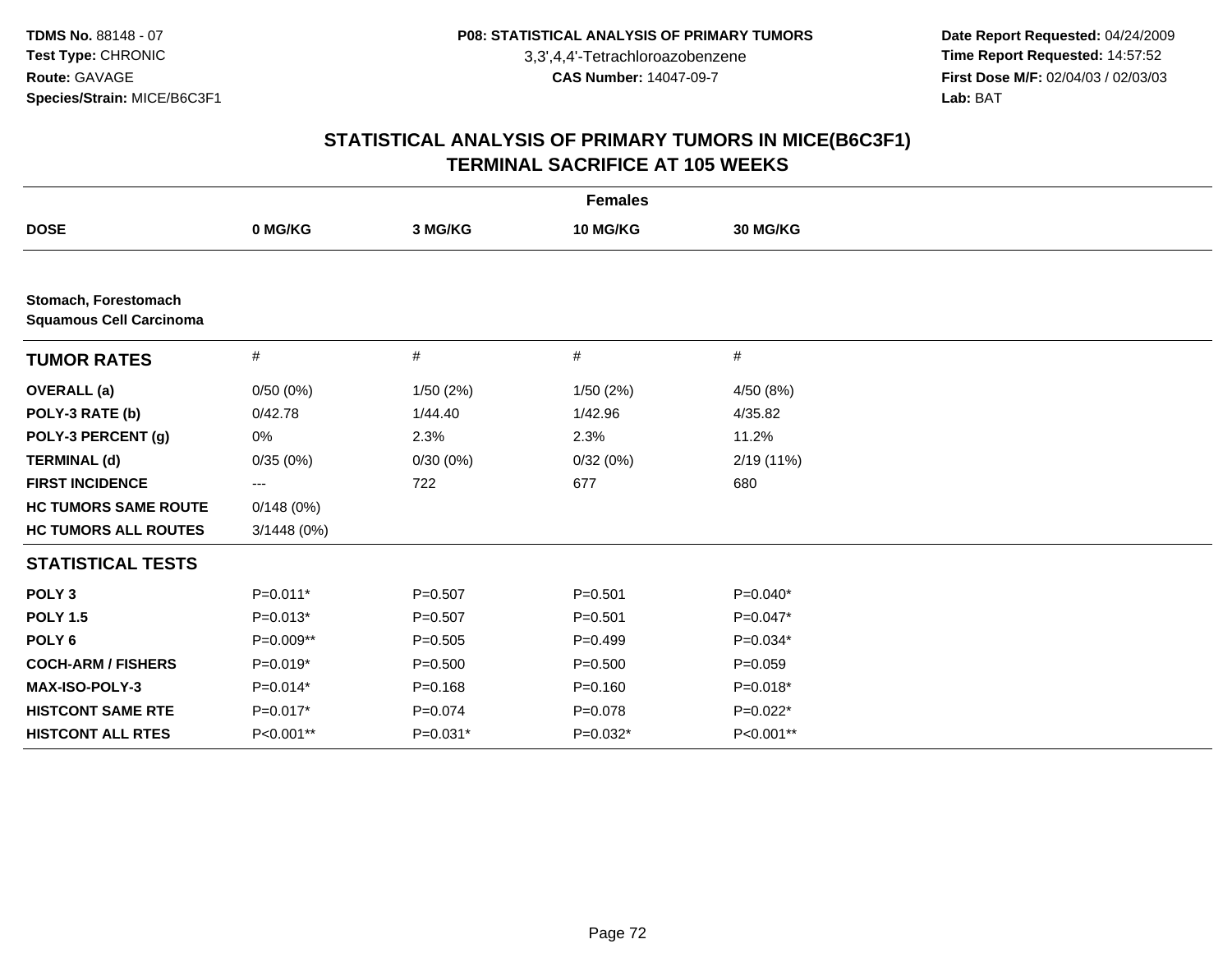**TDMS No.** 88148 - 07
**Test Type:** CHRONIC
**Route:** GAVAGE
**Species/Strain:** MICE/B6C3F1

**P08: STATISTICAL ANALYSIS OF PRIMARY TUMORS**
3,3',4,4'-Tetrachloroazobenzene
**CAS Number:** 14047-09-7

**Date Report Requested:** 04/24/2009
**Time Report Requested:** 14:57:52
**First Dose M/F:** 02/04/03 / 02/03/03
**Lab:** BAT

## STATISTICAL ANALYSIS OF PRIMARY TUMORS IN MICE(B6C3F1)
## TERMINAL SACRIFICE AT 105 WEEKS

| | Females | | | |
|---|---|---|---|---|
| **DOSE** | **0 MG/KG** | **3 MG/KG** | **10 MG/KG** | **30 MG/KG** |
| **Stomach, Forestomach** | | | | |
| **Squamous Cell Carcinoma** | | | | |
| **TUMOR RATES** | # | # | # | # |
| **OVERALL (a)** | 0/50 (0%) | 1/50 (2%) | 1/50 (2%) | 4/50 (8%) |
| **POLY-3 RATE (b)** | 0/42.78 | 1/44.40 | 1/42.96 | 4/35.82 |
| **POLY-3 PERCENT (g)** | 0% | 2.3% | 2.3% | 11.2% |
| **TERMINAL (d)** | 0/35 (0%) | 0/30 (0%) | 0/32 (0%) | 2/19 (11%) |
| **FIRST INCIDENCE** | --- | 722 | 677 | 680 |
| **HC TUMORS SAME ROUTE** | 0/148 (0%) | | | |
| **HC TUMORS ALL ROUTES** | 3/1448 (0%) | | | |
| **STATISTICAL TESTS** | | | | |
| **POLY 3** | P=0.011* | P=0.507 | P=0.501 | P=0.040* |
| **POLY 1.5** | P=0.013* | P=0.507 | P=0.501 | P=0.047* |
| **POLY 6** | P=0.009** | P=0.505 | P=0.499 | P=0.034* |
| **COCH-ARM / FISHERS** | P=0.019* | P=0.500 | P=0.500 | P=0.059 |
| **MAX-ISO-POLY-3** | P=0.014* | P=0.168 | P=0.160 | P=0.018* |
| **HISTCONT SAME RTE** | P=0.017* | P=0.074 | P=0.078 | P=0.022* |
| **HISTCONT ALL RTES** | P<0.001** | P=0.031* | P=0.032* | P<0.001** |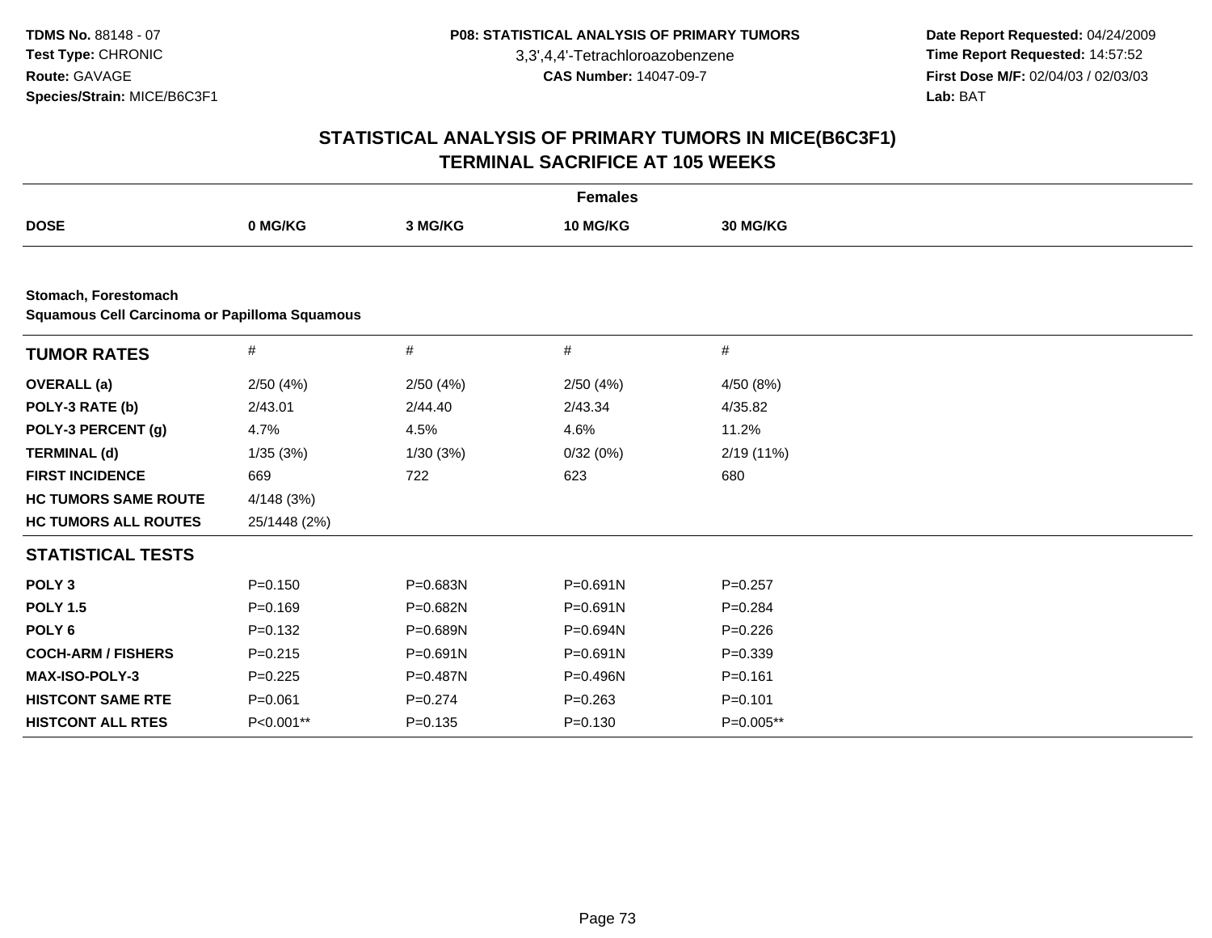**TDMS No.** 88148 - 07
**Test Type:** CHRONIC
**Route:** GAVAGE
**Species/Strain:** MICE/B6C3F1

**P08: STATISTICAL ANALYSIS OF PRIMARY TUMORS**
3,3',4,4'-Tetrachloroazobenzene
**CAS Number:** 14047-09-7

**Date Report Requested:** 04/24/2009
**Time Report Requested:** 14:57:52
**First Dose M/F:** 02/04/03 / 02/03/03
**Lab:** BAT

## STATISTICAL ANALYSIS OF PRIMARY TUMORS IN MICE(B6C3F1)
## TERMINAL SACRIFICE AT 105 WEEKS

| | Females | | | |
|---|---|---|---|---|
| **DOSE** | **0 MG/KG** | **3 MG/KG** | **10 MG/KG** | **30 MG/KG** |

**Stomach, Forestomach**
**Squamous Cell Carcinoma or Papilloma Squamous**

| **TUMOR RATES** | # | # | # | # |
|---|---|---|---|---|
| **OVERALL (a)** | 2/50 (4%) | 2/50 (4%) | 2/50 (4%) | 4/50 (8%) |
| **POLY-3 RATE (b)** | 2/43.01 | 2/44.40 | 2/43.34 | 4/35.82 |
| **POLY-3 PERCENT (g)** | 4.7% | 4.5% | 4.6% | 11.2% |
| **TERMINAL (d)** | 1/35 (3%) | 1/30 (3%) | 0/32 (0%) | 2/19 (11%) |
| **FIRST INCIDENCE** | 669 | 722 | 623 | 680 |
| **HC TUMORS SAME ROUTE** | 4/148 (3%) | | | |
| **HC TUMORS ALL ROUTES** | 25/1448 (2%) | | | |
| **STATISTICAL TESTS** | | | | |
| **POLY 3** | P=0.150 | P=0.683N | P=0.691N | P=0.257 |
| **POLY 1.5** | P=0.169 | P=0.682N | P=0.691N | P=0.284 |
| **POLY 6** | P=0.132 | P=0.689N | P=0.694N | P=0.226 |
| **COCH-ARM / FISHERS** | P=0.215 | P=0.691N | P=0.691N | P=0.339 |
| **MAX-ISO-POLY-3** | P=0.225 | P=0.487N | P=0.496N | P=0.161 |
| **HISTCONT SAME RTE** | P=0.061 | P=0.274 | P=0.263 | P=0.101 |
| **HISTCONT ALL RTES** | P<0.001** | P=0.135 | P=0.130 | P=0.005** |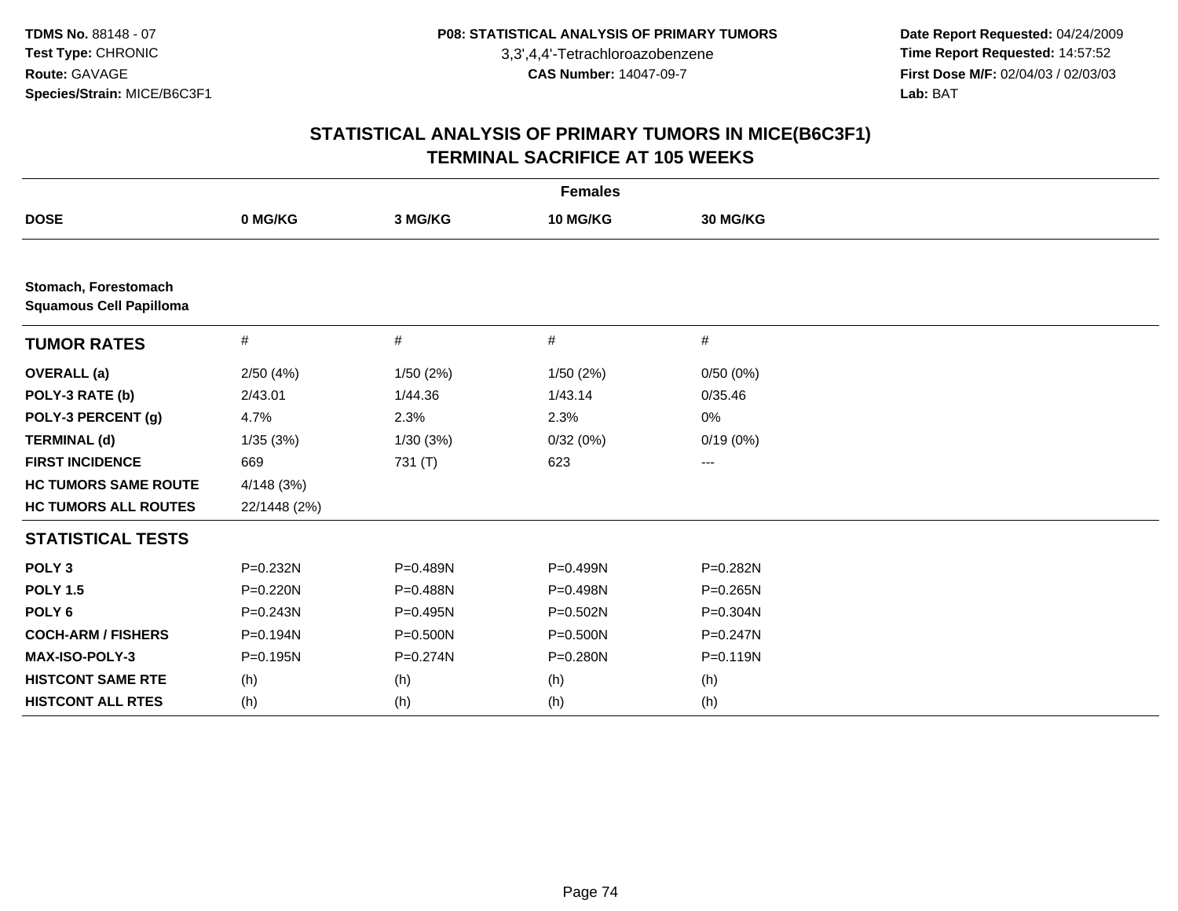**TDMS No.** 88148 - 07
**Test Type:** CHRONIC
**Route:** GAVAGE
**Species/Strain:** MICE/B6C3F1

**P08: STATISTICAL ANALYSIS OF PRIMARY TUMORS**
3,3',4,4'-Tetrachloroazobenzene
**CAS Number:** 14047-09-7

**Date Report Requested:** 04/24/2009
**Time Report Requested:** 14:57:52
**First Dose M/F:** 02/04/03 / 02/03/03
**Lab:** BAT

## STATISTICAL ANALYSIS OF PRIMARY TUMORS IN MICE(B6C3F1)
## TERMINAL SACRIFICE AT 105 WEEKS

| Females | | | | |
|---|---|---|---|---|
| **DOSE** | **0 MG/KG** | **3 MG/KG** | **10 MG/KG** | **30 MG/KG** |
| **Stomach, Forestomach** | | | | |
| **Squamous Cell Papilloma** | | | | |
| **TUMOR RATES** | # | # | # | # |
| **OVERALL (a)** | 2/50 (4%) | 1/50 (2%) | 1/50 (2%) | 0/50 (0%) |
| **POLY-3 RATE (b)** | 2/43.01 | 1/44.36 | 1/43.14 | 0/35.46 |
| **POLY-3 PERCENT (g)** | 4.7% | 2.3% | 2.3% | 0% |
| **TERMINAL (d)** | 1/35 (3%) | 1/30 (3%) | 0/32 (0%) | 0/19 (0%) |
| **FIRST INCIDENCE** | 669 | 731 (T) | 623 | --- |
| **HC TUMORS SAME ROUTE** | 4/148 (3%) | | | |
| **HC TUMORS ALL ROUTES** | 22/1448 (2%) | | | |
| **STATISTICAL TESTS** | | | | |
| **POLY 3** | P=0.232N | P=0.489N | P=0.499N | P=0.282N |
| **POLY 1.5** | P=0.220N | P=0.488N | P=0.498N | P=0.265N |
| **POLY 6** | P=0.243N | P=0.495N | P=0.502N | P=0.304N |
| **COCH-ARM / FISHERS** | P=0.194N | P=0.500N | P=0.500N | P=0.247N |
| **MAX-ISO-POLY-3** | P=0.195N | P=0.274N | P=0.280N | P=0.119N |
| **HISTCONT SAME RTE** | (h) | (h) | (h) | (h) |
| **HISTCONT ALL RTES** | (h) | (h) | (h) | (h) |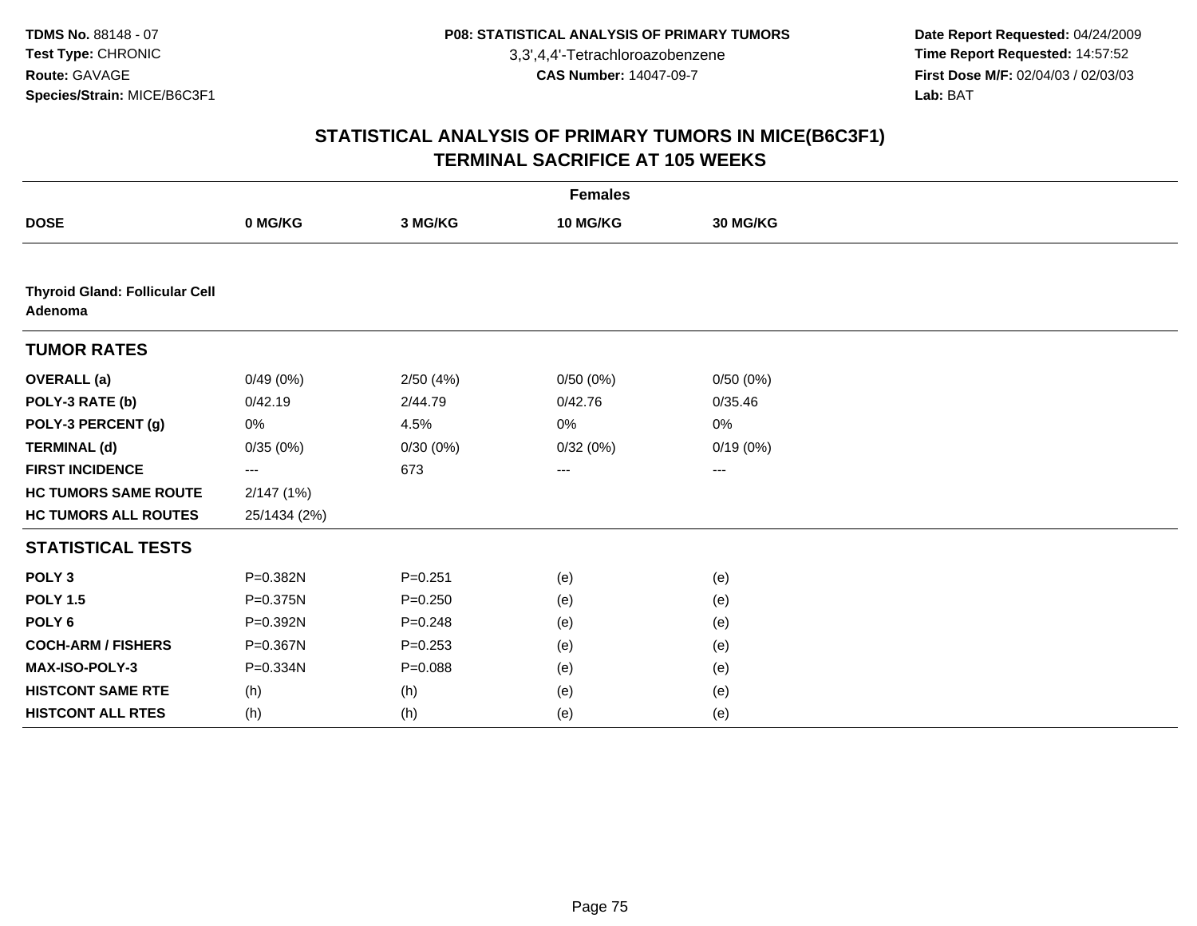**TDMS No.** 88148 - 07
**Test Type:** CHRONIC
**Route:** GAVAGE
**Species/Strain:** MICE/B6C3F1

**P08: STATISTICAL ANALYSIS OF PRIMARY TUMORS**
3,3',4,4'-Tetrachloroazobenzene
**CAS Number:** 14047-09-7

**Date Report Requested:** 04/24/2009
**Time Report Requested:** 14:57:52
**First Dose M/F:** 02/04/03 / 02/03/03
**Lab:** BAT

## STATISTICAL ANALYSIS OF PRIMARY TUMORS IN MICE(B6C3F1)
## TERMINAL SACRIFICE AT 105 WEEKS

| | Females | | | |
|---|---|---|---|---|
| **DOSE** | **0 MG/KG** | **3 MG/KG** | **10 MG/KG** | **30 MG/KG** |
| **Thyroid Gland: Follicular Cell Adenoma** | | | | |
| **TUMOR RATES** | | | | |
| **OVERALL (a)** | 0/49 (0%) | 2/50 (4%) | 0/50 (0%) | 0/50 (0%) |
| **POLY-3 RATE (b)** | 0/42.19 | 2/44.79 | 0/42.76 | 0/35.46 |
| **POLY-3 PERCENT (g)** | 0% | 4.5% | 0% | 0% |
| **TERMINAL (d)** | 0/35 (0%) | 0/30 (0%) | 0/32 (0%) | 0/19 (0%) |
| **FIRST INCIDENCE** | --- | 673 | --- | --- |
| **HC TUMORS SAME ROUTE** | 2/147 (1%) | | | |
| **HC TUMORS ALL ROUTES** | 25/1434 (2%) | | | |
| **STATISTICAL TESTS** | | | | |
| **POLY 3** | P=0.382N | P=0.251 | (e) | (e) |
| **POLY 1.5** | P=0.375N | P=0.250 | (e) | (e) |
| **POLY 6** | P=0.392N | P=0.248 | (e) | (e) |
| **COCH-ARM / FISHERS** | P=0.367N | P=0.253 | (e) | (e) |
| **MAX-ISO-POLY-3** | P=0.334N | P=0.088 | (e) | (e) |
| **HISTCONT SAME RTE** | (h) | (h) | (e) | (e) |
| **HISTCONT ALL RTES** | (h) | (h) | (e) | (e) |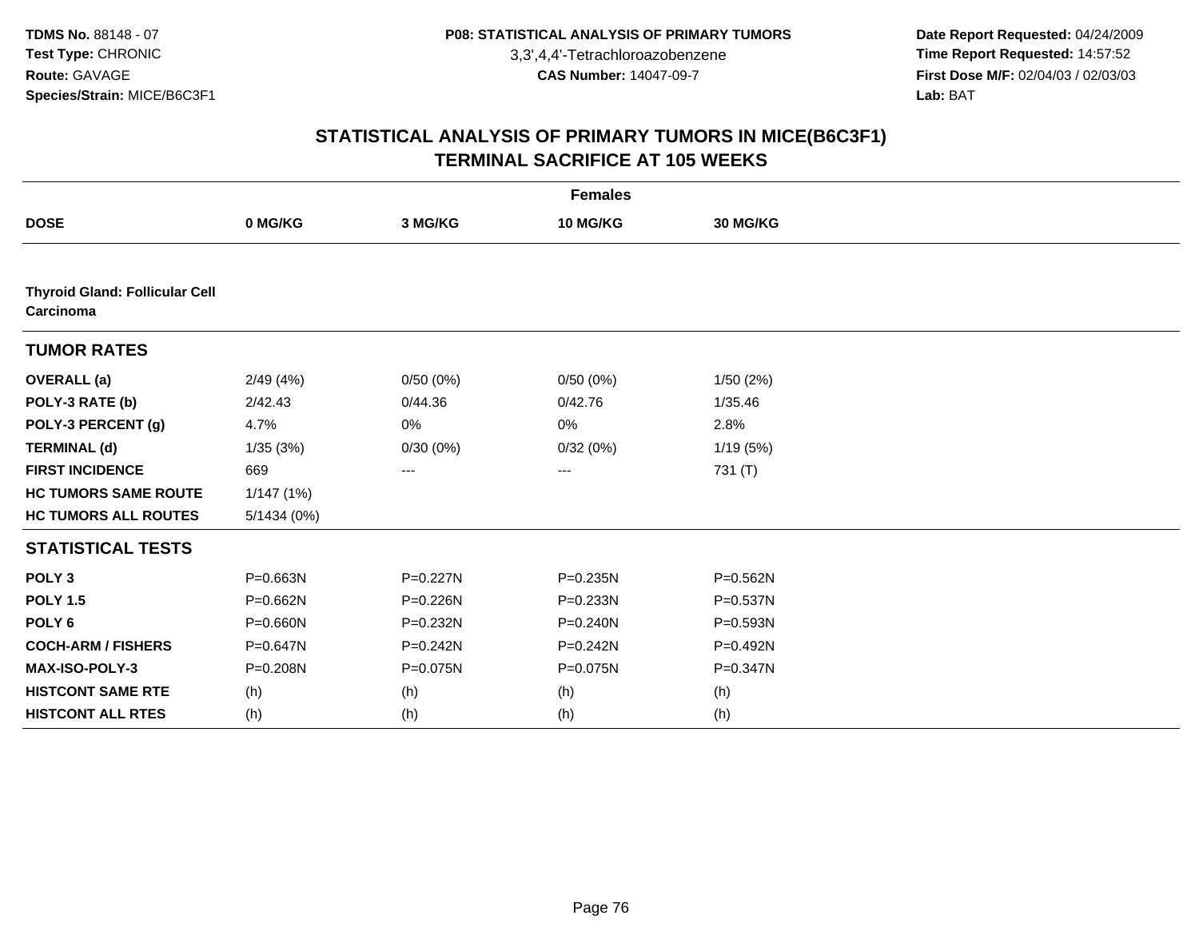**TDMS No.** 88148 - 07
**Test Type:** CHRONIC
**Route:** GAVAGE
**Species/Strain:** MICE/B6C3F1

**P08: STATISTICAL ANALYSIS OF PRIMARY TUMORS**
3,3',4,4'-Tetrachloroazobenzene
**CAS Number:** 14047-09-7

**Date Report Requested:** 04/24/2009
**Time Report Requested:** 14:57:52
**First Dose M/F:** 02/04/03 / 02/03/03
**Lab:** BAT

## STATISTICAL ANALYSIS OF PRIMARY TUMORS IN MICE(B6C3F1)
## TERMINAL SACRIFICE AT 105 WEEKS

| | Females | | | |
|---|---|---|---|---|
| **DOSE** | **0 MG/KG** | **3 MG/KG** | **10 MG/KG** | **30 MG/KG** |
| **Thyroid Gland: Follicular Cell Carcinoma** | | | | |
| **TUMOR RATES** | | | | |
| **OVERALL (a)** | 2/49 (4%) | 0/50 (0%) | 0/50 (0%) | 1/50 (2%) |
| **POLY-3 RATE (b)** | 2/42.43 | 0/44.36 | 0/42.76 | 1/35.46 |
| **POLY-3 PERCENT (g)** | 4.7% | 0% | 0% | 2.8% |
| **TERMINAL (d)** | 1/35 (3%) | 0/30 (0%) | 0/32 (0%) | 1/19 (5%) |
| **FIRST INCIDENCE** | 669 | --- | --- | 731 (T) |
| **HC TUMORS SAME ROUTE** | 1/147 (1%) | | | |
| **HC TUMORS ALL ROUTES** | 5/1434 (0%) | | | |
| **STATISTICAL TESTS** | | | | |
| **POLY 3** | P=0.663N | P=0.227N | P=0.235N | P=0.562N |
| **POLY 1.5** | P=0.662N | P=0.226N | P=0.233N | P=0.537N |
| **POLY 6** | P=0.660N | P=0.232N | P=0.240N | P=0.593N |
| **COCH-ARM / FISHERS** | P=0.647N | P=0.242N | P=0.242N | P=0.492N |
| **MAX-ISO-POLY-3** | P=0.208N | P=0.075N | P=0.075N | P=0.347N |
| **HISTCONT SAME RTE** | (h) | (h) | (h) | (h) |
| **HISTCONT ALL RTES** | (h) | (h) | (h) | (h) |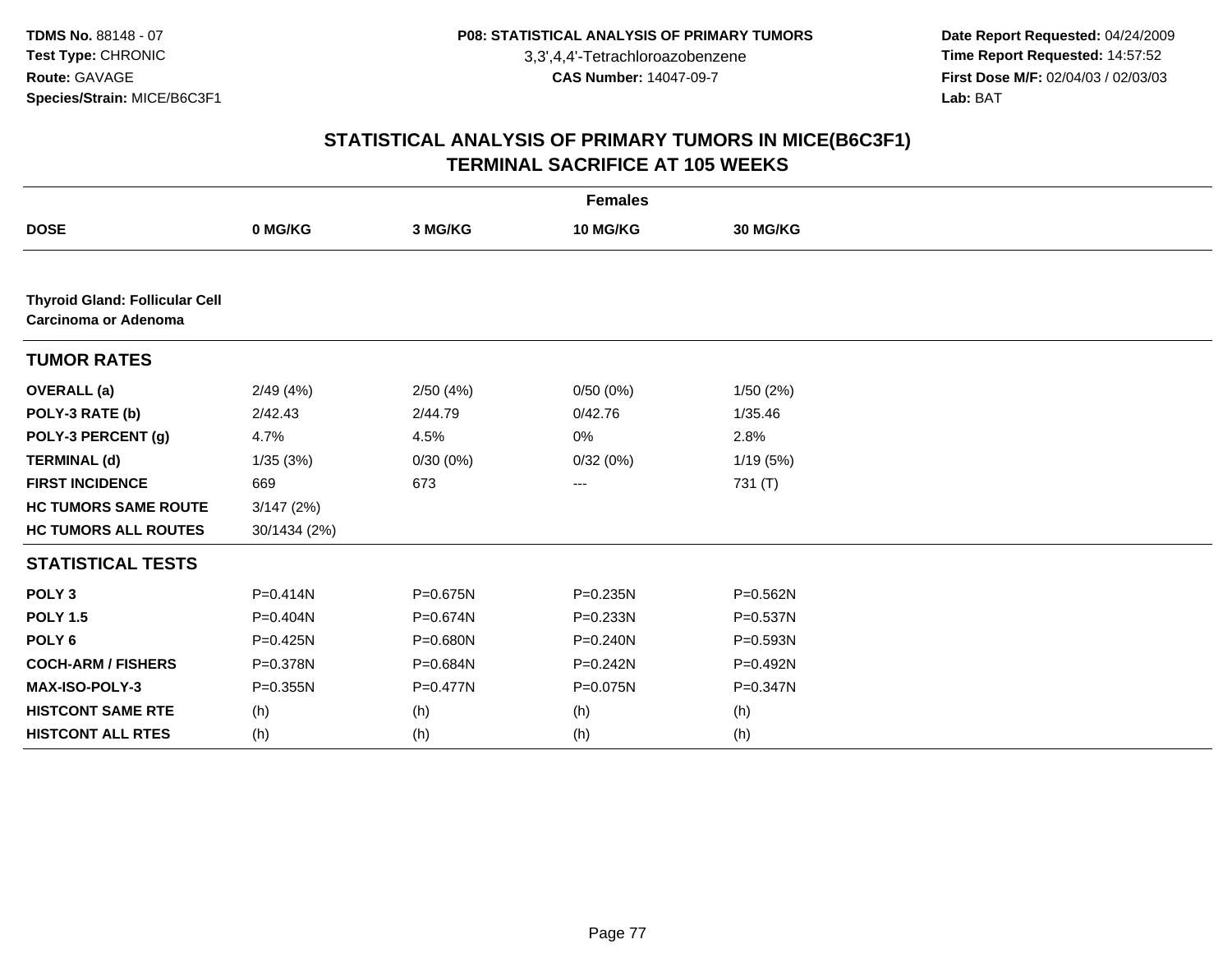TDMS No. 88148 - 07
Test Type: CHRONIC
Route: GAVAGE
Species/Strain: MICE/B6C3F1

P08: STATISTICAL ANALYSIS OF PRIMARY TUMORS
3,3',4,4'-Tetrachloroazobenzene
CAS Number: 14047-09-7

Date Report Requested: 04/24/2009
Time Report Requested: 14:57:52
First Dose M/F: 02/04/03 / 02/03/03
Lab: BAT

## STATISTICAL ANALYSIS OF PRIMARY TUMORS IN MICE(B6C3F1)
## TERMINAL SACRIFICE AT 105 WEEKS

| Females | | | | |
|---|---|---|---|---|
| **DOSE** | **0 MG/KG** | **3 MG/KG** | **10 MG/KG** | **30 MG/KG** |
| **Thyroid Gland: Follicular Cell Carcinoma or Adenoma** | | | | |
| **TUMOR RATES** | | | | |
| **OVERALL (a)** | 2/49 (4%) | 2/50 (4%) | 0/50 (0%) | 1/50 (2%) |
| **POLY-3 RATE (b)** | 2/42.43 | 2/44.79 | 0/42.76 | 1/35.46 |
| **POLY-3 PERCENT (g)** | 4.7% | 4.5% | 0% | 2.8% |
| **TERMINAL (d)** | 1/35 (3%) | 0/30 (0%) | 0/32 (0%) | 1/19 (5%) |
| **FIRST INCIDENCE** | 669 | 673 | --- | 731 (T) |
| **HC TUMORS SAME ROUTE** | 3/147 (2%) | | | |
| **HC TUMORS ALL ROUTES** | 30/1434 (2%) | | | |
| **STATISTICAL TESTS** | | | | |
| **POLY 3** | P=0.414N | P=0.675N | P=0.235N | P=0.562N |
| **POLY 1.5** | P=0.404N | P=0.674N | P=0.233N | P=0.537N |
| **POLY 6** | P=0.425N | P=0.680N | P=0.240N | P=0.593N |
| **COCH-ARM / FISHERS** | P=0.378N | P=0.684N | P=0.242N | P=0.492N |
| **MAX-ISO-POLY-3** | P=0.355N | P=0.477N | P=0.075N | P=0.347N |
| **HISTCONT SAME RTE** | (h) | (h) | (h) | (h) |
| **HISTCONT ALL RTES** | (h) | (h) | (h) | (h) |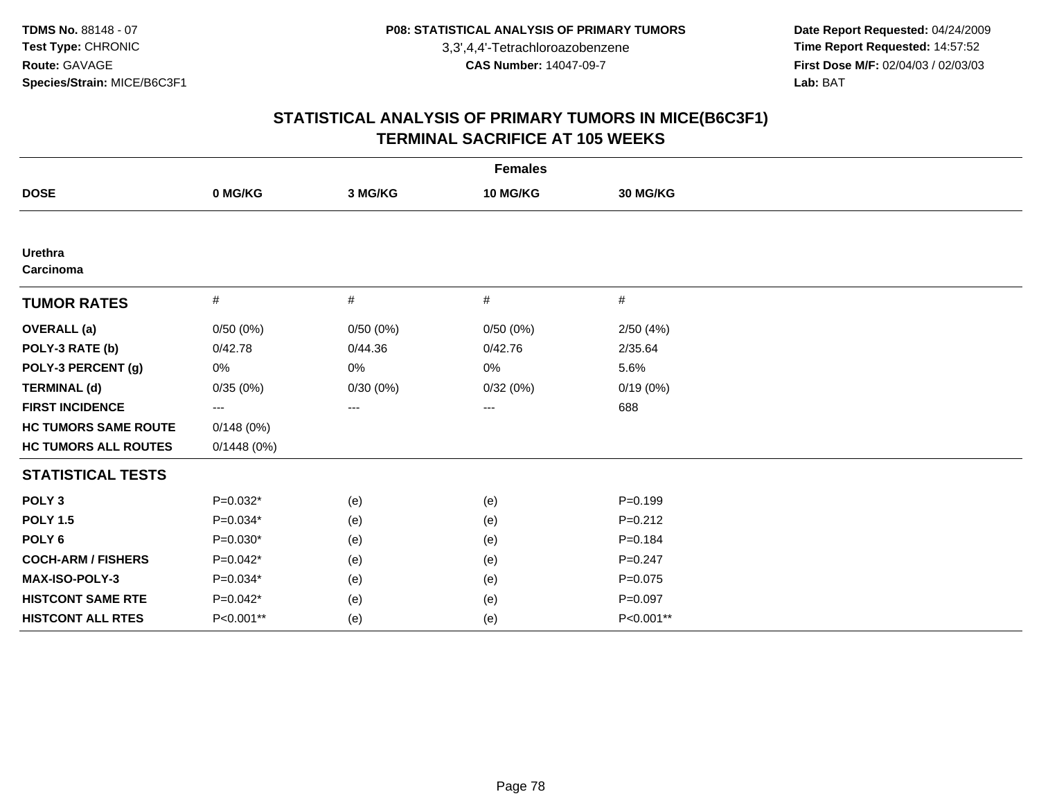# STATISTICAL ANALYSIS OF PRIMARY TUMORS IN MICE(B6C3F1)
## TERMINAL SACRIFICE AT 105 WEEKS

| Females | | | | |
|---|---|---|---|---|
| **DOSE** | **0 MG/KG** | **3 MG/KG** | **10 MG/KG** | **30 MG/KG** |
| **Urethra** | | | | |
| **Carcinoma** | | | | |
| **TUMOR RATES** | # | # | # | # |
| **OVERALL (a)** | 0/50 (0%) | 0/50 (0%) | 0/50 (0%) | 2/50 (4%) |
| **POLY-3 RATE (b)** | 0/42.78 | 0/44.36 | 0/42.76 | 2/35.64 |
| **POLY-3 PERCENT (g)** | 0% | 0% | 0% | 5.6% |
| **TERMINAL (d)** | 0/35 (0%) | 0/30 (0%) | 0/32 (0%) | 0/19 (0%) |
| **FIRST INCIDENCE** | --- | --- | --- | 688 |
| **HC TUMORS SAME ROUTE** | 0/148 (0%) | | | |
| **HC TUMORS ALL ROUTES** | 0/1448 (0%) | | | |
| **STATISTICAL TESTS** | | | | |
| **POLY 3** | P=0.032* | (e) | (e) | P=0.199 |
| **POLY 1.5** | P=0.034* | (e) | (e) | P=0.212 |
| **POLY 6** | P=0.030* | (e) | (e) | P=0.184 |
| **COCH-ARM / FISHERS** | P=0.042* | (e) | (e) | P=0.247 |
| **MAX-ISO-POLY-3** | P=0.034* | (e) | (e) | P=0.075 |
| **HISTCONT SAME RTE** | P=0.042* | (e) | (e) | P=0.097 |
| **HISTCONT ALL RTES** | P<0.001** | (e) | (e) | P<0.001** |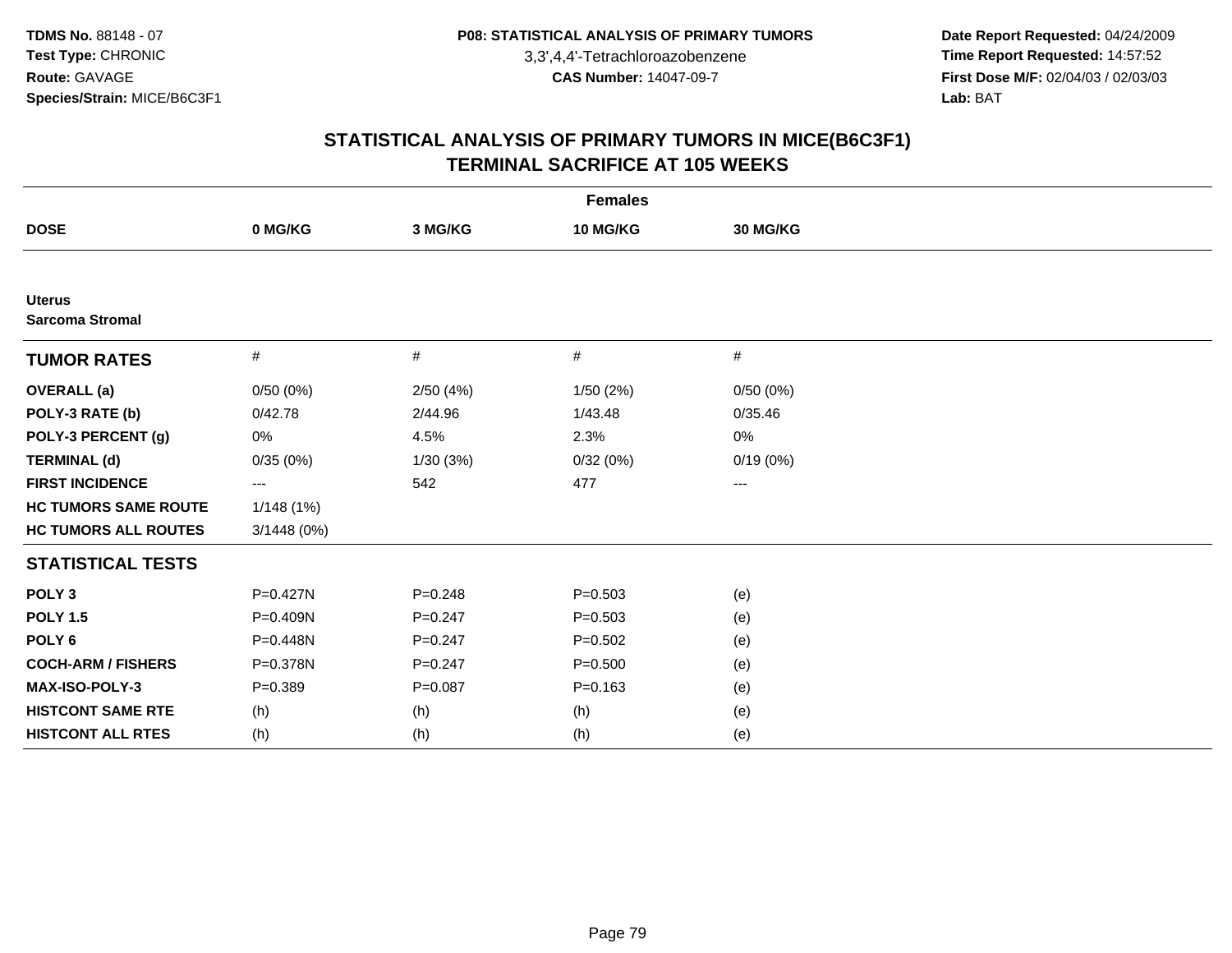**TDMS No.** 88148 - 07
**Test Type:** CHRONIC
**Route:** GAVAGE
**Species/Strain:** MICE/B6C3F1

**P08: STATISTICAL ANALYSIS OF PRIMARY TUMORS**
3,3',4,4'-Tetrachloroazobenzene
**CAS Number:** 14047-09-7

**Date Report Requested:** 04/24/2009
**Time Report Requested:** 14:57:52
**First Dose M/F:** 02/04/03 / 02/03/03
**Lab:** BAT

# STATISTICAL ANALYSIS OF PRIMARY TUMORS IN MICE(B6C3F1) TERMINAL SACRIFICE AT 105 WEEKS

| | Females | | | |
|---|---|---|---|---|
| **DOSE** | **0 MG/KG** | **3 MG/KG** | **10 MG/KG** | **30 MG/KG** |
| **Uterus** | | | | |
| **Sarcoma Stromal** | | | | |
| **TUMOR RATES** | # | # | # | # |
| **OVERALL (a)** | 0/50 (0%) | 2/50 (4%) | 1/50 (2%) | 0/50 (0%) |
| **POLY-3 RATE (b)** | 0/42.78 | 2/44.96 | 1/43.48 | 0/35.46 |
| **POLY-3 PERCENT (g)** | 0% | 4.5% | 2.3% | 0% |
| **TERMINAL (d)** | 0/35 (0%) | 1/30 (3%) | 0/32 (0%) | 0/19 (0%) |
| **FIRST INCIDENCE** | --- | 542 | 477 | --- |
| **HC TUMORS SAME ROUTE** | 1/148 (1%) | | | |
| **HC TUMORS ALL ROUTES** | 3/1448 (0%) | | | |
| **STATISTICAL TESTS** | | | | |
| **POLY 3** | P=0.427N | P=0.248 | P=0.503 | (e) |
| **POLY 1.5** | P=0.409N | P=0.247 | P=0.503 | (e) |
| **POLY 6** | P=0.448N | P=0.247 | P=0.502 | (e) |
| **COCH-ARM / FISHERS** | P=0.378N | P=0.247 | P=0.500 | (e) |
| **MAX-ISO-POLY-3** | P=0.389 | P=0.087 | P=0.163 | (e) |
| **HISTCONT SAME RTE** | (h) | (h) | (h) | (e) |
| **HISTCONT ALL RTES** | (h) | (h) | (h) | (e) |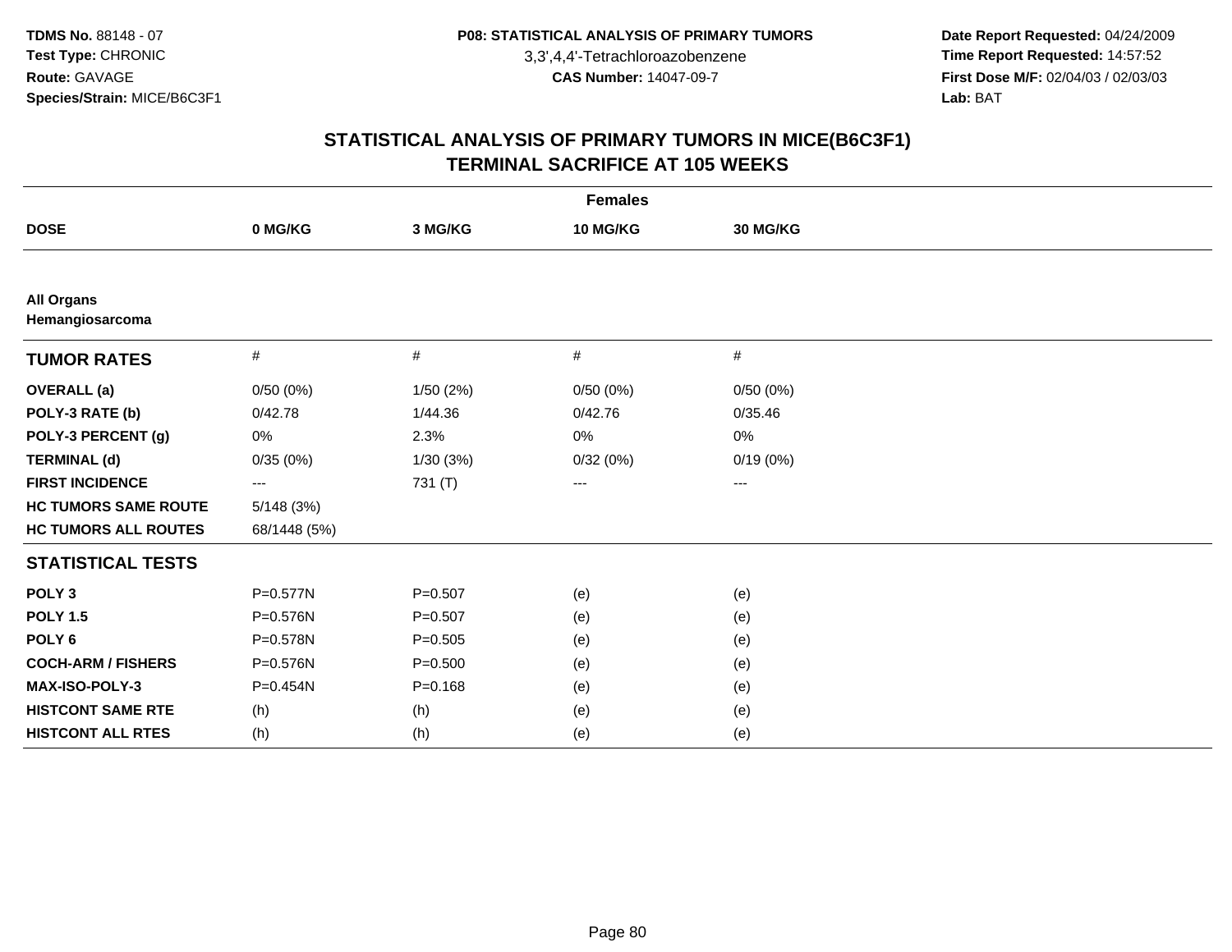**TDMS No.** 88148 - 07
**Test Type:** CHRONIC
**Route:** GAVAGE
**Species/Strain:** MICE/B6C3F1

**P08: STATISTICAL ANALYSIS OF PRIMARY TUMORS**
3,3',4,4'-Tetrachloroazobenzene
**CAS Number:** 14047-09-7

**Date Report Requested:** 04/24/2009
**Time Report Requested:** 14:57:52
**First Dose M/F:** 02/04/03 / 02/03/03
**Lab:** BAT

## STATISTICAL ANALYSIS OF PRIMARY TUMORS IN MICE(B6C3F1)
## TERMINAL SACRIFICE AT 105 WEEKS

| | Females | | | |
|---|---|---|---|---|
| **DOSE** | **0 MG/KG** | **3 MG/KG** | **10 MG/KG** | **30 MG/KG** |
| **All Organs** | | | | |
| **Hemangiosarcoma** | | | | |
| **TUMOR RATES** | # | # | # | # |
| **OVERALL (a)** | 0/50 (0%) | 1/50 (2%) | 0/50 (0%) | 0/50 (0%) |
| **POLY-3 RATE (b)** | 0/42.78 | 1/44.36 | 0/42.76 | 0/35.46 |
| **POLY-3 PERCENT (g)** | 0% | 2.3% | 0% | 0% |
| **TERMINAL (d)** | 0/35 (0%) | 1/30 (3%) | 0/32 (0%) | 0/19 (0%) |
| **FIRST INCIDENCE** | --- | 731 (T) | --- | --- |
| **HC TUMORS SAME ROUTE** | 5/148 (3%) | | | |
| **HC TUMORS ALL ROUTES** | 68/1448 (5%) | | | |
| **STATISTICAL TESTS** | | | | |
| **POLY 3** | P=0.577N | P=0.507 | (e) | (e) |
| **POLY 1.5** | P=0.576N | P=0.507 | (e) | (e) |
| **POLY 6** | P=0.578N | P=0.505 | (e) | (e) |
| **COCH-ARM / FISHERS** | P=0.576N | P=0.500 | (e) | (e) |
| **MAX-ISO-POLY-3** | P=0.454N | P=0.168 | (e) | (e) |
| **HISTCONT SAME RTE** | (h) | (h) | (e) | (e) |
| **HISTCONT ALL RTES** | (h) | (h) | (e) | (e) |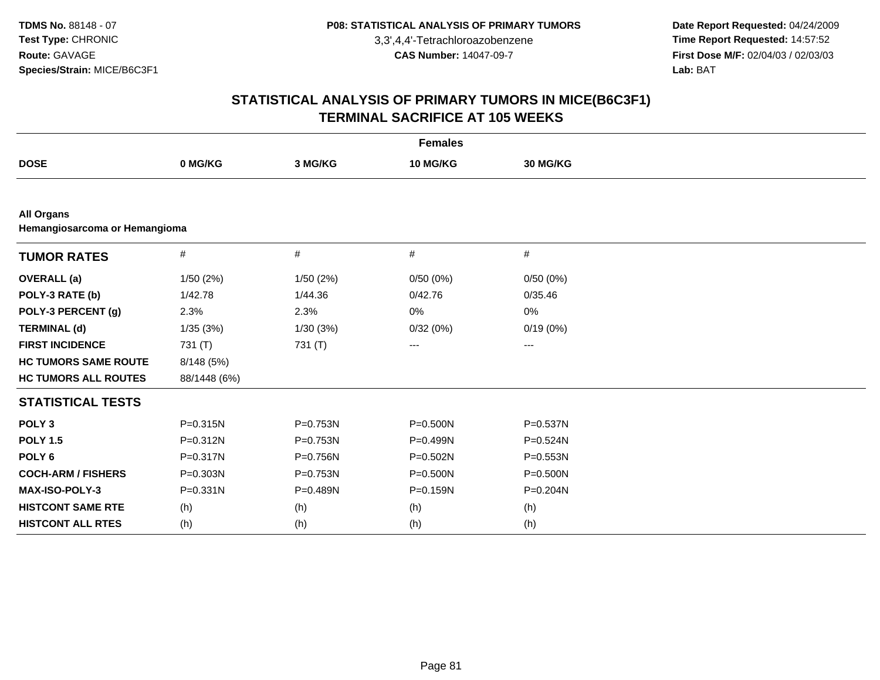**TDMS No.** 88148 - 07
**Test Type:** CHRONIC
**Route:** GAVAGE
**Species/Strain:** MICE/B6C3F1

**P08: STATISTICAL ANALYSIS OF PRIMARY TUMORS**
3,3',4,4'-Tetrachloroazobenzene
**CAS Number:** 14047-09-7

**Date Report Requested:** 04/24/2009
**Time Report Requested:** 14:57:52
**First Dose M/F:** 02/04/03 / 02/03/03
**Lab:** BAT

## STATISTICAL ANALYSIS OF PRIMARY TUMORS IN MICE(B6C3F1)
## TERMINAL SACRIFICE AT 105 WEEKS

**Females**

| DOSE | 0 MG/KG | 3 MG/KG | 10 MG/KG | 30 MG/KG |
|---|---|---|---|---|
| **All Organs** | | | | |
| **Hemangiosarcoma or Hemangioma** | | | | |
| **TUMOR RATES** | # | # | # | # |
| **OVERALL (a)** | 1/50 (2%) | 1/50 (2%) | 0/50 (0%) | 0/50 (0%) |
| **POLY-3 RATE (b)** | 1/42.78 | 1/44.36 | 0/42.76 | 0/35.46 |
| **POLY-3 PERCENT (g)** | 2.3% | 2.3% | 0% | 0% |
| **TERMINAL (d)** | 1/35 (3%) | 1/30 (3%) | 0/32 (0%) | 0/19 (0%) |
| **FIRST INCIDENCE** | 731 (T) | 731 (T) | --- | --- |
| **HC TUMORS SAME ROUTE** | 8/148 (5%) | | | |
| **HC TUMORS ALL ROUTES** | 88/1448 (6%) | | | |
| **STATISTICAL TESTS** | | | | |
| **POLY 3** | P=0.315N | P=0.753N | P=0.500N | P=0.537N |
| **POLY 1.5** | P=0.312N | P=0.753N | P=0.499N | P=0.524N |
| **POLY 6** | P=0.317N | P=0.756N | P=0.502N | P=0.553N |
| **COCH-ARM / FISHERS** | P=0.303N | P=0.753N | P=0.500N | P=0.500N |
| **MAX-ISO-POLY-3** | P=0.331N | P=0.489N | P=0.159N | P=0.204N |
| **HISTCONT SAME RTE** | (h) | (h) | (h) | (h) |
| **HISTCONT ALL RTES** | (h) | (h) | (h) | (h) |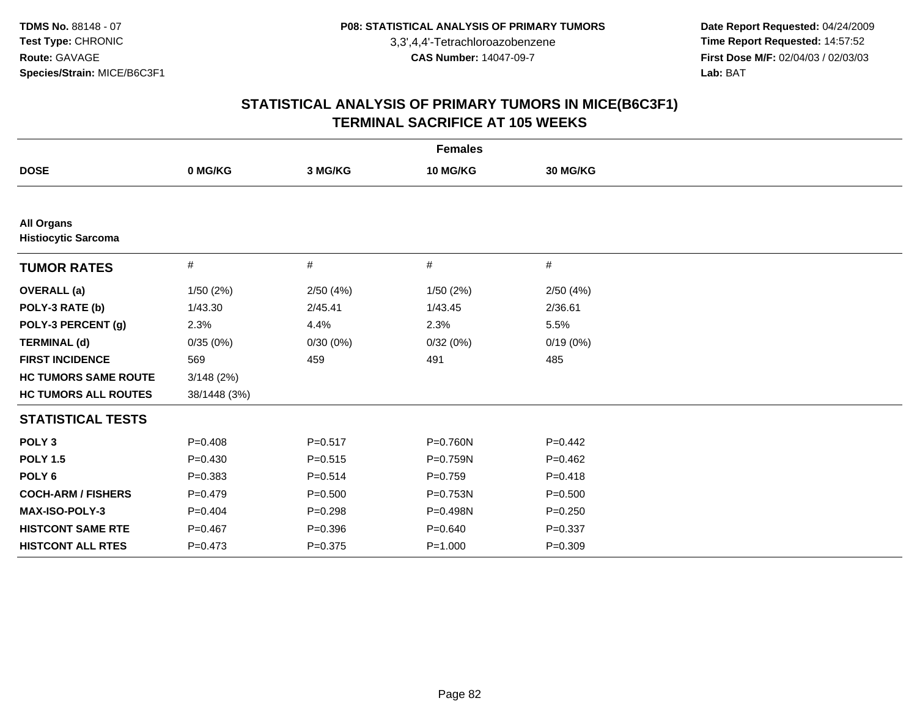TDMS No. 88148 - 07
Test Type: CHRONIC
Route: GAVAGE
Species/Strain: MICE/B6C3F1

P08: STATISTICAL ANALYSIS OF PRIMARY TUMORS
3,3',4,4'-Tetrachloroazobenzene
CAS Number: 14047-09-7

Date Report Requested: 04/24/2009
Time Report Requested: 14:57:52
First Dose M/F: 02/04/03 / 02/03/03
Lab: BAT

# STATISTICAL ANALYSIS OF PRIMARY TUMORS IN MICE(B6C3F1)
## TERMINAL SACRIFICE AT 105 WEEKS

| | Females | | | |
|---|---|---|---|---|
| **DOSE** | **0 MG/KG** | **3 MG/KG** | **10 MG/KG** | **30 MG/KG** |
| **All Organs** | | | | |
| **Histiocytic Sarcoma** | | | | |
| **TUMOR RATES** | # | # | # | # |
| **OVERALL (a)** | 1/50 (2%) | 2/50 (4%) | 1/50 (2%) | 2/50 (4%) |
| **POLY-3 RATE (b)** | 1/43.30 | 2/45.41 | 1/43.45 | 2/36.61 |
| **POLY-3 PERCENT (g)** | 2.3% | 4.4% | 2.3% | 5.5% |
| **TERMINAL (d)** | 0/35 (0%) | 0/30 (0%) | 0/32 (0%) | 0/19 (0%) |
| **FIRST INCIDENCE** | 569 | 459 | 491 | 485 |
| **HC TUMORS SAME ROUTE** | 3/148 (2%) | | | |
| **HC TUMORS ALL ROUTES** | 38/1448 (3%) | | | |
| **STATISTICAL TESTS** | | | | |
| **POLY 3** | P=0.408 | P=0.517 | P=0.760N | P=0.442 |
| **POLY 1.5** | P=0.430 | P=0.515 | P=0.759N | P=0.462 |
| **POLY 6** | P=0.383 | P=0.514 | P=0.759 | P=0.418 |
| **COCH-ARM / FISHERS** | P=0.479 | P=0.500 | P=0.753N | P=0.500 |
| **MAX-ISO-POLY-3** | P=0.404 | P=0.298 | P=0.498N | P=0.250 |
| **HISTCONT SAME RTE** | P=0.467 | P=0.396 | P=0.640 | P=0.337 |
| **HISTCONT ALL RTES** | P=0.473 | P=0.375 | P=1.000 | P=0.309 |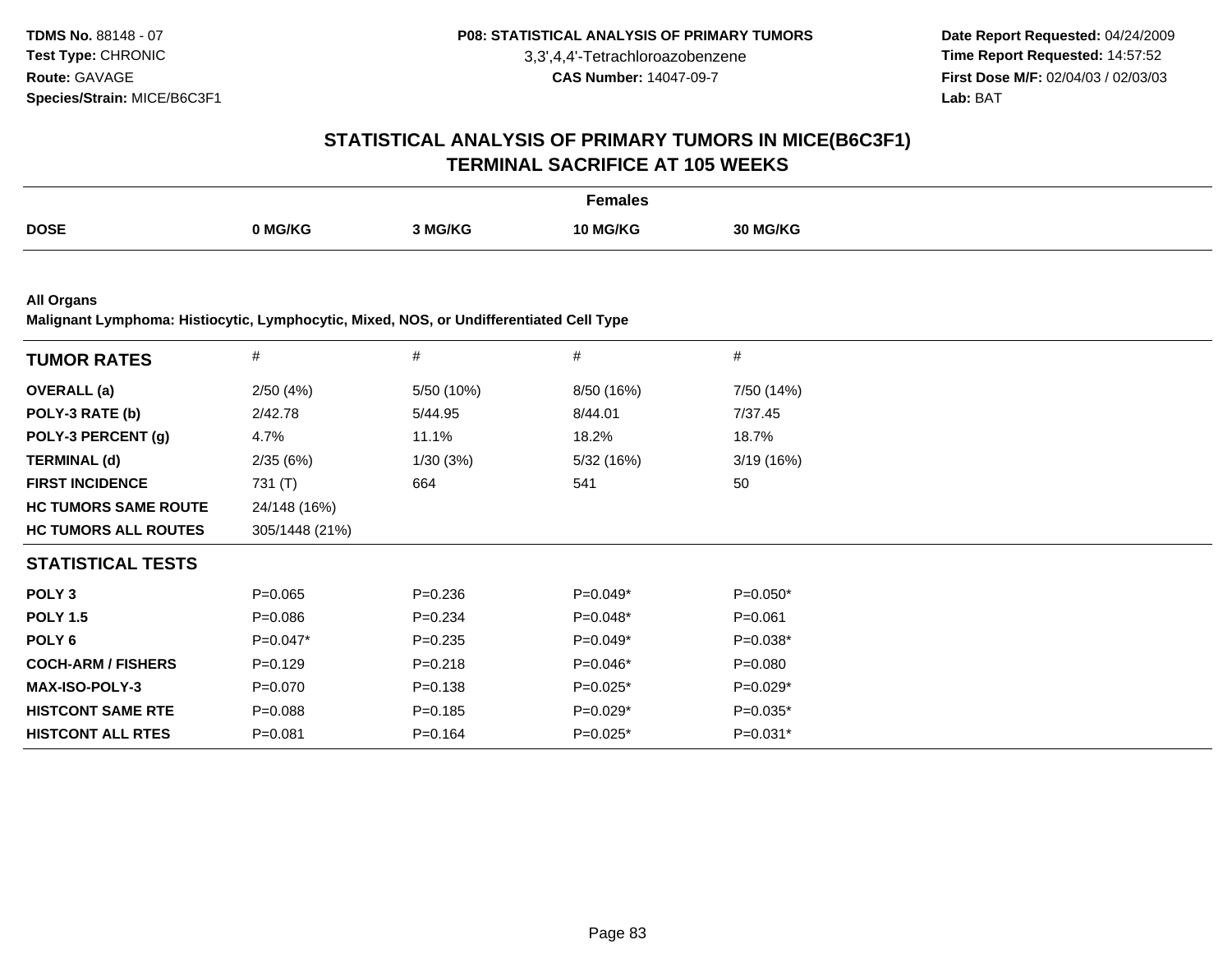# STATISTICAL ANALYSIS OF PRIMARY TUMORS IN MICE(B6C3F1)
## TERMINAL SACRIFICE AT 105 WEEKS

| | Females | | | |
|---|---|---|---|---|
| **DOSE** | **0 MG/KG** | **3 MG/KG** | **10 MG/KG** | **30 MG/KG** |

**All Organs**
**Malignant Lymphoma: Histiocytic, Lymphocytic, Mixed, NOS, or Undifferentiated Cell Type**

| **TUMOR RATES** | # | # | # | # |
|---|---|---|---|---|
| **OVERALL (a)** | 2/50 (4%) | 5/50 (10%) | 8/50 (16%) | 7/50 (14%) |
| **POLY-3 RATE (b)** | 2/42.78 | 5/44.95 | 8/44.01 | 7/37.45 |
| **POLY-3 PERCENT (g)** | 4.7% | 11.1% | 18.2% | 18.7% |
| **TERMINAL (d)** | 2/35 (6%) | 1/30 (3%) | 5/32 (16%) | 3/19 (16%) |
| **FIRST INCIDENCE** | 731 (T) | 664 | 541 | 50 |
| **HC TUMORS SAME ROUTE** | 24/148 (16%) | | | |
| **HC TUMORS ALL ROUTES** | 305/1448 (21%) | | | |
| **STATISTICAL TESTS** | | | | |
| **POLY 3** | P=0.065 | P=0.236 | P=0.049* | P=0.050* |
| **POLY 1.5** | P=0.086 | P=0.234 | P=0.048* | P=0.061 |
| **POLY 6** | P=0.047* | P=0.235 | P=0.049* | P=0.038* |
| **COCH-ARM / FISHERS** | P=0.129 | P=0.218 | P=0.046* | P=0.080 |
| **MAX-ISO-POLY-3** | P=0.070 | P=0.138 | P=0.025* | P=0.029* |
| **HISTCONT SAME RTE** | P=0.088 | P=0.185 | P=0.029* | P=0.035* |
| **HISTCONT ALL RTES** | P=0.081 | P=0.164 | P=0.025* | P=0.031* |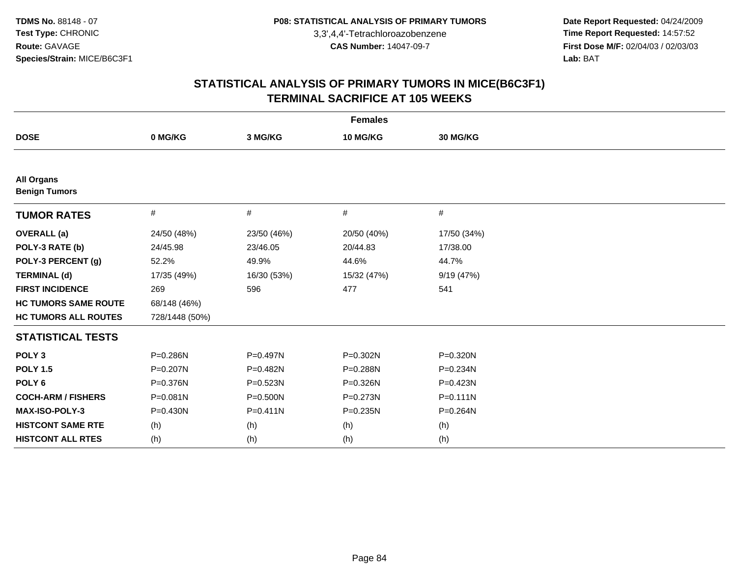**TDMS No.** 88148 - 07
**Test Type:** CHRONIC
**Route:** GAVAGE
**Species/Strain:** MICE/B6C3F1

**P08: STATISTICAL ANALYSIS OF PRIMARY TUMORS**
3,3',4,4'-Tetrachloroazobenzene
**CAS Number:** 14047-09-7

**Date Report Requested:** 04/24/2009
**Time Report Requested:** 14:57:52
**First Dose M/F:** 02/04/03 / 02/03/03
**Lab:** BAT

## STATISTICAL ANALYSIS OF PRIMARY TUMORS IN MICE(B6C3F1)
## TERMINAL SACRIFICE AT 105 WEEKS

| | Females | | | |
|---|---|---|---|---|
| **DOSE** | **0 MG/KG** | **3 MG/KG** | **10 MG/KG** | **30 MG/KG** |
| **All Organs** | | | | |
| **Benign Tumors** | | | | |
| **TUMOR RATES** | # | # | # | # |
| **OVERALL (a)** | 24/50 (48%) | 23/50 (46%) | 20/50 (40%) | 17/50 (34%) |
| **POLY-3 RATE (b)** | 24/45.98 | 23/46.05 | 20/44.83 | 17/38.00 |
| **POLY-3 PERCENT (g)** | 52.2% | 49.9% | 44.6% | 44.7% |
| **TERMINAL (d)** | 17/35 (49%) | 16/30 (53%) | 15/32 (47%) | 9/19 (47%) |
| **FIRST INCIDENCE** | 269 | 596 | 477 | 541 |
| **HC TUMORS SAME ROUTE** | 68/148 (46%) | | | |
| **HC TUMORS ALL ROUTES** | 728/1448 (50%) | | | |
| **STATISTICAL TESTS** | | | | |
| **POLY 3** | P=0.286N | P=0.497N | P=0.302N | P=0.320N |
| **POLY 1.5** | P=0.207N | P=0.482N | P=0.288N | P=0.234N |
| **POLY 6** | P=0.376N | P=0.523N | P=0.326N | P=0.423N |
| **COCH-ARM / FISHERS** | P=0.081N | P=0.500N | P=0.273N | P=0.111N |
| **MAX-ISO-POLY-3** | P=0.430N | P=0.411N | P=0.235N | P=0.264N |
| **HISTCONT SAME RTE** | (h) | (h) | (h) | (h) |
| **HISTCONT ALL RTES** | (h) | (h) | (h) | (h) |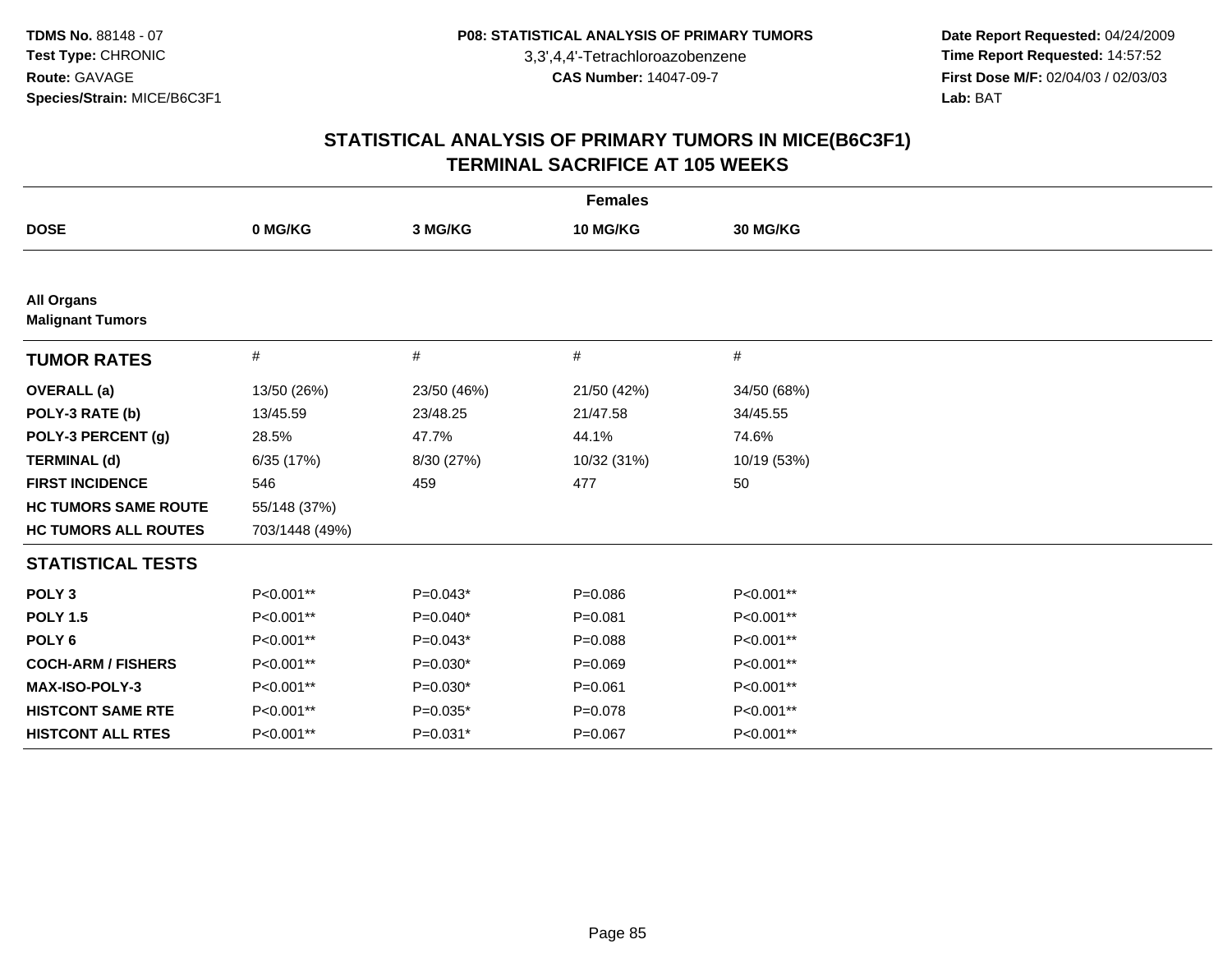TDMS No. 88148 - 07
Test Type: CHRONIC
Route: GAVAGE
Species/Strain: MICE/B6C3F1

P08: STATISTICAL ANALYSIS OF PRIMARY TUMORS
3,3',4,4'-Tetrachloroazobenzene
CAS Number: 14047-09-7

Date Report Requested: 04/24/2009
Time Report Requested: 14:57:52
First Dose M/F: 02/04/03 / 02/03/03
Lab: BAT

## STATISTICAL ANALYSIS OF PRIMARY TUMORS IN MICE(B6C3F1)
## TERMINAL SACRIFICE AT 105 WEEKS

| Females | | | | |
|---|---|---|---|---|
| **DOSE** | **0 MG/KG** | **3 MG/KG** | **10 MG/KG** | **30 MG/KG** |
| **All Organs** | | | | |
| **Malignant Tumors** | | | | |
| **TUMOR RATES** | # | # | # | # |
| **OVERALL (a)** | 13/50 (26%) | 23/50 (46%) | 21/50 (42%) | 34/50 (68%) |
| **POLY-3 RATE (b)** | 13/45.59 | 23/48.25 | 21/47.58 | 34/45.55 |
| **POLY-3 PERCENT (g)** | 28.5% | 47.7% | 44.1% | 74.6% |
| **TERMINAL (d)** | 6/35 (17%) | 8/30 (27%) | 10/32 (31%) | 10/19 (53%) |
| **FIRST INCIDENCE** | 546 | 459 | 477 | 50 |
| **HC TUMORS SAME ROUTE** | 55/148 (37%) | | | |
| **HC TUMORS ALL ROUTES** | 703/1448 (49%) | | | |
| **STATISTICAL TESTS** | | | | |
| **POLY 3** | P<0.001** | P=0.043* | P=0.086 | P<0.001** |
| **POLY 1.5** | P<0.001** | P=0.040* | P=0.081 | P<0.001** |
| **POLY 6** | P<0.001** | P=0.043* | P=0.088 | P<0.001** |
| **COCH-ARM / FISHERS** | P<0.001** | P=0.030* | P=0.069 | P<0.001** |
| **MAX-ISO-POLY-3** | P<0.001** | P=0.030* | P=0.061 | P<0.001** |
| **HISTCONT SAME RTE** | P<0.001** | P=0.035* | P=0.078 | P<0.001** |
| **HISTCONT ALL RTES** | P<0.001** | P=0.031* | P=0.067 | P<0.001** |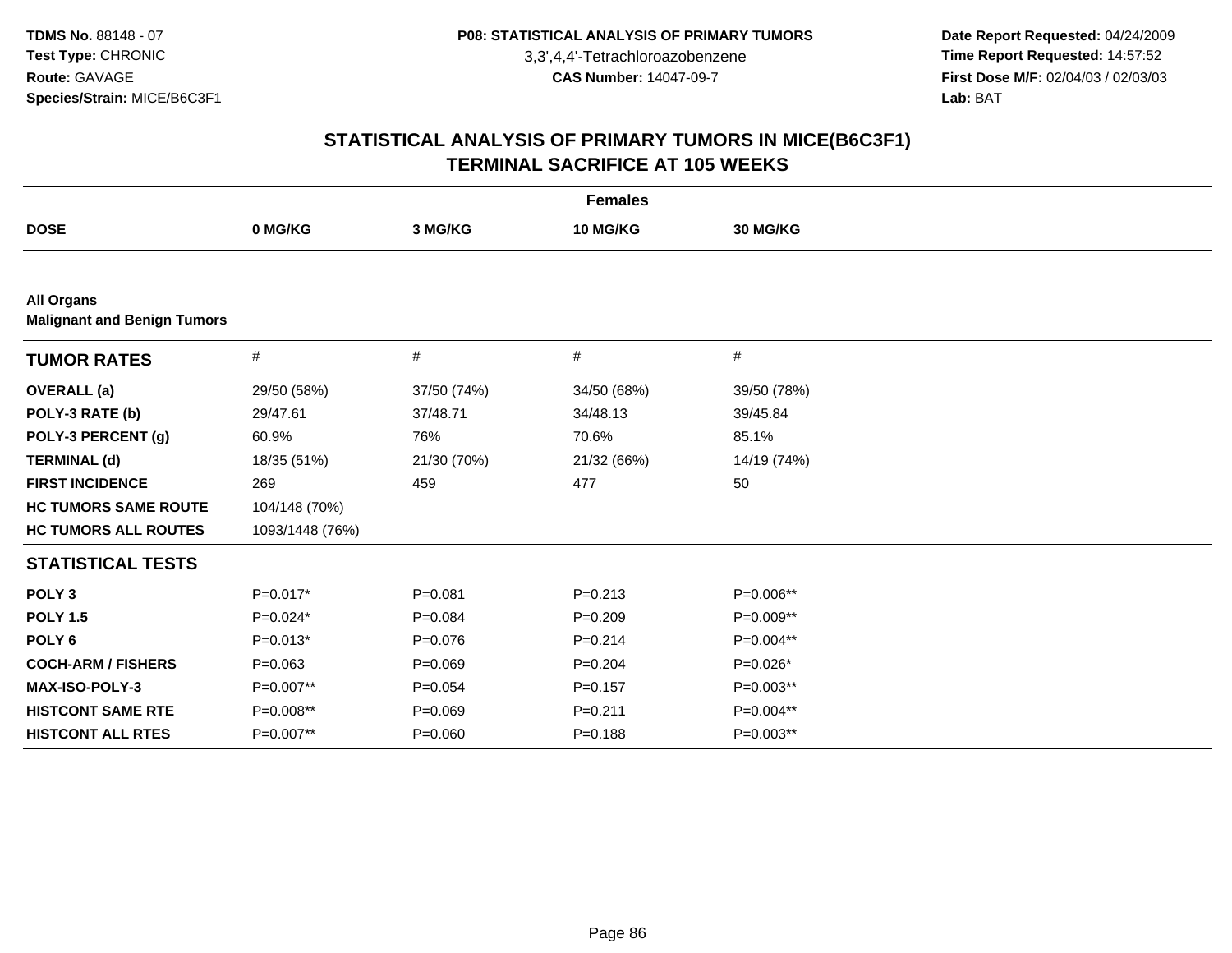**TDMS No.** 88148 - 07
**Test Type:** CHRONIC
**Route:** GAVAGE
**Species/Strain:** MICE/B6C3F1

**P08: STATISTICAL ANALYSIS OF PRIMARY TUMORS**
3,3',4,4'-Tetrachloroazobenzene
**CAS Number:** 14047-09-7

**Date Report Requested:** 04/24/2009
**Time Report Requested:** 14:57:52
**First Dose M/F:** 02/04/03 / 02/03/03
**Lab:** BAT

## STATISTICAL ANALYSIS OF PRIMARY TUMORS IN MICE(B6C3F1)
## TERMINAL SACRIFICE AT 105 WEEKS

| | Females | | | |
|---|---|---|---|---|
| **DOSE** | **0 MG/KG** | **3 MG/KG** | **10 MG/KG** | **30 MG/KG** |
| **All Organs** | | | | |
| **Malignant and Benign Tumors** | | | | |
| **TUMOR RATES** | # | # | # | # |
| **OVERALL (a)** | 29/50 (58%) | 37/50 (74%) | 34/50 (68%) | 39/50 (78%) |
| **POLY-3 RATE (b)** | 29/47.61 | 37/48.71 | 34/48.13 | 39/45.84 |
| **POLY-3 PERCENT (g)** | 60.9% | 76% | 70.6% | 85.1% |
| **TERMINAL (d)** | 18/35 (51%) | 21/30 (70%) | 21/32 (66%) | 14/19 (74%) |
| **FIRST INCIDENCE** | 269 | 459 | 477 | 50 |
| **HC TUMORS SAME ROUTE** | 104/148 (70%) | | | |
| **HC TUMORS ALL ROUTES** | 1093/1448 (76%) | | | |
| **STATISTICAL TESTS** | | | | |
| **POLY 3** | P=0.017* | P=0.081 | P=0.213 | P=0.006** |
| **POLY 1.5** | P=0.024* | P=0.084 | P=0.209 | P=0.009** |
| **POLY 6** | P=0.013* | P=0.076 | P=0.214 | P=0.004** |
| **COCH-ARM / FISHERS** | P=0.063 | P=0.069 | P=0.204 | P=0.026* |
| **MAX-ISO-POLY-3** | P=0.007** | P=0.054 | P=0.157 | P=0.003** |
| **HISTCONT SAME RTE** | P=0.008** | P=0.069 | P=0.211 | P=0.004** |
| **HISTCONT ALL RTES** | P=0.007** | P=0.060 | P=0.188 | P=0.003** |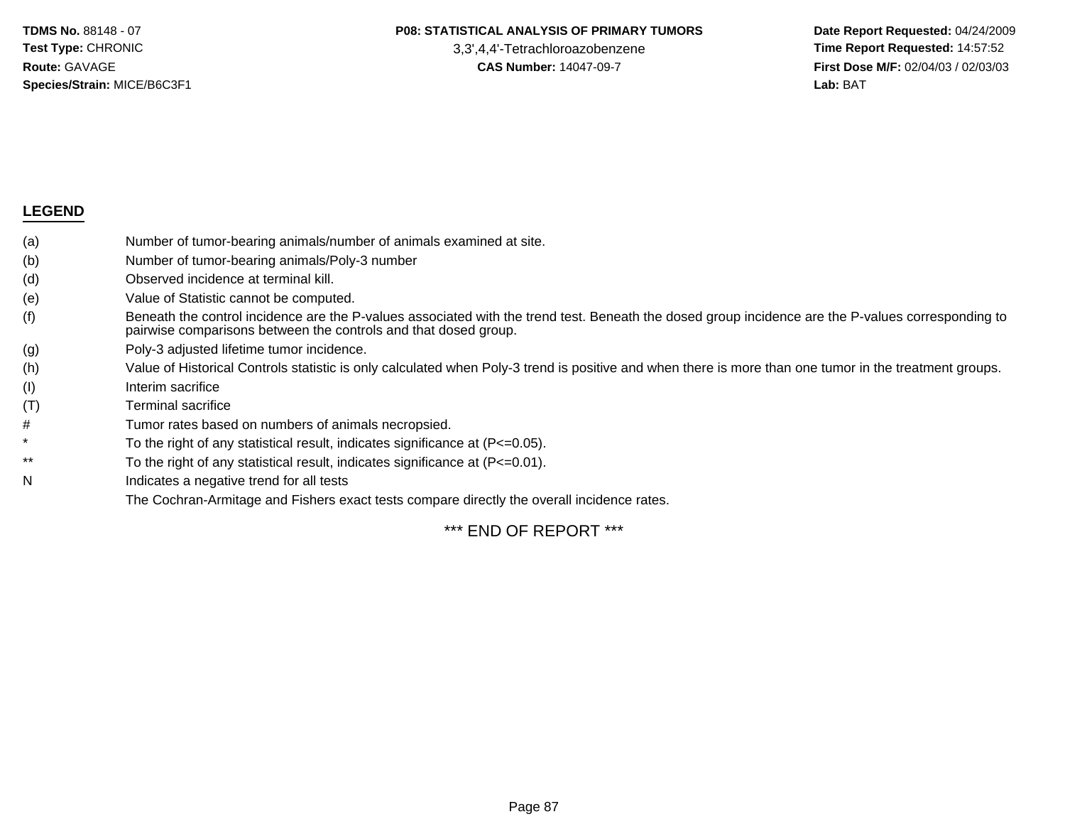**TDMS No.** 88148 - 07
**Test Type:** CHRONIC
**Route:** GAVAGE
**Species/Strain:** MICE/B6C3F1

**P08: STATISTICAL ANALYSIS OF PRIMARY TUMORS**
3,3',4,4'-Tetrachloroazobenzene
**CAS Number:** 14047-09-7

**Date Report Requested:** 04/24/2009
**Time Report Requested:** 14:57:52
**First Dose M/F:** 02/04/03 / 02/03/03
**Lab:** BAT

## LEGEND

| | |
|---|---|
| (a) | Number of tumor-bearing animals/number of animals examined at site. |
| (b) | Number of tumor-bearing animals/Poly-3 number |
| (d) | Observed incidence at terminal kill. |
| (e) | Value of Statistic cannot be computed. |
| (f) | Beneath the control incidence are the P-values associated with the trend test. Beneath the dosed group incidence are the P-values corresponding to pairwise comparisons between the controls and that dosed group. |
| (g) | Poly-3 adjusted lifetime tumor incidence. |
| (h) | Value of Historical Controls statistic is only calculated when Poly-3 trend is positive and when there is more than one tumor in the treatment groups. |
| (I) | Interim sacrifice |
| (T) | Terminal sacrifice |
| # | Tumor rates based on numbers of animals necropsied. |
| * | To the right of any statistical result, indicates significance at (P<=0.05). |
| ** | To the right of any statistical result, indicates significance at (P<=0.01). |
| N | Indicates a negative trend for all tests |
| | The Cochran-Armitage and Fishers exact tests compare directly the overall incidence rates. |

*** END OF REPORT ***